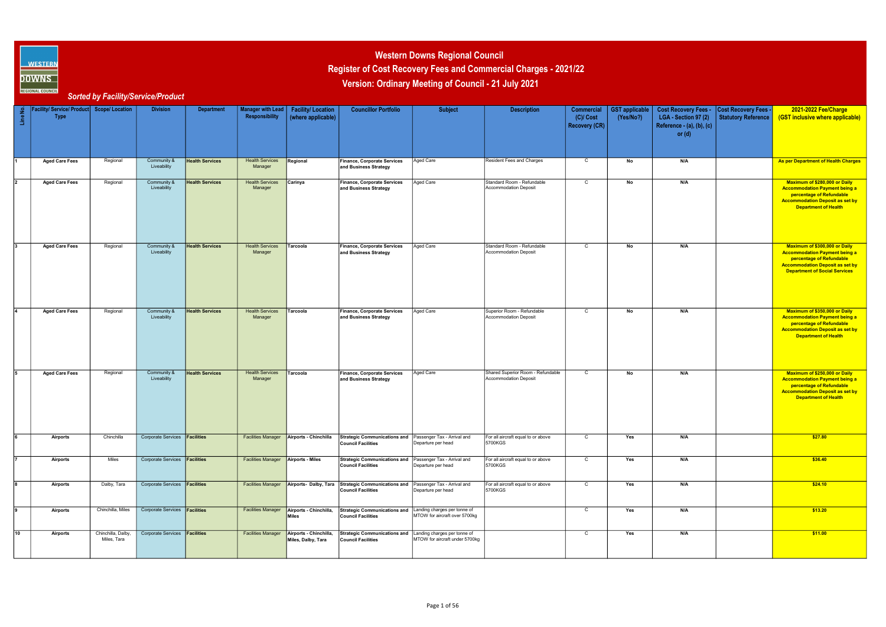# Western Downs Regional Council

## Register of Cost Recovery Fees and Commercial Charges - 2021/22

## Version: Ordinary Meeting of Council - 21 July 2021

*Sorted by Facility/Service/Product*

| Line No. | Facility/ Service/ Product Type | Scope/ Location | Division | Department | Manager with Lead Responsibility | Facility/ Location (where applicable) | Councillor Portfolio | Subject | Description | Commercial (C)/ Cost Recovery (CR) | GST applicable (Yes/No?) | Cost Recovery Fees - LGA - Section 97 (2) Reference - (a), (b), (c) or (d) | Cost Recovery Fees - Statutory Reference | 2021-2022 Fee/Charge (GST inclusive where applicable) |
|---|---|---|---|---|---|---|---|---|---|---|---|---|---|---|
| 1 | Aged Care Fees | Regional | Community & Liveability | Health Services | Health Services Manager | Regional | Finance, Corporate Services and Business Strategy | Aged Care | Resident Fees and Charges | C | No | N/A | | As per Department of Health Charges |
| 2 | Aged Care Fees | Regional | Community & Liveability | Health Services | Health Services Manager | Carinya | Finance, Corporate Services and Business Strategy | Aged Care | Standard Room - Refundable Accommodation Deposit | C | No | N/A | | Maximum of $280,000 or Daily Accommodation Payment being a percentage of Refundable Accommodation Deposit as set by Department of Health |
| 3 | Aged Care Fees | Regional | Community & Liveability | Health Services | Health Services Manager | Tarcoola | Finance, Corporate Services and Business Strategy | Aged Care | Standard Room - Refundable Accommodation Deposit | C | No | N/A | | Maximum of $300,000 or Daily Accommodation Payment being a percentage of Refundable Accommodation Deposit as set by Department of Social Services |
| 4 | Aged Care Fees | Regional | Community & Liveability | Health Services | Health Services Manager | Tarcoola | Finance, Corporate Services and Business Strategy | Aged Care | Superior Room - Refundable Accommodation Deposit | C | No | N/A | | Maximum of $350,000 or Daily Accommodation Payment being a percentage of Refundable Accommodation Deposit as set by Department of Health |
| 5 | Aged Care Fees | Regional | Community & Liveability | Health Services | Health Services Manager | Tarcoola | Finance, Corporate Services and Business Strategy | Aged Care | Shared Superior Room - Refundable Accommodation Deposit | C | No | N/A | | Maximum of $250,000 or Daily Accommodation Payment being a percentage of Refundable Accommodation Deposit as set by Department of Health |
| 6 | Airports | Chinchilla | Corporate Services | Facilities | Facilities Manager | Airports - Chinchilla | Strategic Communications and Council Facilities | Passenger Tax - Arrival and Departure per head | For all aircraft equal to or above 5700KGS | C | Yes | N/A | | $27.80 |
| 7 | Airports | Miles | Corporate Services | Facilities | Facilities Manager | Airports - Miles | Strategic Communications and Council Facilities | Passenger Tax - Arrival and Departure per head | For all aircraft equal to or above 5700KGS | C | Yes | N/A | | $36.40 |
| 8 | Airports | Dalby, Tara | Corporate Services | Facilities | Facilities Manager | Airports- Dalby, Tara | Strategic Communications and Council Facilities | Passenger Tax - Arrival and Departure per head | For all aircraft equal to or above 5700KGS | C | Yes | N/A | | $24.10 |
| 9 | Airports | Chinchilla, Miles | Corporate Services | Facilities | Facilities Manager | Airports - Chinchilla, Miles | Strategic Communications and Council Facilities | Landing charges per tonne of MTOW for aircraft over 5700kg | | C | Yes | N/A | | $13.20 |
| 10 | Airports | Chinchilla, Dalby, Miles, Tara | Corporate Services | Facilities | Facilities Manager | Airports - Chinchilla, Miles, Dalby, Tara | Strategic Communications and Council Facilities | Landing charges per tonne of MTOW for aircraft under 5700kg | | C | Yes | N/A | | $11.00 |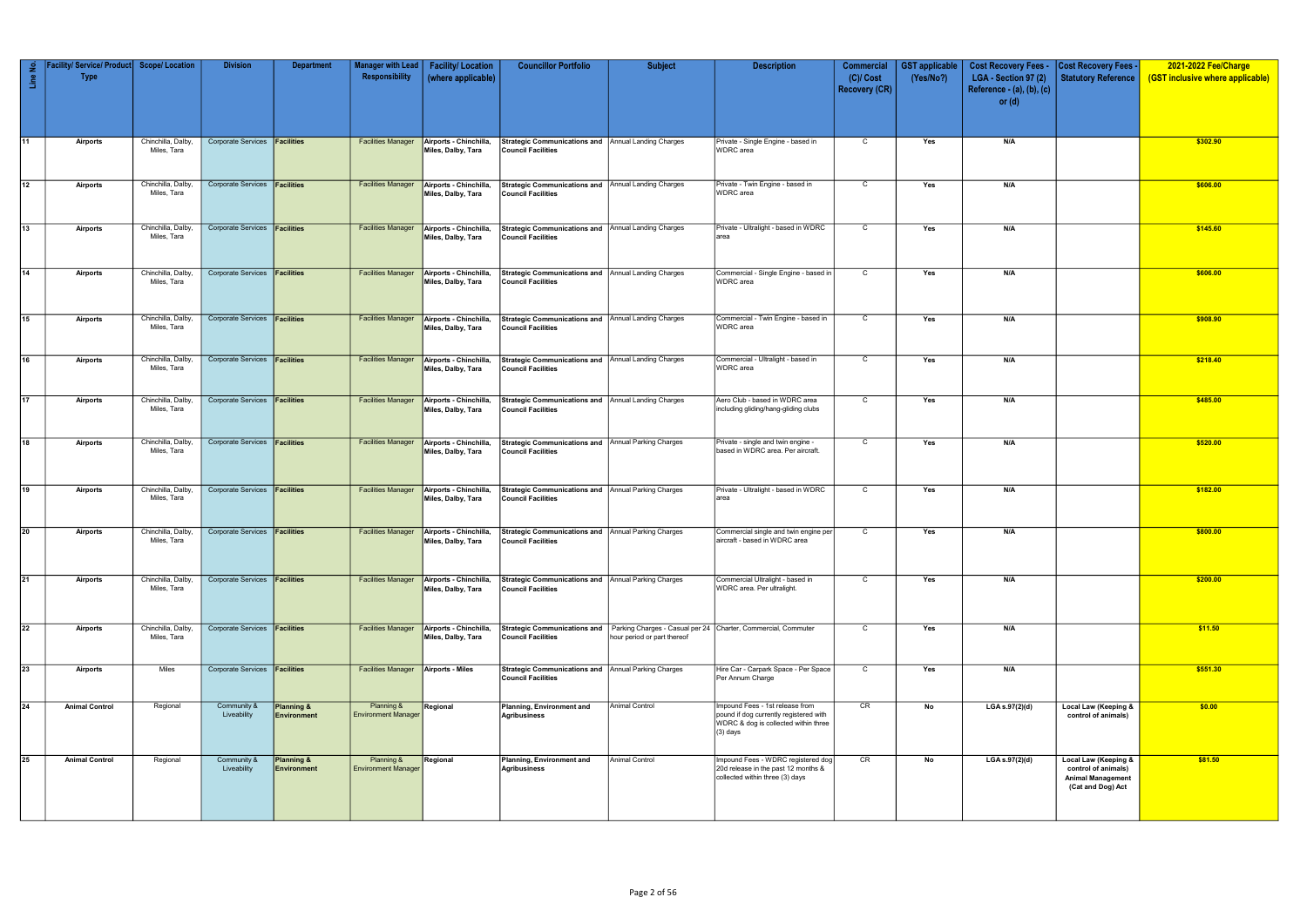| Line No. | Facility/ Service/ Product Type | Scope/ Location | Division | Department | Manager with Lead Responsibility | Facility/ Location (where applicable) | Councillor Portfolio | Subject | Description | Commercial (C)/ Cost Recovery (CR) | GST applicable (Yes/No?) | Cost Recovery Fees - LGA - Section 97 (2) Reference - (a), (b), (c) or (d) | Cost Recovery Fees - Statutory Reference | 2021-2022 Fee/Charge (GST inclusive where applicable) |
|---|---|---|---|---|---|---|---|---|---|---|---|---|---|---|
| 11 | Airports | Chinchilla, Dalby, Miles, Tara | Corporate Services | Facilities | Facilities Manager | Airports - Chinchilla, Miles, Dalby, Tara | Strategic Communications and Council Facilities | Annual Landing Charges | Private - Single Engine - based in WDRC area | C | Yes | N/A | | $302.90 |
| 12 | Airports | Chinchilla, Dalby, Miles, Tara | Corporate Services | Facilities | Facilities Manager | Airports - Chinchilla, Miles, Dalby, Tara | Strategic Communications and Council Facilities | Annual Landing Charges | Private - Twin Engine - based in WDRC area | C | Yes | N/A | | $606.00 |
| 13 | Airports | Chinchilla, Dalby, Miles, Tara | Corporate Services | Facilities | Facilities Manager | Airports - Chinchilla, Miles, Dalby, Tara | Strategic Communications and Council Facilities | Annual Landing Charges | Private - Ultralight - based in WDRC area | C | Yes | N/A | | $145.60 |
| 14 | Airports | Chinchilla, Dalby, Miles, Tara | Corporate Services | Facilities | Facilities Manager | Airports - Chinchilla, Miles, Dalby, Tara | Strategic Communications and Council Facilities | Annual Landing Charges | Commercial - Single Engine - based in WDRC area | C | Yes | N/A | | $606.00 |
| 15 | Airports | Chinchilla, Dalby, Miles, Tara | Corporate Services | Facilities | Facilities Manager | Airports - Chinchilla, Miles, Dalby, Tara | Strategic Communications and Council Facilities | Annual Landing Charges | Commercial - Twin Engine - based in WDRC area | C | Yes | N/A | | $908.90 |
| 16 | Airports | Chinchilla, Dalby, Miles, Tara | Corporate Services | Facilities | Facilities Manager | Airports - Chinchilla, Miles, Dalby, Tara | Strategic Communications and Council Facilities | Annual Landing Charges | Commercial - Ultralight - based in WDRC area | C | Yes | N/A | | $218.40 |
| 17 | Airports | Chinchilla, Dalby, Miles, Tara | Corporate Services | Facilities | Facilities Manager | Airports - Chinchilla, Miles, Dalby, Tara | Strategic Communications and Council Facilities | Annual Landing Charges | Aero Club - based in WDRC area including gliding/hang-gliding clubs | C | Yes | N/A | | $485.00 |
| 18 | Airports | Chinchilla, Dalby, Miles, Tara | Corporate Services | Facilities | Facilities Manager | Airports - Chinchilla, Miles, Dalby, Tara | Strategic Communications and Council Facilities | Annual Parking Charges | Private - single and twin engine - based in WDRC area. Per aircraft. | C | Yes | N/A | | $520.00 |
| 19 | Airports | Chinchilla, Dalby, Miles, Tara | Corporate Services | Facilities | Facilities Manager | Airports - Chinchilla, Miles, Dalby, Tara | Strategic Communications and Council Facilities | Annual Parking Charges | Private - Ultralight - based in WDRC area | C | Yes | N/A | | $182.00 |
| 20 | Airports | Chinchilla, Dalby, Miles, Tara | Corporate Services | Facilities | Facilities Manager | Airports - Chinchilla, Miles, Dalby, Tara | Strategic Communications and Council Facilities | Annual Parking Charges | Commercial single and twin engine per aircraft - based in WDRC area | C | Yes | N/A | | $800.00 |
| 21 | Airports | Chinchilla, Dalby, Miles, Tara | Corporate Services | Facilities | Facilities Manager | Airports - Chinchilla, Miles, Dalby, Tara | Strategic Communications and Council Facilities | Annual Parking Charges | Commercial Ultralight - based in WDRC area. Per ultralight. | C | Yes | N/A | | $200.00 |
| 22 | Airports | Chinchilla, Dalby, Miles, Tara | Corporate Services | Facilities | Facilities Manager | Airports - Chinchilla, Miles, Dalby, Tara | Strategic Communications and Council Facilities | Parking Charges - Casual per 24 hour period or part thereof | Charter, Commercial, Commuter | C | Yes | N/A | | $11.50 |
| 23 | Airports | Miles | Corporate Services | Facilities | Facilities Manager | Airports - Miles | Strategic Communications and Council Facilities | Annual Parking Charges | Hire Car - Carpark Space - Per Space Per Annum Charge | C | Yes | N/A | | $551.30 |
| 24 | Animal Control | Regional | Community & Liveability | Planning & Environment | Planning & Environment Manager | Regional | Planning, Environment and Agribusiness | Animal Control | Impound Fees - 1st release from pound if dog currently registered with WDRC & dog is collected within three (3) days | CR | No | LGA s.97(2)(d) | Local Law (Keeping & control of animals) | $0.00 |
| 25 | Animal Control | Regional | Community & Liveability | Planning & Environment | Planning & Environment Manager | Regional | Planning, Environment and Agribusiness | Animal Control | Impound Fees - WDRC registered dog 20d release in the past 12 months & collected within three (3) days | CR | No | LGA s.97(2)(d) | Local Law (Keeping & control of animals) Animal Management (Cat and Dog) Act | $81.50 |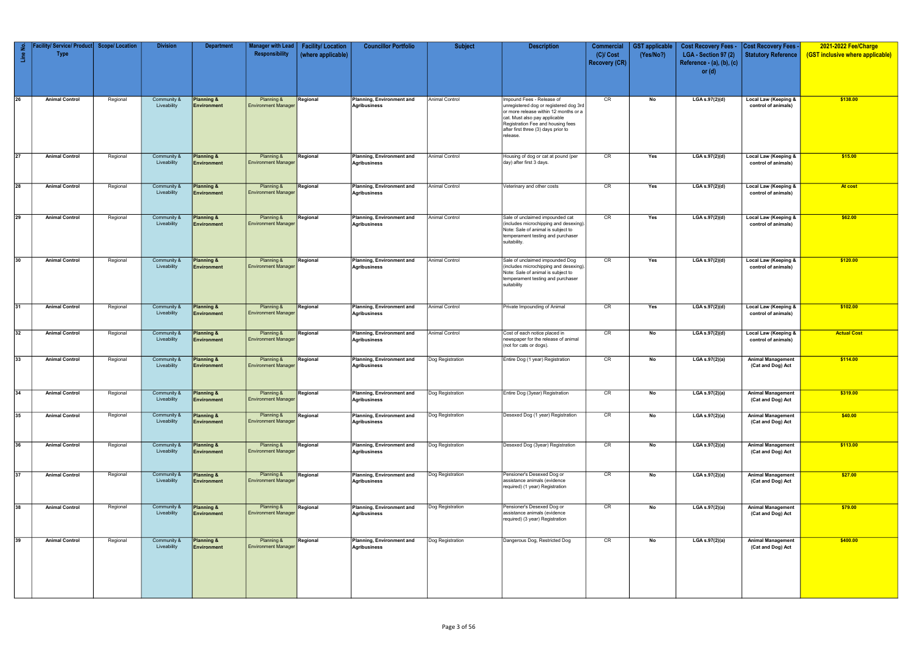| Line No. | Facility/ Service/ Product Type | Scope/ Location | Division | Department | Manager with Lead Responsibility | Facility/ Location (where applicable) | Councillor Portfolio | Subject | Description | Commercial (C)/ Cost Recovery (CR) | GST applicable (Yes/No?) | Cost Recovery Fees - LGA - Section 97 (2) Reference - (a), (b), (c) or (d) | Cost Recovery Fees - Statutory Reference | 2021-2022 Fee/Charge (GST inclusive where applicable) |
|---|---|---|---|---|---|---|---|---|---|---|---|---|---|---|
| 26 | Animal Control | Regional | Community & Liveability | Planning & Environment | Planning & Environment Manager | Regional | Planning, Environment and Agribusiness | Animal Control | Impound Fees - Release of unregistered dog or registered dog 3rd or more release within 12 months or a cat. Must also pay applicable Registration Fee and housing fees after first three (3) days prior to release. | CR | No | LGA s.97(2)(d) | Local Law (Keeping & control of animals) | $138.00 |
| 27 | Animal Control | Regional | Community & Liveability | Planning & Environment | Planning & Environment Manager | Regional | Planning, Environment and Agribusiness | Animal Control | Housing of dog or cat at pound (per day) after first 3 days. | CR | Yes | LGA s.97(2)(d) | Local Law (Keeping & control of animals) | $15.00 |
| 28 | Animal Control | Regional | Community & Liveability | Planning & Environment | Planning & Environment Manager | Regional | Planning, Environment and Agribusiness | Animal Control | Veterinary and other costs | CR | Yes | LGA s.97(2)(d) | Local Law (Keeping & control of animals) | At cost |
| 29 | Animal Control | Regional | Community & Liveability | Planning & Environment | Planning & Environment Manager | Regional | Planning, Environment and Agribusiness | Animal Control | Sale of unclaimed impounded cat (includes microchipping and desexing). Note: Sale of animal is subject to temperament testing and purchaser suitability. | CR | Yes | LGA s.97(2)(d) | Local Law (Keeping & control of animals) | $62.00 |
| 30 | Animal Control | Regional | Community & Liveability | Planning & Environment | Planning & Environment Manager | Regional | Planning, Environment and Agribusiness | Animal Control | Sale of unclaimed impounded Dog (includes microchipping and desexing). Note: Sale of animal is subject to temperament testing and purchaser suitability | CR | Yes | LGA s.97(2)(d) | Local Law (Keeping & control of animals) | $120.00 |
| 31 | Animal Control | Regional | Community & Liveability | Planning & Environment | Planning & Environment Manager | Regional | Planning, Environment and Agribusiness | Animal Control | Private Impounding of Animal | CR | Yes | LGA s.97(2)(d) | Local Law (Keeping & control of animals) | $102.00 |
| 32 | Animal Control | Regional | Community & Liveability | Planning & Environment | Planning & Environment Manager | Regional | Planning, Environment and Agribusiness | Animal Control | Cost of each notice placed in newspaper for the release of animal (not for cats or dogs). | CR | No | LGA s.97(2)(d) | Local Law (Keeping & control of animals) | Actual Cost |
| 33 | Animal Control | Regional | Community & Liveability | Planning & Environment | Planning & Environment Manager | Regional | Planning, Environment and Agribusiness | Dog Registration | Entire Dog (1 year) Registration | CR | No | LGA s.97(2)(a) | Animal Management (Cat and Dog) Act | $114.00 |
| 34 | Animal Control | Regional | Community & Liveability | Planning & Environment | Planning & Environment Manager | Regional | Planning, Environment and Agribusiness | Dog Registration | Entire Dog (3year) Registration | CR | No | LGA s.97(2)(a) | Animal Management (Cat and Dog) Act | $319.00 |
| 35 | Animal Control | Regional | Community & Liveability | Planning & Environment | Planning & Environment Manager | Regional | Planning, Environment and Agribusiness | Dog Registration | Desexed Dog (1 year) Registration | CR | No | LGA s.97(2)(a) | Animal Management (Cat and Dog) Act | $40.00 |
| 36 | Animal Control | Regional | Community & Liveability | Planning & Environment | Planning & Environment Manager | Regional | Planning, Environment and Agribusiness | Dog Registration | Desexed Dog (3year) Registration | CR | No | LGA s.97(2)(a) | Animal Management (Cat and Dog) Act | $113.00 |
| 37 | Animal Control | Regional | Community & Liveability | Planning & Environment | Planning & Environment Manager | Regional | Planning, Environment and Agribusiness | Dog Registration | Pensioner's Desexed Dog or assistance animals (evidence required) (1 year) Registration | CR | No | LGA s.97(2)(a) | Animal Management (Cat and Dog) Act | $27.00 |
| 38 | Animal Control | Regional | Community & Liveability | Planning & Environment | Planning & Environment Manager | Regional | Planning, Environment and Agribusiness | Dog Registration | Pensioner's Desexed Dog or assistance animals (evidence required) (3 year) Registration | CR | No | LGA s.97(2)(a) | Animal Management (Cat and Dog) Act | $79.00 |
| 39 | Animal Control | Regional | Community & Liveability | Planning & Environment | Planning & Environment Manager | Regional | Planning, Environment and Agribusiness | Dog Registration | Dangerous Dog, Restricted Dog | CR | No | LGA s.97(2)(a) | Animal Management (Cat and Dog) Act | $400.00 |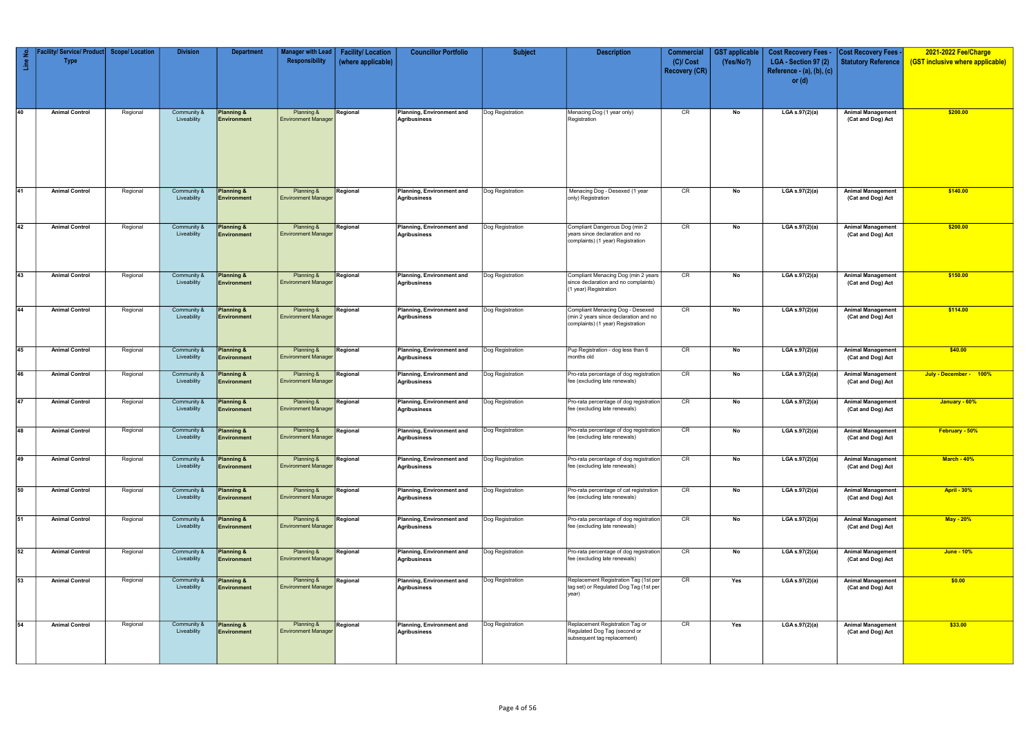| Line No. | Facility/ Service/ Product Type | Scope/ Location | Division | Department | Manager with Lead Responsibility | Facility/ Location (where applicable) | Councillor Portfolio | Subject | Description | Commercial (C)/ Cost Recovery (CR) | GST applicable (Yes/No?) | Cost Recovery Fees - LGA - Section 97 (2) Reference - (a), (b), (c) or (d) | Cost Recovery Fees - Statutory Reference | 2021-2022 Fee/Charge (GST inclusive where applicable) |
|---|---|---|---|---|---|---|---|---|---|---|---|---|---|---|
| 40 | Animal Control | Regional | Community & Liveability | Planning & Environment | Planning & Environment Manager | Regional | Planning, Environment and Agribusiness | Dog Registration | Menacing Dog (1 year only) Registration | CR | No | LGA s.97(2)(a) | Animal Management (Cat and Dog) Act | $200.00 |
| 41 | Animal Control | Regional | Community & Liveability | Planning & Environment | Planning & Environment Manager | Regional | Planning, Environment and Agribusiness | Dog Registration | Menacing Dog - Desexed (1 year only) Registration | CR | No | LGA s.97(2)(a) | Animal Management (Cat and Dog) Act | $140.00 |
| 42 | Animal Control | Regional | Community & Liveability | Planning & Environment | Planning & Environment Manager | Regional | Planning, Environment and Agribusiness | Dog Registration | Compliant Dangerous Dog (min 2 years since declaration and no complaints) (1 year) Registration | CR | No | LGA s.97(2)(a) | Animal Management (Cat and Dog) Act | $200.00 |
| 43 | Animal Control | Regional | Community & Liveability | Planning & Environment | Planning & Environment Manager | Regional | Planning, Environment and Agribusiness | Dog Registration | Compliant Menacing Dog (min 2 years since declaration and no complaints) (1 year) Registration | CR | No | LGA s.97(2)(a) | Animal Management (Cat and Dog) Act | $150.00 |
| 44 | Animal Control | Regional | Community & Liveability | Planning & Environment | Planning & Environment Manager | Regional | Planning, Environment and Agribusiness | Dog Registration | Compliant Menacing Dog - Desexed (min 2 years since declaration and no complaints) (1 year) Registration | CR | No | LGA s.97(2)(a) | Animal Management (Cat and Dog) Act | $114.00 |
| 45 | Animal Control | Regional | Community & Liveability | Planning & Environment | Planning & Environment Manager | Regional | Planning, Environment and Agribusiness | Dog Registration | Pup Registration - dog less than 6 months old | CR | No | LGA s.97(2)(a) | Animal Management (Cat and Dog) Act | $40.00 |
| 46 | Animal Control | Regional | Community & Liveability | Planning & Environment | Planning & Environment Manager | Regional | Planning, Environment and Agribusiness | Dog Registration | Pro-rata percentage of dog registration fee (excluding late renewals) | CR | No | LGA s.97(2)(a) | Animal Management (Cat and Dog) Act | July - December - 100% |
| 47 | Animal Control | Regional | Community & Liveability | Planning & Environment | Planning & Environment Manager | Regional | Planning, Environment and Agribusiness | Dog Registration | Pro-rata percentage of dog registration fee (excluding late renewals) | CR | No | LGA s.97(2)(a) | Animal Management (Cat and Dog) Act | January - 60% |
| 48 | Animal Control | Regional | Community & Liveability | Planning & Environment | Planning & Environment Manager | Regional | Planning, Environment and Agribusiness | Dog Registration | Pro-rata percentage of dog registration fee (excluding late renewals) | CR | No | LGA s.97(2)(a) | Animal Management (Cat and Dog) Act | February - 50% |
| 49 | Animal Control | Regional | Community & Liveability | Planning & Environment | Planning & Environment Manager | Regional | Planning, Environment and Agribusiness | Dog Registration | Pro-rata percentage of dog registration fee (excluding late renewals) | CR | No | LGA s.97(2)(a) | Animal Management (Cat and Dog) Act | March - 40% |
| 50 | Animal Control | Regional | Community & Liveability | Planning & Environment | Planning & Environment Manager | Regional | Planning, Environment and Agribusiness | Dog Registration | Pro-rata percentage of cat registration fee (excluding late renewals) | CR | No | LGA s.97(2)(a) | Animal Management (Cat and Dog) Act | April - 30% |
| 51 | Animal Control | Regional | Community & Liveability | Planning & Environment | Planning & Environment Manager | Regional | Planning, Environment and Agribusiness | Dog Registration | Pro-rata percentage of dog registration fee (excluding late renewals) | CR | No | LGA s.97(2)(a) | Animal Management (Cat and Dog) Act | May - 20% |
| 52 | Animal Control | Regional | Community & Liveability | Planning & Environment | Planning & Environment Manager | Regional | Planning, Environment and Agribusiness | Dog Registration | Pro-rata percentage of dog registration fee (excluding late renewals) | CR | No | LGA s.97(2)(a) | Animal Management (Cat and Dog) Act | June - 10% |
| 53 | Animal Control | Regional | Community & Liveability | Planning & Environment | Planning & Environment Manager | Regional | Planning, Environment and Agribusiness | Dog Registration | Replacement Registration Tag (1st per tag set) or Regulated Dog Tag (1st per year) | CR | Yes | LGA s.97(2)(a) | Animal Management (Cat and Dog) Act | $0.00 |
| 54 | Animal Control | Regional | Community & Liveability | Planning & Environment | Planning & Environment Manager | Regional | Planning, Environment and Agribusiness | Dog Registration | Replacement Registration Tag or Regulated Dog Tag (second or subsequent tag replacement) | CR | Yes | LGA s.97(2)(a) | Animal Management (Cat and Dog) Act | $33.00 |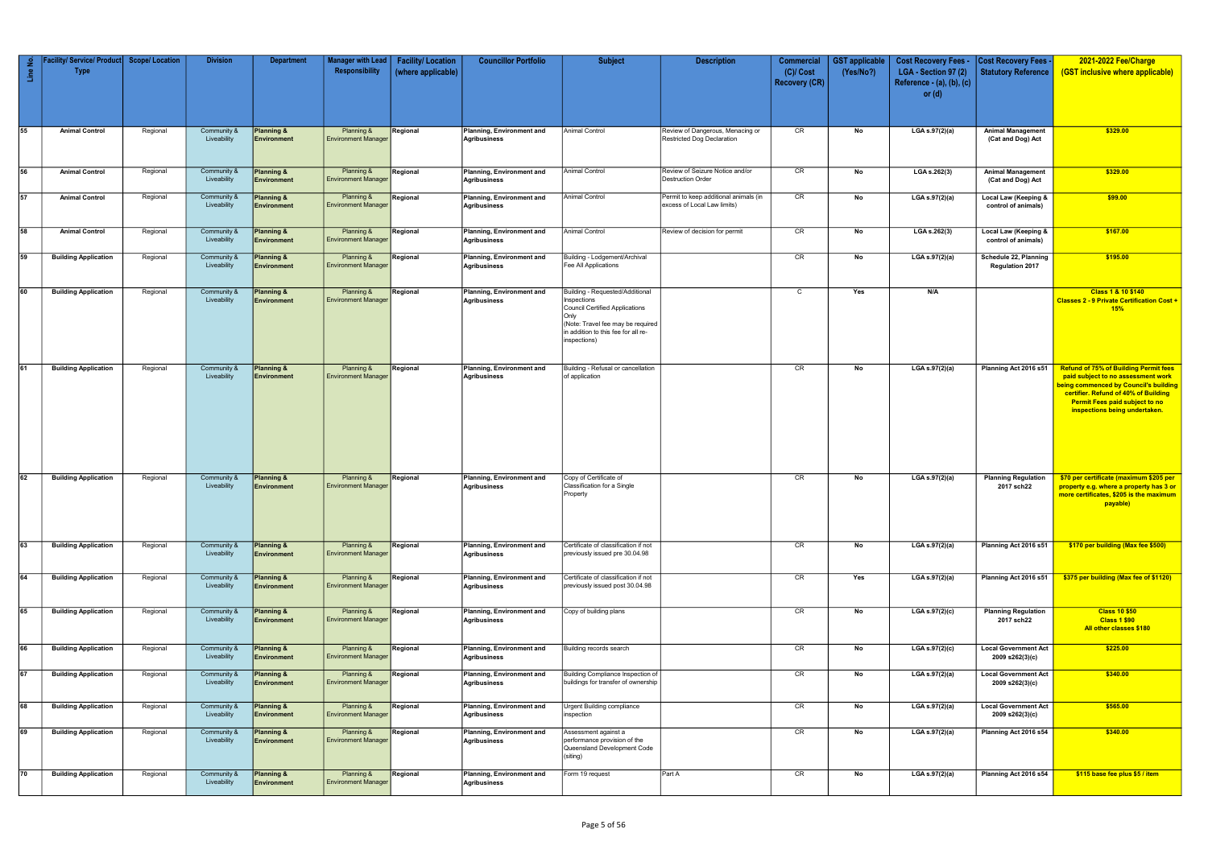| Line No. | Facility/ Service/ Product Type | Scope/ Location | Division | Department | Manager with Lead Responsibility | Facility/ Location (where applicable) | Councillor Portfolio | Subject | Description | Commercial (C)/ Cost Recovery (CR) | GST applicable (Yes/No?) | Cost Recovery Fees - LGA - Section 97 (2) Reference - (a), (b), (c) or (d) | Cost Recovery Fees - Statutory Reference | 2021-2022 Fee/Charge (GST inclusive where applicable) |
|---|---|---|---|---|---|---|---|---|---|---|---|---|---|---|
| 55 | Animal Control | Regional | Community & Liveability | Planning & Environment | Planning & Environment Manager | Regional | Planning, Environment and Agribusiness | Animal Control | Review of Dangerous, Menacing or Restricted Dog Declaration | CR | No | LGA s.97(2)(a) | Animal Management (Cat and Dog) Act | $329.00 |
| 56 | Animal Control | Regional | Community & Liveability | Planning & Environment | Planning & Environment Manager | Regional | Planning, Environment and Agribusiness | Animal Control | Review of Seizure Notice and/or Destruction Order | CR | No | LGA s.262(3) | Animal Management (Cat and Dog) Act | $329.00 |
| 57 | Animal Control | Regional | Community & Liveability | Planning & Environment | Planning & Environment Manager | Regional | Planning, Environment and Agribusiness | Animal Control | Permit to keep additional animals (in excess of Local Law limits) | CR | No | LGA s.97(2)(a) | Local Law (Keeping & control of animals) | $99.00 |
| 58 | Animal Control | Regional | Community & Liveability | Planning & Environment | Planning & Environment Manager | Regional | Planning, Environment and Agribusiness | Animal Control | Review of decision for permit | CR | No | LGA s.262(3) | Local Law (Keeping & control of animals) | $167.00 |
| 59 | Building Application | Regional | Community & Liveability | Planning & Environment | Planning & Environment Manager | Regional | Planning, Environment and Agribusiness | Building - Lodgement/Archival Fee All Applications | | CR | No | LGA s.97(2)(a) | Schedule 22, Planning Regulation 2017 | $195.00 |
| 60 | Building Application | Regional | Community & Liveability | Planning & Environment | Planning & Environment Manager | Regional | Planning, Environment and Agribusiness | Building - Requested/Additional Inspections Council Certified Applications Only (Note: Travel fee may be required in addition to this fee for all re-inspections) | | C | Yes | N/A | | Class 1 & 10 $140 Classes 2 - 9 Private Certification Cost + 15% |
| 61 | Building Application | Regional | Community & Liveability | Planning & Environment | Planning & Environment Manager | Regional | Planning, Environment and Agribusiness | Building - Refusal or cancellation of application | | CR | No | LGA s.97(2)(a) | Planning Act 2016 s51 | Refund of 75% of Building Permit fees paid subject to no assessment work being commenced by Council's building certifier. Refund of 40% of Building Permit Fees paid subject to no inspections being undertaken. |
| 62 | Building Application | Regional | Community & Liveability | Planning & Environment | Planning & Environment Manager | Regional | Planning, Environment and Agribusiness | Copy of Certificate of Classification for a Single Property | | CR | No | LGA s.97(2)(a) | Planning Regulation 2017 sch22 | $70 per certificate (maximum $205 per property e.g. where a property has 3 or more certificates, $205 is the maximum payable) |
| 63 | Building Application | Regional | Community & Liveability | Planning & Environment | Planning & Environment Manager | Regional | Planning, Environment and Agribusiness | Certificate of classification if not previously issued pre 30.04.98 | | CR | No | LGA s.97(2)(a) | Planning Act 2016 s51 | $170 per building (Max fee $500) |
| 64 | Building Application | Regional | Community & Liveability | Planning & Environment | Planning & Environment Manager | Regional | Planning, Environment and Agribusiness | Certificate of classification if not previously issued post 30.04.98 | | CR | Yes | LGA s.97(2)(a) | Planning Act 2016 s51 | $375 per building (Max fee of $1120) |
| 65 | Building Application | Regional | Community & Liveability | Planning & Environment | Planning & Environment Manager | Regional | Planning, Environment and Agribusiness | Copy of building plans | | CR | No | LGA s.97(2)(c) | Planning Regulation 2017 sch22 | Class 10 $50 Class 1 $90 All other classes $180 |
| 66 | Building Application | Regional | Community & Liveability | Planning & Environment | Planning & Environment Manager | Regional | Planning, Environment and Agribusiness | Building records search | | CR | No | LGA s.97(2)(c) | Local Government Act 2009 s262(3)(c) | $225.00 |
| 67 | Building Application | Regional | Community & Liveability | Planning & Environment | Planning & Environment Manager | Regional | Planning, Environment and Agribusiness | Building Compliance Inspection of buildings for transfer of ownership | | CR | No | LGA s.97(2)(a) | Local Government Act 2009 s262(3)(c) | $340.00 |
| 68 | Building Application | Regional | Community & Liveability | Planning & Environment | Planning & Environment Manager | Regional | Planning, Environment and Agribusiness | Urgent Building compliance inspection | | CR | No | LGA s.97(2)(a) | Local Government Act 2009 s262(3)(c) | $565.00 |
| 69 | Building Application | Regional | Community & Liveability | Planning & Environment | Planning & Environment Manager | Regional | Planning, Environment and Agribusiness | Assessment against a performance provision of the Queensland Development Code (siting) | | CR | No | LGA s.97(2)(a) | Planning Act 2016 s54 | $340.00 |
| 70 | Building Application | Regional | Community & Liveability | Planning & Environment | Planning & Environment Manager | Regional | Planning, Environment and Agribusiness | Form 19 request | Part A | CR | No | LGA s.97(2)(a) | Planning Act 2016 s54 | $115 base fee plus $5 / item |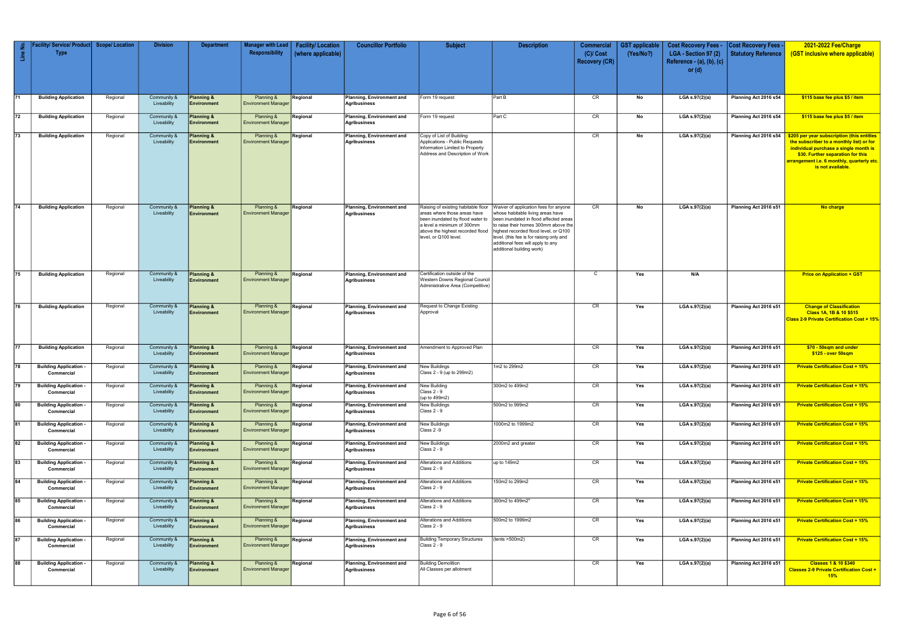| Line No. | Facility/ Service/ Product Type | Scope/ Location | Division | Department | Manager with Lead Responsibility | Facility/ Location (where applicable) | Councillor Portfolio | Subject | Description | Commercial (C)/ Cost Recovery (CR) | GST applicable (Yes/No?) | Cost Recovery Fees - LGA - Section 97 (2) Reference - (a), (b), (c) or (d) | Cost Recovery Fees - Statutory Reference | 2021-2022 Fee/Charge (GST inclusive where applicable) |
|---|---|---|---|---|---|---|---|---|---|---|---|---|---|---|
| 71 | **Building Application** | Regional | Community & Liveability | **Planning & Environment** | Planning & Environment Manager | **Regional** | **Planning, Environment and Agribusiness** | Form 19 request | Part B | CR | **No** | **LGA s.97(2)(a)** | **Planning Act 2016 s54** | **$115 base fee plus $5 / item** |
| 72 | **Building Application** | Regional | Community & Liveability | **Planning & Environment** | Planning & Environment Manager | **Regional** | **Planning, Environment and Agribusiness** | Form 19 request | Part C | CR | **No** | **LGA s.97(2)(a)** | **Planning Act 2016 s54** | **$115 base fee plus $5 / item** |
| 73 | **Building Application** | Regional | Community & Liveability | **Planning & Environment** | Planning & Environment Manager | **Regional** | **Planning, Environment and Agribusiness** | Copy of List of Building Applications - Public Requests Information Limited to Property Address and Description of Work | | CR | **No** | **LGA s.97(2)(a)** | **Planning Act 2016 s54** | **$205 per year subscription (this entitles the subscriber to a monthly list) or for individual purchase a single month is $30. Further separation for this arrangement i.e. 6 monthly, quarterly etc. is not available.** |
| 74 | **Building Application** | Regional | Community & Liveability | **Planning & Environment** | Planning & Environment Manager | **Regional** | **Planning, Environment and Agribusiness** | Raising of existing habitable floor areas where those areas have been inundated by flood water to a level a minimum of 300mm above the highest recorded flood level, or Q100 level. | Waiver of application fees for anyone whose habitable living areas have been inundated in flood affected areas to raise their homes 300mm above the highest recorded flood level, or Q100 level. (this fee is for raising only and additional fees will apply to any additional building work) | CR | **No** | **LGA s.97(2)(a)** | **Planning Act 2016 s51** | **No charge** |
| 75 | **Building Application** | Regional | Community & Liveability | **Planning & Environment** | Planning & Environment Manager | **Regional** | **Planning, Environment and Agribusiness** | Certification outside of the Western Downs Regional Council Administrative Area (Competitive) | | C | **Yes** | **N/A** | | **Price on Application + GST** |
| 76 | **Building Application** | Regional | Community & Liveability | **Planning & Environment** | Planning & Environment Manager | **Regional** | **Planning, Environment and Agribusiness** | Request to Change Existing Approval | | CR | **Yes** | **LGA s.97(2)(a)** | **Planning Act 2016 s51** | **Change of Classification Class 1A, 1B & 10 $515 Class 2-9 Private Certification Cost + 15%** |
| 77 | **Building Application** | Regional | Community & Liveability | **Planning & Environment** | Planning & Environment Manager | **Regional** | **Planning, Environment and Agribusiness** | Amendment to Approved Plan | | CR | **Yes** | **LGA s.97(2)(a)** | **Planning Act 2016 s51** | **$70 - 50sqm and under $125 - over 50sqm** |
| 78 | **Building Application - Commercial** | Regional | Community & Liveability | **Planning & Environment** | Planning & Environment Manager | **Regional** | **Planning, Environment and Agribusiness** | New Buildings Class 2 - 9 (up to 299m2) | 1m2 to 299m2 | CR | **Yes** | **LGA s.97(2)(a)** | **Planning Act 2016 s51** | **Private Certification Cost + 15%** |
| 79 | **Building Application - Commercial** | Regional | Community & Liveability | **Planning & Environment** | Planning & Environment Manager | **Regional** | **Planning, Environment and Agribusiness** | New Building Class 2 - 9 (up to 499m2) | 300m2 to 499m2 | CR | **Yes** | **LGA s.97(2)(a)** | **Planning Act 2016 s51** | **Private Certification Cost + 15%** |
| 80 | **Building Application - Commercial** | Regional | Community & Liveability | **Planning & Environment** | Planning & Environment Manager | **Regional** | **Planning, Environment and Agribusiness** | New Buildings Class 2 - 9 | 500m2 to 999m2 | CR | **Yes** | **LGA s.97(2)(a)** | **Planning Act 2016 s51** | **Private Certification Cost + 15%** |
| 81 | **Building Application - Commercial** | Regional | Community & Liveability | **Planning & Environment** | Planning & Environment Manager | **Regional** | **Planning, Environment and Agribusiness** | New Buildings Class 2 -9 | 1000m2 to 1999m2 | CR | **Yes** | **LGA s.97(2)(a)** | **Planning Act 2016 s51** | **Private Certification Cost + 15%** |
| 82 | **Building Application - Commercial** | Regional | Community & Liveability | **Planning & Environment** | Planning & Environment Manager | **Regional** | **Planning, Environment and Agribusiness** | New Buildings Class 2 - 9 | 2000m2 and greater | CR | **Yes** | **LGA s.97(2)(a)** | **Planning Act 2016 s51** | **Private Certification Cost + 15%** |
| 83 | **Building Application - Commercial** | Regional | Community & Liveability | **Planning & Environment** | Planning & Environment Manager | **Regional** | **Planning, Environment and Agribusiness** | Alterations and Additions Class 2 - 9 | up to 149m2 | CR | **Yes** | **LGA s.97(2)(a)** | **Planning Act 2016 s51** | **Private Certification Cost + 15%** |
| 84 | **Building Application - Commercial** | Regional | Community & Liveability | **Planning & Environment** | Planning & Environment Manager | **Regional** | **Planning, Environment and Agribusiness** | Alterations and Additions Class 2 - 9 | 150m2 to 299m2 | CR | **Yes** | **LGA s.97(2)(a)** | **Planning Act 2016 s51** | **Private Certification Cost + 15%** |
| 85 | **Building Application - Commercial** | Regional | Community & Liveability | **Planning & Environment** | Planning & Environment Manager | **Regional** | **Planning, Environment and Agribusiness** | Alterations and Additions Class 2 - 9 | 300m2 to 499m2" | CR | **Yes** | **LGA s.97(2)(a)** | **Planning Act 2016 s51** | **Private Certification Cost + 15%** |
| 86 | **Building Application - Commercial** | Regional | Community & Liveability | **Planning & Environment** | Planning & Environment Manager | **Regional** | **Planning, Environment and Agribusiness** | Alterations and Additions Class 2 - 9 | 500m2 to 1999m2 | CR | **Yes** | **LGA s.97(2)(a)** | **Planning Act 2016 s51** | **Private Certification Cost + 15%** |
| 87 | **Building Application - Commercial** | Regional | Community & Liveability | **Planning & Environment** | Planning & Environment Manager | **Regional** | **Planning, Environment and Agribusiness** | Building Temporary Structures Class 2 - 9 | (tents >500m2) | CR | **Yes** | **LGA s.97(2)(a)** | **Planning Act 2016 s51** | **Private Certification Cost + 15%** |
| 88 | **Building Application - Commercial** | Regional | Community & Liveability | **Planning & Environment** | Planning & Environment Manager | **Regional** | **Planning, Environment and Agribusiness** | Building Demolition All Classes per allotment | | CR | **Yes** | **LGA s.97(2)(a)** | **Planning Act 2016 s51** | **Classes 1 & 10 $340 Classes 2-9 Private Certification Cost + 15%** |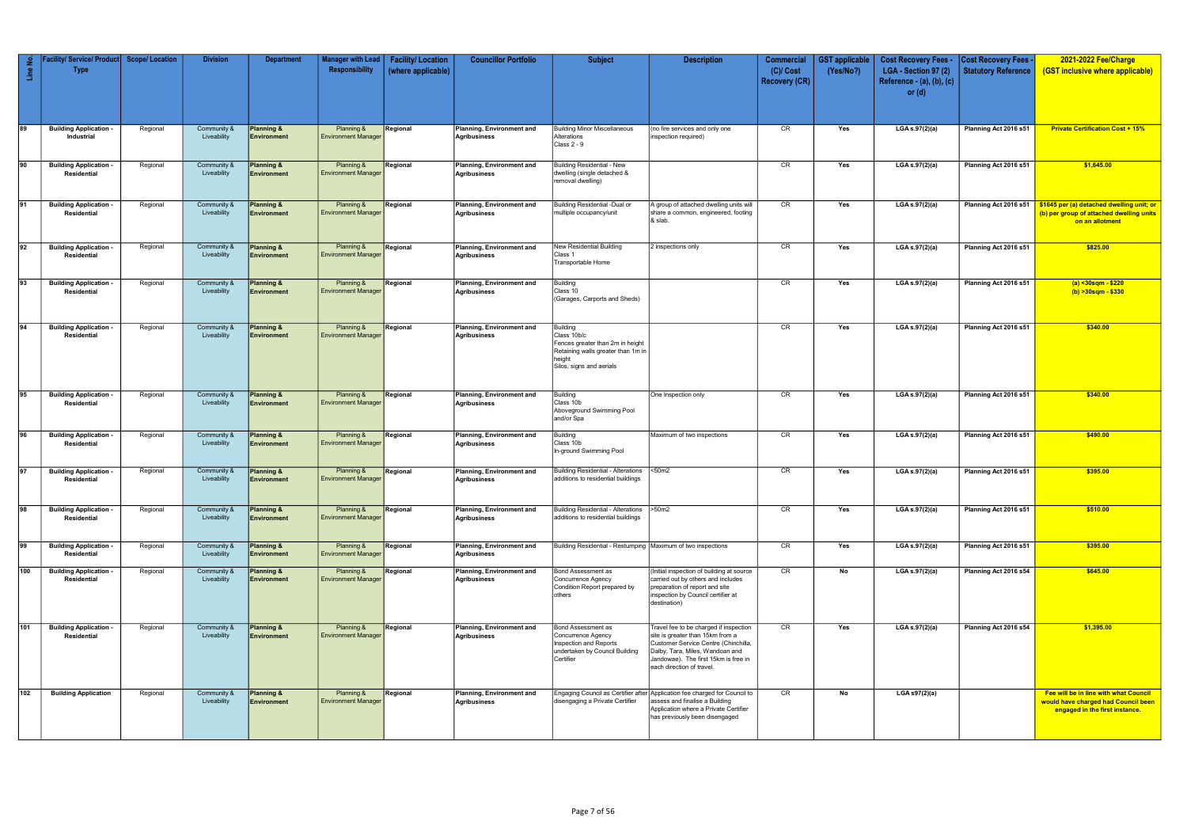| Line No. | Facility/ Service/ Product Type | Scope/ Location | Division | Department | Manager with Lead Responsibility | Facility/ Location (where applicable) | Councillor Portfolio | Subject | Description | Commercial (C)/ Cost Recovery (CR) | GST applicable (Yes/No?) | Cost Recovery Fees - LGA - Section 97 (2) Reference - (a), (b), (c) or (d) | Cost Recovery Fees - Statutory Reference | 2021-2022 Fee/Charge (GST inclusive where applicable) |
|---|---|---|---|---|---|---|---|---|---|---|---|---|---|---|
| 89 | Building Application - Industrial | Regional | Community & Liveability | Planning & Environment | Planning & Environment Manager | Regional | Planning, Environment and Agribusiness | Building Minor Miscellaneous Alterations Class 2 - 9 | (no fire services and only one inspection required) | CR | Yes | LGA s.97(2)(a) | Planning Act 2016 s51 | Private Certification Cost + 15% |
| 90 | Building Application - Residential | Regional | Community & Liveability | Planning & Environment | Planning & Environment Manager | Regional | Planning, Environment and Agribusiness | Building Residential - New dwelling (single detached & removal dwelling) | | CR | Yes | LGA s.97(2)(a) | Planning Act 2016 s51 | $1,645.00 |
| 91 | Building Application - Residential | Regional | Community & Liveability | Planning & Environment | Planning & Environment Manager | Regional | Planning, Environment and Agribusiness | Building Residential -Dual or multiple occupancy/unit | A group of attached dwelling units will share a common, engineered, footing & slab. | CR | Yes | LGA s.97(2)(a) | Planning Act 2016 s51 | $1645 per (a) detached dwelling unit; or (b) per group of attached dwelling units on an allotment |
| 92 | Building Application - Residential | Regional | Community & Liveability | Planning & Environment | Planning & Environment Manager | Regional | Planning, Environment and Agribusiness | New Residential Building Class 1 Transportable Home | 2 inspections only | CR | Yes | LGA s.97(2)(a) | Planning Act 2016 s51 | $825.00 |
| 93 | Building Application - Residential | Regional | Community & Liveability | Planning & Environment | Planning & Environment Manager | Regional | Planning, Environment and Agribusiness | Building Class 10 (Garages, Carports and Sheds) | | CR | Yes | LGA s.97(2)(a) | Planning Act 2016 s51 | (a) <30sqm - $220<br>(b) >30sqm - $330 |
| 94 | Building Application - Residential | Regional | Community & Liveability | Planning & Environment | Planning & Environment Manager | Regional | Planning, Environment and Agribusiness | Building Class 10b/c Fences greater than 2m in height Retaining walls greater than 1m in height Silos, signs and aerials | | CR | Yes | LGA s.97(2)(a) | Planning Act 2016 s51 | $340.00 |
| 95 | Building Application - Residential | Regional | Community & Liveability | Planning & Environment | Planning & Environment Manager | Regional | Planning, Environment and Agribusiness | Building Class 10b Aboveground Swimming Pool and/or Spa | One Inspection only | CR | Yes | LGA s.97(2)(a) | Planning Act 2016 s51 | $340.00 |
| 96 | Building Application - Residential | Regional | Community & Liveability | Planning & Environment | Planning & Environment Manager | Regional | Planning, Environment and Agribusiness | Building Class 10b In-ground Swimming Pool | Maximum of two inspections | CR | Yes | LGA s.97(2)(a) | Planning Act 2016 s51 | $490.00 |
| 97 | Building Application - Residential | Regional | Community & Liveability | Planning & Environment | Planning & Environment Manager | Regional | Planning, Environment and Agribusiness | Building Residential - Alterations additions to residential buildings | <50m2 | CR | Yes | LGA s.97(2)(a) | Planning Act 2016 s51 | $395.00 |
| 98 | Building Application - Residential | Regional | Community & Liveability | Planning & Environment | Planning & Environment Manager | Regional | Planning, Environment and Agribusiness | Building Residential - Alterations additions to residential buildings | >50m2 | CR | Yes | LGA s.97(2)(a) | Planning Act 2016 s51 | $510.00 |
| 99 | Building Application - Residential | Regional | Community & Liveability | Planning & Environment | Planning & Environment Manager | Regional | Planning, Environment and Agribusiness | Building Residential - Restumping | Maximum of two inspections | CR | Yes | LGA s.97(2)(a) | Planning Act 2016 s51 | $395.00 |
| 100 | Building Application - Residential | Regional | Community & Liveability | Planning & Environment | Planning & Environment Manager | Regional | Planning, Environment and Agribusiness | Bond Assessment as Concurrence Agency Condition Report prepared by others | (Initial inspection of building at source carried out by others and includes preparation of report and site inspection by Council certifier at destination) | CR | No | LGA s.97(2)(a) | Planning Act 2016 s54 | $645.00 |
| 101 | Building Application - Residential | Regional | Community & Liveability | Planning & Environment | Planning & Environment Manager | Regional | Planning, Environment and Agribusiness | Bond Assessment as Concurrence Agency Inspection and Reports undertaken by Council Building Certifier | Travel fee to be charged if inspection site is greater than 15km from a Customer Service Centre (Chinchilla, Dalby, Tara, Miles, Wandoan and Jandowae). The first 15km is free in each direction of travel. | CR | Yes | LGA s.97(2)(a) | Planning Act 2016 s54 | $1,395.00 |
| 102 | Building Application | Regional | Community & Liveability | Planning & Environment | Planning & Environment Manager | Regional | Planning, Environment and Agribusiness | Engaging Council as Certifier after disengaging a Private Certifier | Application fee charged for Council to assess and finalise a Building Application where a Private Certifier has previously been disengaged | CR | No | LGA s97(2)(a) | | Fee will be in line with what Council would have charged had Council been engaged in the first instance. |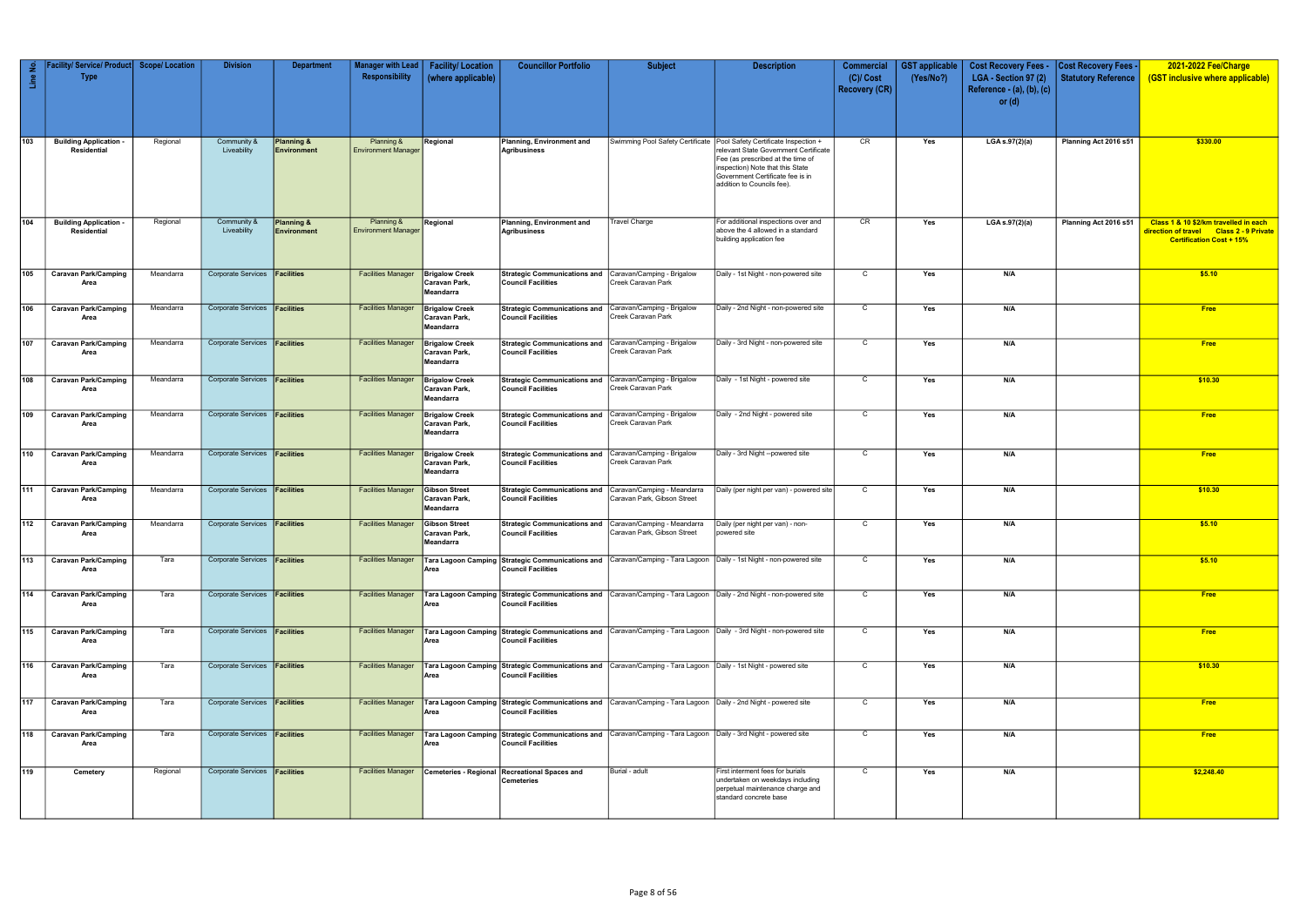| Line No. | Facility/ Service/ Product Type | Scope/ Location | Division | Department | Manager with Lead Responsibility | Facility/ Location (where applicable) | Councillor Portfolio | Subject | Description | Commercial (C)/ Cost Recovery (CR) | GST applicable (Yes/No?) | Cost Recovery Fees - LGA - Section 97 (2) Reference - (a), (b), (c) or (d) | Cost Recovery Fees - Statutory Reference | 2021-2022 Fee/Charge (GST inclusive where applicable) |
|---|---|---|---|---|---|---|---|---|---|---|---|---|---|---|
| 103 | **Building Application - Residential** | Regional | Community & Liveability | **Planning & Environment** | Planning & Environment Manager | **Regional** | **Planning, Environment and Agribusiness** | Swimming Pool Safety Certificate | Pool Safety Certificate Inspection + relevant State Government Certificate Fee (as prescribed at the time of inspection) Note that this State Government Certificate fee is in addition to Councils fee). | CR | Yes | LGA s.97(2)(a) | Planning Act 2016 s51 | **$330.00** |
| 104 | **Building Application - Residential** | Regional | Community & Liveability | **Planning & Environment** | Planning & Environment Manager | **Regional** | **Planning, Environment and Agribusiness** | Travel Charge | For additional inspections over and above the 4 allowed in a standard building application fee | CR | Yes | LGA s.97(2)(a) | Planning Act 2016 s51 | **Class 1 & 10 $2/km travelled in each direction of travel Class 2 - 9 Private Certification Cost + 15%** |
| 105 | **Caravan Park/Camping Area** | Meandarra | Corporate Services | **Facilities** | Facilities Manager | **Brigalow Creek Caravan Park, Meandarra** | **Strategic Communications and Council Facilities** | Caravan/Camping - Brigalow Creek Caravan Park | Daily - 1st Night - non-powered site | C | Yes | N/A | | **$5.10** |
| 106 | **Caravan Park/Camping Area** | Meandarra | Corporate Services | **Facilities** | Facilities Manager | **Brigalow Creek Caravan Park, Meandarra** | **Strategic Communications and Council Facilities** | Caravan/Camping - Brigalow Creek Caravan Park | Daily - 2nd Night - non-powered site | C | Yes | N/A | | **Free** |
| 107 | **Caravan Park/Camping Area** | Meandarra | Corporate Services | **Facilities** | Facilities Manager | **Brigalow Creek Caravan Park, Meandarra** | **Strategic Communications and Council Facilities** | Caravan/Camping - Brigalow Creek Caravan Park | Daily - 3rd Night - non-powered site | C | Yes | N/A | | **Free** |
| 108 | **Caravan Park/Camping Area** | Meandarra | Corporate Services | **Facilities** | Facilities Manager | **Brigalow Creek Caravan Park, Meandarra** | **Strategic Communications and Council Facilities** | Caravan/Camping - Brigalow Creek Caravan Park | Daily - 1st Night - powered site | C | Yes | N/A | | **$10.30** |
| 109 | **Caravan Park/Camping Area** | Meandarra | Corporate Services | **Facilities** | Facilities Manager | **Brigalow Creek Caravan Park, Meandarra** | **Strategic Communications and Council Facilities** | Caravan/Camping - Brigalow Creek Caravan Park | Daily - 2nd Night - powered site | C | Yes | N/A | | **Free** |
| 110 | **Caravan Park/Camping Area** | Meandarra | Corporate Services | **Facilities** | Facilities Manager | **Brigalow Creek Caravan Park, Meandarra** | **Strategic Communications and Council Facilities** | Caravan/Camping - Brigalow Creek Caravan Park | Daily - 3rd Night --powered site | C | Yes | N/A | | **Free** |
| 111 | **Caravan Park/Camping Area** | Meandarra | Corporate Services | **Facilities** | Facilities Manager | **Gibson Street Caravan Park, Meandarra** | **Strategic Communications and Council Facilities** | Caravan/Camping - Meandarra Caravan Park, Gibson Street | Daily (per night per van) - powered site | C | Yes | N/A | | **$10.30** |
| 112 | **Caravan Park/Camping Area** | Meandarra | Corporate Services | **Facilities** | Facilities Manager | **Gibson Street Caravan Park, Meandarra** | **Strategic Communications and Council Facilities** | Caravan/Camping - Meandarra Caravan Park, Gibson Street | Daily (per night per van) - non-powered site | C | Yes | N/A | | **$5.10** |
| 113 | **Caravan Park/Camping Area** | Tara | Corporate Services | **Facilities** | Facilities Manager | **Tara Lagoon Camping Area** | **Strategic Communications and Council Facilities** | Caravan/Camping - Tara Lagoon | Daily - 1st Night - non-powered site | C | Yes | N/A | | **$5.10** |
| 114 | **Caravan Park/Camping Area** | Tara | Corporate Services | **Facilities** | Facilities Manager | **Tara Lagoon Camping Area** | **Strategic Communications and Council Facilities** | Caravan/Camping - Tara Lagoon | Daily - 2nd Night - non-powered site | C | Yes | N/A | | **Free** |
| 115 | **Caravan Park/Camping Area** | Tara | Corporate Services | **Facilities** | Facilities Manager | **Tara Lagoon Camping Area** | **Strategic Communications and Council Facilities** | Caravan/Camping - Tara Lagoon | Daily - 3rd Night - non-powered site | C | Yes | N/A | | **Free** |
| 116 | **Caravan Park/Camping Area** | Tara | Corporate Services | **Facilities** | Facilities Manager | **Tara Lagoon Camping Area** | **Strategic Communications and Council Facilities** | Caravan/Camping - Tara Lagoon | Daily - 1st Night - powered site | C | Yes | N/A | | **$10.30** |
| 117 | **Caravan Park/Camping Area** | Tara | Corporate Services | **Facilities** | Facilities Manager | **Tara Lagoon Camping Area** | **Strategic Communications and Council Facilities** | Caravan/Camping - Tara Lagoon | Daily - 2nd Night - powered site | C | Yes | N/A | | **Free** |
| 118 | **Caravan Park/Camping Area** | Tara | Corporate Services | **Facilities** | Facilities Manager | **Tara Lagoon Camping Area** | **Strategic Communications and Council Facilities** | Caravan/Camping - Tara Lagoon | Daily - 3rd Night - powered site | C | Yes | N/A | | **Free** |
| 119 | **Cemetery** | Regional | Corporate Services | **Facilities** | Facilities Manager | **Cemeteries - Regional** | **Recreational Spaces and Cemeteries** | Burial - adult | First interment fees for burials undertaken on weekdays including perpetual maintenance charge and standard concrete base | C | Yes | N/A | | **$2,248.40** |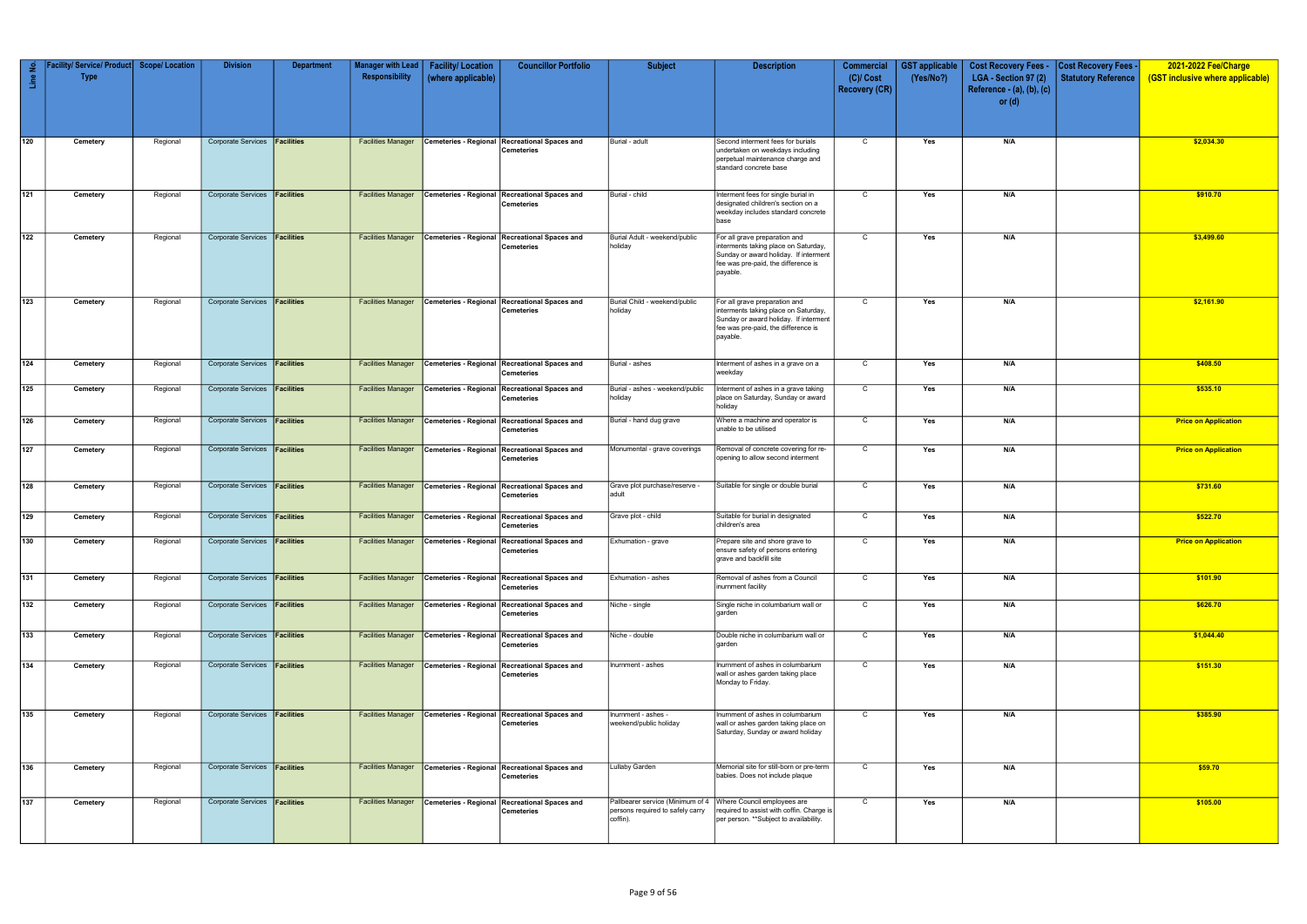| Line No. | Facility/ Service/ Product Type | Scope/ Location | Division | Department | Manager with Lead Responsibility | Facility/ Location (where applicable) | Councillor Portfolio | Subject | Description | Commercial (C)/ Cost Recovery (CR) | GST applicable (Yes/No?) | Cost Recovery Fees - LGA - Section 97 (2) Reference - (a), (b), (c) or (d) | Cost Recovery Fees - Statutory Reference | 2021-2022 Fee/Charge (GST inclusive where applicable) |
|---|---|---|---|---|---|---|---|---|---|---|---|---|---|---|
| 120 | Cemetery | Regional | Corporate Services | Facilities | Facilities Manager | Cemeteries - Regional | Recreational Spaces and Cemeteries | Burial - adult | Second interment fees for burials undertaken on weekdays including perpetual maintenance charge and standard concrete base | C | Yes | N/A | | $2,034.30 |
| 121 | Cemetery | Regional | Corporate Services | Facilities | Facilities Manager | Cemeteries - Regional | Recreational Spaces and Cemeteries | Burial - child | Interment fees for single burial in designated children's section on a weekday includes standard concrete base | C | Yes | N/A | | $910.70 |
| 122 | Cemetery | Regional | Corporate Services | Facilities | Facilities Manager | Cemeteries - Regional | Recreational Spaces and Cemeteries | Burial Adult - weekend/public holiday | For all grave preparation and interments taking place on Saturday, Sunday or award holiday. If interment fee was pre-paid, the difference is payable. | C | Yes | N/A | | $3,499.60 |
| 123 | Cemetery | Regional | Corporate Services | Facilities | Facilities Manager | Cemeteries - Regional | Recreational Spaces and Cemeteries | Burial Child - weekend/public holiday | For all grave preparation and interments taking place on Saturday, Sunday or award holiday. If interment fee was pre-paid, the difference is payable. | C | Yes | N/A | | $2,161.90 |
| 124 | Cemetery | Regional | Corporate Services | Facilities | Facilities Manager | Cemeteries - Regional | Recreational Spaces and Cemeteries | Burial - ashes | Interment of ashes in a grave on a weekday | C | Yes | N/A | | $408.50 |
| 125 | Cemetery | Regional | Corporate Services | Facilities | Facilities Manager | Cemeteries - Regional | Recreational Spaces and Cemeteries | Burial - ashes - weekend/public holiday | Interment of ashes in a grave taking place on Saturday, Sunday or award holiday | C | Yes | N/A | | $535.10 |
| 126 | Cemetery | Regional | Corporate Services | Facilities | Facilities Manager | Cemeteries - Regional | Recreational Spaces and Cemeteries | Burial - hand dug grave | Where a machine and operator is unable to be utilised | C | Yes | N/A | | Price on Application |
| 127 | Cemetery | Regional | Corporate Services | Facilities | Facilities Manager | Cemeteries - Regional | Recreational Spaces and Cemeteries | Monumental - grave coverings | Removal of concrete covering for re-opening to allow second interment | C | Yes | N/A | | Price on Application |
| 128 | Cemetery | Regional | Corporate Services | Facilities | Facilities Manager | Cemeteries - Regional | Recreational Spaces and Cemeteries | Grave plot purchase/reserve - adult | Suitable for single or double burial | C | Yes | N/A | | $731.60 |
| 129 | Cemetery | Regional | Corporate Services | Facilities | Facilities Manager | Cemeteries - Regional | Recreational Spaces and Cemeteries | Grave plot - child | Suitable for burial in designated children's area | C | Yes | N/A | | $522.70 |
| 130 | Cemetery | Regional | Corporate Services | Facilities | Facilities Manager | Cemeteries - Regional | Recreational Spaces and Cemeteries | Exhumation - grave | Prepare site and shore grave to ensure safety of persons entering grave and backfill site | C | Yes | N/A | | Price on Application |
| 131 | Cemetery | Regional | Corporate Services | Facilities | Facilities Manager | Cemeteries - Regional | Recreational Spaces and Cemeteries | Exhumation - ashes | Removal of ashes from a Council inurnment facility | C | Yes | N/A | | $101.90 |
| 132 | Cemetery | Regional | Corporate Services | Facilities | Facilities Manager | Cemeteries - Regional | Recreational Spaces and Cemeteries | Niche - single | Single niche in columbarium wall or garden | C | Yes | N/A | | $626.70 |
| 133 | Cemetery | Regional | Corporate Services | Facilities | Facilities Manager | Cemeteries - Regional | Recreational Spaces and Cemeteries | Niche - double | Double niche in columbarium wall or garden | C | Yes | N/A | | $1,044.40 |
| 134 | Cemetery | Regional | Corporate Services | Facilities | Facilities Manager | Cemeteries - Regional | Recreational Spaces and Cemeteries | Inurnment - ashes | Inurnment of ashes in columbarium wall or ashes garden taking place Monday to Friday. | C | Yes | N/A | | $151.30 |
| 135 | Cemetery | Regional | Corporate Services | Facilities | Facilities Manager | Cemeteries - Regional | Recreational Spaces and Cemeteries | Inurnment - ashes - weekend/public holiday | Inurnment of ashes in columbarium wall or ashes garden taking place on Saturday, Sunday or award holiday | C | Yes | N/A | | $385.90 |
| 136 | Cemetery | Regional | Corporate Services | Facilities | Facilities Manager | Cemeteries - Regional | Recreational Spaces and Cemeteries | Lullaby Garden | Memorial site for still-born or pre-term babies. Does not include plaque | C | Yes | N/A | | $59.70 |
| 137 | Cemetery | Regional | Corporate Services | Facilities | Facilities Manager | Cemeteries - Regional | Recreational Spaces and Cemeteries | Pallbearer service (Minimum of 4 persons required to safely carry coffin). | Where Council employees are required to assist with coffin. Charge is per person. **Subject to availability. | C | Yes | N/A | | $105.00 |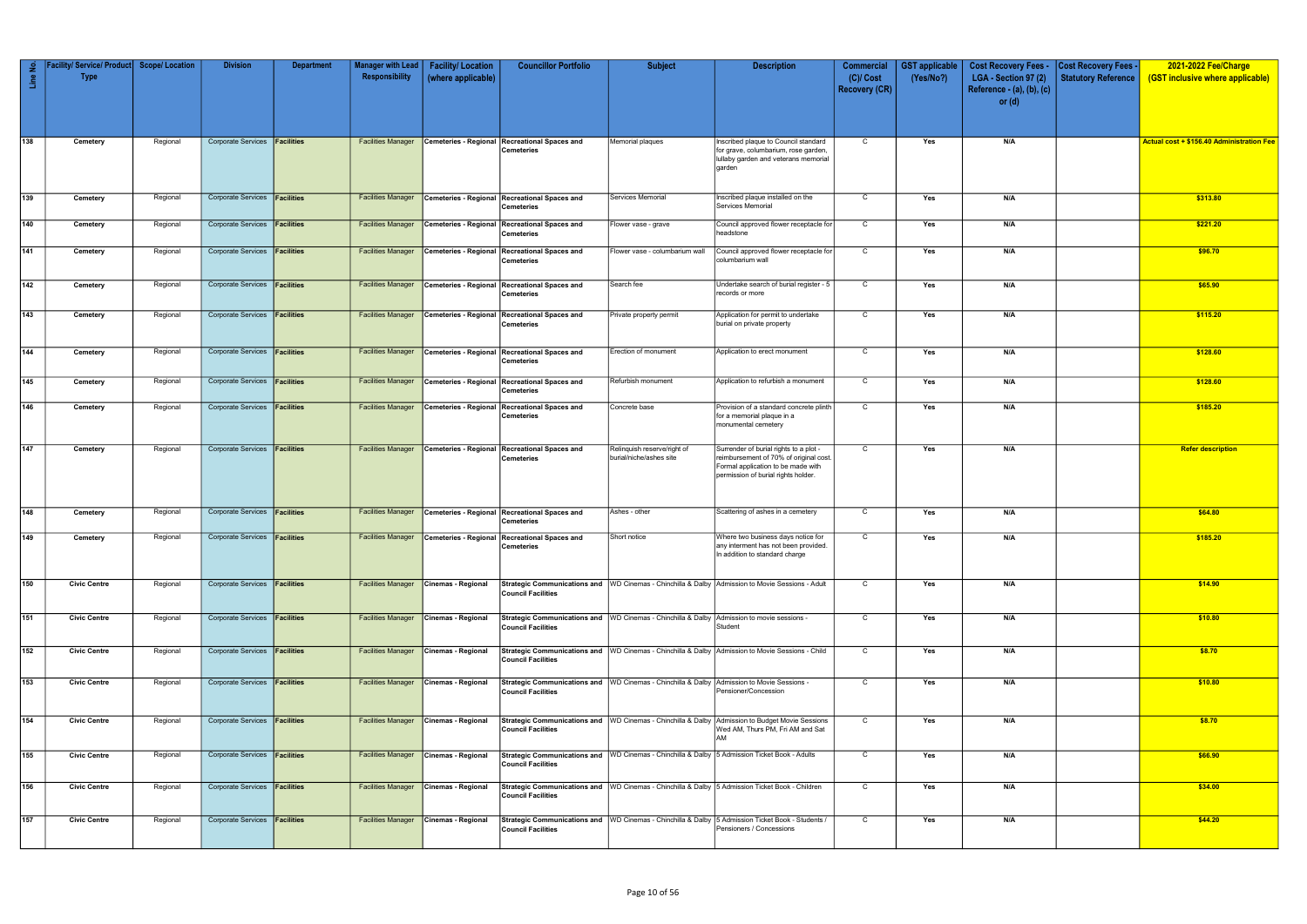| Line No. | Facility/ Service/ Product Type | Scope/ Location | Division | Department | Manager with Lead Responsibility | Facility/ Location (where applicable) | Councillor Portfolio | Subject | Description | Commercial (C)/ Cost Recovery (CR) | GST applicable (Yes/No?) | Cost Recovery Fees - LGA - Section 97 (2) Reference - (a), (b), (c) or (d) | Cost Recovery Fees - Statutory Reference | 2021-2022 Fee/Charge (GST inclusive where applicable) |
|---|---|---|---|---|---|---|---|---|---|---|---|---|---|---|
| 138 | Cemetery | Regional | Corporate Services | Facilities | Facilities Manager | Cemeteries - Regional | Recreational Spaces and Cemeteries | Memorial plaques | Inscribed plaque to Council standard for grave, columbarium, rose garden, lullaby garden and veterans memorial garden | C | Yes | N/A | | Actual cost + $156.40 Administration Fee |
| 139 | Cemetery | Regional | Corporate Services | Facilities | Facilities Manager | Cemeteries - Regional | Recreational Spaces and Cemeteries | Services Memorial | Inscribed plaque installed on the Services Memorial | C | Yes | N/A | | $313.80 |
| 140 | Cemetery | Regional | Corporate Services | Facilities | Facilities Manager | Cemeteries - Regional | Recreational Spaces and Cemeteries | Flower vase - grave | Council approved flower receptacle for headstone | C | Yes | N/A | | $221.20 |
| 141 | Cemetery | Regional | Corporate Services | Facilities | Facilities Manager | Cemeteries - Regional | Recreational Spaces and Cemeteries | Flower vase - columbarium wall | Council approved flower receptacle for columbarium wall | C | Yes | N/A | | $96.70 |
| 142 | Cemetery | Regional | Corporate Services | Facilities | Facilities Manager | Cemeteries - Regional | Recreational Spaces and Cemeteries | Search fee | Undertake search of burial register - 5 records or more | C | Yes | N/A | | $65.90 |
| 143 | Cemetery | Regional | Corporate Services | Facilities | Facilities Manager | Cemeteries - Regional | Recreational Spaces and Cemeteries | Private property permit | Application for permit to undertake burial on private property | C | Yes | N/A | | $115.20 |
| 144 | Cemetery | Regional | Corporate Services | Facilities | Facilities Manager | Cemeteries - Regional | Recreational Spaces and Cemeteries | Erection of monument | Application to erect monument | C | Yes | N/A | | $128.60 |
| 145 | Cemetery | Regional | Corporate Services | Facilities | Facilities Manager | Cemeteries - Regional | Recreational Spaces and Cemeteries | Refurbish monument | Application to refurbish a monument | C | Yes | N/A | | $128.60 |
| 146 | Cemetery | Regional | Corporate Services | Facilities | Facilities Manager | Cemeteries - Regional | Recreational Spaces and Cemeteries | Concrete base | Provision of a standard concrete plinth for a memorial plaque in a monumental cemetery | C | Yes | N/A | | $185.20 |
| 147 | Cemetery | Regional | Corporate Services | Facilities | Facilities Manager | Cemeteries - Regional | Recreational Spaces and Cemeteries | Relinquish reserve/right of burial/niche/ashes site | Surrender of burial rights to a plot - reimbursement of 70% of original cost. Formal application to be made with permission of burial rights holder. | C | Yes | N/A | | Refer description |
| 148 | Cemetery | Regional | Corporate Services | Facilities | Facilities Manager | Cemeteries - Regional | Recreational Spaces and Cemeteries | Ashes - other | Scattering of ashes in a cemetery | C | Yes | N/A | | $64.80 |
| 149 | Cemetery | Regional | Corporate Services | Facilities | Facilities Manager | Cemeteries - Regional | Recreational Spaces and Cemeteries | Short notice | Where two business days notice for any interment has not been provided. In addition to standard charge | C | Yes | N/A | | $185.20 |
| 150 | Civic Centre | Regional | Corporate Services | Facilities | Facilities Manager | Cinemas - Regional | Strategic Communications and Council Facilities | WD Cinemas - Chinchilla & Dalby | Admission to Movie Sessions - Adult | C | Yes | N/A | | $14.90 |
| 151 | Civic Centre | Regional | Corporate Services | Facilities | Facilities Manager | Cinemas - Regional | Strategic Communications and Council Facilities | WD Cinemas - Chinchilla & Dalby | Admission to movie sessions - Student | C | Yes | N/A | | $10.80 |
| 152 | Civic Centre | Regional | Corporate Services | Facilities | Facilities Manager | Cinemas - Regional | Strategic Communications and Council Facilities | WD Cinemas - Chinchilla & Dalby | Admission to Movie Sessions - Child | C | Yes | N/A | | $8.70 |
| 153 | Civic Centre | Regional | Corporate Services | Facilities | Facilities Manager | Cinemas - Regional | Strategic Communications and Council Facilities | WD Cinemas - Chinchilla & Dalby | Admission to Movie Sessions - Pensioner/Concession | C | Yes | N/A | | $10.80 |
| 154 | Civic Centre | Regional | Corporate Services | Facilities | Facilities Manager | Cinemas - Regional | Strategic Communications and Council Facilities | WD Cinemas - Chinchilla & Dalby | Admission to Budget Movie Sessions Wed AM, Thurs PM, Fri AM and Sat AM | C | Yes | N/A | | $8.70 |
| 155 | Civic Centre | Regional | Corporate Services | Facilities | Facilities Manager | Cinemas - Regional | Strategic Communications and Council Facilities | WD Cinemas - Chinchilla & Dalby | 5 Admission Ticket Book - Adults | C | Yes | N/A | | $66.90 |
| 156 | Civic Centre | Regional | Corporate Services | Facilities | Facilities Manager | Cinemas - Regional | Strategic Communications and Council Facilities | WD Cinemas - Chinchilla & Dalby | 5 Admission Ticket Book - Children | C | Yes | N/A | | $34.00 |
| 157 | Civic Centre | Regional | Corporate Services | Facilities | Facilities Manager | Cinemas - Regional | Strategic Communications and Council Facilities | WD Cinemas - Chinchilla & Dalby | 5 Admission Ticket Book - Students / Pensioners / Concessions | C | Yes | N/A | | $44.20 |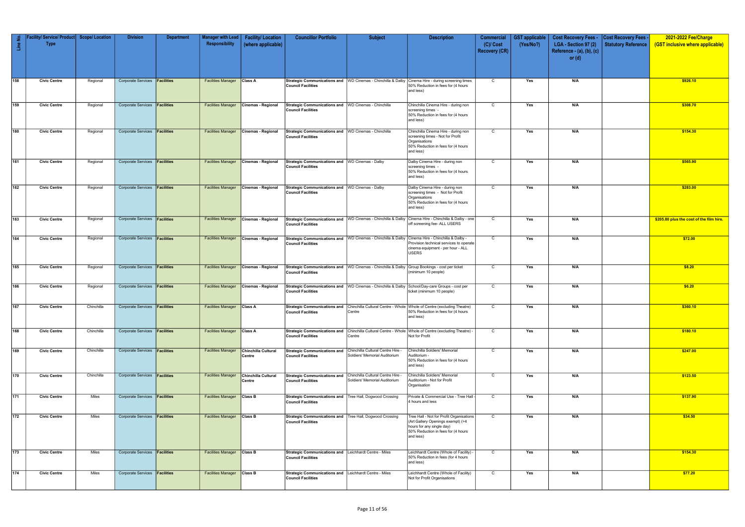| Line No. | Facility/ Service/ Product Type | Scope/ Location | Division | Department | Manager with Lead Responsibility | Facility/ Location (where applicable) | Councillor Portfolio | Subject | Description | Commercial (C)/ Cost Recovery (CR) | GST applicable (Yes/No?) | Cost Recovery Fees - LGA - Section 97 (2) Reference - (a), (b), (c) or (d) | Cost Recovery Fees - Statutory Reference | 2021-2022 Fee/Charge (GST inclusive where applicable) |
|---|---|---|---|---|---|---|---|---|---|---|---|---|---|---|
| 158 | Civic Centre | Regional | Corporate Services | Facilities | Facilities Manager | Class A | Strategic Communications and Council Facilities | WD Cinemas - Chinchilla & Dalby | Cinema Hire - during screening times 50% Reduction in fees for (4 hours and less) | C | Yes | N/A | | $926.10 |
| 159 | Civic Centre | Regional | Corporate Services | Facilities | Facilities Manager | Cinemas - Regional | Strategic Communications and Council Facilities | WD Cinemas - Chinchilla | Chinchilla Cinema Hire - during non screening times - 50% Reduction in fees for (4 hours and less) | C | Yes | N/A | | $308.70 |
| 160 | Civic Centre | Regional | Corporate Services | Facilities | Facilities Manager | Cinemas - Regional | Strategic Communications and Council Facilities | WD Cinemas - Chinchilla | Chinchilla Cinema Hire - during non screening times - Not for Profit Organisations 50% Reduction in fees for (4 hours and less) | C | Yes | N/A | | $154.30 |
| 161 | Civic Centre | Regional | Corporate Services | Facilities | Facilities Manager | Cinemas - Regional | Strategic Communications and Council Facilities | WD Cinemas - Dalby | Dalby Cinema Hire - during non screening times - 50% Reduction in fees for (4 hours and less) | C | Yes | N/A | | $565.90 |
| 162 | Civic Centre | Regional | Corporate Services | Facilities | Facilities Manager | Cinemas - Regional | Strategic Communications and Council Facilities | WD Cinemas - Dalby | Dalby Cinema Hire - during non screening times - Not for Profit Organisations 50% Reduction in fees for (4 hours and less) | C | Yes | N/A | | $283.00 |
| 163 | Civic Centre | Regional | Corporate Services | Facilities | Facilities Manager | Cinemas - Regional | Strategic Communications and Council Facilities | WD Cinemas - Chinchilla & Dalby | Cinema Hire - Chinchilla & Dalby - one off screening fee- ALL USERS | C | Yes | N/A | | $205.80 plus the cost of the film hire. |
| 164 | Civic Centre | Regional | Corporate Services | Facilities | Facilities Manager | Cinemas - Regional | Strategic Communications and Council Facilities | WD Cinemas - Chinchilla & Dalby | Cinema Hire - Chinchilla & Dalby - Provision technical services to operate cinema equipment - per hour - ALL USERS | C | Yes | N/A | | $72.00 |
| 165 | Civic Centre | Regional | Corporate Services | Facilities | Facilities Manager | Cinemas - Regional | Strategic Communications and Council Facilities | WD Cinemas - Chinchilla & Dalby | Group Bookings - cost per ticket (minimum 10 people) | C | Yes | N/A | | $8.20 |
| 166 | Civic Centre | Regional | Corporate Services | Facilities | Facilities Manager | Cinemas - Regional | Strategic Communications and Council Facilities | WD Cinemas - Chinchilla & Dalby | School/Day-care Groups - cost per ticket (minimum 10 people) | C | Yes | N/A | | $6.20 |
| 167 | Civic Centre | Chinchilla | Corporate Services | Facilities | Facilities Manager | Class A | Strategic Communications and Council Facilities | Chinchilla Cultural Centre - Whole Centre | Whole of Centre (excluding Theatre) 50% Reduction in fees for (4 hours and less) | C | Yes | N/A | | $360.10 |
| 168 | Civic Centre | Chinchilla | Corporate Services | Facilities | Facilities Manager | Class A | Strategic Communications and Council Facilities | Chinchilla Cultural Centre - Whole Centre | Whole of Centre (excluding Theatre) - Not for Profit | C | Yes | N/A | | $180.10 |
| 169 | Civic Centre | Chinchilla | Corporate Services | Facilities | Facilities Manager | Chinchilla Cultural Centre | Strategic Communications and Council Facilities | Chinchilla Cultural Centre Hire - Soldiers' Memorial Auditorium | Chinchilla Soldiers' Memorial Auditorium - 50% Reduction in fees for (4 hours and less) | C | Yes | N/A | | $247.00 |
| 170 | Civic Centre | Chinchilla | Corporate Services | Facilities | Facilities Manager | Chinchilla Cultural Centre | Strategic Communications and Council Facilities | Chinchilla Cultural Centre Hire - Soldiers' Memorial Auditorium | Chinchilla Soldiers' Memorial Auditorium - Not for Profit Organisation | C | Yes | N/A | | $123.50 |
| 171 | Civic Centre | Miles | Corporate Services | Facilities | Facilities Manager | Class B | Strategic Communications and Council Facilities | Tree Hall, Dogwood Crossing | Private & Commercial Use - Tree Hall - 4 hours and less | C | Yes | N/A | | $137.90 |
| 172 | Civic Centre | Miles | Corporate Services | Facilities | Facilities Manager | Class B | Strategic Communications and Council Facilities | Tree Hall, Dogwood Crossing | Tree Hall - Not for Profit Organisations (Art Gallery Openings exempt) (>4 hours for any single day) 50% Reduction in fees for (4 hours and less) | C | Yes | N/A | | $34.50 |
| 173 | Civic Centre | Miles | Corporate Services | Facilities | Facilities Manager | Class B | Strategic Communications and Council Facilities | Leichhardt Centre - Miles | Leichhardt Centre (Whole of Facility) - 50% Reduction in fees (for 4 hours and less) | C | Yes | N/A | | $154.30 |
| 174 | Civic Centre | Miles | Corporate Services | Facilities | Facilities Manager | Class B | Strategic Communications and Council Facilities | Leichhardt Centre - Miles | Leichhardt Centre (Whole of Facility) Not for Profit Organisations | C | Yes | N/A | | $77.20 |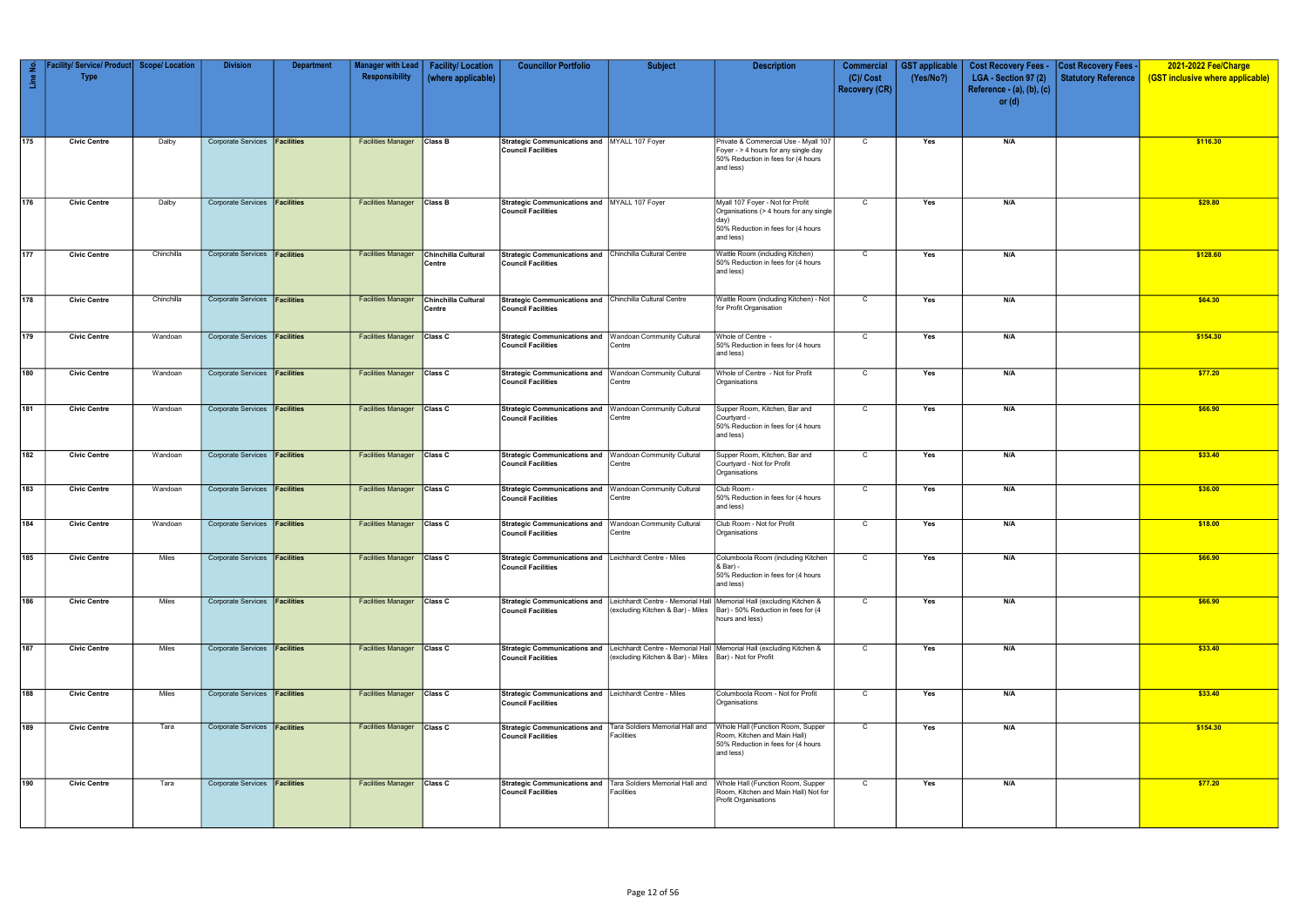| Line No. | Facility/ Service/ Product Type | Scope/ Location | Division | Department | Manager with Lead Responsibility | Facility/ Location (where applicable) | Councillor Portfolio | Subject | Description | Commercial (C)/ Cost Recovery (CR) | GST applicable (Yes/No?) | Cost Recovery Fees - LGA - Section 97 (2) Reference - (a), (b), (c) or (d) | Cost Recovery Fees - Statutory Reference | 2021-2022 Fee/Charge (GST inclusive where applicable) |
|---|---|---|---|---|---|---|---|---|---|---|---|---|---|---|
| 175 | Civic Centre | Dalby | Corporate Services | Facilities | Facilities Manager | Class B | Strategic Communications and Council Facilities | MYALL 107 Foyer | Private & Commercial Use - Myall 107 Foyer - > 4 hours for any single day 50% Reduction in fees for (4 hours and less) | C | Yes | N/A | | $116.30 |
| 176 | Civic Centre | Dalby | Corporate Services | Facilities | Facilities Manager | Class B | Strategic Communications and Council Facilities | MYALL 107 Foyer | Myall 107 Foyer - Not for Profit Organisations (> 4 hours for any single day) 50% Reduction in fees for (4 hours and less) | C | Yes | N/A | | $29.80 |
| 177 | Civic Centre | Chinchilla | Corporate Services | Facilities | Facilities Manager | Chinchilla Cultural Centre | Strategic Communications and Council Facilities | Chinchilla Cultural Centre | Wattle Room (including Kitchen) 50% Reduction in fees for (4 hours and less) | C | Yes | N/A | | $128.60 |
| 178 | Civic Centre | Chinchilla | Corporate Services | Facilities | Facilities Manager | Chinchilla Cultural Centre | Strategic Communications and Council Facilities | Chinchilla Cultural Centre | Wattle Room (including Kitchen) - Not for Profit Organisation | C | Yes | N/A | | $64.30 |
| 179 | Civic Centre | Wandoan | Corporate Services | Facilities | Facilities Manager | Class C | Strategic Communications and Council Facilities | Wandoan Community Cultural Centre | Whole of Centre - 50% Reduction in fees for (4 hours and less) | C | Yes | N/A | | $154.30 |
| 180 | Civic Centre | Wandoan | Corporate Services | Facilities | Facilities Manager | Class C | Strategic Communications and Council Facilities | Wandoan Community Cultural Centre | Whole of Centre - Not for Profit Organisations | C | Yes | N/A | | $77.20 |
| 181 | Civic Centre | Wandoan | Corporate Services | Facilities | Facilities Manager | Class C | Strategic Communications and Council Facilities | Wandoan Community Cultural Centre | Supper Room, Kitchen, Bar and Courtyard - 50% Reduction in fees for (4 hours and less) | C | Yes | N/A | | $66.90 |
| 182 | Civic Centre | Wandoan | Corporate Services | Facilities | Facilities Manager | Class C | Strategic Communications and Council Facilities | Wandoan Community Cultural Centre | Supper Room, Kitchen, Bar and Courtyard - Not for Profit Organisations | C | Yes | N/A | | $33.40 |
| 183 | Civic Centre | Wandoan | Corporate Services | Facilities | Facilities Manager | Class C | Strategic Communications and Council Facilities | Wandoan Community Cultural Centre | Club Room - 50% Reduction in fees for (4 hours and less) | C | Yes | N/A | | $36.00 |
| 184 | Civic Centre | Wandoan | Corporate Services | Facilities | Facilities Manager | Class C | Strategic Communications and Council Facilities | Wandoan Community Cultural Centre | Club Room - Not for Profit Organisations | C | Yes | N/A | | $18.00 |
| 185 | Civic Centre | Miles | Corporate Services | Facilities | Facilities Manager | Class C | Strategic Communications and Council Facilities | Leichhardt Centre - Miles | Columboola Room (including Kitchen & Bar) - 50% Reduction in fees for (4 hours and less) | C | Yes | N/A | | $66.90 |
| 186 | Civic Centre | Miles | Corporate Services | Facilities | Facilities Manager | Class C | Strategic Communications and Council Facilities | Leichhardt Centre - Memorial Hall (excluding Kitchen & Bar) - Miles | Memorial Hall (excluding Kitchen & Bar) - 50% Reduction in fees for (4 hours and less) | C | Yes | N/A | | $66.90 |
| 187 | Civic Centre | Miles | Corporate Services | Facilities | Facilities Manager | Class C | Strategic Communications and Council Facilities | Leichhardt Centre - Memorial Hall (excluding Kitchen & Bar) - Miles | Memorial Hall (excluding Kitchen & Bar) - Not for Profit | C | Yes | N/A | | $33.40 |
| 188 | Civic Centre | Miles | Corporate Services | Facilities | Facilities Manager | Class C | Strategic Communications and Council Facilities | Leichhardt Centre - Miles | Columboola Room - Not for Profit Organisations | C | Yes | N/A | | $33.40 |
| 189 | Civic Centre | Tara | Corporate Services | Facilities | Facilities Manager | Class C | Strategic Communications and Council Facilities | Tara Soldiers Memorial Hall and Facilities | Whole Hall (Function Room, Supper Room, Kitchen and Main Hall) 50% Reduction in fees for (4 hours and less) | C | Yes | N/A | | $154.30 |
| 190 | Civic Centre | Tara | Corporate Services | Facilities | Facilities Manager | Class C | Strategic Communications and Council Facilities | Tara Soldiers Memorial Hall and Facilities | Whole Hall (Function Room, Supper Room, Kitchen and Main Hall) Not for Profit Organisations | C | Yes | N/A | | $77.20 |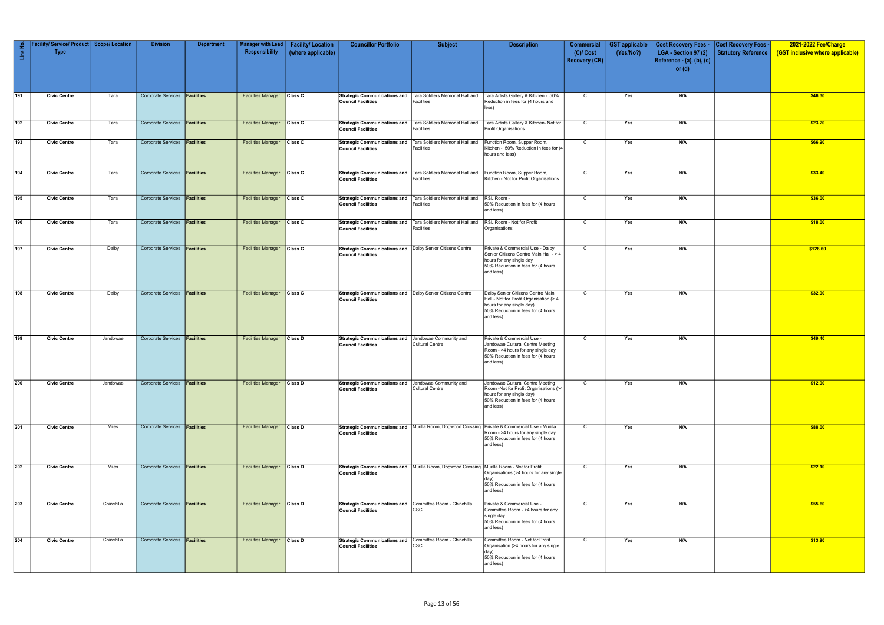| Line No. | Facility/ Service/ Product Type | Scope/ Location | Division | Department | Manager with Lead Responsibility | Facility/ Location (where applicable) | Councillor Portfolio | Subject | Description | Commercial (C)/ Cost Recovery (CR) | GST applicable (Yes/No?) | Cost Recovery Fees - LGA - Section 97 (2) Reference - (a), (b), (c) or (d) | Cost Recovery Fees - Statutory Reference | 2021-2022 Fee/Charge (GST inclusive where applicable) |
|---|---|---|---|---|---|---|---|---|---|---|---|---|---|---|
| 191 | Civic Centre | Tara | Corporate Services | Facilities | Facilities Manager | Class C | Strategic Communications and Council Facilities | Tara Soldiers Memorial Hall and Facilities | Tara Artists Gallery & Kitchen - 50% Reduction in fees for (4 hours and less) | C | Yes | N/A | | $46.30 |
| 192 | Civic Centre | Tara | Corporate Services | Facilities | Facilities Manager | Class C | Strategic Communications and Council Facilities | Tara Soldiers Memorial Hall and Facilities | Tara Artists Gallery & Kitchen- Not for Profit Organisations | C | Yes | N/A | | $23.20 |
| 193 | Civic Centre | Tara | Corporate Services | Facilities | Facilities Manager | Class C | Strategic Communications and Council Facilities | Tara Soldiers Memorial Hall and Facilities | Function Room, Supper Room, Kitchen - 50% Reduction in fees for (4 hours and less) | C | Yes | N/A | | $66.90 |
| 194 | Civic Centre | Tara | Corporate Services | Facilities | Facilities Manager | Class C | Strategic Communications and Council Facilities | Tara Soldiers Memorial Hall and Facilities | Function Room, Supper Room, Kitchen - Not for Profit Organisations | C | Yes | N/A | | $33.40 |
| 195 | Civic Centre | Tara | Corporate Services | Facilities | Facilities Manager | Class C | Strategic Communications and Council Facilities | Tara Soldiers Memorial Hall and Facilities | RSL Room - 50% Reduction in fees for (4 hours and less) | C | Yes | N/A | | $36.00 |
| 196 | Civic Centre | Tara | Corporate Services | Facilities | Facilities Manager | Class C | Strategic Communications and Council Facilities | Tara Soldiers Memorial Hall and Facilities | RSL Room - Not for Profit Organisations | C | Yes | N/A | | $18.00 |
| 197 | Civic Centre | Dalby | Corporate Services | Facilities | Facilities Manager | Class C | Strategic Communications and Council Facilities | Dalby Senior Citizens Centre | Private & Commercial Use - Dalby Senior Citizens Centre Main Hall - > 4 hours for any single day 50% Reduction in fees for (4 hours and less) | C | Yes | N/A | | $126.60 |
| 198 | Civic Centre | Dalby | Corporate Services | Facilities | Facilities Manager | Class C | Strategic Communications and Council Facilities | Dalby Senior Citizens Centre | Dalby Senior Citizens Centre Main Hall - Not for Profit Organisation (> 4 hours for any single day) 50% Reduction in fees for (4 hours and less) | C | Yes | N/A | | $32.90 |
| 199 | Civic Centre | Jandowae | Corporate Services | Facilities | Facilities Manager | Class D | Strategic Communications and Council Facilities | Jandowae Community and Cultural Centre | Private & Commercial Use - Jandowae Cultural Centre Meeting Room - >4 hours for any single day 50% Reduction in fees for (4 hours and less) | C | Yes | N/A | | $49.40 |
| 200 | Civic Centre | Jandowae | Corporate Services | Facilities | Facilities Manager | Class D | Strategic Communications and Council Facilities | Jandowae Community and Cultural Centre | Jandowae Cultural Centre Meeting Room -Not for Profit Organisations (>4 hours for any single day) 50% Reduction in fees for (4 hours and less) | C | Yes | N/A | | $12.90 |
| 201 | Civic Centre | Miles | Corporate Services | Facilities | Facilities Manager | Class D | Strategic Communications and Council Facilities | Murilla Room, Dogwood Crossing | Private & Commercial Use - Murilla Room - >4 hours for any single day 50% Reduction in fees for (4 hours and less) | C | Yes | N/A | | $88.00 |
| 202 | Civic Centre | Miles | Corporate Services | Facilities | Facilities Manager | Class D | Strategic Communications and Council Facilities | Murilla Room, Dogwood Crossing | Murilla Room - Not for Profit Organisations (>4 hours for any single day) 50% Reduction in fees for (4 hours and less) | C | Yes | N/A | | $22.10 |
| 203 | Civic Centre | Chinchilla | Corporate Services | Facilities | Facilities Manager | Class D | Strategic Communications and Council Facilities | Committee Room - Chinchilla CSC | Private & Commercial Use - Committee Room - >4 hours for any single day 50% Reduction in fees for (4 hours and less) | C | Yes | N/A | | $55.60 |
| 204 | Civic Centre | Chinchilla | Corporate Services | Facilities | Facilities Manager | Class D | Strategic Communications and Council Facilities | Committee Room - Chinchilla CSC | Committee Room - Not for Profit Organisation (>4 hours for any single day) 50% Reduction in fees for (4 hours and less) | C | Yes | N/A | | $13.90 |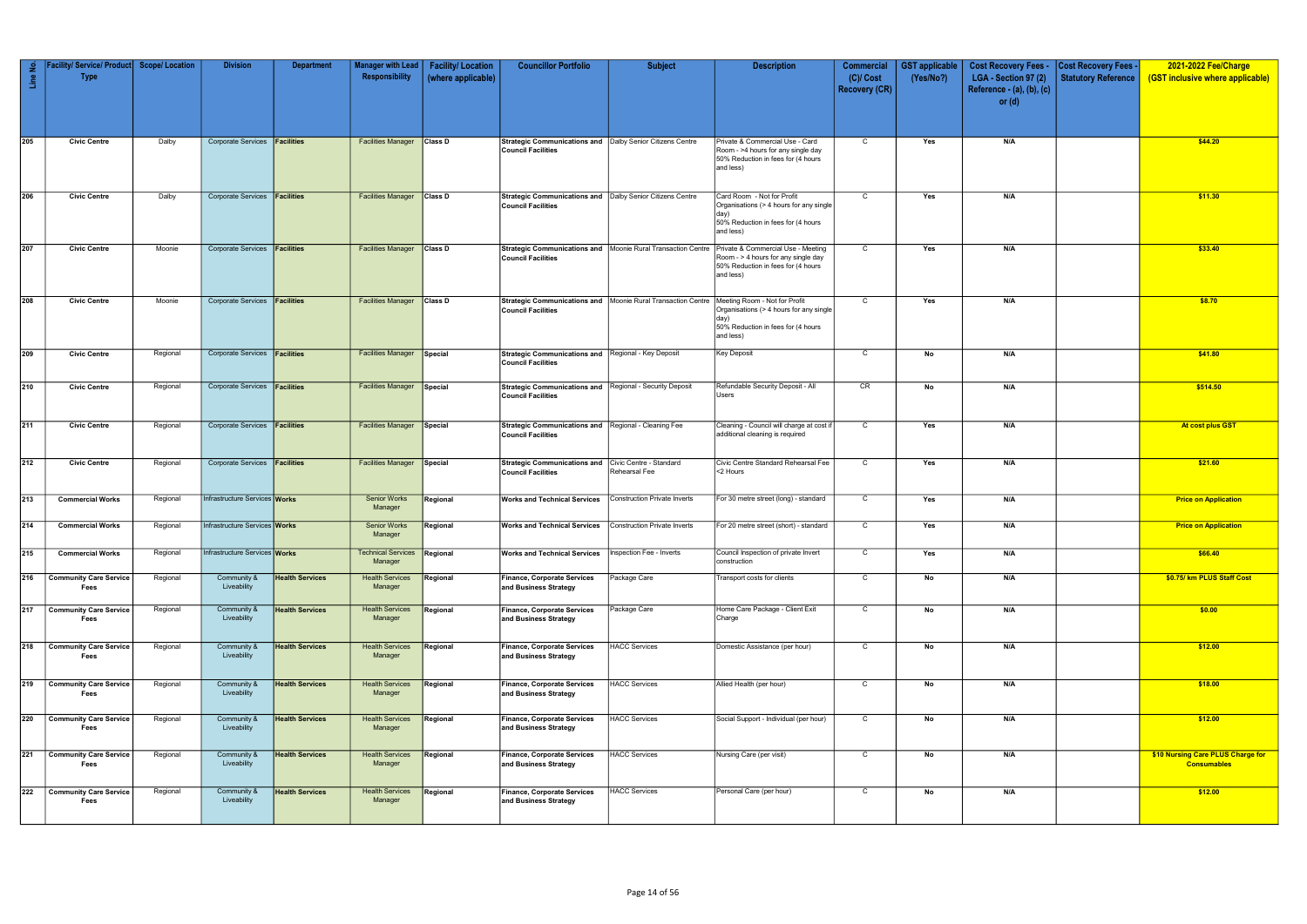| Line No. | Facility/ Service/ Product Type | Scope/ Location | Division | Department | Manager with Lead Responsibility | Facility/ Location (where applicable) | Councillor Portfolio | Subject | Description | Commercial (C)/ Cost Recovery (CR) | GST applicable (Yes/No?) | Cost Recovery Fees - LGA - Section 97 (2) Reference - (a), (b), (c) or (d) | Cost Recovery Fees - Statutory Reference | 2021-2022 Fee/Charge (GST inclusive where applicable) |
|---|---|---|---|---|---|---|---|---|---|---|---|---|---|---|
| 205 | Civic Centre | Dalby | Corporate Services | Facilities | Facilities Manager | Class D | Strategic Communications and Council Facilities | Dalby Senior Citizens Centre | Private & Commercial Use - Card Room - >4 hours for any single day 50% Reduction in fees for (4 hours and less) | C | Yes | N/A | | $44.20 |
| 206 | Civic Centre | Dalby | Corporate Services | Facilities | Facilities Manager | Class D | Strategic Communications and Council Facilities | Dalby Senior Citizens Centre | Card Room - Not for Profit Organisations (> 4 hours for any single day) 50% Reduction in fees for (4 hours and less) | C | Yes | N/A | | $11.30 |
| 207 | Civic Centre | Moonie | Corporate Services | Facilities | Facilities Manager | Class D | Strategic Communications and Council Facilities | Moonie Rural Transaction Centre | Private & Commercial Use - Meeting Room - > 4 hours for any single day 50% Reduction in fees for (4 hours and less) | C | Yes | N/A | | $33.40 |
| 208 | Civic Centre | Moonie | Corporate Services | Facilities | Facilities Manager | Class D | Strategic Communications and Council Facilities | Moonie Rural Transaction Centre | Meeting Room - Not for Profit Organisations (> 4 hours for any single day) 50% Reduction in fees for (4 hours and less) | C | Yes | N/A | | $8.70 |
| 209 | Civic Centre | Regional | Corporate Services | Facilities | Facilities Manager | Special | Strategic Communications and Council Facilities | Regional - Key Deposit | Key Deposit | C | No | N/A | | $41.80 |
| 210 | Civic Centre | Regional | Corporate Services | Facilities | Facilities Manager | Special | Strategic Communications and Council Facilities | Regional - Security Deposit | Refundable Security Deposit - All Users | CR | No | N/A | | $514.50 |
| 211 | Civic Centre | Regional | Corporate Services | Facilities | Facilities Manager | Special | Strategic Communications and Council Facilities | Regional - Cleaning Fee | Cleaning - Council will charge at cost if additional cleaning is required | C | Yes | N/A | | At cost plus GST |
| 212 | Civic Centre | Regional | Corporate Services | Facilities | Facilities Manager | Special | Strategic Communications and Council Facilities | Civic Centre - Standard Rehearsal Fee | Civic Centre Standard Rehearsal Fee <2 Hours | C | Yes | N/A | | $21.60 |
| 213 | Commercial Works | Regional | Infrastructure Services | Works | Senior Works Manager | Regional | Works and Technical Services | Construction Private Inverts | For 30 metre street (long) - standard | C | Yes | N/A | | Price on Application |
| 214 | Commercial Works | Regional | Infrastructure Services | Works | Senior Works Manager | Regional | Works and Technical Services | Construction Private Inverts | For 20 metre street (short) - standard | C | Yes | N/A | | Price on Application |
| 215 | Commercial Works | Regional | Infrastructure Services | Works | Technical Services Manager | Regional | Works and Technical Services | Inspection Fee - Inverts | Council Inspection of private Invert construction | C | Yes | N/A | | $66.40 |
| 216 | Community Care Service Fees | Regional | Community & Liveability | Health Services | Health Services Manager | Regional | Finance, Corporate Services and Business Strategy | Package Care | Transport costs for clients | C | No | N/A | | $0.75/ km PLUS Staff Cost |
| 217 | Community Care Service Fees | Regional | Community & Liveability | Health Services | Health Services Manager | Regional | Finance, Corporate Services and Business Strategy | Package Care | Home Care Package - Client Exit Charge | C | No | N/A | | $0.00 |
| 218 | Community Care Service Fees | Regional | Community & Liveability | Health Services | Health Services Manager | Regional | Finance, Corporate Services and Business Strategy | HACC Services | Domestic Assistance (per hour) | C | No | N/A | | $12.00 |
| 219 | Community Care Service Fees | Regional | Community & Liveability | Health Services | Health Services Manager | Regional | Finance, Corporate Services and Business Strategy | HACC Services | Allied Health (per hour) | C | No | N/A | | $18.00 |
| 220 | Community Care Service Fees | Regional | Community & Liveability | Health Services | Health Services Manager | Regional | Finance, Corporate Services and Business Strategy | HACC Services | Social Support - Individual (per hour) | C | No | N/A | | $12.00 |
| 221 | Community Care Service Fees | Regional | Community & Liveability | Health Services | Health Services Manager | Regional | Finance, Corporate Services and Business Strategy | HACC Services | Nursing Care (per visit) | C | No | N/A | | $10 Nursing Care PLUS Charge for Consumables |
| 222 | Community Care Service Fees | Regional | Community & Liveability | Health Services | Health Services Manager | Regional | Finance, Corporate Services and Business Strategy | HACC Services | Personal Care (per hour) | C | No | N/A | | $12.00 |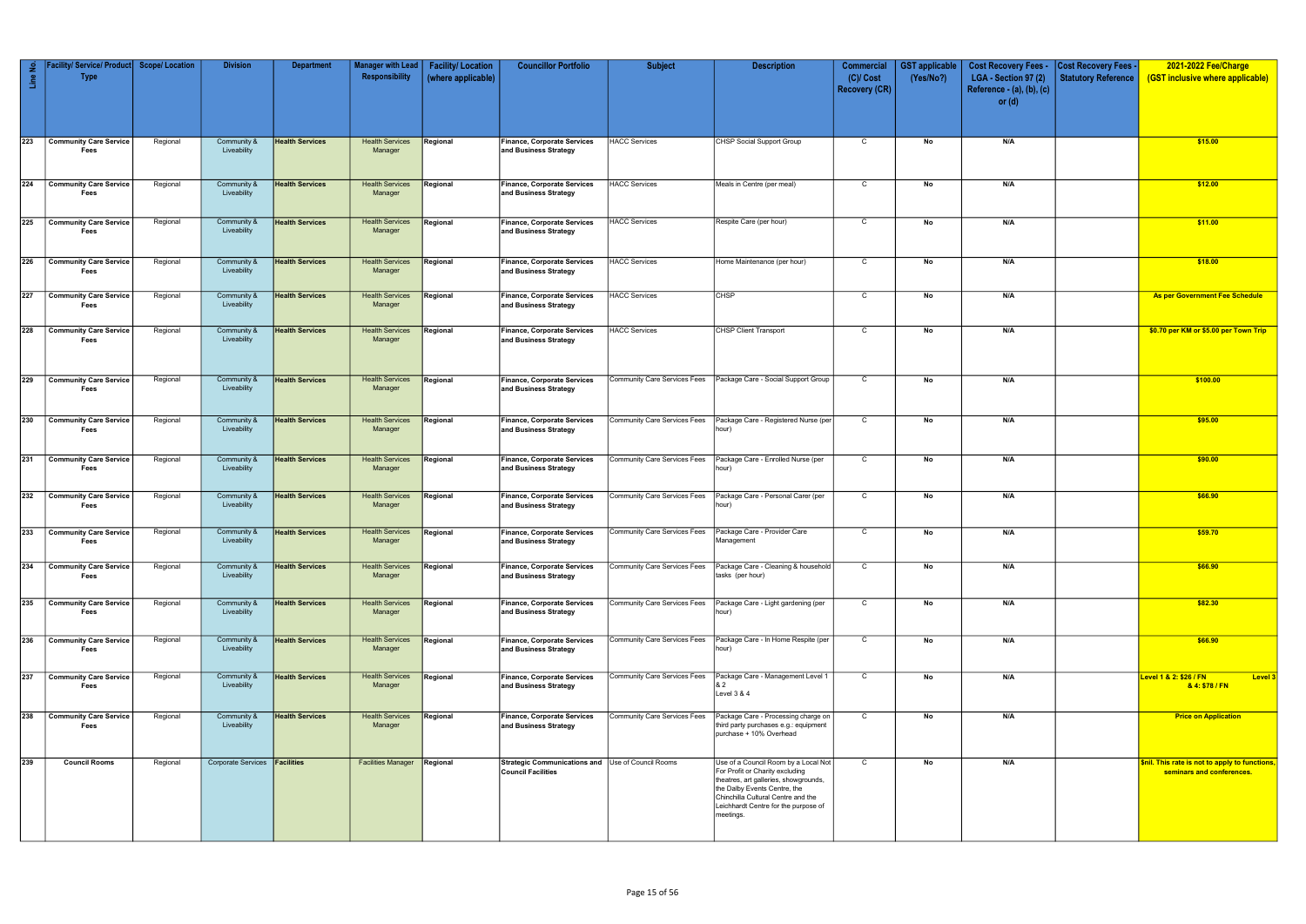| Line No. | Facility/ Service/ Product Type | Scope/ Location | Division | Department | Manager with Lead Responsibility | Facility/ Location (where applicable) | Councillor Portfolio | Subject | Description | Commercial (C)/ Cost Recovery (CR) | GST applicable (Yes/No?) | Cost Recovery Fees - LGA - Section 97 (2) Reference - (a), (b), (c) or (d) | Cost Recovery Fees - Statutory Reference | 2021-2022 Fee/Charge (GST inclusive where applicable) |
|---|---|---|---|---|---|---|---|---|---|---|---|---|---|---|
| 223 | Community Care Service Fees | Regional | Community & Liveability | Health Services | Health Services Manager | Regional | Finance, Corporate Services and Business Strategy | HACC Services | CHSP Social Support Group | C | No | N/A | | $15.00 |
| 224 | Community Care Service Fees | Regional | Community & Liveability | Health Services | Health Services Manager | Regional | Finance, Corporate Services and Business Strategy | HACC Services | Meals in Centre (per meal) | C | No | N/A | | $12.00 |
| 225 | Community Care Service Fees | Regional | Community & Liveability | Health Services | Health Services Manager | Regional | Finance, Corporate Services and Business Strategy | HACC Services | Respite Care (per hour) | C | No | N/A | | $11.00 |
| 226 | Community Care Service Fees | Regional | Community & Liveability | Health Services | Health Services Manager | Regional | Finance, Corporate Services and Business Strategy | HACC Services | Home Maintenance (per hour) | C | No | N/A | | $18.00 |
| 227 | Community Care Service Fees | Regional | Community & Liveability | Health Services | Health Services Manager | Regional | Finance, Corporate Services and Business Strategy | HACC Services | CHSP | C | No | N/A | | As per Government Fee Schedule |
| 228 | Community Care Service Fees | Regional | Community & Liveability | Health Services | Health Services Manager | Regional | Finance, Corporate Services and Business Strategy | HACC Services | CHSP Client Transport | C | No | N/A | | $0.70 per KM or $5.00 per Town Trip |
| 229 | Community Care Service Fees | Regional | Community & Liveability | Health Services | Health Services Manager | Regional | Finance, Corporate Services and Business Strategy | Community Care Services Fees | Package Care - Social Support Group | C | No | N/A | | $100.00 |
| 230 | Community Care Service Fees | Regional | Community & Liveability | Health Services | Health Services Manager | Regional | Finance, Corporate Services and Business Strategy | Community Care Services Fees | Package Care - Registered Nurse (per hour) | C | No | N/A | | $95.00 |
| 231 | Community Care Service Fees | Regional | Community & Liveability | Health Services | Health Services Manager | Regional | Finance, Corporate Services and Business Strategy | Community Care Services Fees | Package Care - Enrolled Nurse (per hour) | C | No | N/A | | $90.00 |
| 232 | Community Care Service Fees | Regional | Community & Liveability | Health Services | Health Services Manager | Regional | Finance, Corporate Services and Business Strategy | Community Care Services Fees | Package Care - Personal Carer (per hour) | C | No | N/A | | $66.90 |
| 233 | Community Care Service Fees | Regional | Community & Liveability | Health Services | Health Services Manager | Regional | Finance, Corporate Services and Business Strategy | Community Care Services Fees | Package Care - Provider Care Management | C | No | N/A | | $59.70 |
| 234 | Community Care Service Fees | Regional | Community & Liveability | Health Services | Health Services Manager | Regional | Finance, Corporate Services and Business Strategy | Community Care Services Fees | Package Care - Cleaning & household tasks (per hour) | C | No | N/A | | $66.90 |
| 235 | Community Care Service Fees | Regional | Community & Liveability | Health Services | Health Services Manager | Regional | Finance, Corporate Services and Business Strategy | Community Care Services Fees | Package Care - Light gardening (per hour) | C | No | N/A | | $82.30 |
| 236 | Community Care Service Fees | Regional | Community & Liveability | Health Services | Health Services Manager | Regional | Finance, Corporate Services and Business Strategy | Community Care Services Fees | Package Care - In Home Respite (per hour) | C | No | N/A | | $66.90 |
| 237 | Community Care Service Fees | Regional | Community & Liveability | Health Services | Health Services Manager | Regional | Finance, Corporate Services and Business Strategy | Community Care Services Fees | Package Care - Management Level 1 & 2<br>Level 3 & 4 | C | No | N/A | | Level 1 & 2: $26 / FN Level 3 & 4: $78 / FN |
| 238 | Community Care Service Fees | Regional | Community & Liveability | Health Services | Health Services Manager | Regional | Finance, Corporate Services and Business Strategy | Community Care Services Fees | Package Care - Processing charge on third party purchases e.g.: equipment purchase + 10% Overhead | C | No | N/A | | Price on Application |
| 239 | Council Rooms | Regional | Corporate Services | Facilities | Facilities Manager | Regional | Strategic Communications and Council Facilities | Use of Council Rooms | Use of a Council Room by a Local Not For Profit or Charity excluding theatres, art galleries, showgrounds, the Dalby Events Centre, the Chinchilla Cultural Centre and the Leichhardt Centre for the purpose of meetings. | C | No | N/A | | $nil. This rate is not to apply to functions, seminars and conferences. |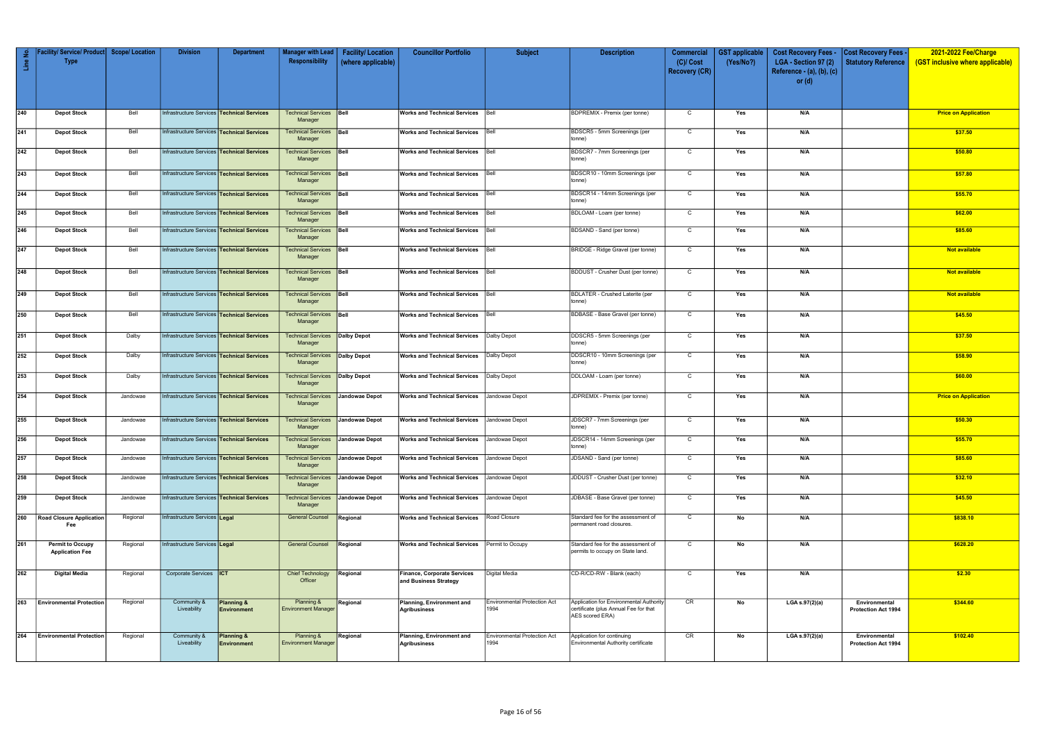| Line No. | Facility/ Service/ Product Type | Scope/ Location | Division | Department | Manager with Lead Responsibility | Facility/ Location (where applicable) | Councillor Portfolio | Subject | Description | Commercial (C)/ Cost Recovery (CR) | GST applicable (Yes/No?) | Cost Recovery Fees - LGA - Section 97 (2) Reference - (a), (b), (c) or (d) | Cost Recovery Fees - Statutory Reference | 2021-2022 Fee/Charge (GST inclusive where applicable) |
|---|---|---|---|---|---|---|---|---|---|---|---|---|---|---|
| 240 | Depot Stock | Bell | Infrastructure Services | Technical Services | Technical Services Manager | Bell | Works and Technical Services | Bell | BDPREMIX - Premix (per tonne) | C | Yes | N/A | | Price on Application |
| 241 | Depot Stock | Bell | Infrastructure Services | Technical Services | Technical Services Manager | Bell | Works and Technical Services | Bell | BDSCR5 - 5mm Screenings (per tonne) | C | Yes | N/A | | $37.50 |
| 242 | Depot Stock | Bell | Infrastructure Services | Technical Services | Technical Services Manager | Bell | Works and Technical Services | Bell | BDSCR7 - 7mm Screenings (per tonne) | C | Yes | N/A | | $50.80 |
| 243 | Depot Stock | Bell | Infrastructure Services | Technical Services | Technical Services Manager | Bell | Works and Technical Services | Bell | BDSCR10 - 10mm Screenings (per tonne) | C | Yes | N/A | | $57.80 |
| 244 | Depot Stock | Bell | Infrastructure Services | Technical Services | Technical Services Manager | Bell | Works and Technical Services | Bell | BDSCR14 - 14mm Screenings (per tonne) | C | Yes | N/A | | $55.70 |
| 245 | Depot Stock | Bell | Infrastructure Services | Technical Services | Technical Services Manager | Bell | Works and Technical Services | Bell | BDLOAM - Loam (per tonne) | C | Yes | N/A | | $62.00 |
| 246 | Depot Stock | Bell | Infrastructure Services | Technical Services | Technical Services Manager | Bell | Works and Technical Services | Bell | BDSAND - Sand (per tonne) | C | Yes | N/A | | $85.60 |
| 247 | Depot Stock | Bell | Infrastructure Services | Technical Services | Technical Services Manager | Bell | Works and Technical Services | Bell | BRIDGE - Ridge Gravel (per tonne) | C | Yes | N/A | | Not available |
| 248 | Depot Stock | Bell | Infrastructure Services | Technical Services | Technical Services Manager | Bell | Works and Technical Services | Bell | BDDUST - Crusher Dust (per tonne) | C | Yes | N/A | | Not available |
| 249 | Depot Stock | Bell | Infrastructure Services | Technical Services | Technical Services Manager | Bell | Works and Technical Services | Bell | BDLATER - Crushed Laterite (per tonne) | C | Yes | N/A | | Not available |
| 250 | Depot Stock | Bell | Infrastructure Services | Technical Services | Technical Services Manager | Bell | Works and Technical Services | Bell | BDBASE - Base Gravel (per tonne) | C | Yes | N/A | | $45.50 |
| 251 | Depot Stock | Dalby | Infrastructure Services | Technical Services | Technical Services Manager | Dalby Depot | Works and Technical Services | Dalby Depot | DDSCR5 - 5mm Screenings (per tonne) | C | Yes | N/A | | $37.50 |
| 252 | Depot Stock | Dalby | Infrastructure Services | Technical Services | Technical Services Manager | Dalby Depot | Works and Technical Services | Dalby Depot | DDSCR10 - 10mm Screenings (per tonne) | C | Yes | N/A | | $58.90 |
| 253 | Depot Stock | Dalby | Infrastructure Services | Technical Services | Technical Services Manager | Dalby Depot | Works and Technical Services | Dalby Depot | DDLOAM - Loam (per tonne) | C | Yes | N/A | | $60.00 |
| 254 | Depot Stock | Jandowae | Infrastructure Services | Technical Services | Technical Services Manager | Jandowae Depot | Works and Technical Services | Jandowae Depot | JDPREMIX - Premix (per tonne) | C | Yes | N/A | | Price on Application |
| 255 | Depot Stock | Jandowae | Infrastructure Services | Technical Services | Technical Services Manager | Jandowae Depot | Works and Technical Services | Jandowae Depot | JDSCR7 - 7mm Screenings (per tonne) | C | Yes | N/A | | $50.30 |
| 256 | Depot Stock | Jandowae | Infrastructure Services | Technical Services | Technical Services Manager | Jandowae Depot | Works and Technical Services | Jandowae Depot | JDSCR14 - 14mm Screenings (per tonne) | C | Yes | N/A | | $55.70 |
| 257 | Depot Stock | Jandowae | Infrastructure Services | Technical Services | Technical Services Manager | Jandowae Depot | Works and Technical Services | Jandowae Depot | JDSAND - Sand (per tonne) | C | Yes | N/A | | $85.60 |
| 258 | Depot Stock | Jandowae | Infrastructure Services | Technical Services | Technical Services Manager | Jandowae Depot | Works and Technical Services | Jandowae Depot | JDDUST - Crusher Dust (per tonne) | C | Yes | N/A | | $32.10 |
| 259 | Depot Stock | Jandowae | Infrastructure Services | Technical Services | Technical Services Manager | Jandowae Depot | Works and Technical Services | Jandowae Depot | JDBASE - Base Gravel (per tonne) | C | Yes | N/A | | $45.50 |
| 260 | Road Closure Application Fee | Regional | Infrastructure Services | Legal | General Counsel | Regional | Works and Technical Services | Road Closure | Standard fee for the assessment of permanent road closures. | C | No | N/A | | $838.10 |
| 261 | Permit to Occupy Application Fee | Regional | Infrastructure Services | Legal | General Counsel | Regional | Works and Technical Services | Permit to Occupy | Standard fee for the assessment of permits to occupy on State land. | C | No | N/A | | $628.20 |
| 262 | Digital Media | Regional | Corporate Services | ICT | Chief Technology Officer | Regional | Finance, Corporate Services and Business Strategy | Digital Media | CD-R/CD-RW - Blank (each) | C | Yes | N/A | | $2.30 |
| 263 | Environmental Protection | Regional | Community & Liveability | Planning & Environment | Planning & Environment Manager | Regional | Planning, Environment and Agribusiness | Environmental Protection Act 1994 | Application for Environmental Authority certificate (plus Annual Fee for that AES scored ERA) | CR | No | LGA s.97(2)(a) | Environmental Protection Act 1994 | $344.60 |
| 264 | Environmental Protection | Regional | Community & Liveability | Planning & Environment | Planning & Environment Manager | Regional | Planning, Environment and Agribusiness | Environmental Protection Act 1994 | Application for continuing Environmental Authority certificate | CR | No | LGA s.97(2)(a) | Environmental Protection Act 1994 | $102.40 |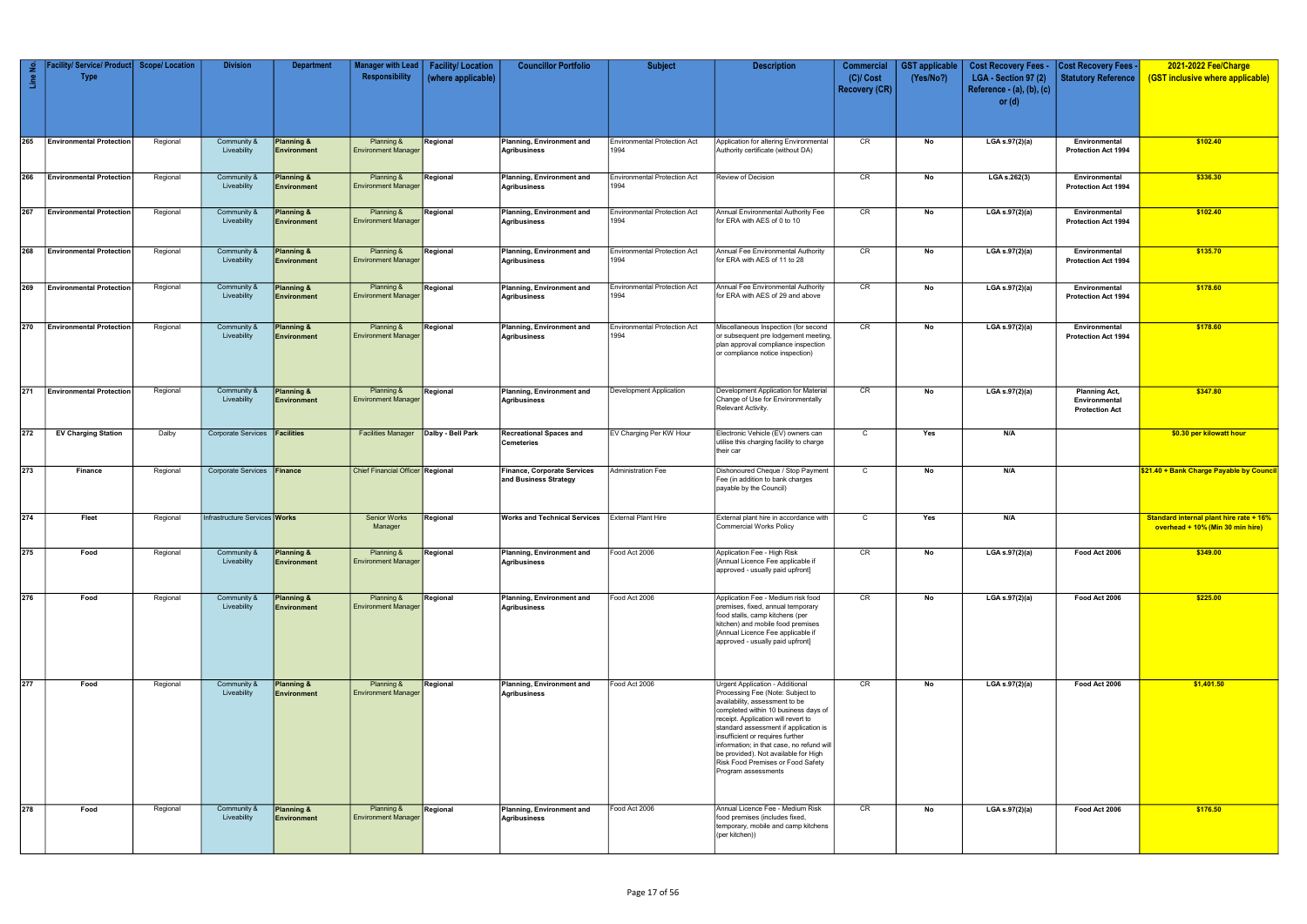| Line No. | Facility/ Service/ Product Type | Scope/ Location | Division | Department | Manager with Lead Responsibility | Facility/ Location (where applicable) | Councillor Portfolio | Subject | Description | Commercial (C)/ Cost Recovery (CR) | GST applicable (Yes/No?) | Cost Recovery Fees - LGA - Section 97 (2) Reference - (a), (b), (c) or (d) | Cost Recovery Fees - Statutory Reference | 2021-2022 Fee/Charge (GST inclusive where applicable) |
|---|---|---|---|---|---|---|---|---|---|---|---|---|---|---|
| 265 | Environmental Protection | Regional | Community & Liveability | Planning & Environment | Planning & Environment Manager | Regional | Planning, Environment and Agribusiness | Environmental Protection Act 1994 | Application for altering Environmental Authority certificate (without DA) | CR | No | LGA s.97(2)(a) | Environmental Protection Act 1994 | $102.40 |
| 266 | Environmental Protection | Regional | Community & Liveability | Planning & Environment | Planning & Environment Manager | Regional | Planning, Environment and Agribusiness | Environmental Protection Act 1994 | Review of Decision | CR | No | LGA s.262(3) | Environmental Protection Act 1994 | $336.30 |
| 267 | Environmental Protection | Regional | Community & Liveability | Planning & Environment | Planning & Environment Manager | Regional | Planning, Environment and Agribusiness | Environmental Protection Act 1994 | Annual Environmental Authority Fee for ERA with AES of 0 to 10 | CR | No | LGA s.97(2)(a) | Environmental Protection Act 1994 | $102.40 |
| 268 | Environmental Protection | Regional | Community & Liveability | Planning & Environment | Planning & Environment Manager | Regional | Planning, Environment and Agribusiness | Environmental Protection Act 1994 | Annual Fee Environmental Authority for ERA with AES of 11 to 28 | CR | No | LGA s.97(2)(a) | Environmental Protection Act 1994 | $135.70 |
| 269 | Environmental Protection | Regional | Community & Liveability | Planning & Environment | Planning & Environment Manager | Regional | Planning, Environment and Agribusiness | Environmental Protection Act 1994 | Annual Fee Environmental Authority for ERA with AES of 29 and above | CR | No | LGA s.97(2)(a) | Environmental Protection Act 1994 | $178.60 |
| 270 | Environmental Protection | Regional | Community & Liveability | Planning & Environment | Planning & Environment Manager | Regional | Planning, Environment and Agribusiness | Environmental Protection Act 1994 | Miscellaneous Inspection (for second or subsequent pre lodgement meeting, plan approval compliance inspection or compliance notice inspection) | CR | No | LGA s.97(2)(a) | Environmental Protection Act 1994 | $178.60 |
| 271 | Environmental Protection | Regional | Community & Liveability | Planning & Environment | Planning & Environment Manager | Regional | Planning, Environment and Agribusiness | Development Application | Development Application for Material Change of Use for Environmentally Relevant Activity. | CR | No | LGA s.97(2)(a) | Planning Act, Environmental Protection Act | $347.80 |
| 272 | EV Charging Station | Dalby | Corporate Services | Facilities | Facilities Manager | Dalby - Bell Park | Recreational Spaces and Cemeteries | EV Charging Per KW Hour | Electronic Vehicle (EV) owners can utilise this charging facility to charge their car | C | Yes | N/A | | $0.30 per kilowatt hour |
| 273 | Finance | Regional | Corporate Services | Finance | Chief Financial Officer | Regional | Finance, Corporate Services and Business Strategy | Administration Fee | Dishonoured Cheque / Stop Payment Fee (in addition to bank charges payable by the Council) | C | No | N/A | | $21.40 + Bank Charge Payable by Council |
| 274 | Fleet | Regional | Infrastructure Services | Works | Senior Works Manager | Regional | Works and Technical Services | External Plant Hire | External plant hire in accordance with Commercial Works Policy | C | Yes | N/A | | Standard internal plant hire rate + 16% overhead + 10% (Min 30 min hire) |
| 275 | Food | Regional | Community & Liveability | Planning & Environment | Planning & Environment Manager | Regional | Planning, Environment and Agribusiness | Food Act 2006 | Application Fee - High Risk [Annual Licence Fee applicable if approved - usually paid upfront] | CR | No | LGA s.97(2)(a) | Food Act 2006 | $349.00 |
| 276 | Food | Regional | Community & Liveability | Planning & Environment | Planning & Environment Manager | Regional | Planning, Environment and Agribusiness | Food Act 2006 | Application Fee - Medium risk food premises, fixed, annual temporary food stalls, camp kitchens (per kitchen) and mobile food premises [Annual Licence Fee applicable if approved - usually paid upfront] | CR | No | LGA s.97(2)(a) | Food Act 2006 | $225.00 |
| 277 | Food | Regional | Community & Liveability | Planning & Environment | Planning & Environment Manager | Regional | Planning, Environment and Agribusiness | Food Act 2006 | Urgent Application - Additional Processing Fee (Note: Subject to availability, assessment to be completed within 10 business days of receipt. Application will revert to standard assessment if application is insufficient or requires further information; in that case, no refund will be provided). Not available for High Risk Food Premises or Food Safety Program assessments | CR | No | LGA s.97(2)(a) | Food Act 2006 | $1,401.50 |
| 278 | Food | Regional | Community & Liveability | Planning & Environment | Planning & Environment Manager | Regional | Planning, Environment and Agribusiness | Food Act 2006 | Annual Licence Fee - Medium Risk food premises (includes fixed, temporary, mobile and camp kitchens (per kitchen)) | CR | No | LGA s.97(2)(a) | Food Act 2006 | $176.50 |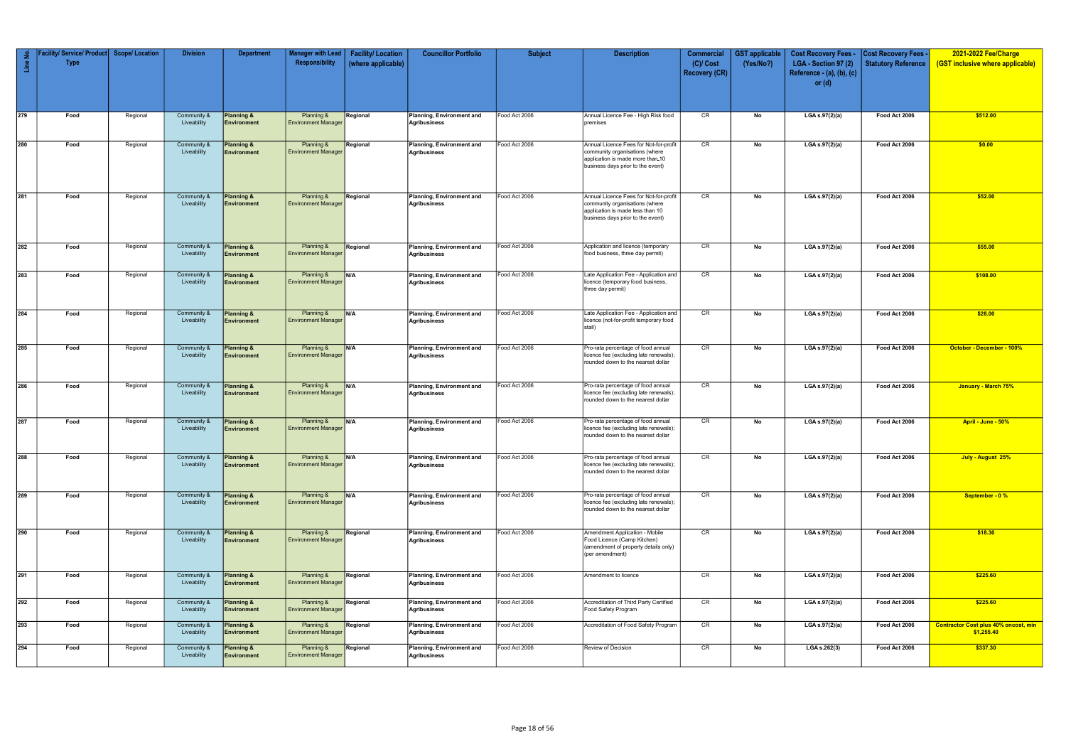| Line No. | Facility/ Service/ Product Type | Scope/ Location | Division | Department | Manager with Lead Responsibility | Facility/ Location (where applicable) | Councillor Portfolio | Subject | Description | Commercial (C)/ Cost Recovery (CR) | GST applicable (Yes/No?) | Cost Recovery Fees - LGA - Section 97 (2) Reference - (a), (b), (c) or (d) | Cost Recovery Fees - Statutory Reference | 2021-2022 Fee/Charge (GST inclusive where applicable) |
|---|---|---|---|---|---|---|---|---|---|---|---|---|---|---|
| 279 | Food | Regional | Community & Liveability | Planning & Environment | Planning & Environment Manager | Regional | Planning, Environment and Agribusiness | Food Act 2006 | Annual Licence Fee - High Risk food premises | CR | No | LGA s.97(2)(a) | Food Act 2006 | $512.00 |
| 280 | Food | Regional | Community & Liveability | Planning & Environment | Planning & Environment Manager | Regional | Planning, Environment and Agribusiness | Food Act 2006 | Annual Licence Fees for Not-for-profit community organisations (where application is made more than 10 business days prior to the event) | CR | No | LGA s.97(2)(a) | Food Act 2006 | $0.00 |
| 281 | Food | Regional | Community & Liveability | Planning & Environment | Planning & Environment Manager | Regional | Planning, Environment and Agribusiness | Food Act 2006 | Annual Licence Fees for Not-for-profit community organisations (where application is made less than 10 business days prior to the event) | CR | No | LGA s.97(2)(a) | Food Act 2006 | $52.00 |
| 282 | Food | Regional | Community & Liveability | Planning & Environment | Planning & Environment Manager | Regional | Planning, Environment and Agribusiness | Food Act 2006 | Application and licence (temporary food business, three day permit) | CR | No | LGA s.97(2)(a) | Food Act 2006 | $55.00 |
| 283 | Food | Regional | Community & Liveability | Planning & Environment | Planning & Environment Manager | N/A | Planning, Environment and Agribusiness | Food Act 2006 | Late Application Fee - Application and licence (temporary food business, three day permit) | CR | No | LGA s.97(2)(a) | Food Act 2006 | $108.00 |
| 284 | Food | Regional | Community & Liveability | Planning & Environment | Planning & Environment Manager | N/A | Planning, Environment and Agribusiness | Food Act 2006 | Late Application Fee - Application and licence (not-for-profit temporary food stall) | CR | No | LGA s.97(2)(a) | Food Act 2006 | $28.00 |
| 285 | Food | Regional | Community & Liveability | Planning & Environment | Planning & Environment Manager | N/A | Planning, Environment and Agribusiness | Food Act 2006 | Pro-rata percentage of food annual licence fee (excluding late renewals); rounded down to the nearest dollar | CR | No | LGA s.97(2)(a) | Food Act 2006 | October - December - 100% |
| 286 | Food | Regional | Community & Liveability | Planning & Environment | Planning & Environment Manager | N/A | Planning, Environment and Agribusiness | Food Act 2006 | Pro-rata percentage of food annual licence fee (excluding late renewals); rounded down to the nearest dollar | CR | No | LGA s.97(2)(a) | Food Act 2006 | January - March 75% |
| 287 | Food | Regional | Community & Liveability | Planning & Environment | Planning & Environment Manager | N/A | Planning, Environment and Agribusiness | Food Act 2006 | Pro-rata percentage of food annual licence fee (excluding late renewals); rounded down to the nearest dollar | CR | No | LGA s.97(2)(a) | Food Act 2006 | April - June - 50% |
| 288 | Food | Regional | Community & Liveability | Planning & Environment | Planning & Environment Manager | N/A | Planning, Environment and Agribusiness | Food Act 2006 | Pro-rata percentage of food annual licence fee (excluding late renewals); rounded down to the nearest dollar | CR | No | LGA s.97(2)(a) | Food Act 2006 | July - August 25% |
| 289 | Food | Regional | Community & Liveability | Planning & Environment | Planning & Environment Manager | N/A | Planning, Environment and Agribusiness | Food Act 2006 | Pro-rata percentage of food annual licence fee (excluding late renewals); rounded down to the nearest dollar | CR | No | LGA s.97(2)(a) | Food Act 2006 | September - 0 % |
| 290 | Food | Regional | Community & Liveability | Planning & Environment | Planning & Environment Manager | Regional | Planning, Environment and Agribusiness | Food Act 2006 | Amendment Application - Mobile Food Licence (Camp Kitchen) (amendment of property details only) (per amendment) | CR | No | LGA s.97(2)(a) | Food Act 2006 | $18.30 |
| 291 | Food | Regional | Community & Liveability | Planning & Environment | Planning & Environment Manager | Regional | Planning, Environment and Agribusiness | Food Act 2006 | Amendment to licence | CR | No | LGA s.97(2)(a) | Food Act 2006 | $225.60 |
| 292 | Food | Regional | Community & Liveability | Planning & Environment | Planning & Environment Manager | Regional | Planning, Environment and Agribusiness | Food Act 2006 | Accreditation of Third Party Certified Food Safety Program | CR | No | LGA s.97(2)(a) | Food Act 2006 | $225.60 |
| 293 | Food | Regional | Community & Liveability | Planning & Environment | Planning & Environment Manager | Regional | Planning, Environment and Agribusiness | Food Act 2006 | Accreditation of Food Safety Program | CR | No | LGA s.97(2)(a) | Food Act 2006 | Contractor Cost plus 40% oncost, min $1,255.40 |
| 294 | Food | Regional | Community & Liveability | Planning & Environment | Planning & Environment Manager | Regional | Planning, Environment and Agribusiness | Food Act 2006 | Review of Decision | CR | No | LGA s.262(3) | Food Act 2006 | $337.30 |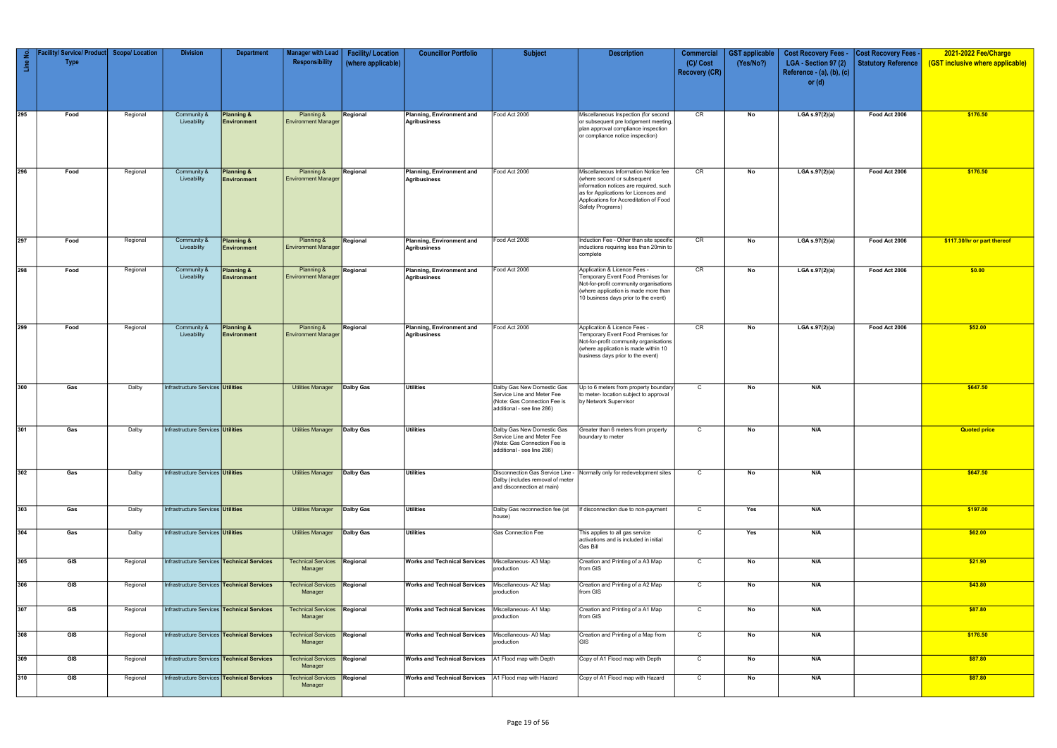| Line No. | Facility/ Service/ Product Type | Scope/ Location | Division | Department | Manager with Lead Responsibility | Facility/ Location (where applicable) | Councillor Portfolio | Subject | Description | Commercial (C)/ Cost Recovery (CR) | GST applicable (Yes/No?) | Cost Recovery Fees - LGA - Section 97 (2) Reference - (a), (b), (c) or (d) | Cost Recovery Fees - Statutory Reference | 2021-2022 Fee/Charge (GST inclusive where applicable) |
|---|---|---|---|---|---|---|---|---|---|---|---|---|---|---|
| 295 | Food | Regional | Community & Liveability | Planning & Environment | Planning & Environment Manager | Regional | Planning, Environment and Agribusiness | Food Act 2006 | Miscellaneous Inspection (for second or subsequent pre lodgement meeting, plan approval compliance inspection or compliance notice inspection) | CR | No | LGA s.97(2)(a) | Food Act 2006 | $176.50 |
| 296 | Food | Regional | Community & Liveability | Planning & Environment | Planning & Environment Manager | Regional | Planning, Environment and Agribusiness | Food Act 2006 | Miscellaneous Information Notice fee (where second or subsequent information notices are required, such as for Applications for Licences and Applications for Accreditation of Food Safety Programs) | CR | No | LGA s.97(2)(a) | Food Act 2006 | $176.50 |
| 297 | Food | Regional | Community & Liveability | Planning & Environment | Planning & Environment Manager | Regional | Planning, Environment and Agribusiness | Food Act 2006 | Induction Fee - Other than site specific inductions requiring less than 20min to complete | CR | No | LGA s.97(2)(a) | Food Act 2006 | $117.30/hr or part thereof |
| 298 | Food | Regional | Community & Liveability | Planning & Environment | Planning & Environment Manager | Regional | Planning, Environment and Agribusiness | Food Act 2006 | Application & Licence Fees - Temporary Event Food Premises for Not-for-profit community organisations (where application is made more than 10 business days prior to the event) | CR | No | LGA s.97(2)(a) | Food Act 2006 | $0.00 |
| 299 | Food | Regional | Community & Liveability | Planning & Environment | Planning & Environment Manager | Regional | Planning, Environment and Agribusiness | Food Act 2006 | Application & Licence Fees - Temporary Event Food Premises for Not-for-profit community organisations (where application is made within 10 business days prior to the event) | CR | No | LGA s.97(2)(a) | Food Act 2006 | $52.00 |
| 300 | Gas | Dalby | Infrastructure Services | Utilities | Utilities Manager | Dalby Gas | Utilities | Dalby Gas New Domestic Gas Service Line and Meter Fee (Note: Gas Connection Fee is additional - see line 286) | Up to 6 meters from property boundary to meter- location subject to approval by Network Supervisor | C | No | N/A | | $647.50 |
| 301 | Gas | Dalby | Infrastructure Services | Utilities | Utilities Manager | Dalby Gas | Utilities | Dalby Gas New Domestic Gas Service Line and Meter Fee (Note: Gas Connection Fee is additional - see line 286) | Greater than 6 meters from property boundary to meter | C | No | N/A | | Quoted price |
| 302 | Gas | Dalby | Infrastructure Services | Utilities | Utilities Manager | Dalby Gas | Utilities | Disconnection Gas Service Line - Dalby (includes removal of meter and disconnection at main) | Normally only for redevelopment sites | C | No | N/A | | $647.50 |
| 303 | Gas | Dalby | Infrastructure Services | Utilities | Utilities Manager | Dalby Gas | Utilities | Dalby Gas reconnection fee (at house) | If disconnection due to non-payment | C | Yes | N/A | | $197.00 |
| 304 | Gas | Dalby | Infrastructure Services | Utilities | Utilities Manager | Dalby Gas | Utilities | Gas Connection Fee | This applies to all gas service activations and is included in initial Gas Bill | C | Yes | N/A | | $62.00 |
| 305 | GIS | Regional | Infrastructure Services | Technical Services | Technical Services Manager | Regional | Works and Technical Services | Miscellaneous- A3 Map production | Creation and Printing of a A3 Map from GIS | C | No | N/A | | $21.90 |
| 306 | GIS | Regional | Infrastructure Services | Technical Services | Technical Services Manager | Regional | Works and Technical Services | Miscellaneous- A2 Map production | Creation and Printing of a A2 Map from GIS | C | No | N/A | | $43.80 |
| 307 | GIS | Regional | Infrastructure Services | Technical Services | Technical Services Manager | Regional | Works and Technical Services | Miscellaneous- A1 Map production | Creation and Printing of a A1 Map from GIS | C | No | N/A | | $87.80 |
| 308 | GIS | Regional | Infrastructure Services | Technical Services | Technical Services Manager | Regional | Works and Technical Services | Miscellaneous- A0 Map production | Creation and Printing of a Map from GIS | C | No | N/A | | $176.50 |
| 309 | GIS | Regional | Infrastructure Services | Technical Services | Technical Services Manager | Regional | Works and Technical Services | A1 Flood map with Depth | Copy of A1 Flood map with Depth | C | No | N/A | | $87.80 |
| 310 | GIS | Regional | Infrastructure Services | Technical Services | Technical Services Manager | Regional | Works and Technical Services | A1 Flood map with Hazard | Copy of A1 Flood map with Hazard | C | No | N/A | | $87.80 |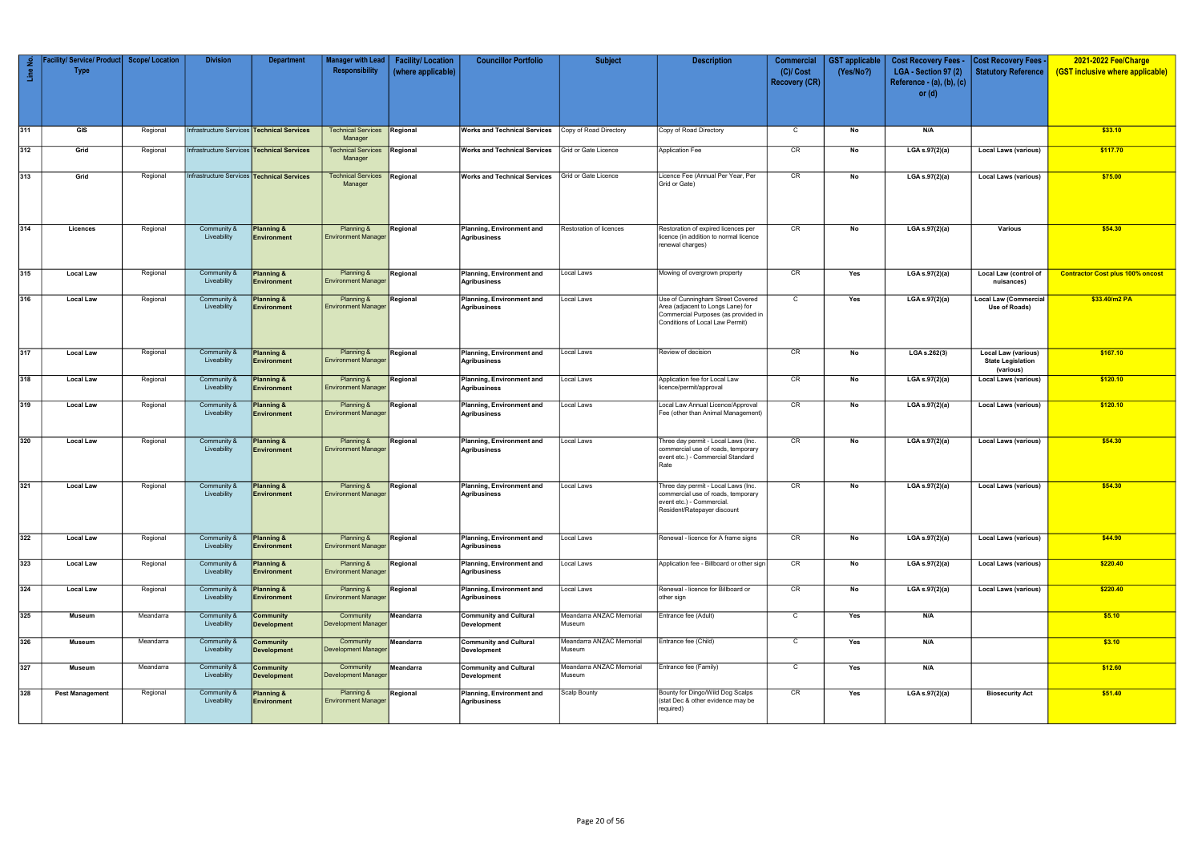| Line No. | Facility/ Service/ Product Type | Scope/ Location | Division | Department | Manager with Lead Responsibility | Facility/ Location (where applicable) | Councillor Portfolio | Subject | Description | Commercial (C)/ Cost Recovery (CR) | GST applicable (Yes/No?) | Cost Recovery Fees - LGA - Section 97 (2) Reference - (a), (b), (c) or (d) | Cost Recovery Fees - Statutory Reference | 2021-2022 Fee/Charge (GST inclusive where applicable) |
|---|---|---|---|---|---|---|---|---|---|---|---|---|---|---|
| 311 | GIS | Regional | Infrastructure Services | Technical Services | Technical Services Manager | Regional | Works and Technical Services | Copy of Road Directory | Copy of Road Directory | C | No | N/A | | $33.10 |
| 312 | Grid | Regional | Infrastructure Services | Technical Services | Technical Services Manager | Regional | Works and Technical Services | Grid or Gate Licence | Application Fee | CR | No | LGA s.97(2)(a) | Local Laws (various) | $117.70 |
| 313 | Grid | Regional | Infrastructure Services | Technical Services | Technical Services Manager | Regional | Works and Technical Services | Grid or Gate Licence | Licence Fee (Annual Per Year, Per Grid or Gate) | CR | No | LGA s.97(2)(a) | Local Laws (various) | $75.00 |
| 314 | Licences | Regional | Community & Liveability | Planning & Environment | Planning & Environment Manager | Regional | Planning, Environment and Agribusiness | Restoration of licences | Restoration of expired licences per licence (in addition to normal licence renewal charges) | CR | No | LGA s.97(2)(a) | Various | $54.30 |
| 315 | Local Law | Regional | Community & Liveability | Planning & Environment | Planning & Environment Manager | Regional | Planning, Environment and Agribusiness | Local Laws | Mowing of overgrown property | CR | Yes | LGA s.97(2)(a) | Local Law (control of nuisances) | Contractor Cost plus 100% oncost |
| 316 | Local Law | Regional | Community & Liveability | Planning & Environment | Planning & Environment Manager | Regional | Planning, Environment and Agribusiness | Local Laws | Use of Cunningham Street Covered Area (adjacent to Longs Lane) for Commercial Purposes (as provided in Conditions of Local Law Permit) | C | Yes | LGA s.97(2)(a) | Local Law (Commercial Use of Roads) | $33.40/m2 PA |
| 317 | Local Law | Regional | Community & Liveability | Planning & Environment | Planning & Environment Manager | Regional | Planning, Environment and Agribusiness | Local Laws | Review of decision | CR | No | LGA s.262(3) | Local Law (various) State Legislation (various) | $167.10 |
| 318 | Local Law | Regional | Community & Liveability | Planning & Environment | Planning & Environment Manager | Regional | Planning, Environment and Agribusiness | Local Laws | Application fee for Local Law licence/permit/approval | CR | No | LGA s.97(2)(a) | Local Laws (various) | $120.10 |
| 319 | Local Law | Regional | Community & Liveability | Planning & Environment | Planning & Environment Manager | Regional | Planning, Environment and Agribusiness | Local Laws | Local Law Annual Licence/Approval Fee (other than Animal Management) | CR | No | LGA s.97(2)(a) | Local Laws (various) | $120.10 |
| 320 | Local Law | Regional | Community & Liveability | Planning & Environment | Planning & Environment Manager | Regional | Planning, Environment and Agribusiness | Local Laws | Three day permit - Local Laws (Inc. commercial use of roads, temporary event etc.) - Commercial Standard Rate | CR | No | LGA s.97(2)(a) | Local Laws (various) | $54.30 |
| 321 | Local Law | Regional | Community & Liveability | Planning & Environment | Planning & Environment Manager | Regional | Planning, Environment and Agribusiness | Local Laws | Three day permit - Local Laws (Inc. commercial use of roads, temporary event etc.) - Commercial. Resident/Ratepayer discount | CR | No | LGA s.97(2)(a) | Local Laws (various) | $54.30 |
| 322 | Local Law | Regional | Community & Liveability | Planning & Environment | Planning & Environment Manager | Regional | Planning, Environment and Agribusiness | Local Laws | Renewal - licence for A frame signs | CR | No | LGA s.97(2)(a) | Local Laws (various) | $44.90 |
| 323 | Local Law | Regional | Community & Liveability | Planning & Environment | Planning & Environment Manager | Regional | Planning, Environment and Agribusiness | Local Laws | Application fee - Billboard or other sign | CR | No | LGA s.97(2)(a) | Local Laws (various) | $220.40 |
| 324 | Local Law | Regional | Community & Liveability | Planning & Environment | Planning & Environment Manager | Regional | Planning, Environment and Agribusiness | Local Laws | Renewal - licence for Billboard or other sign | CR | No | LGA s.97(2)(a) | Local Laws (various) | $220.40 |
| 325 | Museum | Meandarra | Community & Liveability | Community Development | Community Development Manager | Meandarra | Community and Cultural Development | Meandarra ANZAC Memorial Museum | Entrance fee (Adult) | C | Yes | N/A | | $5.10 |
| 326 | Museum | Meandarra | Community & Liveability | Community Development | Community Development Manager | Meandarra | Community and Cultural Development | Meandarra ANZAC Memorial Museum | Entrance fee (Child) | C | Yes | N/A | | $3.10 |
| 327 | Museum | Meandarra | Community & Liveability | Community Development | Community Development Manager | Meandarra | Community and Cultural Development | Meandarra ANZAC Memorial Museum | Entrance fee (Family) | C | Yes | N/A | | $12.60 |
| 328 | Pest Management | Regional | Community & Liveability | Planning & Environment | Planning & Environment Manager | Regional | Planning, Environment and Agribusiness | Scalp Bounty | Bounty for Dingo/Wild Dog Scalps (stat Dec & other evidence may be required) | CR | Yes | LGA s.97(2)(a) | Biosecurity Act | $51.40 |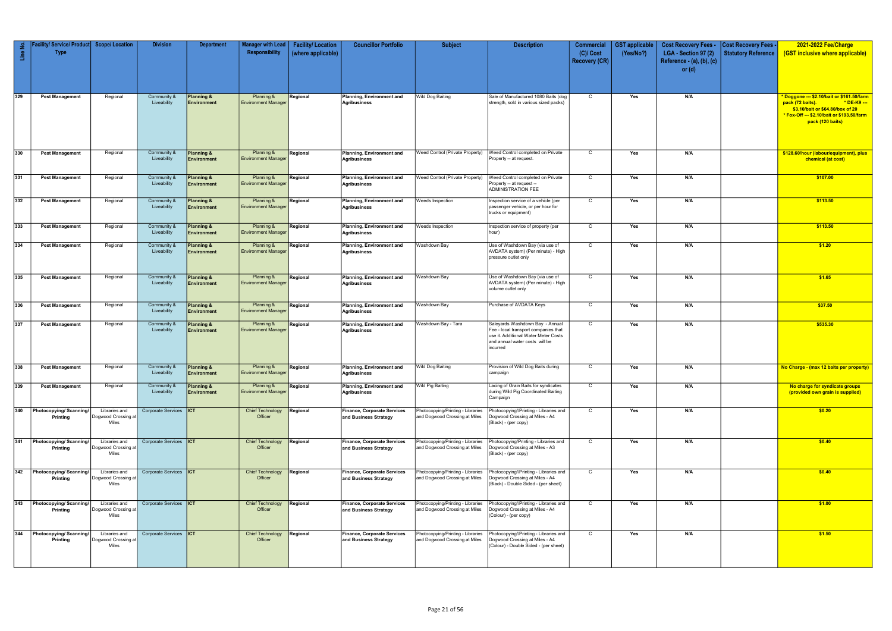| Line No. | Facility/ Service/ Product Type | Scope/ Location | Division | Department | Manager with Lead Responsibility | Facility/ Location (where applicable) | Councillor Portfolio | Subject | Description | Commercial (C)/ Cost Recovery (CR) | GST applicable (Yes/No?) | Cost Recovery Fees - LGA - Section 97 (2) Reference - (a), (b), (c) or (d) | Cost Recovery Fees - Statutory Reference | 2021-2022 Fee/Charge (GST inclusive where applicable) |
|---|---|---|---|---|---|---|---|---|---|---|---|---|---|---|
| 329 | Pest Management | Regional | Community & Liveability | Planning & Environment | Planning & Environment Manager | Regional | Planning, Environment and Agribusiness | Wild Dog Baiting | Sale of Manufactured 1080 Baits (dog strength, sold in various sized packs) | C | Yes | N/A | | * Doggone --- $2.10/bait or $161.50/farm pack (72 baits). * DE-K9 --- $3.10/bait or $64.80/box of 20 * Fox-Off --- $2.10/bait or $193.50/farm pack (120 baits) |
| 330 | Pest Management | Regional | Community & Liveability | Planning & Environment | Planning & Environment Manager | Regional | Planning, Environment and Agribusiness | Weed Control (Private Property) | Weed Control completed on Private Property -- at request. | C | Yes | N/A | | $128.60/hour (labour/equipment), plus chemical (at cost) |
| 331 | Pest Management | Regional | Community & Liveability | Planning & Environment | Planning & Environment Manager | Regional | Planning, Environment and Agribusiness | Weed Control (Private Property) | Weed Control completed on Private Property -- at request -- ADMINISTRATION FEE | C | Yes | N/A | | $107.00 |
| 332 | Pest Management | Regional | Community & Liveability | Planning & Environment | Planning & Environment Manager | Regional | Planning, Environment and Agribusiness | Weeds Inspection | Inspection service of a vehicle (per passenger vehicle, or per hour for trucks or equipment) | C | Yes | N/A | | $113.50 |
| 333 | Pest Management | Regional | Community & Liveability | Planning & Environment | Planning & Environment Manager | Regional | Planning, Environment and Agribusiness | Weeds Inspection | Inspection service of property (per hour) | C | Yes | N/A | | $113.50 |
| 334 | Pest Management | Regional | Community & Liveability | Planning & Environment | Planning & Environment Manager | Regional | Planning, Environment and Agribusiness | Washdown Bay | Use of Washdown Bay (via use of AVDATA system) (Per minute) - High pressure outlet only | C | Yes | N/A | | $1.20 |
| 335 | Pest Management | Regional | Community & Liveability | Planning & Environment | Planning & Environment Manager | Regional | Planning, Environment and Agribusiness | Washdown Bay | Use of Washdown Bay (via use of AVDATA system) (Per minute) - High volume outlet only | C | Yes | N/A | | $1.65 |
| 336 | Pest Management | Regional | Community & Liveability | Planning & Environment | Planning & Environment Manager | Regional | Planning, Environment and Agribusiness | Washdown Bay | Purchase of AVDATA Keys | C | Yes | N/A | | $37.50 |
| 337 | Pest Management | Regional | Community & Liveability | Planning & Environment | Planning & Environment Manager | Regional | Planning, Environment and Agribusiness | Washdown Bay - Tara | Saleyards Washdown Bay - Annual Fee - local transport companies that use it. Additional Water Meter Costs and annual water costs will be incurred | C | Yes | N/A | | $535.30 |
| 338 | Pest Management | Regional | Community & Liveability | Planning & Environment | Planning & Environment Manager | Regional | Planning, Environment and Agribusiness | Wild Dog Baiting | Provision of Wild Dog Baits during campaign | C | Yes | N/A | | No Charge - (max 12 baits per property) |
| 339 | Pest Management | Regional | Community & Liveability | Planning & Environment | Planning & Environment Manager | Regional | Planning, Environment and Agribusiness | Wild Pig Baiting | Lacing of Grain Baits for syndicates during Wild Pig Coordinated Baiting Campaign | C | Yes | N/A | | No charge for syndicate groups (provided own grain is supplied) |
| 340 | Photocopying/ Scanning/ Printing | Libraries and Dogwood Crossing at Miles | Corporate Services | ICT | Chief Technology Officer | Regional | Finance, Corporate Services and Business Strategy | Photocopying/Printing - Libraries and Dogwood Crossing at Miles | Photocopying//Printing - Libraries and Dogwood Crossing at Miles - A4 (Black) - (per copy) | C | Yes | N/A | | $0.20 |
| 341 | Photocopying/ Scanning/ Printing | Libraries and Dogwood Crossing at Miles | Corporate Services | ICT | Chief Technology Officer | Regional | Finance, Corporate Services and Business Strategy | Photocopying/Printing - Libraries and Dogwood Crossing at Miles | Photocopying/Printing - Libraries and Dogwood Crossing at Miles - A3 (Black) - (per copy) | C | Yes | N/A | | $0.40 |
| 342 | Photocopying/ Scanning/ Printing | Libraries and Dogwood Crossing at Miles | Corporate Services | ICT | Chief Technology Officer | Regional | Finance, Corporate Services and Business Strategy | Photocopying/Printing - Libraries and Dogwood Crossing at Miles | Photocopying//Printing - Libraries and Dogwood Crossing at Miles - A4 (Black) - Double Sided - (per sheet) | C | Yes | N/A | | $0.40 |
| 343 | Photocopying/ Scanning/ Printing | Libraries and Dogwood Crossing at Miles | Corporate Services | ICT | Chief Technology Officer | Regional | Finance, Corporate Services and Business Strategy | Photocopying/Printing - Libraries and Dogwood Crossing at Miles | Photocopying//Printing - Libraries and Dogwood Crossing at Miles - A4 (Colour) - (per copy) | C | Yes | N/A | | $1.00 |
| 344 | Photocopying/ Scanning/ Printing | Libraries and Dogwood Crossing at Miles | Corporate Services | ICT | Chief Technology Officer | Regional | Finance, Corporate Services and Business Strategy | Photocopying/Printing - Libraries and Dogwood Crossing at Miles | Photocopying//Printing - Libraries and Dogwood Crossing at Miles - A4 (Colour) - Double Sided - (per sheet) | C | Yes | N/A | | $1.50 |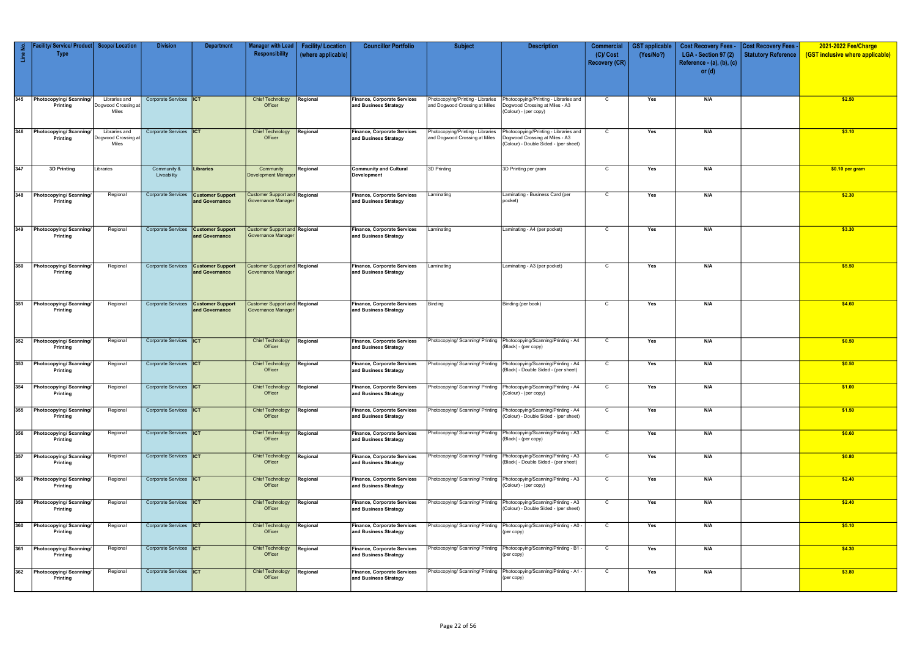| Line No. | Facility/ Service/ Product Type | Scope/ Location | Division | Department | Manager with Lead Responsibility | Facility/ Location (where applicable) | Councillor Portfolio | Subject | Description | Commercial (C)/ Cost Recovery (CR) | GST applicable (Yes/No?) | Cost Recovery Fees - LGA - Section 97 (2) Reference - (a), (b), (c) or (d) | Cost Recovery Fees - Statutory Reference | 2021-2022 Fee/Charge (GST inclusive where applicable) |
|---|---|---|---|---|---|---|---|---|---|---|---|---|---|---|
| 345 | Photocopying/ Scanning/ Printing | Libraries and Dogwood Crossing at Miles | Corporate Services | ICT | Chief Technology Officer | Regional | Finance, Corporate Services and Business Strategy | Photocopying/Printing - Libraries and Dogwood Crossing at Miles | Photocopying//Printing - Libraries and Dogwood Crossing at Miles - A3 (Colour) - (per copy) | C | Yes | N/A | | $2.50 |
| 346 | Photocopying/ Scanning/ Printing | Libraries and Dogwood Crossing at Miles | Corporate Services | ICT | Chief Technology Officer | Regional | Finance, Corporate Services and Business Strategy | Photocopying/Printing - Libraries and Dogwood Crossing at Miles | Photocopying//Printing - Libraries and Dogwood Crossing at Miles - A3 (Colour) - Double Sided - (per sheet) | C | Yes | N/A | | $3.10 |
| 347 | 3D Printing | Libraries | Community & Liveability | Libraries | Community Development Manager | Regional | Community and Cultural Development | 3D Printing | 3D Printing per gram | C | Yes | N/A | | $0.10 per gram |
| 348 | Photocopying/ Scanning/ Printing | Regional | Corporate Services | Customer Support and Governance | Customer Support and Governance Manager | Regional | Finance, Corporate Services and Business Strategy | Laminating | Laminating - Business Card (per pocket) | C | Yes | N/A | | $2.30 |
| 349 | Photocopying/ Scanning/ Printing | Regional | Corporate Services | Customer Support and Governance | Customer Support and Governance Manager | Regional | Finance, Corporate Services and Business Strategy | Laminating | Laminating - A4 (per pocket) | C | Yes | N/A | | $3.30 |
| 350 | Photocopying/ Scanning/ Printing | Regional | Corporate Services | Customer Support and Governance | Customer Support and Governance Manager | Regional | Finance, Corporate Services and Business Strategy | Laminating | Laminating - A3 (per pocket) | C | Yes | N/A | | $5.50 |
| 351 | Photocopying/ Scanning/ Printing | Regional | Corporate Services | Customer Support and Governance | Customer Support and Governance Manager | Regional | Finance, Corporate Services and Business Strategy | Binding | Binding (per book) | C | Yes | N/A | | $4.60 |
| 352 | Photocopying/ Scanning/ Printing | Regional | Corporate Services | ICT | Chief Technology Officer | Regional | Finance, Corporate Services and Business Strategy | Photocopying/ Scanning/ Printing | Photocopying/Scanning/Printing - A4 (Black) - (per copy) | C | Yes | N/A | | $0.50 |
| 353 | Photocopying/ Scanning/ Printing | Regional | Corporate Services | ICT | Chief Technology Officer | Regional | Finance, Corporate Services and Business Strategy | Photocopying/ Scanning/ Printing | Photocopying/Scanning/Printing - A4 (Black) - Double Sided - (per sheet) | C | Yes | N/A | | $0.50 |
| 354 | Photocopying/ Scanning/ Printing | Regional | Corporate Services | ICT | Chief Technology Officer | Regional | Finance, Corporate Services and Business Strategy | Photocopying/ Scanning/ Printing | Photocopying/Scanning/Printing - A4 (Colour) - (per copy) | C | Yes | N/A | | $1.00 |
| 355 | Photocopying/ Scanning/ Printing | Regional | Corporate Services | ICT | Chief Technology Officer | Regional | Finance, Corporate Services and Business Strategy | Photocopying/ Scanning/ Printing | Photocopying/Scanning/Printing - A4 (Colour) - Double Sided - (per sheet) | C | Yes | N/A | | $1.50 |
| 356 | Photocopying/ Scanning/ Printing | Regional | Corporate Services | ICT | Chief Technology Officer | Regional | Finance, Corporate Services and Business Strategy | Photocopying/ Scanning/ Printing | Photocopying/Scanning/Printing - A3 (Black) - (per copy) | C | Yes | N/A | | $0.60 |
| 357 | Photocopying/ Scanning/ Printing | Regional | Corporate Services | ICT | Chief Technology Officer | Regional | Finance, Corporate Services and Business Strategy | Photocopying/ Scanning/ Printing | Photocopying/Scanning/Printing - A3 (Black) - Double Sided - (per sheet) | C | Yes | N/A | | $0.80 |
| 358 | Photocopying/ Scanning/ Printing | Regional | Corporate Services | ICT | Chief Technology Officer | Regional | Finance, Corporate Services and Business Strategy | Photocopying/ Scanning/ Printing | Photocopying/Scanning/Printing - A3 (Colour) - (per copy) | C | Yes | N/A | | $2.40 |
| 359 | Photocopying/ Scanning/ Printing | Regional | Corporate Services | ICT | Chief Technology Officer | Regional | Finance, Corporate Services and Business Strategy | Photocopying/ Scanning/ Printing | Photocopying/Scanning/Printing - A3 (Colour) - Double Sided - (per sheet) | C | Yes | N/A | | $2.40 |
| 360 | Photocopying/ Scanning/ Printing | Regional | Corporate Services | ICT | Chief Technology Officer | Regional | Finance, Corporate Services and Business Strategy | Photocopying/ Scanning/ Printing | Photocopying/Scanning/Printing - A0 - (per copy) | C | Yes | N/A | | $5.10 |
| 361 | Photocopying/ Scanning/ Printing | Regional | Corporate Services | ICT | Chief Technology Officer | Regional | Finance, Corporate Services and Business Strategy | Photocopying/ Scanning/ Printing | Photocopying/Scanning/Printing - B1 - (per copy) | C | Yes | N/A | | $4.30 |
| 362 | Photocopying/ Scanning/ Printing | Regional | Corporate Services | ICT | Chief Technology Officer | Regional | Finance, Corporate Services and Business Strategy | Photocopying/ Scanning/ Printing | Photocopying/Scanning/Printing - A1 - (per copy) | C | Yes | N/A | | $3.80 |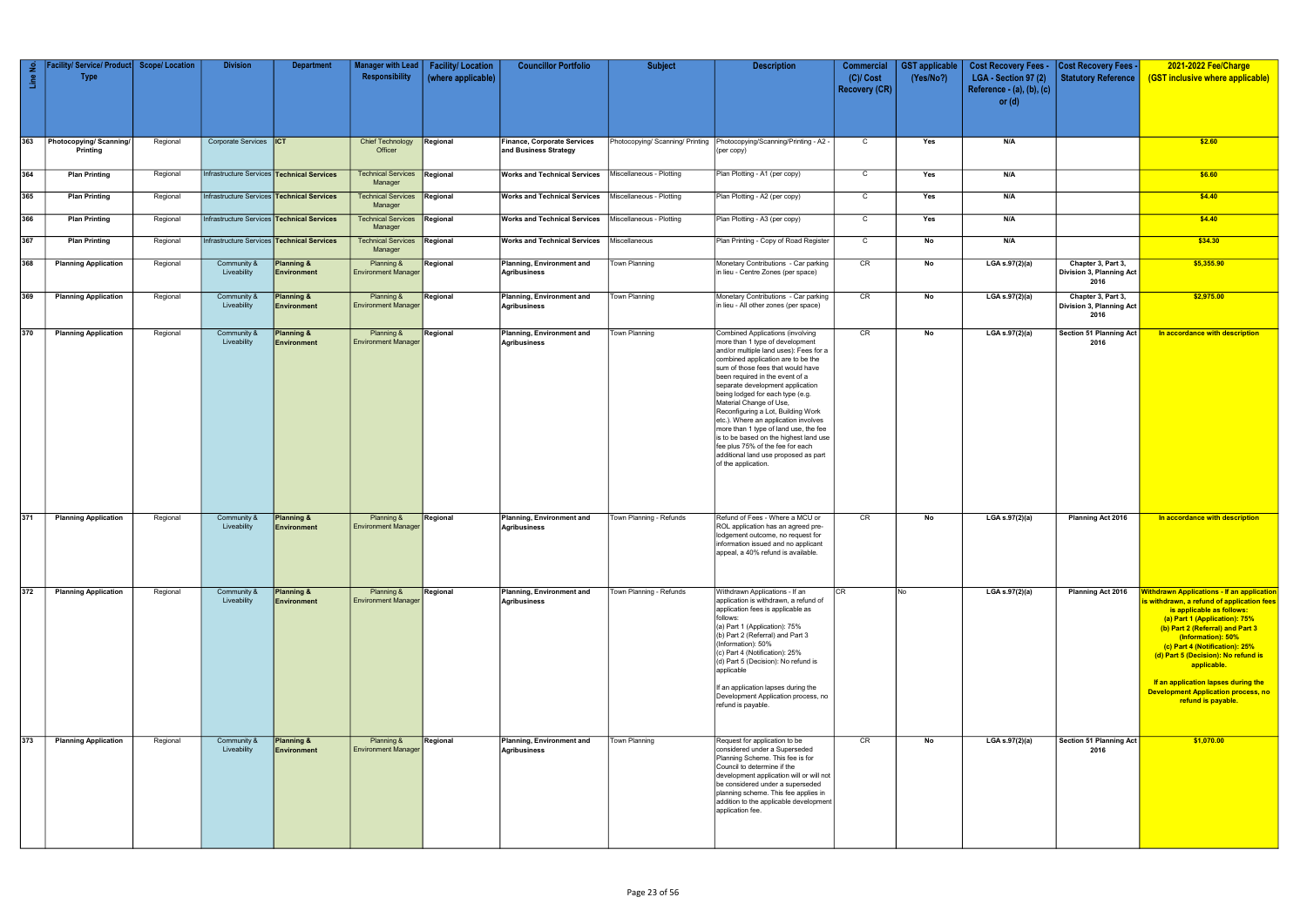| Line No. | Facility/ Service/ Product Type | Scope/ Location | Division | Department | Manager with Lead Responsibility | Facility/ Location (where applicable) | Councillor Portfolio | Subject | Description | Commercial (C)/ Cost Recovery (CR) | GST applicable (Yes/No?) | Cost Recovery Fees - LGA - Section 97 (2) Reference - (a), (b), (c) or (d) | Cost Recovery Fees - Statutory Reference | 2021-2022 Fee/Charge (GST inclusive where applicable) |
|---|---|---|---|---|---|---|---|---|---|---|---|---|---|---|
| 363 | Photocopying/ Scanning/ Printing | Regional | Corporate Services | ICT | Chief Technology Officer | Regional | Finance, Corporate Services and Business Strategy | Photocopying/ Scanning/ Printing | Photocopying/Scanning/Printing - A2 - (per copy) | C | Yes | N/A | | $2.60 |
| 364 | Plan Printing | Regional | Infrastructure Services | Technical Services | Technical Services Manager | Regional | Works and Technical Services | Miscellaneous - Plotting | Plan Plotting - A1 (per copy) | C | Yes | N/A | | $6.60 |
| 365 | Plan Printing | Regional | Infrastructure Services | Technical Services | Technical Services Manager | Regional | Works and Technical Services | Miscellaneous - Plotting | Plan Plotting - A2 (per copy) | C | Yes | N/A | | $4.40 |
| 366 | Plan Printing | Regional | Infrastructure Services | Technical Services | Technical Services Manager | Regional | Works and Technical Services | Miscellaneous - Plotting | Plan Plotting - A3 (per copy) | C | Yes | N/A | | $4.40 |
| 367 | Plan Printing | Regional | Infrastructure Services | Technical Services | Technical Services Manager | Regional | Works and Technical Services | Miscellaneous | Plan Printing - Copy of Road Register | C | No | N/A | | $34.30 |
| 368 | Planning Application | Regional | Community & Liveability | Planning & Environment | Planning & Environment Manager | Regional | Planning, Environment and Agribusiness | Town Planning | Monetary Contributions - Car parking in lieu - Centre Zones (per space) | CR | No | LGA s.97(2)(a) | Chapter 3, Part 3, Division 3, Planning Act 2016 | $5,355.90 |
| 369 | Planning Application | Regional | Community & Liveability | Planning & Environment | Planning & Environment Manager | Regional | Planning, Environment and Agribusiness | Town Planning | Monetary Contributions - Car parking in lieu - All other zones (per space) | CR | No | LGA s.97(2)(a) | Chapter 3, Part 3, Division 3, Planning Act 2016 | $2,975.00 |
| 370 | Planning Application | Regional | Community & Liveability | Planning & Environment | Planning & Environment Manager | Regional | Planning, Environment and Agribusiness | Town Planning | Combined Applications (involving more than 1 type of development and/or multiple land uses): Fees for a combined application are to be the sum of those fees that would have been required in the event of a separate development application being lodged for each type (e.g. Material Change of Use, Reconfiguring a Lot, Building Work etc.). Where an application involves more than 1 type of land use, the fee is to be based on the highest land use fee plus 75% of the fee for each additional land use proposed as part of the application. | CR | No | LGA s.97(2)(a) | Section 51 Planning Act 2016 | In accordance with description |
| 371 | Planning Application | Regional | Community & Liveability | Planning & Environment | Planning & Environment Manager | Regional | Planning, Environment and Agribusiness | Town Planning - Refunds | Refund of Fees - Where a MCU or ROL application has an agreed pre-lodgement outcome, no request for information issued and no applicant appeal, a 40% refund is available. | CR | No | LGA s.97(2)(a) | Planning Act 2016 | In accordance with description |
| 372 | Planning Application | Regional | Community & Liveability | Planning & Environment | Planning & Environment Manager | Regional | Planning, Environment and Agribusiness | Town Planning - Refunds | Withdrawn Applications - If an application is withdrawn, a refund of application fees is applicable as follows: (a) Part 1 (Application): 75% (b) Part 2 (Referral) and Part 3 (Information): 50% (c) Part 4 (Notification): 25% (d) Part 5 (Decision): No refund is applicable If an application lapses during the Development Application process, no refund is payable. | CR | No | LGA s.97(2)(a) | Planning Act 2016 | Withdrawn Applications - If an application is withdrawn, a refund of application fees is applicable as follows: (a) Part 1 (Application): 75% (b) Part 2 (Referral) and Part 3 (Information): 50% (c) Part 4 (Notification): 25% (d) Part 5 (Decision): No refund is applicable. If an application lapses during the Development Application process, no refund is payable. |
| 373 | Planning Application | Regional | Community & Liveability | Planning & Environment | Planning & Environment Manager | Regional | Planning, Environment and Agribusiness | Town Planning | Request for application to be considered under a Superseded Planning Scheme. This fee is for Council to determine if the development application will or will not be considered under a superseded planning scheme. This fee applies in addition to the applicable development application fee. | CR | No | LGA s.97(2)(a) | Section 51 Planning Act 2016 | $1,070.00 |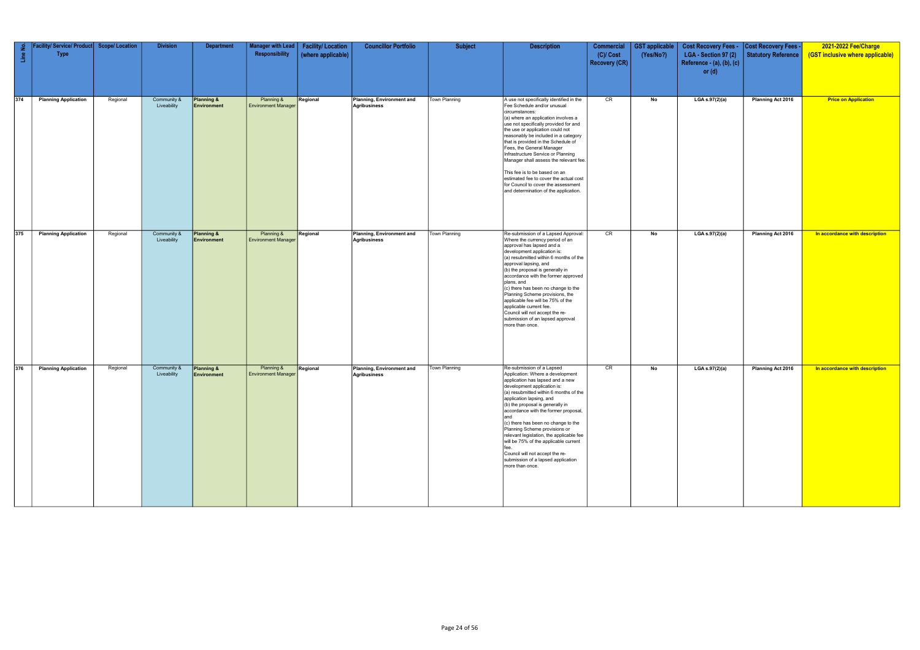| Line No. | Facility/ Service/ Product Type | Scope/ Location | Division | Department | Manager with Lead Responsibility | Facility/ Location (where applicable) | Councillor Portfolio | Subject | Description | Commercial (C)/ Cost Recovery (CR) | GST applicable (Yes/No?) | Cost Recovery Fees - LGA - Section 97 (2) Reference - (a), (b), (c) or (d) | Cost Recovery Fees - Statutory Reference | 2021-2022 Fee/Charge (GST inclusive where applicable) |
|---|---|---|---|---|---|---|---|---|---|---|---|---|---|---|
| 374 | **Planning Application** | Regional | Community & Liveability | **Planning & Environment** | Planning & Environment Manager | **Regional** | **Planning, Environment and Agribusiness** | Town Planning | A use not specifically identified in the Fee Schedule and/or unusual circumstances:<br>(a) where an application involves a use not specifically provided for and the use or application could not reasonably be included in a category that is provided in the Schedule of Fees, the General Manager Infrastructure Service or Planning Manager shall assess the relevant fee.<br><br>This fee is to be based on an estimated fee to cover the actual cost for Council to cover the assessment and determination of the application. | CR | **No** | **LGA s.97(2)(a)** | **Planning Act 2016** | **Price on Application** |
| 375 | **Planning Application** | Regional | Community & Liveability | **Planning & Environment** | Planning & Environment Manager | **Regional** | **Planning, Environment and Agribusiness** | Town Planning | Re-submission of a Lapsed Approval: Where the currency period of an approval has lapsed and a development application is:<br>(a) resubmitted within 6 months of the approval lapsing, and<br>(b) the proposal is generally in accordance with the former approved plans, and<br>(c) there has been no change to the Planning Scheme provisions, the applicable fee will be 75% of the applicable current fee.<br>Council will not accept the re-submission of an lapsed approval more than once. | CR | **No** | **LGA s.97(2)(a)** | **Planning Act 2016** | **In accordance with description** |
| 376 | **Planning Application** | Regional | Community & Liveability | **Planning & Environment** | Planning & Environment Manager | **Regional** | **Planning, Environment and Agribusiness** | Town Planning | Re-submission of a Lapsed Application: Where a development application has lapsed and a new development application is:<br>(a) resubmitted within 6 months of the application lapsing, and<br>(b) the proposal is generally in accordance with the former proposal, and<br>(c) there has been no change to the Planning Scheme provisions or relevant legislation, the applicable fee will be 75% of the applicable current fee.<br>Council will not accept the re-submission of a lapsed application more than once. | CR | **No** | **LGA s.97(2)(a)** | **Planning Act 2016** | **In accordance with description** |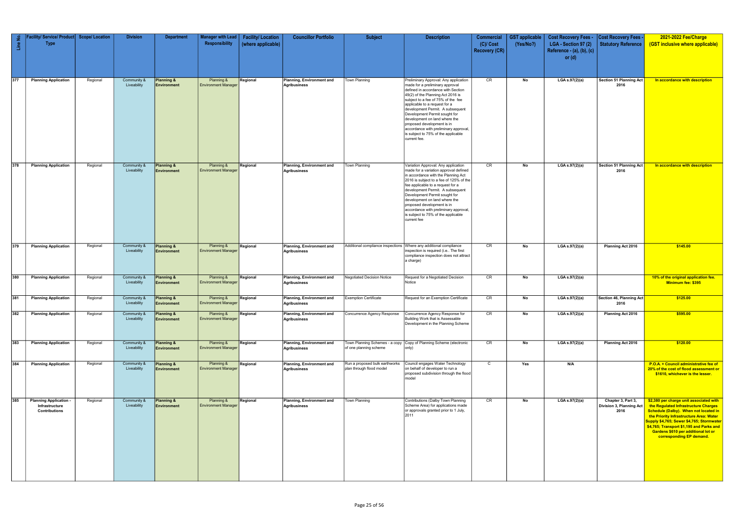| Line No. | Facility/ Service/ Product Type | Scope/ Location | Division | Department | Manager with Lead Responsibility | Facility/ Location (where applicable) | Councillor Portfolio | Subject | Description | Commercial (C)/ Cost Recovery (CR) | GST applicable (Yes/No?) | Cost Recovery Fees - LGA - Section 97 (2) Reference - (a), (b), (c) or (d) | Cost Recovery Fees - Statutory Reference | 2021-2022 Fee/Charge (GST inclusive where applicable) |
|---|---|---|---|---|---|---|---|---|---|---|---|---|---|---|
| 377 | **Planning Application** | Regional | Community & Liveability | **Planning & Environment** | Planning & Environment Manager | **Regional** | **Planning, Environment and Agribusiness** | Town Planning | Preliminary Approval: Any application made for a preliminary approval defined in accordance with Section 49(2) of the Planning Act 2016 is subject to a fee of 75% of the fee applicable to a request for a development Permit. A subsequent Development Permit sought for development on land where the proposed development is in accordance with preliminary approval, is subject to 75% of the applicable current fee. | CR | **No** | **LGA s.97(2)(a)** | **Section 51 Planning Act 2016** | **In accordance with description** |
| 378 | **Planning Application** | Regional | Community & Liveability | **Planning & Environment** | Planning & Environment Manager | **Regional** | **Planning, Environment and Agribusiness** | Town Planning | Variation Approval: Any application made for a variation approval defined in accordance with the Planning Act 2016 is subject to a fee of 125% of the fee applicable to a request for a development Permit. A subsequent Development Permit sought for development on land where the proposed development is in accordance with preliminary approval, is subject to 75% of the applicable current fee | CR | **No** | **LGA s.97(2)(a)** | **Section 51 Planning Act 2016** | **In accordance with description** |
| 379 | **Planning Application** | Regional | Community & Liveability | **Planning & Environment** | Planning & Environment Manager | **Regional** | **Planning, Environment and Agribusiness** | Additional compliance inspections | Where any additional compliance inspection is required (i.e.. The first compliance inspection does not attract a charge) | CR | **No** | **LGA s.97(2)(a)** | **Planning Act 2016** | **$145.00** |
| 380 | **Planning Application** | Regional | Community & Liveability | **Planning & Environment** | Planning & Environment Manager | **Regional** | **Planning, Environment and Agribusiness** | Negotiated Decision Notice | Request for a Negotiated Decision Notice | CR | **No** | **LGA s.97(2)(a)** | | **10% of the original application fee. Minimum fee: $395** |
| 381 | **Planning Application** | Regional | Community & Liveability | **Planning & Environment** | Planning & Environment Manager | **Regional** | **Planning, Environment and Agribusiness** | Exemption Certificate | Request for an Exemption Certificate | CR | **No** | **LGA s.97(2)(a)** | **Section 46, Planning Act 2016** | **$125.00** |
| 382 | **Planning Application** | Regional | Community & Liveability | **Planning & Environment** | Planning & Environment Manager | **Regional** | **Planning, Environment and Agribusiness** | Concurrence Agency Response | Concurrence Agency Response for Building Work that is Assessable Development in the Planning Scheme | CR | **No** | **LGA s.97(2)(a)** | **Planning Act 2016** | **$595.00** |
| 383 | **Planning Application** | Regional | Community & Liveability | **Planning & Environment** | Planning & Environment Manager | **Regional** | **Planning, Environment and Agribusiness** | Town Planning Schemes - a copy of one planning scheme | Copy of Planning Scheme (electronic only) | CR | **No** | **LGA s.97(2)(a)** | **Planning Act 2016** | **$120.00** |
| 384 | **Planning Application** | Regional | Community & Liveability | **Planning & Environment** | Planning & Environment Manager | **Regional** | **Planning, Environment and Agribusiness** | Run a proposed bulk earthworks plan through flood model | Council engages Water Technology on behalf of developer to run a proposed subdivision through the flood model | C | **Yes** | **N/A** | | **P.O.A. + Council administrative fee of 20% of the cost of flood assessment or $1610, whichever is the lesser.** |
| 385 | **Planning Application - Infrastructure Contributions** | Regional | Community & Liveability | **Planning & Environment** | Planning & Environment Manager | **Regional** | **Planning, Environment and Agribusiness** | Town Planning | Contributions (Dalby Town Planning Scheme Area) for applications made or approvals granted prior to 1 July, 2011 | CR | **No** | **LGA s.97(2)(a)** | **Chapter 3, Part 3, Division 3, Planning Act 2016** | **$2,380 per charge unit associated with the Regulated Infrastructure Charges Schedule (Dalby). When not located in the Priority Infrastructure Area: Water Supply $4,765; Sewer $4,765; Stormwater $4,765; Transport $1,195 and Parks and Gardens $610 per additional lot or corresponding EP demand.** |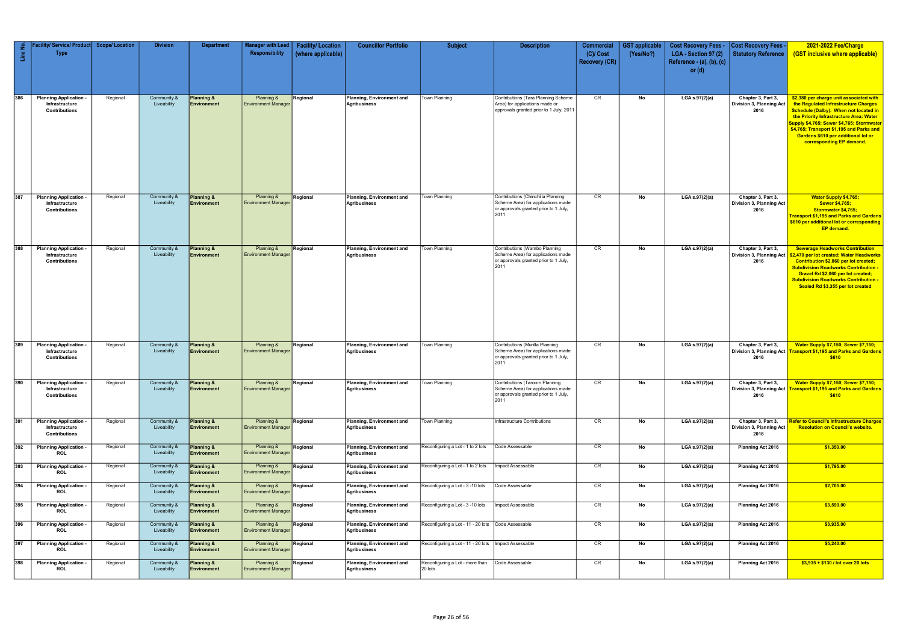| Line No. | Facility/ Service/ Product Type | Scope/ Location | Division | Department | Manager with Lead Responsibility | Facility/ Location (where applicable) | Councillor Portfolio | Subject | Description | Commercial (C)/ Cost Recovery (CR) | GST applicable (Yes/No?) | Cost Recovery Fees - LGA - Section 97 (2) Reference - (a), (b), (c) or (d) | Cost Recovery Fees - Statutory Reference | 2021-2022 Fee/Charge (GST inclusive where applicable) |
|---|---|---|---|---|---|---|---|---|---|---|---|---|---|---|
| 386 | Planning Application - Infrastructure Contributions | Regional | Community & Liveability | Planning & Environment | Planning & Environment Manager | Regional | Planning, Environment and Agribusiness | Town Planning | Contributions (Tara Planning Scheme Area) for applications made or approvals granted prior to 1 July, 2011 | CR | No | LGA s.97(2)(a) | Chapter 3, Part 3, Division 3, Planning Act 2016 | $2,380 per charge unit associated with the Regulated Infrastructure Charges Schedule (Dalby). When not located in the Priority Infrastructure Area: Water Supply $4,765; Sewer $4,765; Stormwater $4,765; Transport $1,195 and Parks and Gardens $610 per additional lot or corresponding EP demand. |
| 387 | Planning Application - Infrastructure Contributions | Regional | Community & Liveability | Planning & Environment | Planning & Environment Manager | Regional | Planning, Environment and Agribusiness | Town Planning | Contributions (Chinchilla Planning Scheme Area) for applications made or approvals granted prior to 1 July, 2011 | CR | No | LGA s.97(2)(a) | Chapter 3, Part 3, Division 3, Planning Act 2016 | Water Supply $4,765; Sewer $4,765; Stormwater $4,765; Transport $1,195 and Parks and Gardens $610 per additional lot or corresponding EP demand. |
| 388 | Planning Application - Infrastructure Contributions | Regional | Community & Liveability | Planning & Environment | Planning & Environment Manager | Regional | Planning, Environment and Agribusiness | Town Planning | Contributions (Wambo Planning Scheme Area) for applications made or approvals granted prior to 1 July, 2011 | CR | No | LGA s.97(2)(a) | Chapter 3, Part 3, Division 3, Planning Act 2016 | Sewerage Headworks Contribution $2,470 per lot created; Water Headworks Contribution $2,860 per lot created; Subdivision Roadworks Contribution - Gravel Rd $2,060 per lot created; Subdivision Roadworks Contribution - Sealed Rd $3,355 per lot created |
| 389 | Planning Application - Infrastructure Contributions | Regional | Community & Liveability | Planning & Environment | Planning & Environment Manager | Regional | Planning, Environment and Agribusiness | Town Planning | Contributions (Murilla Planning Scheme Area) for applications made or approvals granted prior to 1 July, 2011 | CR | No | LGA s.97(2)(a) | Chapter 3, Part 3, Division 3, Planning Act 2016 | Water Supply $7,150; Sewer $7,150; Transport $1,195 and Parks and Gardens $610 |
| 390 | Planning Application - Infrastructure Contributions | Regional | Community & Liveability | Planning & Environment | Planning & Environment Manager | Regional | Planning, Environment and Agribusiness | Town Planning | Contributions (Taroom Planning Scheme Area) for applications made or approvals granted prior to 1 July, 2011 | CR | No | LGA s.97(2)(a) | Chapter 3, Part 3, Division 3, Planning Act 2016 | Water Supply $7,150; Sewer $7,150; Transport $1,195 and Parks and Gardens $610 |
| 391 | Planning Application - Infrastructure Contributions | Regional | Community & Liveability | Planning & Environment | Planning & Environment Manager | Regional | Planning, Environment and Agribusiness | Town Planning | Infrastructure Contributions | CR | No | LGA s.97(2)(a) | Chapter 3, Part 3, Division 3, Planning Act 2016 | Refer to Council's Infrastructure Charges Resolution on Council's website. |
| 392 | Planning Application - ROL | Regional | Community & Liveability | Planning & Environment | Planning & Environment Manager | Regional | Planning, Environment and Agribusiness | Reconfiguring a Lot - 1 to 2 lots | Code Assessable | CR | No | LGA s.97(2)(a) | Planning Act 2016 | $1,350.00 |
| 393 | Planning Application - ROL | Regional | Community & Liveability | Planning & Environment | Planning & Environment Manager | Regional | Planning, Environment and Agribusiness | Reconfiguring a Lot - 1 to 2 lots | Impact Assessable | CR | No | LGA s.97(2)(a) | Planning Act 2016 | $1,795.00 |
| 394 | Planning Application - ROL | Regional | Community & Liveability | Planning & Environment | Planning & Environment Manager | Regional | Planning, Environment and Agribusiness | Reconfiguring a Lot - 3 -10 lots | Code Assessable | CR | No | LGA s.97(2)(a) | Planning Act 2016 | $2,705.00 |
| 395 | Planning Application - ROL | Regional | Community & Liveability | Planning & Environment | Planning & Environment Manager | Regional | Planning, Environment and Agribusiness | Reconfiguring a Lot - 3 -10 lots | Impact Assessable | CR | No | LGA s.97(2)(a) | Planning Act 2016 | $3,590.00 |
| 396 | Planning Application - ROL | Regional | Community & Liveability | Planning & Environment | Planning & Environment Manager | Regional | Planning, Environment and Agribusiness | Reconfiguring a Lot - 11 - 20 lots | Code Assessable | CR | No | LGA s.97(2)(a) | Planning Act 2016 | $3,935.00 |
| 397 | Planning Application - ROL | Regional | Community & Liveability | Planning & Environment | Planning & Environment Manager | Regional | Planning, Environment and Agribusiness | Reconfiguring a Lot - 11 - 20 lots | Impact Assessable | CR | No | LGA s.97(2)(a) | Planning Act 2016 | $5,240.00 |
| 398 | Planning Application - ROL | Regional | Community & Liveability | Planning & Environment | Planning & Environment Manager | Regional | Planning, Environment and Agribusiness | Reconfiguring a Lot - more than 20 lots | Code Assessable | CR | No | LGA s.97(2)(a) | Planning Act 2016 | $3,935 + $130 / lot over 20 lots |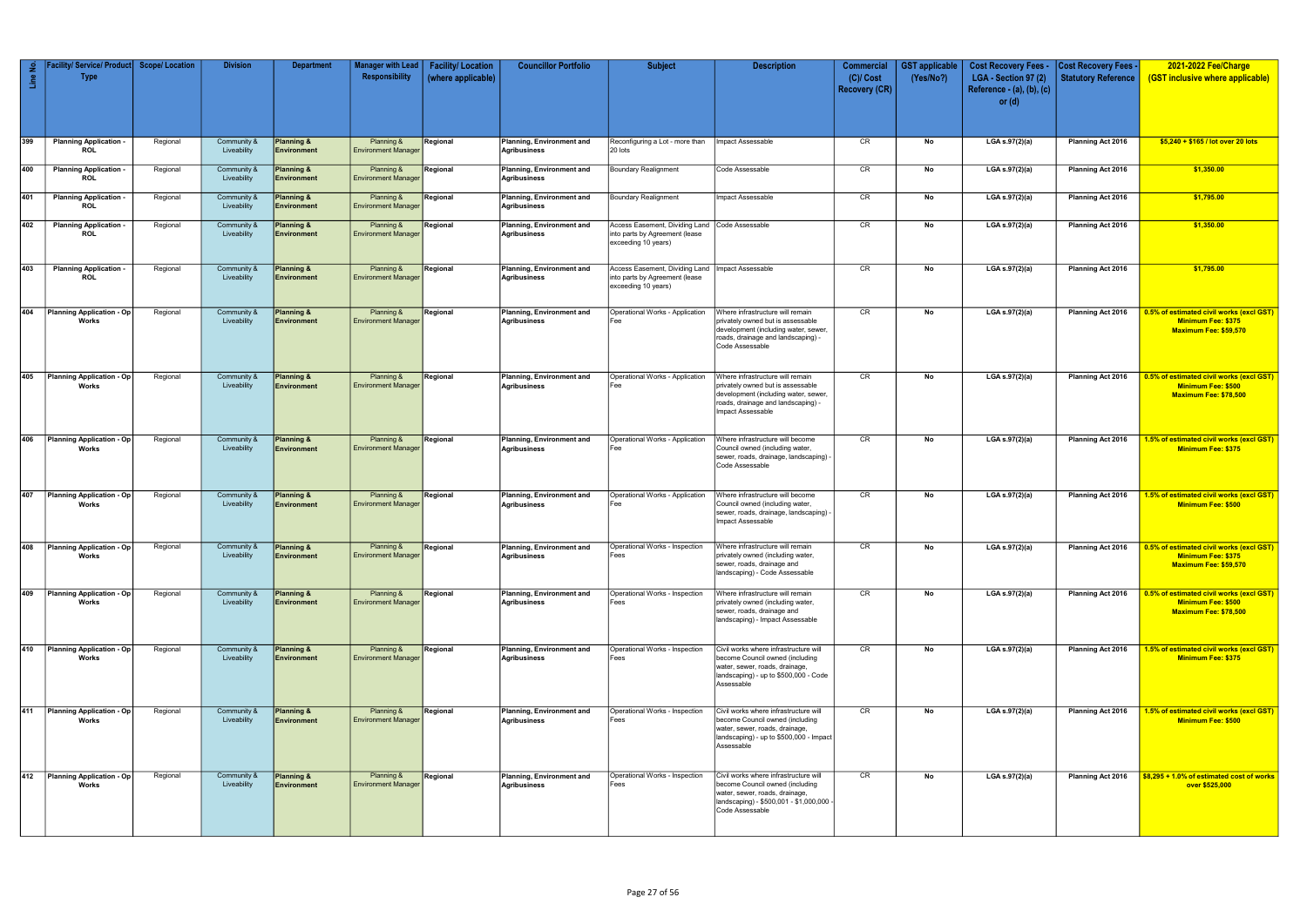| Line No. | Facility/ Service/ Product Type | Scope/ Location | Division | Department | Manager with Lead Responsibility | Facility/ Location (where applicable) | Councillor Portfolio | Subject | Description | Commercial (C)/ Cost Recovery (CR) | GST applicable (Yes/No?) | Cost Recovery Fees - LGA - Section 97 (2) Reference - (a), (b), (c) or (d) | Cost Recovery Fees - Statutory Reference | 2021-2022 Fee/Charge (GST inclusive where applicable) |
|---|---|---|---|---|---|---|---|---|---|---|---|---|---|---|
| 399 | Planning Application - ROL | Regional | Community & Liveability | Planning & Environment | Planning & Environment Manager | Regional | Planning, Environment and Agribusiness | Reconfiguring a Lot - more than 20 lots | Impact Assessable | CR | No | LGA s.97(2)(a) | Planning Act 2016 | $5,240 + $165 / lot over 20 lots |
| 400 | Planning Application - ROL | Regional | Community & Liveability | Planning & Environment | Planning & Environment Manager | Regional | Planning, Environment and Agribusiness | Boundary Realignment | Code Assessable | CR | No | LGA s.97(2)(a) | Planning Act 2016 | $1,350.00 |
| 401 | Planning Application - ROL | Regional | Community & Liveability | Planning & Environment | Planning & Environment Manager | Regional | Planning, Environment and Agribusiness | Boundary Realignment | Impact Assessable | CR | No | LGA s.97(2)(a) | Planning Act 2016 | $1,795.00 |
| 402 | Planning Application - ROL | Regional | Community & Liveability | Planning & Environment | Planning & Environment Manager | Regional | Planning, Environment and Agribusiness | Access Easement, Dividing Land into parts by Agreement (lease exceeding 10 years) | Code Assessable | CR | No | LGA s.97(2)(a) | Planning Act 2016 | $1,350.00 |
| 403 | Planning Application - ROL | Regional | Community & Liveability | Planning & Environment | Planning & Environment Manager | Regional | Planning, Environment and Agribusiness | Access Easement, Dividing Land into parts by Agreement (lease exceeding 10 years) | Impact Assessable | CR | No | LGA s.97(2)(a) | Planning Act 2016 | $1,795.00 |
| 404 | Planning Application - Op Works | Regional | Community & Liveability | Planning & Environment | Planning & Environment Manager | Regional | Planning, Environment and Agribusiness | Operational Works - Application Fee | Where infrastructure will remain privately owned but is assessable development (including water, sewer, roads, drainage and landscaping) - Code Assessable | CR | No | LGA s.97(2)(a) | Planning Act 2016 | 0.5% of estimated civil works (excl GST) Minimum Fee: $375 Maximum Fee: $59,570 |
| 405 | Planning Application - Op Works | Regional | Community & Liveability | Planning & Environment | Planning & Environment Manager | Regional | Planning, Environment and Agribusiness | Operational Works - Application Fee | Where infrastructure will remain privately owned but is assessable development (including water, sewer, roads, drainage and landscaping) - Impact Assessable | CR | No | LGA s.97(2)(a) | Planning Act 2016 | 0.5% of estimated civil works (excl GST) Minimum Fee: $500 Maximum Fee: $78,500 |
| 406 | Planning Application - Op Works | Regional | Community & Liveability | Planning & Environment | Planning & Environment Manager | Regional | Planning, Environment and Agribusiness | Operational Works - Application Fee | Where infrastructure will become Council owned (including water, sewer, roads, drainage, landscaping) - Code Assessable | CR | No | LGA s.97(2)(a) | Planning Act 2016 | 1.5% of estimated civil works (excl GST) Minimum Fee: $375 |
| 407 | Planning Application - Op Works | Regional | Community & Liveability | Planning & Environment | Planning & Environment Manager | Regional | Planning, Environment and Agribusiness | Operational Works - Application Fee | Where infrastructure will become Council owned (including water, sewer, roads, drainage, landscaping) - Impact Assessable | CR | No | LGA s.97(2)(a) | Planning Act 2016 | 1.5% of estimated civil works (excl GST) Minimum Fee: $500 |
| 408 | Planning Application - Op Works | Regional | Community & Liveability | Planning & Environment | Planning & Environment Manager | Regional | Planning, Environment and Agribusiness | Operational Works - Inspection Fees | Where infrastructure will remain privately owned (including water, sewer, roads, drainage and landscaping) - Code Assessable | CR | No | LGA s.97(2)(a) | Planning Act 2016 | 0.5% of estimated civil works (excl GST) Minimum Fee: $375 Maximum Fee: $59,570 |
| 409 | Planning Application - Op Works | Regional | Community & Liveability | Planning & Environment | Planning & Environment Manager | Regional | Planning, Environment and Agribusiness | Operational Works - Inspection Fees | Where infrastructure will remain privately owned (including water, sewer, roads, drainage and landscaping) - Impact Assessable | CR | No | LGA s.97(2)(a) | Planning Act 2016 | 0.5% of estimated civil works (excl GST) Minimum Fee: $500 Maximum Fee: $78,500 |
| 410 | Planning Application - Op Works | Regional | Community & Liveability | Planning & Environment | Planning & Environment Manager | Regional | Planning, Environment and Agribusiness | Operational Works - Inspection Fees | Civil works where infrastructure will become Council owned (including water, sewer, roads, drainage, landscaping) - up to $500,000 - Code Assessable | CR | No | LGA s.97(2)(a) | Planning Act 2016 | 1.5% of estimated civil works (excl GST) Minimum Fee: $375 |
| 411 | Planning Application - Op Works | Regional | Community & Liveability | Planning & Environment | Planning & Environment Manager | Regional | Planning, Environment and Agribusiness | Operational Works - Inspection Fees | Civil works where infrastructure will become Council owned (including water, sewer, roads, drainage, landscaping) - up to $500,000 - Impact Assessable | CR | No | LGA s.97(2)(a) | Planning Act 2016 | 1.5% of estimated civil works (excl GST) Minimum Fee: $500 |
| 412 | Planning Application - Op Works | Regional | Community & Liveability | Planning & Environment | Planning & Environment Manager | Regional | Planning, Environment and Agribusiness | Operational Works - Inspection Fees | Civil works where infrastructure will become Council owned (including water, sewer, roads, drainage, landscaping) - $500,001 - $1,000,000 - Code Assessable | CR | No | LGA s.97(2)(a) | Planning Act 2016 | $8,295 + 1.0% of estimated cost of works over $525,000 |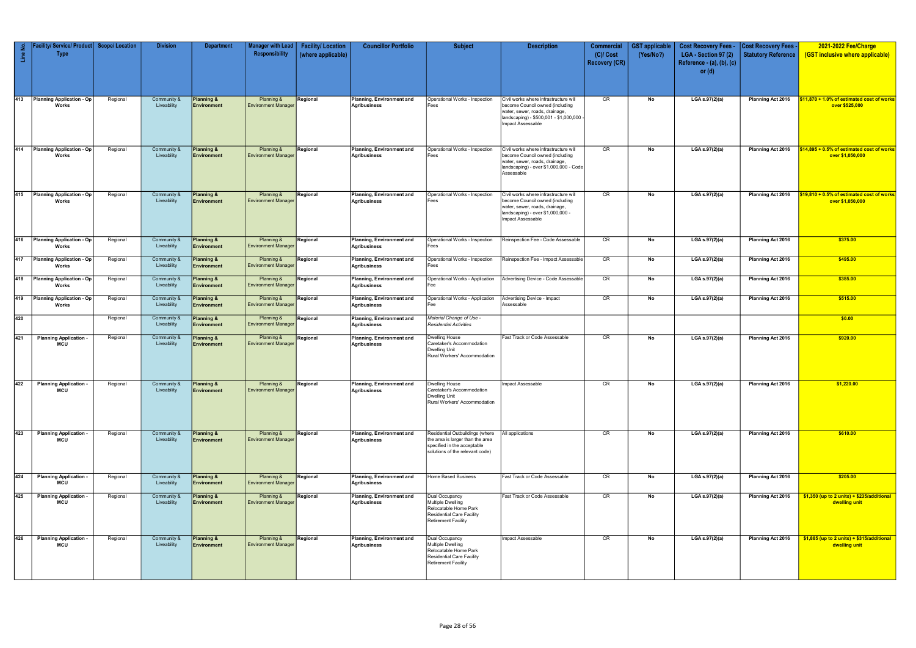| Line No. | Facility/ Service/ Product Type | Scope/ Location | Division | Department | Manager with Lead Responsibility | Facility/ Location (where applicable) | Councillor Portfolio | Subject | Description | Commercial (C)/ Cost Recovery (CR) | GST applicable (Yes/No?) | Cost Recovery Fees - LGA - Section 97 (2) Reference - (a), (b), (c) or (d) | Cost Recovery Fees - Statutory Reference | 2021-2022 Fee/Charge (GST inclusive where applicable) |
|---|---|---|---|---|---|---|---|---|---|---|---|---|---|---|
| 413 | Planning Application - Op Works | Regional | Community & Liveability | Planning & Environment | Planning & Environment Manager | Regional | Planning, Environment and Agribusiness | Operational Works - Inspection Fees | Civil works where infrastructure will become Council owned (including water, sewer, roads, drainage, landscaping) - $500,001 - $1,000,000 - Impact Assessable | CR | No | LGA s.97(2)(a) | Planning Act 2016 | $11,870 + 1.0% of estimated cost of works over $525,000 |
| 414 | Planning Application - Op Works | Regional | Community & Liveability | Planning & Environment | Planning & Environment Manager | Regional | Planning, Environment and Agribusiness | Operational Works - Inspection Fees | Civil works where infrastructure will become Council owned (including water, sewer, roads, drainage, landscaping) - over $1,000,000 - Code Assessable | CR | No | LGA s.97(2)(a) | Planning Act 2016 | $14,895 + 0.5% of estimated cost of works over $1,050,000 |
| 415 | Planning Application - Op Works | Regional | Community & Liveability | Planning & Environment | Planning & Environment Manager | Regional | Planning, Environment and Agribusiness | Operational Works - Inspection Fees | Civil works where infrastructure will become Council owned (including water, sewer, roads, drainage, landscaping) - over $1,000,000 - Impact Assessable | CR | No | LGA s.97(2)(a) | Planning Act 2016 | $19,810 + 0.5% of estimated cost of works over $1,050,000 |
| 416 | Planning Application - Op Works | Regional | Community & Liveability | Planning & Environment | Planning & Environment Manager | Regional | Planning, Environment and Agribusiness | Operational Works - Inspection Fees | Reinspection Fee - Code Assessable | CR | No | LGA s.97(2)(a) | Planning Act 2016 | $375.00 |
| 417 | Planning Application - Op Works | Regional | Community & Liveability | Planning & Environment | Planning & Environment Manager | Regional | Planning, Environment and Agribusiness | Operational Works - Inspection Fees | Reinspection Fee - Impact Assessable | CR | No | LGA s.97(2)(a) | Planning Act 2016 | $495.00 |
| 418 | Planning Application - Op Works | Regional | Community & Liveability | Planning & Environment | Planning & Environment Manager | Regional | Planning, Environment and Agribusiness | Operational Works - Application Fee | Advertising Device - Code Assessable | CR | No | LGA s.97(2)(a) | Planning Act 2016 | $385.00 |
| 419 | Planning Application - Op Works | Regional | Community & Liveability | Planning & Environment | Planning & Environment Manager | Regional | Planning, Environment and Agribusiness | Operational Works - Application Fee | Advertising Device - Impact Assessable | CR | No | LGA s.97(2)(a) | Planning Act 2016 | $515.00 |
| 420 | | Regional | Community & Liveability | Planning & Environment | Planning & Environment Manager | Regional | Planning, Environment and Agribusiness | *Material Change of Use - Residential Activities* | | | | | | $0.00 |
| 421 | Planning Application - MCU | Regional | Community & Liveability | Planning & Environment | Planning & Environment Manager | Regional | Planning, Environment and Agribusiness | Dwelling House Caretaker's Accommodation Dwelling Unit Rural Workers' Accommodation | Fast Track or Code Assessable | CR | No | LGA s.97(2)(a) | Planning Act 2016 | $920.00 |
| 422 | Planning Application - MCU | Regional | Community & Liveability | Planning & Environment | Planning & Environment Manager | Regional | Planning, Environment and Agribusiness | Dwelling House Caretaker's Accommodation Dwelling Unit Rural Workers' Accommodation | Impact Assessable | CR | No | LGA s.97(2)(a) | Planning Act 2016 | $1,220.00 |
| 423 | Planning Application - MCU | Regional | Community & Liveability | Planning & Environment | Planning & Environment Manager | Regional | Planning, Environment and Agribusiness | Residential Outbuildings (where the area is larger than the area specified in the acceptable solutions of the relevant code) | All applications | CR | No | LGA s.97(2)(a) | Planning Act 2016 | $610.00 |
| 424 | Planning Application - MCU | Regional | Community & Liveability | Planning & Environment | Planning & Environment Manager | Regional | Planning, Environment and Agribusiness | Home Based Business | Fast Track or Code Assessable | CR | No | LGA s.97(2)(a) | Planning Act 2016 | $205.00 |
| 425 | Planning Application - MCU | Regional | Community & Liveability | Planning & Environment | Planning & Environment Manager | Regional | Planning, Environment and Agribusiness | Dual Occupancy Multiple Dwelling Relocatable Home Park Residential Care Facility Retirement Facility | Fast Track or Code Assessable | CR | No | LGA s.97(2)(a) | Planning Act 2016 | $1,350 (up to 2 units) + $235/additional dwelling unit |
| 426 | Planning Application - MCU | Regional | Community & Liveability | Planning & Environment | Planning & Environment Manager | Regional | Planning, Environment and Agribusiness | Dual Occupancy Multiple Dwelling Relocatable Home Park Residential Care Facility Retirement Facility | Impact Assessable | CR | No | LGA s.97(2)(a) | Planning Act 2016 | $1,885 (up to 2 units) + $315/additional dwelling unit |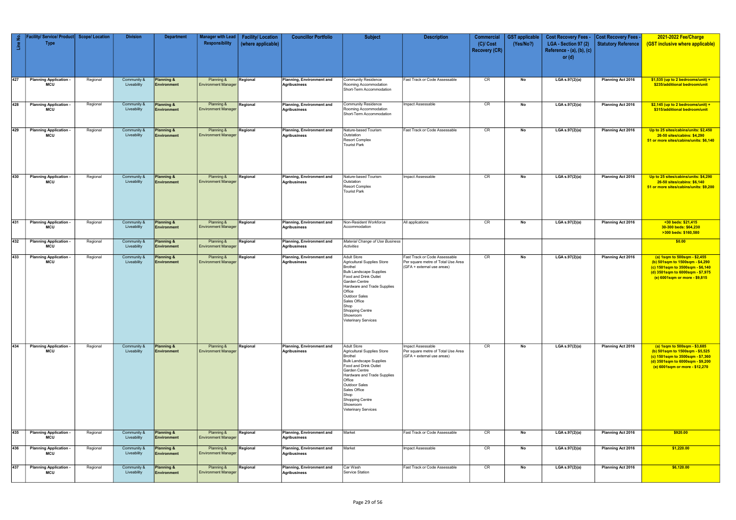| Line No. | Facility/ Service/ Product Type | Scope/ Location | Division | Department | Manager with Lead Responsibility | Facility/ Location (where applicable) | Councillor Portfolio | Subject | Description | Commercial (C)/ Cost Recovery (CR) | GST applicable (Yes/No?) | Cost Recovery Fees - LGA - Section 97 (2) Reference - (a), (b), (c) or (d) | Cost Recovery Fees - Statutory Reference | 2021-2022 Fee/Charge (GST inclusive where applicable) |
|---|---|---|---|---|---|---|---|---|---|---|---|---|---|---|
| 427 | Planning Application - MCU | Regional | Community & Liveability | Planning & Environment | Planning & Environment Manager | Regional | Planning, Environment and Agribusiness | Community Residence<br>Rooming Accommodation<br>Short-Term Accommodation | Fast Track or Code Assessable | CR | No | LGA s.97(2)(a) | Planning Act 2016 | $1,535 (up to 2 bedrooms/unit) + $235/additional bedroom/unit |
| 428 | Planning Application - MCU | Regional | Community & Liveability | Planning & Environment | Planning & Environment Manager | Regional | Planning, Environment and Agribusiness | Community Residence<br>Rooming Accommodation<br>Short-Term Accommodation | Impact Assessable | CR | No | LGA s.97(2)(a) | Planning Act 2016 | $2,145 (up to 2 bedrooms/unit) + $315/additional bedroom/unit |
| 429 | Planning Application - MCU | Regional | Community & Liveability | Planning & Environment | Planning & Environment Manager | Regional | Planning, Environment and Agribusiness | Nature-based Tourism<br>Outstation<br>Resort Complex<br>Tourist Park | Fast Track or Code Assessable | CR | No | LGA s.97(2)(a) | Planning Act 2016 | Up to 25 sites/cabins/units: $2,450<br>26-50 sites/cabins: $4,290<br>51 or more sites/cabins/units: $6,140 |
| 430 | Planning Application - MCU | Regional | Community & Liveability | Planning & Environment | Planning & Environment Manager | Regional | Planning, Environment and Agribusiness | Nature-based Tourism<br>Outstation<br>Resort Complex<br>Tourist Park | Impact Assessable | CR | No | LGA s.97(2)(a) | Planning Act 2016 | Up to 25 sites/cabins/units: $4,290<br>26-50 sites/cabins: $6,140<br>51 or more sites/cabins/units: $9,200 |
| 431 | Planning Application - MCU | Regional | Community & Liveability | Planning & Environment | Planning & Environment Manager | Regional | Planning, Environment and Agribusiness | Non-Resident Workforce Accommodation | All applications | CR | No | LGA s.97(2)(a) | Planning Act 2016 | <30 beds: $21,415<br>30-300 beds: $64,230<br>>300 beds: $160,580 |
| 432 | Planning Application - MCU | Regional | Community & Liveability | Planning & Environment | Planning & Environment Manager | Regional | Planning, Environment and Agribusiness | *Material Change of Use Business Activities* | | | | | | $0.00 |
| 433 | Planning Application - MCU | Regional | Community & Liveability | Planning & Environment | Planning & Environment Manager | Regional | Planning, Environment and Agribusiness | Adult Store<br>Agricultural Supplies Store<br>Brothel<br>Bulk Landscape Supplies<br>Food and Drink Outlet<br>Garden Centre<br>Hardware and Trade Supplies<br>Office<br>Outdoor Sales<br>Sales Office<br>Shop<br>Shopping Centre<br>Showroom<br>Veterinary Services | Fast Track or Code Assessable<br>Per square metre of Total Use Area (GFA + external use areas) | CR | No | LGA s.97(2)(a) | Planning Act 2016 | (a) 1sqm to 500sqm - $2,455<br>(b) 501sqm to 1500sqm - $4,290<br>(c) 1501sqm to 3500sqm - $6,140<br>(d) 3501sqm to 6000sqm - $7,975<br>(e) 6001sqm or more - $9,815 |
| 434 | Planning Application - MCU | Regional | Community & Liveability | Planning & Environment | Planning & Environment Manager | Regional | Planning, Environment and Agribusiness | Adult Store<br>Agricultural Supplies Store<br>Brothel<br>Bulk Landscape Supplies<br>Food and Drink Outlet<br>Garden Centre<br>Hardware and Trade Supplies<br>Office<br>Outdoor Sales<br>Sales Office<br>Shop<br>Shopping Centre<br>Showroom<br>Veterinary Services | Impact Assessable<br>Per square metre of Total Use Area (GFA + external use areas) | CR | No | LGA s.97(2)(a) | Planning Act 2016 | (a) 1sqm to 500sqm - $3,685<br>(b) 501sqm to 1500sqm - $5,525<br>(c) 1501sqm to 3500sqm - $7,360<br>(d) 3501sqm to 6000sqm - $9,200<br>(e) 6001sqm or more - $12,270 |
| 435 | Planning Application - MCU | Regional | Community & Liveability | Planning & Environment | Planning & Environment Manager | Regional | Planning, Environment and Agribusiness | Market | Fast Track or Code Assessable | CR | No | LGA s.97(2)(a) | Planning Act 2016 | $920.00 |
| 436 | Planning Application - MCU | Regional | Community & Liveability | Planning & Environment | Planning & Environment Manager | Regional | Planning, Environment and Agribusiness | Market | Impact Assessable | CR | No | LGA s.97(2)(a) | Planning Act 2016 | $1,220.00 |
| 437 | Planning Application - MCU | Regional | Community & Liveability | Planning & Environment | Planning & Environment Manager | Regional | Planning, Environment and Agribusiness | Car Wash<br>Service Station | Fast Track or Code Assessable | CR | No | LGA s.97(2)(a) | Planning Act 2016 | $6,120.00 |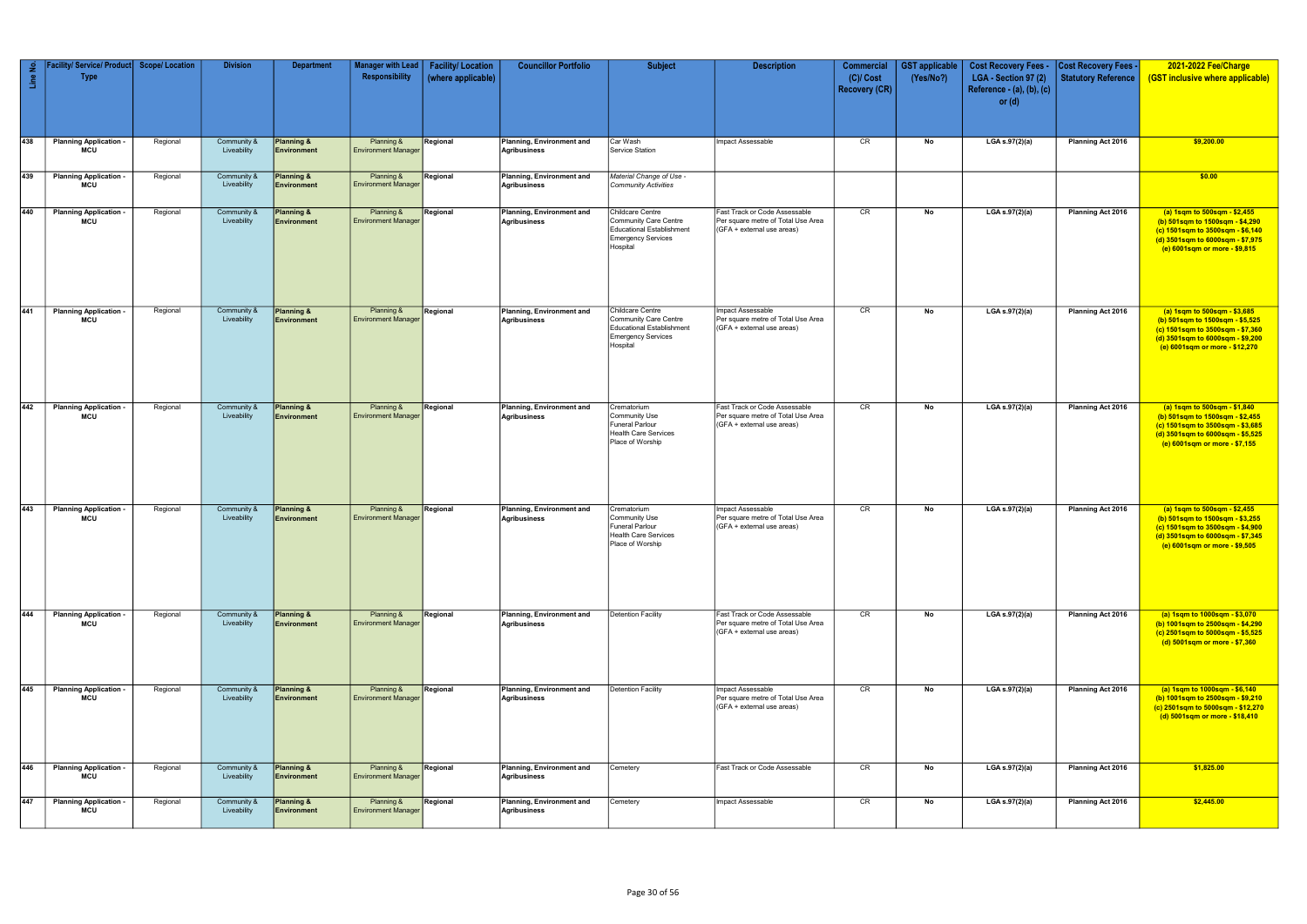| Line No. | Facility/ Service/ Product Type | Scope/ Location | Division | Department | Manager with Lead Responsibility | Facility/ Location (where applicable) | Councillor Portfolio | Subject | Description | Commercial (C)/ Cost Recovery (CR) | GST applicable (Yes/No?) | Cost Recovery Fees - LGA - Section 97 (2) Reference - (a), (b), (c) or (d) | Cost Recovery Fees - Statutory Reference | 2021-2022 Fee/Charge (GST inclusive where applicable) |
|---|---|---|---|---|---|---|---|---|---|---|---|---|---|---|
| 438 | **Planning Application - MCU** | Regional | Community & Liveability | **Planning & Environment** | Planning & Environment Manager | **Regional** | **Planning, Environment and Agribusiness** | Car Wash<br>Service Station | Impact Assessable | CR | **No** | **LGA s.97(2)(a)** | **Planning Act 2016** | **$9,200.00** |
| 439 | **Planning Application - MCU** | Regional | Community & Liveability | **Planning & Environment** | Planning & Environment Manager | **Regional** | **Planning, Environment and Agribusiness** | *Material Change of Use - Community Activities* | | | | | | **$0.00** |
| 440 | **Planning Application - MCU** | Regional | Community & Liveability | **Planning & Environment** | Planning & Environment Manager | **Regional** | **Planning, Environment and Agribusiness** | Childcare Centre<br>Community Care Centre<br>Educational Establishment<br>Emergency Services<br>Hospital | Fast Track or Code Assessable<br>Per square metre of Total Use Area (GFA + external use areas) | CR | **No** | **LGA s.97(2)(a)** | **Planning Act 2016** | **(a) 1sqm to 500sqm - $2,455<br>(b) 501sqm to 1500sqm - $4,290<br>(c) 1501sqm to 3500sqm - $6,140<br>(d) 3501sqm to 6000sqm - $7,975<br>(e) 6001sqm or more - $9,815** |
| 441 | **Planning Application - MCU** | Regional | Community & Liveability | **Planning & Environment** | Planning & Environment Manager | **Regional** | **Planning, Environment and Agribusiness** | Childcare Centre<br>Community Care Centre<br>Educational Establishment<br>Emergency Services<br>Hospital | Impact Assessable<br>Per square metre of Total Use Area (GFA + external use areas) | CR | **No** | **LGA s.97(2)(a)** | **Planning Act 2016** | **(a) 1sqm to 500sqm - $3,685<br>(b) 501sqm to 1500sqm - $5,525<br>(c) 1501sqm to 3500sqm - $7,360<br>(d) 3501sqm to 6000sqm - $9,200<br>(e) 6001sqm or more - $12,270** |
| 442 | **Planning Application - MCU** | Regional | Community & Liveability | **Planning & Environment** | Planning & Environment Manager | **Regional** | **Planning, Environment and Agribusiness** | Crematorium<br>Community Use<br>Funeral Parlour<br>Health Care Services<br>Place of Worship | Fast Track or Code Assessable<br>Per square metre of Total Use Area (GFA + external use areas) | CR | **No** | **LGA s.97(2)(a)** | **Planning Act 2016** | **(a) 1sqm to 500sqm - $1,840<br>(b) 501sqm to 1500sqm - $2,455<br>(c) 1501sqm to 3500sqm - $3,685<br>(d) 3501sqm to 6000sqm - $5,525<br>(e) 6001sqm or more - $7,155** |
| 443 | **Planning Application - MCU** | Regional | Community & Liveability | **Planning & Environment** | Planning & Environment Manager | **Regional** | **Planning, Environment and Agribusiness** | Crematorium<br>Community Use<br>Funeral Parlour<br>Health Care Services<br>Place of Worship | Impact Assessable<br>Per square metre of Total Use Area (GFA + external use areas) | CR | **No** | **LGA s.97(2)(a)** | **Planning Act 2016** | **(a) 1sqm to 500sqm - $2,455<br>(b) 501sqm to 1500sqm - $3,255<br>(c) 1501sqm to 3500sqm - $4,900<br>(d) 3501sqm to 6000sqm - $7,345<br>(e) 6001sqm or more - $9,505** |
| 444 | **Planning Application - MCU** | Regional | Community & Liveability | **Planning & Environment** | Planning & Environment Manager | **Regional** | **Planning, Environment and Agribusiness** | Detention Facility | Fast Track or Code Assessable<br>Per square metre of Total Use Area (GFA + external use areas) | CR | **No** | **LGA s.97(2)(a)** | **Planning Act 2016** | **(a) 1sqm to 1000sqm - $3,070<br>(b) 1001sqm to 2500sqm - $4,290<br>(c) 2501sqm to 5000sqm - $5,525<br>(d) 5001sqm or more - $7,360** |
| 445 | **Planning Application - MCU** | Regional | Community & Liveability | **Planning & Environment** | Planning & Environment Manager | **Regional** | **Planning, Environment and Agribusiness** | Detention Facility | Impact Assessable<br>Per square metre of Total Use Area (GFA + external use areas) | CR | **No** | **LGA s.97(2)(a)** | **Planning Act 2016** | **(a) 1sqm to 1000sqm - $6,140<br>(b) 1001sqm to 2500sqm - $9,210<br>(c) 2501sqm to 5000sqm - $12,270<br>(d) 5001sqm or more - $18,410** |
| 446 | **Planning Application - MCU** | Regional | Community & Liveability | **Planning & Environment** | Planning & Environment Manager | **Regional** | **Planning, Environment and Agribusiness** | Cemetery | Fast Track or Code Assessable | CR | **No** | **LGA s.97(2)(a)** | **Planning Act 2016** | **$1,825.00** |
| 447 | **Planning Application - MCU** | Regional | Community & Liveability | **Planning & Environment** | Planning & Environment Manager | **Regional** | **Planning, Environment and Agribusiness** | Cemetery | Impact Assessable | CR | **No** | **LGA s.97(2)(a)** | **Planning Act 2016** | **$2,445.00** |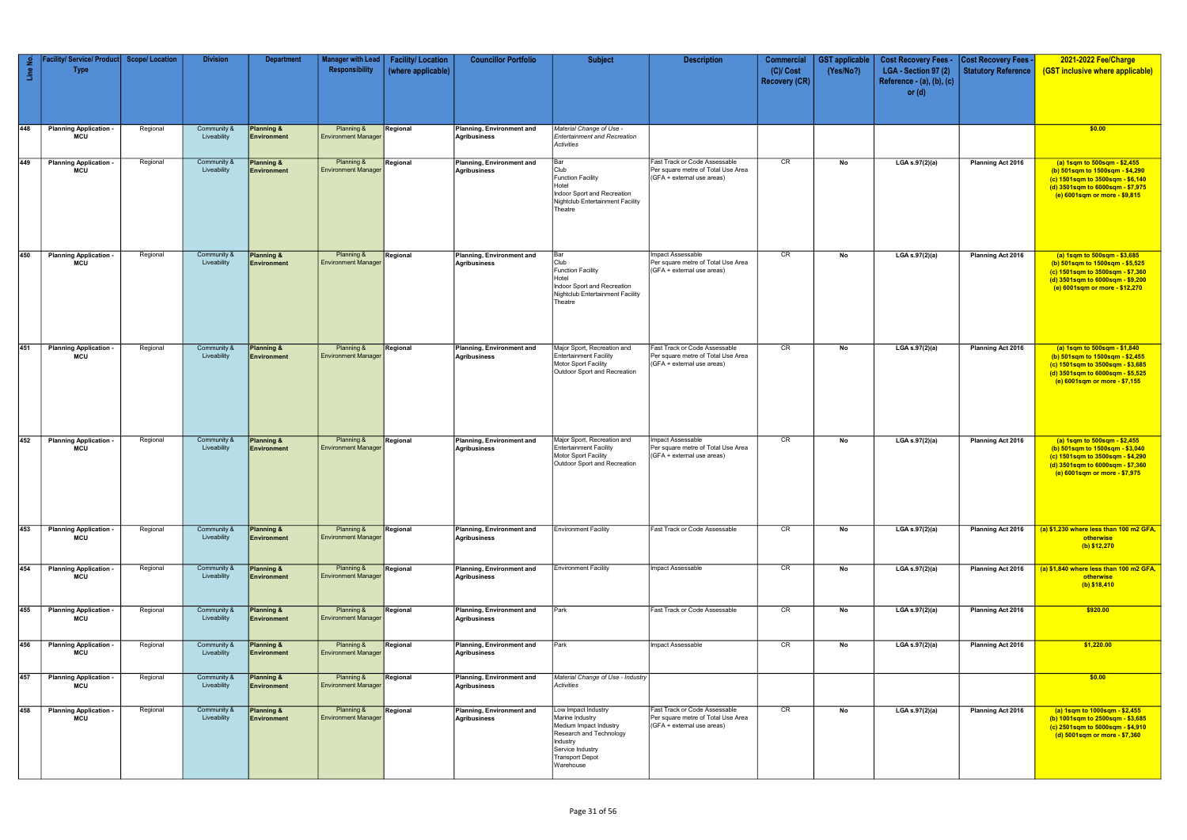| Line No. | Facility/ Service/ Product Type | Scope/ Location | Division | Department | Manager with Lead Responsibility | Facility/ Location (where applicable) | Councillor Portfolio | Subject | Description | Commercial (C)/ Cost Recovery (CR) | GST applicable (Yes/No?) | Cost Recovery Fees - LGA - Section 97 (2) Reference - (a), (b), (c) or (d) | Cost Recovery Fees - Statutory Reference | 2021-2022 Fee/Charge (GST inclusive where applicable) |
|---|---|---|---|---|---|---|---|---|---|---|---|---|---|---|
| 448 | Planning Application - MCU | Regional | Community & Liveability | Planning & Environment | Planning & Environment Manager | Regional | Planning, Environment and Agribusiness | *Material Change of Use - Entertainment and Recreation Activities* | | | | | | $0.00 |
| 449 | Planning Application - MCU | Regional | Community & Liveability | Planning & Environment | Planning & Environment Manager | Regional | Planning, Environment and Agribusiness | Bar<br>Club<br>Function Facility<br>Hotel<br>Indoor Sport and Recreation<br>Nightclub Entertainment Facility<br>Theatre | Fast Track or Code Assessable<br>Per square metre of Total Use Area (GFA + external use areas) | CR | No | LGA s.97(2)(a) | Planning Act 2016 | (a) 1sqm to 500sqm - $2,455<br>(b) 501sqm to 1500sqm - $4,290<br>(c) 1501sqm to 3500sqm - $6,140<br>(d) 3501sqm to 6000sqm - $7,975<br>(e) 6001sqm or more - $9,815 |
| 450 | Planning Application - MCU | Regional | Community & Liveability | Planning & Environment | Planning & Environment Manager | Regional | Planning, Environment and Agribusiness | Bar<br>Club<br>Function Facility<br>Hotel<br>Indoor Sport and Recreation<br>Nightclub Entertainment Facility<br>Theatre | Impact Assessable<br>Per square metre of Total Use Area (GFA + external use areas) | CR | No | LGA s.97(2)(a) | Planning Act 2016 | (a) 1sqm to 500sqm - $3,685<br>(b) 501sqm to 1500sqm - $5,525<br>(c) 1501sqm to 3500sqm - $7,360<br>(d) 3501sqm to 6000sqm - $9,200<br>(e) 6001sqm or more - $12,270 |
| 451 | Planning Application - MCU | Regional | Community & Liveability | Planning & Environment | Planning & Environment Manager | Regional | Planning, Environment and Agribusiness | Major Sport, Recreation and Entertainment Facility<br>Motor Sport Facility<br>Outdoor Sport and Recreation | Fast Track or Code Assessable<br>Per square metre of Total Use Area (GFA + external use areas) | CR | No | LGA s.97(2)(a) | Planning Act 2016 | (a) 1sqm to 500sqm - $1,840<br>(b) 501sqm to 1500sqm - $2,455<br>(c) 1501sqm to 3500sqm - $3,685<br>(d) 3501sqm to 6000sqm - $5,525<br>(e) 6001sqm or more - $7,155 |
| 452 | Planning Application - MCU | Regional | Community & Liveability | Planning & Environment | Planning & Environment Manager | Regional | Planning, Environment and Agribusiness | Major Sport, Recreation and Entertainment Facility<br>Motor Sport Facility<br>Outdoor Sport and Recreation | Impact Assessable<br>Per square metre of Total Use Area (GFA + external use areas) | CR | No | LGA s.97(2)(a) | Planning Act 2016 | (a) 1sqm to 500sqm - $2,455<br>(b) 501sqm to 1500sqm - $3,040<br>(c) 1501sqm to 3500sqm - $4,290<br>(d) 3501sqm to 6000sqm - $7,360<br>(e) 6001sqm or more - $7,975 |
| 453 | Planning Application - MCU | Regional | Community & Liveability | Planning & Environment | Planning & Environment Manager | Regional | Planning, Environment and Agribusiness | Environment Facility | Fast Track or Code Assessable | CR | No | LGA s.97(2)(a) | Planning Act 2016 | (a) $1,230 where less than 100 m2 GFA, otherwise<br>(b) $12,270 |
| 454 | Planning Application - MCU | Regional | Community & Liveability | Planning & Environment | Planning & Environment Manager | Regional | Planning, Environment and Agribusiness | Environment Facility | Impact Assessable | CR | No | LGA s.97(2)(a) | Planning Act 2016 | (a) $1,840 where less than 100 m2 GFA, otherwise<br>(b) $18,410 |
| 455 | Planning Application - MCU | Regional | Community & Liveability | Planning & Environment | Planning & Environment Manager | Regional | Planning, Environment and Agribusiness | Park | Fast Track or Code Assessable | CR | No | LGA s.97(2)(a) | Planning Act 2016 | $920.00 |
| 456 | Planning Application - MCU | Regional | Community & Liveability | Planning & Environment | Planning & Environment Manager | Regional | Planning, Environment and Agribusiness | Park | Impact Assessable | CR | No | LGA s.97(2)(a) | Planning Act 2016 | $1,220.00 |
| 457 | Planning Application - MCU | Regional | Community & Liveability | Planning & Environment | Planning & Environment Manager | Regional | Planning, Environment and Agribusiness | *Material Change of Use - Industry Activities* | | | | | | $0.00 |
| 458 | Planning Application - MCU | Regional | Community & Liveability | Planning & Environment | Planning & Environment Manager | Regional | Planning, Environment and Agribusiness | Low Impact Industry<br>Marine Industry<br>Medium Impact Industry<br>Research and Technology Industry<br>Service Industry<br>Transport Depot<br>Warehouse | Fast Track or Code Assessable<br>Per square metre of Total Use Area (GFA + external use areas) | CR | No | LGA s.97(2)(a) | Planning Act 2016 | (a) 1sqm to 1000sqm - $2,455<br>(b) 1001sqm to 2500sqm - $3,685<br>(c) 2501sqm to 5000sqm - $4,910<br>(d) 5001sqm or more - $7,360 |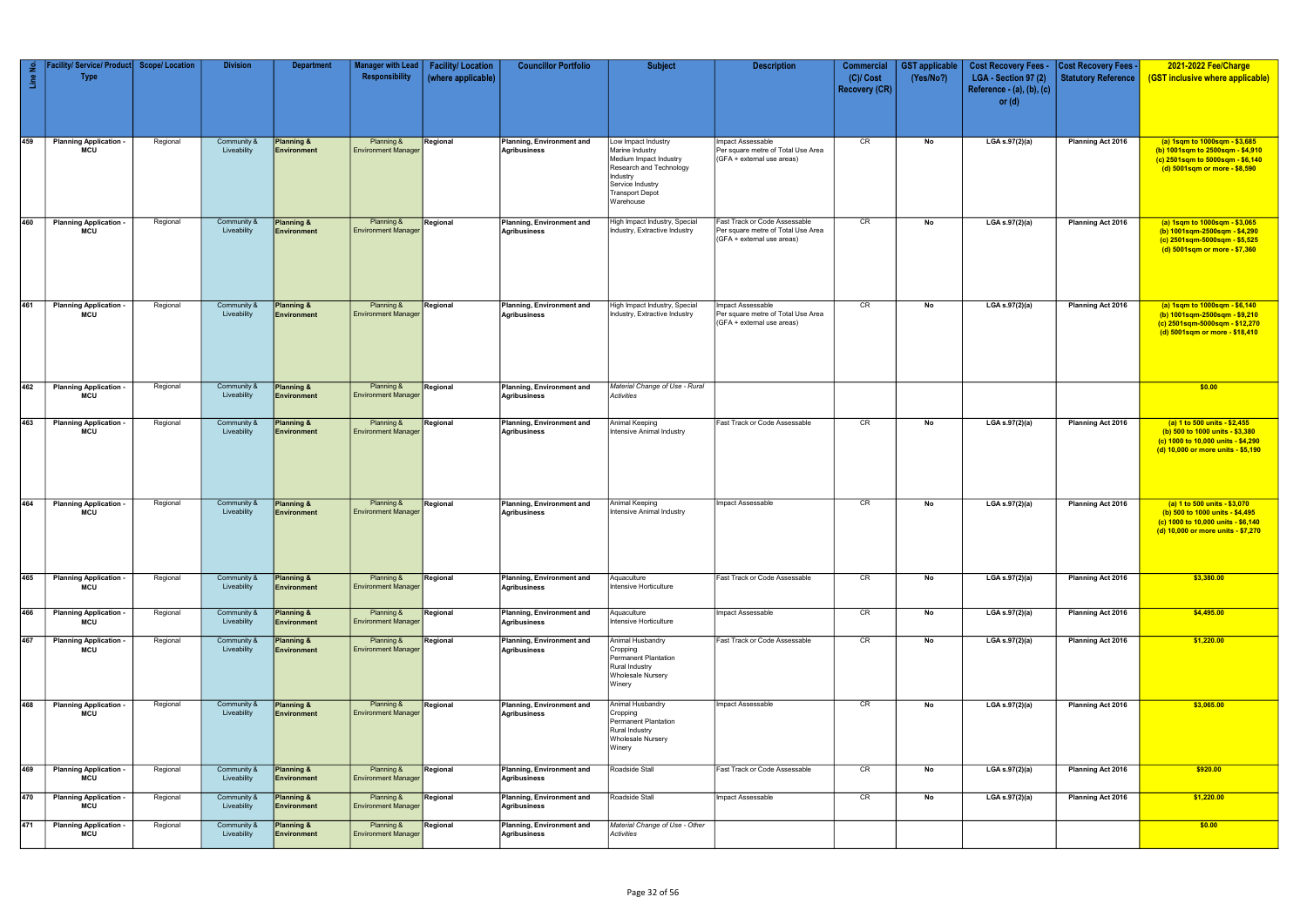| Line No. | Facility/ Service/ Product Type | Scope/ Location | Division | Department | Manager with Lead Responsibility | Facility/ Location (where applicable) | Councillor Portfolio | Subject | Description | Commercial (C)/ Cost Recovery (CR) | GST applicable (Yes/No?) | Cost Recovery Fees - LGA - Section 97 (2) Reference - (a), (b), (c) or (d) | Cost Recovery Fees - Statutory Reference | 2021-2022 Fee/Charge (GST inclusive where applicable) |
|---|---|---|---|---|---|---|---|---|---|---|---|---|---|---|
| 459 | Planning Application - MCU | Regional | Community & Liveability | Planning & Environment | Planning & Environment Manager | Regional | Planning, Environment and Agribusiness | Low Impact Industry<br>Marine Industry<br>Medium Impact Industry<br>Research and Technology Industry<br>Service Industry<br>Transport Depot<br>Warehouse | Impact Assessable<br>Per square metre of Total Use Area (GFA + external use areas) | CR | No | LGA s.97(2)(a) | Planning Act 2016 | (a) 1sqm to 1000sqm - $3,685<br>(b) 1001sqm to 2500sqm - $4,910<br>(c) 2501sqm to 5000sqm - $6,140<br>(d) 5001sqm or more - $8,590 |
| 460 | Planning Application - MCU | Regional | Community & Liveability | Planning & Environment | Planning & Environment Manager | Regional | Planning, Environment and Agribusiness | High Impact Industry, Special Industry, Extractive Industry | Fast Track or Code Assessable<br>Per square metre of Total Use Area (GFA + external use areas) | CR | No | LGA s.97(2)(a) | Planning Act 2016 | (a) 1sqm to 1000sqm - $3,065<br>(b) 1001sqm-2500sqm - $4,290<br>(c) 2501sqm-5000sqm - $5,525<br>(d) 5001sqm or more - $7,360 |
| 461 | Planning Application - MCU | Regional | Community & Liveability | Planning & Environment | Planning & Environment Manager | Regional | Planning, Environment and Agribusiness | High Impact Industry, Special Industry, Extractive Industry | Impact Assessable<br>Per square metre of Total Use Area (GFA + external use areas) | CR | No | LGA s.97(2)(a) | Planning Act 2016 | (a) 1sqm to 1000sqm - $6,140<br>(b) 1001sqm-2500sqm - $9,210<br>(c) 2501sqm-5000sqm - $12,270<br>(d) 5001sqm or more - $18,410 |
| 462 | Planning Application - MCU | Regional | Community & Liveability | Planning & Environment | Planning & Environment Manager | Regional | Planning, Environment and Agribusiness | *Material Change of Use - Rural Activities* | | | | | | $0.00 |
| 463 | Planning Application - MCU | Regional | Community & Liveability | Planning & Environment | Planning & Environment Manager | Regional | Planning, Environment and Agribusiness | Animal Keeping<br>Intensive Animal Industry | Fast Track or Code Assessable | CR | No | LGA s.97(2)(a) | Planning Act 2016 | (a) 1 to 500 units - $2,455<br>(b) 500 to 1000 units - $3,380<br>(c) 1000 to 10,000 units - $4,290<br>(d) 10,000 or more units - $5,190 |
| 464 | Planning Application - MCU | Regional | Community & Liveability | Planning & Environment | Planning & Environment Manager | Regional | Planning, Environment and Agribusiness | Animal Keeping<br>Intensive Animal Industry | Impact Assessable | CR | No | LGA s.97(2)(a) | Planning Act 2016 | (a) 1 to 500 units - $3,070<br>(b) 500 to 1000 units - $4,495<br>(c) 1000 to 10,000 units - $6,140<br>(d) 10,000 or more units - $7,270 |
| 465 | Planning Application - MCU | Regional | Community & Liveability | Planning & Environment | Planning & Environment Manager | Regional | Planning, Environment and Agribusiness | Aquaculture<br>Intensive Horticulture | Fast Track or Code Assessable | CR | No | LGA s.97(2)(a) | Planning Act 2016 | $3,380.00 |
| 466 | Planning Application - MCU | Regional | Community & Liveability | Planning & Environment | Planning & Environment Manager | Regional | Planning, Environment and Agribusiness | Aquaculture<br>Intensive Horticulture | Impact Assessable | CR | No | LGA s.97(2)(a) | Planning Act 2016 | $4,495.00 |
| 467 | Planning Application - MCU | Regional | Community & Liveability | Planning & Environment | Planning & Environment Manager | Regional | Planning, Environment and Agribusiness | Animal Husbandry<br>Cropping<br>Permanent Plantation<br>Rural Industry<br>Wholesale Nursery<br>Winery | Fast Track or Code Assessable | CR | No | LGA s.97(2)(a) | Planning Act 2016 | $1,220.00 |
| 468 | Planning Application - MCU | Regional | Community & Liveability | Planning & Environment | Planning & Environment Manager | Regional | Planning, Environment and Agribusiness | Animal Husbandry<br>Cropping<br>Permanent Plantation<br>Rural Industry<br>Wholesale Nursery<br>Winery | Impact Assessable | CR | No | LGA s.97(2)(a) | Planning Act 2016 | $3,065.00 |
| 469 | Planning Application - MCU | Regional | Community & Liveability | Planning & Environment | Planning & Environment Manager | Regional | Planning, Environment and Agribusiness | Roadside Stall | Fast Track or Code Assessable | CR | No | LGA s.97(2)(a) | Planning Act 2016 | $920.00 |
| 470 | Planning Application - MCU | Regional | Community & Liveability | Planning & Environment | Planning & Environment Manager | Regional | Planning, Environment and Agribusiness | Roadside Stall | Impact Assessable | CR | No | LGA s.97(2)(a) | Planning Act 2016 | $1,220.00 |
| 471 | Planning Application - MCU | Regional | Community & Liveability | Planning & Environment | Planning & Environment Manager | Regional | Planning, Environment and Agribusiness | *Material Change of Use - Other Activities* | | | | | | $0.00 |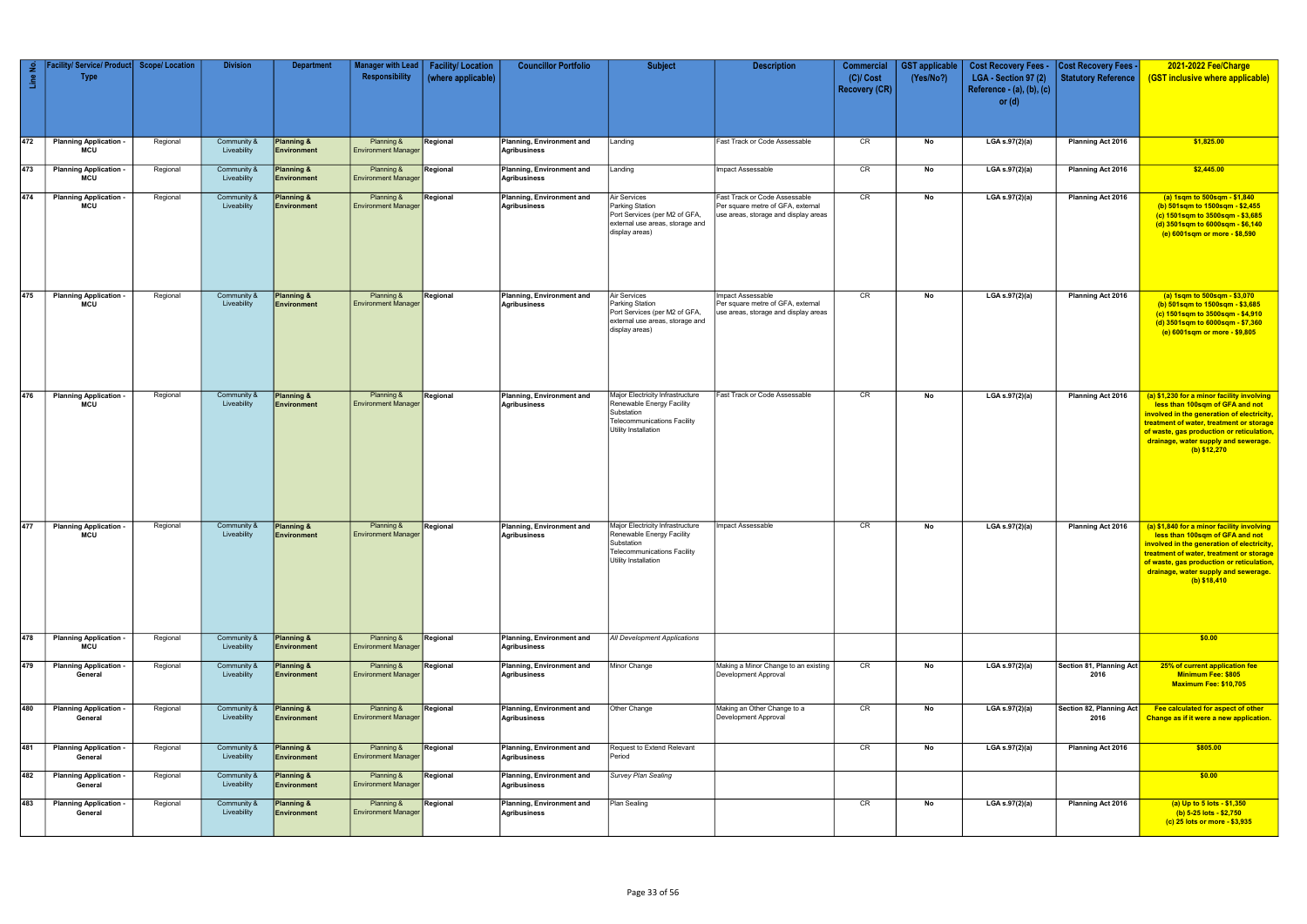| Line No. | Facility/ Service/ Product Type | Scope/ Location | Division | Department | Manager with Lead Responsibility | Facility/ Location (where applicable) | Councillor Portfolio | Subject | Description | Commercial (C)/ Cost Recovery (CR) | GST applicable (Yes/No?) | Cost Recovery Fees - LGA - Section 97 (2) Reference - (a), (b), (c) or (d) | Cost Recovery Fees - Statutory Reference | 2021-2022 Fee/Charge (GST inclusive where applicable) |
|---|---|---|---|---|---|---|---|---|---|---|---|---|---|---|
| 472 | Planning Application - MCU | Regional | Community & Liveability | Planning & Environment | Planning & Environment Manager | Regional | Planning, Environment and Agribusiness | Landing | Fast Track or Code Assessable | CR | No | LGA s.97(2)(a) | Planning Act 2016 | $1,825.00 |
| 473 | Planning Application - MCU | Regional | Community & Liveability | Planning & Environment | Planning & Environment Manager | Regional | Planning, Environment and Agribusiness | Landing | Impact Assessable | CR | No | LGA s.97(2)(a) | Planning Act 2016 | $2,445.00 |
| 474 | Planning Application - MCU | Regional | Community & Liveability | Planning & Environment | Planning & Environment Manager | Regional | Planning, Environment and Agribusiness | Air Services<br>Parking Station<br>Port Services (per M2 of GFA, external use areas, storage and display areas) | Fast Track or Code Assessable<br>Per square metre of GFA, external use areas, storage and display areas | CR | No | LGA s.97(2)(a) | Planning Act 2016 | (a) 1sqm to 500sqm - $1,840<br>(b) 501sqm to 1500sqm - $2,455<br>(c) 1501sqm to 3500sqm - $3,685<br>(d) 3501sqm to 6000sqm - $6,140<br>(e) 6001sqm or more - $8,590 |
| 475 | Planning Application - MCU | Regional | Community & Liveability | Planning & Environment | Planning & Environment Manager | Regional | Planning, Environment and Agribusiness | Air Services<br>Parking Station<br>Port Services (per M2 of GFA, external use areas, storage and display areas) | Impact Assessable<br>Per square metre of GFA, external use areas, storage and display areas | CR | No | LGA s.97(2)(a) | Planning Act 2016 | (a) 1sqm to 500sqm - $3,070<br>(b) 501sqm to 1500sqm - $3,685<br>(c) 1501sqm to 3500sqm - $4,910<br>(d) 3501sqm to 6000sqm - $7,360<br>(e) 6001sqm or more - $9,805 |
| 476 | Planning Application - MCU | Regional | Community & Liveability | Planning & Environment | Planning & Environment Manager | Regional | Planning, Environment and Agribusiness | Major Electricity Infrastructure<br>Renewable Energy Facility<br>Substation<br>Telecommunications Facility<br>Utility Installation | Fast Track or Code Assessable | CR | No | LGA s.97(2)(a) | Planning Act 2016 | (a) $1,230 for a minor facility involving less than 100sqm of GFA and not involved in the generation of electricity, treatment of water, treatment or storage of waste, gas production or reticulation, drainage, water supply and sewerage.<br>(b) $12,270 |
| 477 | Planning Application - MCU | Regional | Community & Liveability | Planning & Environment | Planning & Environment Manager | Regional | Planning, Environment and Agribusiness | Major Electricity Infrastructure<br>Renewable Energy Facility<br>Substation<br>Telecommunications Facility<br>Utility Installation | Impact Assessable | CR | No | LGA s.97(2)(a) | Planning Act 2016 | (a) $1,840 for a minor facility involving less than 100sqm of GFA and not involved in the generation of electricity, treatment of water, treatment or storage of waste, gas production or reticulation, drainage, water supply and sewerage.<br>(b) $18,410 |
| 478 | Planning Application - MCU | Regional | Community & Liveability | Planning & Environment | Planning & Environment Manager | Regional | Planning, Environment and Agribusiness | *All Development Applications* | | | | | | $0.00 |
| 479 | Planning Application - General | Regional | Community & Liveability | Planning & Environment | Planning & Environment Manager | Regional | Planning, Environment and Agribusiness | Minor Change | Making a Minor Change to an existing Development Approval | CR | No | LGA s.97(2)(a) | Section 81, Planning Act 2016 | 25% of current application fee<br>Minimum Fee: $805<br>Maximum Fee: $10,705 |
| 480 | Planning Application - General | Regional | Community & Liveability | Planning & Environment | Planning & Environment Manager | Regional | Planning, Environment and Agribusiness | Other Change | Making an Other Change to a Development Approval | CR | No | LGA s.97(2)(a) | Section 82, Planning Act 2016 | Fee calculated for aspect of other Change as if it were a new application. |
| 481 | Planning Application - General | Regional | Community & Liveability | Planning & Environment | Planning & Environment Manager | Regional | Planning, Environment and Agribusiness | Request to Extend Relevant Period | | CR | No | LGA s.97(2)(a) | Planning Act 2016 | $805.00 |
| 482 | Planning Application - General | Regional | Community & Liveability | Planning & Environment | Planning & Environment Manager | Regional | Planning, Environment and Agribusiness | *Survey Plan Sealing* | | | | | | $0.00 |
| 483 | Planning Application - General | Regional | Community & Liveability | Planning & Environment | Planning & Environment Manager | Regional | Planning, Environment and Agribusiness | Plan Sealing | | CR | No | LGA s.97(2)(a) | Planning Act 2016 | (a) Up to 5 lots - $1,350<br>(b) 5-25 lots - $2,750<br>(c) 25 lots or more - $3,935 |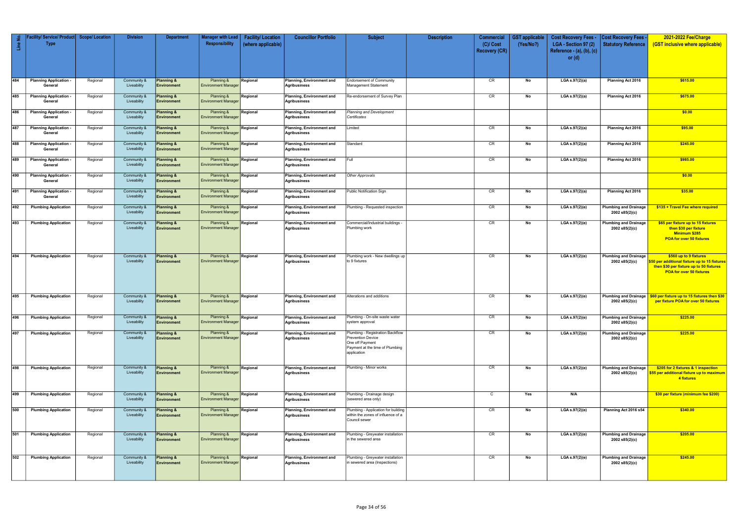| Line No. | Facility/ Service/ Product Type | Scope/ Location | Division | Department | Manager with Lead Responsibility | Facility/ Location (where applicable) | Councillor Portfolio | Subject | Description | Commercial (C)/ Cost Recovery (CR) | GST applicable (Yes/No?) | Cost Recovery Fees - LGA - Section 97 (2) Reference - (a), (b), (c) or (d) | Cost Recovery Fees - Statutory Reference | 2021-2022 Fee/Charge (GST inclusive where applicable) |
|---|---|---|---|---|---|---|---|---|---|---|---|---|---|---|
| 484 | Planning Application - General | Regional | Community & Liveability | Planning & Environment | Planning & Environment Manager | Regional | Planning, Environment and Agribusiness | Endorsement of Community Management Statement | | CR | No | LGA s.97(2)(a) | Planning Act 2016 | $615.00 |
| 485 | Planning Application - General | Regional | Community & Liveability | Planning & Environment | Planning & Environment Manager | Regional | Planning, Environment and Agribusiness | Re-endorsement of Survey Plan | | CR | No | LGA s.97(2)(a) | Planning Act 2016 | $675.00 |
| 486 | Planning Application - General | Regional | Community & Liveability | Planning & Environment | Planning & Environment Manager | Regional | Planning, Environment and Agribusiness | *Planning and Development Certificates* | | | | | | $0.00 |
| 487 | Planning Application - General | Regional | Community & Liveability | Planning & Environment | Planning & Environment Manager | Regional | Planning, Environment and Agribusiness | Limited | | CR | No | LGA s.97(2)(a) | Planning Act 2016 | $95.00 |
| 488 | Planning Application - General | Regional | Community & Liveability | Planning & Environment | Planning & Environment Manager | Regional | Planning, Environment and Agribusiness | Standard | | CR | No | LGA s.97(2)(a) | Planning Act 2016 | $245.00 |
| 489 | Planning Application - General | Regional | Community & Liveability | Planning & Environment | Planning & Environment Manager | Regional | Planning, Environment and Agribusiness | Full | | CR | No | LGA s.97(2)(a) | Planning Act 2016 | $985.00 |
| 490 | Planning Application - General | Regional | Community & Liveability | Planning & Environment | Planning & Environment Manager | Regional | Planning, Environment and Agribusiness | *Other Approvals* | | | | | | $0.00 |
| 491 | Planning Application - General | Regional | Community & Liveability | Planning & Environment | Planning & Environment Manager | Regional | Planning, Environment and Agribusiness | Public Notification Sign | | CR | No | LGA s.97(2)(a) | Planning Act 2016 | $35.00 |
| 492 | Plumbing Application | Regional | Community & Liveability | Planning & Environment | Planning & Environment Manager | Regional | Planning, Environment and Agribusiness | Plumbing - Requested inspection | | CR | No | LGA s.97(2)(e) | Plumbing and Drainage 2002 s85(2)(c) | $135 + Travel Fee where required |
| 493 | Plumbing Application | Regional | Community & Liveability | Planning & Environment | Planning & Environment Manager | Regional | Planning, Environment and Agribusiness | Commercial/Industrial buildings - Plumbing work | | CR | No | LGA s.97(2)(e) | Plumbing and Drainage 2002 s85(2)(c) | $65 per fixture up to 15 fixtures then $30 per fixture Minimum $285 POA for over 50 fixtures |
| 494 | Plumbing Application | Regional | Community & Liveability | Planning & Environment | Planning & Environment Manager | Regional | Planning, Environment and Agribusiness | Plumbing work - New dwellings up to 9 fixtures | | CR | No | LGA s.97(2)(e) | Plumbing and Drainage 2002 s85(2)(c) | $560 up to 9 fixtures $50 per additional fixture up to 15 fixtures then $30 per fixture up to 50 fixtures POA for over 50 fixtures |
| 495 | Plumbing Application | Regional | Community & Liveability | Planning & Environment | Planning & Environment Manager | Regional | Planning, Environment and Agribusiness | Alterations and additions | | CR | No | LGA s.97(2)(e) | Plumbing and Drainage 2002 s85(2)(c) | $60 per fixture up to 15 fixtures then $30 per fixture POA for over 50 fixtures |
| 496 | Plumbing Application | Regional | Community & Liveability | Planning & Environment | Planning & Environment Manager | Regional | Planning, Environment and Agribusiness | Plumbing - On-site waste water system approval | | CR | No | LGA s.97(2)(e) | Plumbing and Drainage 2002 s85(2)(c) | $225.00 |
| 497 | Plumbing Application | Regional | Community & Liveability | Planning & Environment | Planning & Environment Manager | Regional | Planning, Environment and Agribusiness | Plumbing - Registration Backflow Prevention Device One off Payment Payment at the time of Plumbing application | | CR | No | LGA s.97(2)(e) | Plumbing and Drainage 2002 s85(2)(c) | $225.00 |
| 498 | Plumbing Application | Regional | Community & Liveability | Planning & Environment | Planning & Environment Manager | Regional | Planning, Environment and Agribusiness | Plumbing - Minor works | | CR | No | LGA s.97(2)(e) | Plumbing and Drainage 2002 s85(2)(c) | $205 for 2 fixtures & 1 inspection $55 per additional fixture up to maximum 4 fixtures |
| 499 | Plumbing Application | Regional | Community & Liveability | Planning & Environment | Planning & Environment Manager | Regional | Planning, Environment and Agribusiness | Plumbing - Drainage design (sewered area only) | | C | Yes | N/A | | $30 per fixture (minimum fee $200) |
| 500 | Plumbing Application | Regional | Community & Liveability | Planning & Environment | Planning & Environment Manager | Regional | Planning, Environment and Agribusiness | Plumbing - Application for building within the zones of influence of a Council sewer | | CR | No | LGA s.97(2)(e) | Planning Act 2016 s54 | $340.00 |
| 501 | Plumbing Application | Regional | Community & Liveability | Planning & Environment | Planning & Environment Manager | Regional | Planning, Environment and Agribusiness | Plumbing - Greywater installation in the sewered area | | CR | No | LGA s.97(2)(e) | Plumbing and Drainage 2002 s85(2)(c) | $205.00 |
| 502 | Plumbing Application | Regional | Community & Liveability | Planning & Environment | Planning & Environment Manager | Regional | Planning, Environment and Agribusiness | Plumbing - Greywater installation in sewered area (Inspections) | | CR | No | LGA s.97(2)(e) | Plumbing and Drainage 2002 s85(2)(c) | $245.00 |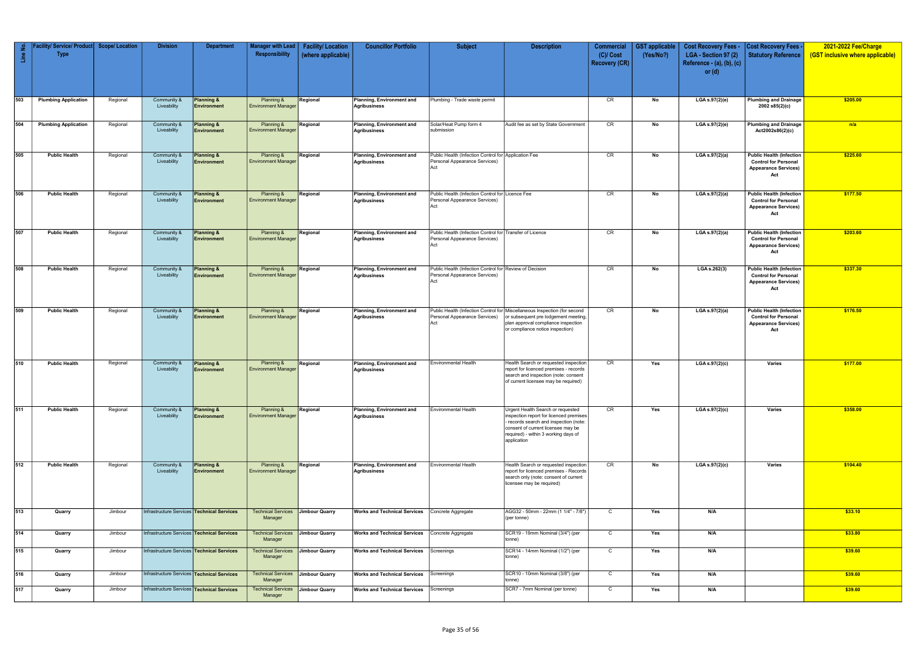| Line No. | Facility/ Service/ Product Type | Scope/ Location | Division | Department | Manager with Lead Responsibility | Facility/ Location (where applicable) | Councillor Portfolio | Subject | Description | Commercial (C)/ Cost Recovery (CR) | GST applicable (Yes/No?) | Cost Recovery Fees - LGA - Section 97 (2) Reference - (a), (b), (c) or (d) | Cost Recovery Fees - Statutory Reference | 2021-2022 Fee/Charge (GST inclusive where applicable) |
|---|---|---|---|---|---|---|---|---|---|---|---|---|---|---|
| 503 | Plumbing Application | Regional | Community & Liveability | Planning & Environment | Planning & Environment Manager | Regional | Planning, Environment and Agribusiness | Plumbing - Trade waste permit | | CR | No | LGA s.97(2)(e) | Plumbing and Drainage 2002 s85(2)(c) | $205.00 |
| 504 | Plumbing Application | Regional | Community & Liveability | Planning & Environment | Planning & Environment Manager | Regional | Planning, Environment and Agribusiness | Solar/Heat Pump form 4 submission | Audit fee as set by State Government | CR | No | LGA s.97(2)(e) | Plumbing and Drainage Act2002s86(2)(c) | n/a |
| 505 | Public Health | Regional | Community & Liveability | Planning & Environment | Planning & Environment Manager | Regional | Planning, Environment and Agribusiness | Public Health (Infection Control for Personal Appearance Services) Act | Application Fee | CR | No | LGA s.97(2)(a) | Public Health (Infection Control for Personal Appearance Services) Act | $225.60 |
| 506 | Public Health | Regional | Community & Liveability | Planning & Environment | Planning & Environment Manager | Regional | Planning, Environment and Agribusiness | Public Health (Infection Control for Personal Appearance Services) Act | Licence Fee | CR | No | LGA s.97(2)(a) | Public Health (Infection Control for Personal Appearance Services) Act | $177.50 |
| 507 | Public Health | Regional | Community & Liveability | Planning & Environment | Planning & Environment Manager | Regional | Planning, Environment and Agribusiness | Public Health (Infection Control for Personal Appearance Services) Act | Transfer of Licence | CR | No | LGA s.97(2)(a) | Public Health (Infection Control for Personal Appearance Services) Act | $203.60 |
| 508 | Public Health | Regional | Community & Liveability | Planning & Environment | Planning & Environment Manager | Regional | Planning, Environment and Agribusiness | Public Health (Infection Control for Personal Appearance Services) Act | Review of Decision | CR | No | LGA s.262(3) | Public Health (Infection Control for Personal Appearance Services) Act | $337.30 |
| 509 | Public Health | Regional | Community & Liveability | Planning & Environment | Planning & Environment Manager | Regional | Planning, Environment and Agribusiness | Public Health (Infection Control for Personal Appearance Services) Act | Miscellaneous Inspection (for second or subsequent pre lodgement meeting, plan approval compliance inspection or compliance notice inspection) | CR | No | LGA s.97(2)(a) | Public Health (Infection Control for Personal Appearance Services) Act | $176.50 |
| 510 | Public Health | Regional | Community & Liveability | Planning & Environment | Planning & Environment Manager | Regional | Planning, Environment and Agribusiness | Environmental Health | Health Search or requested inspection report for licenced premises - records search and inspection (note: consent of current licensee may be required) | CR | Yes | LGA s.97(2)(c) | Varies | $177.00 |
| 511 | Public Health | Regional | Community & Liveability | Planning & Environment | Planning & Environment Manager | Regional | Planning, Environment and Agribusiness | Environmental Health | Urgent Health Search or requested inspection report for licenced premises - records search and inspection (note: consent of current licensee may be required) - within 3 working days of application | CR | Yes | LGA s.97(2)(c) | Varies | $358.00 |
| 512 | Public Health | Regional | Community & Liveability | Planning & Environment | Planning & Environment Manager | Regional | Planning, Environment and Agribusiness | Environmental Health | Health Search or requested inspection report for licenced premises - Records search only (note: consent of current licensee may be required) | CR | No | LGA s.97(2)(c) | Varies | $104.40 |
| 513 | Quarry | Jimbour | Infrastructure Services | Technical Services | Technical Services Manager | Jimbour Quarry | Works and Technical Services | Concrete Aggregate | AGG32 - 50mm - 22mm (1 1/4" - 7/8") (per tonne) | C | Yes | N/A | | $33.10 |
| 514 | Quarry | Jimbour | Infrastructure Services | Technical Services | Technical Services Manager | Jimbour Quarry | Works and Technical Services | Concrete Aggregate | SCR19 - 19mm Nominal (3/4") (per tonne) | C | Yes | N/A | | $33.80 |
| 515 | Quarry | Jimbour | Infrastructure Services | Technical Services | Technical Services Manager | Jimbour Quarry | Works and Technical Services | Screenings | SCR14 - 14mm Nominal (1/2") (per tonne) | C | Yes | N/A | | $39.60 |
| 516 | Quarry | Jimbour | Infrastructure Services | Technical Services | Technical Services Manager | Jimbour Quarry | Works and Technical Services | Screenings | SCR10 - 10mm Nominal (3/8") (per tonne) | C | Yes | N/A | | $39.60 |
| 517 | Quarry | Jimbour | Infrastructure Services | Technical Services | Technical Services Manager | Jimbour Quarry | Works and Technical Services | Screenings | SCR7 - 7mm Nominal (per tonne) | C | Yes | N/A | | $39.60 |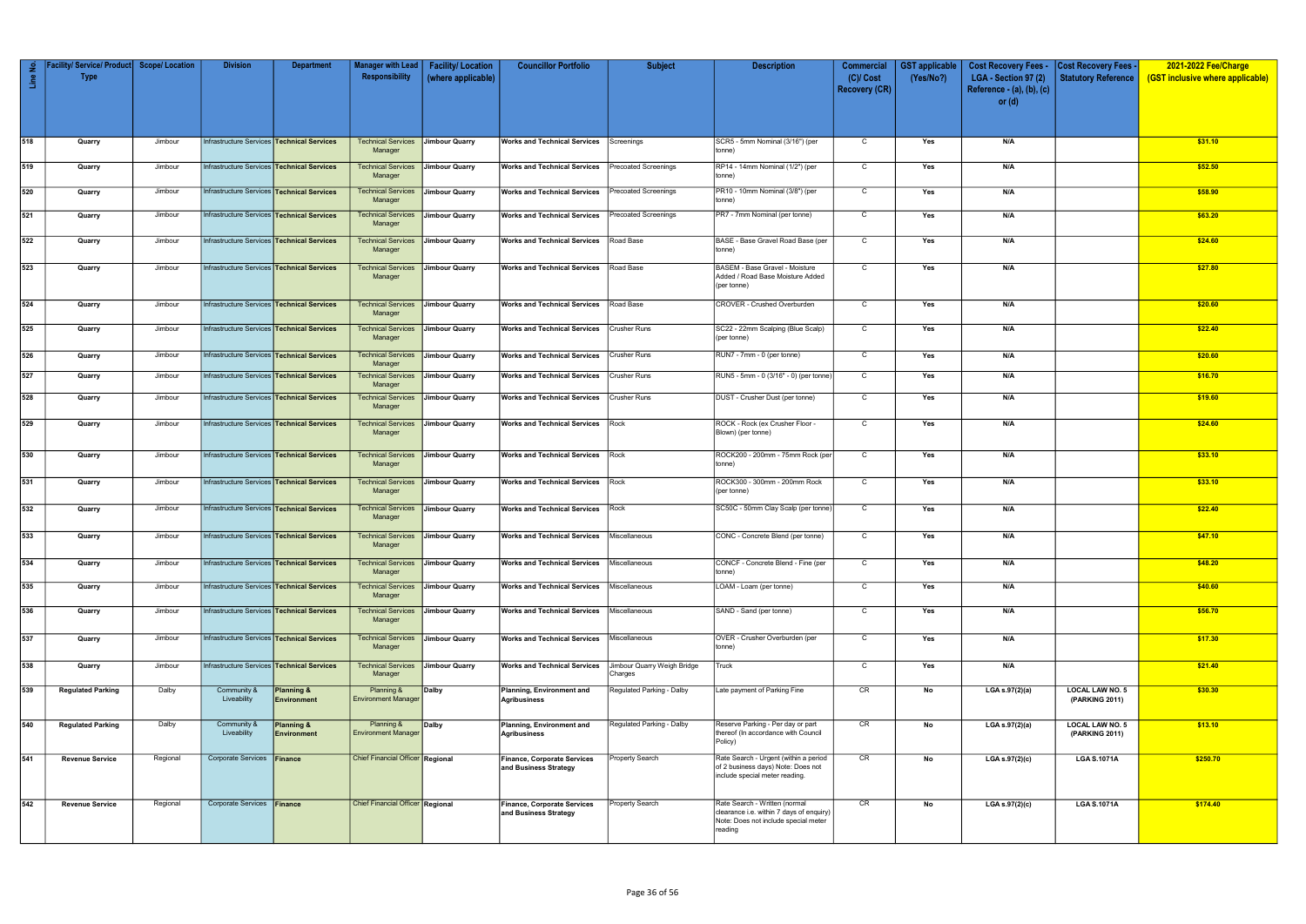| Line No. | Facility/ Service/ Product Type | Scope/ Location | Division | Department | Manager with Lead Responsibility | Facility/ Location (where applicable) | Councillor Portfolio | Subject | Description | Commercial (C)/ Cost Recovery (CR) | GST applicable (Yes/No?) | Cost Recovery Fees - LGA - Section 97 (2) Reference - (a), (b), (c) or (d) | Cost Recovery Fees - Statutory Reference | 2021-2022 Fee/Charge (GST inclusive where applicable) |
|---|---|---|---|---|---|---|---|---|---|---|---|---|---|---|
| 518 | Quarry | Jimbour | Infrastructure Services | Technical Services | Technical Services Manager | Jimbour Quarry | Works and Technical Services | Screenings | SCR5 - 5mm Nominal (3/16") (per tonne) | C | Yes | N/A | | $31.10 |
| 519 | Quarry | Jimbour | Infrastructure Services | Technical Services | Technical Services Manager | Jimbour Quarry | Works and Technical Services | Precoated Screenings | RP14 - 14mm Nominal (1/2") (per tonne) | C | Yes | N/A | | $52.50 |
| 520 | Quarry | Jimbour | Infrastructure Services | Technical Services | Technical Services Manager | Jimbour Quarry | Works and Technical Services | Precoated Screenings | PR10 - 10mm Nominal (3/8") (per tonne) | C | Yes | N/A | | $58.90 |
| 521 | Quarry | Jimbour | Infrastructure Services | Technical Services | Technical Services Manager | Jimbour Quarry | Works and Technical Services | Precoated Screenings | PR7 - 7mm Nominal (per tonne) | C | Yes | N/A | | $63.20 |
| 522 | Quarry | Jimbour | Infrastructure Services | Technical Services | Technical Services Manager | Jimbour Quarry | Works and Technical Services | Road Base | BASE - Base Gravel Road Base (per tonne) | C | Yes | N/A | | $24.60 |
| 523 | Quarry | Jimbour | Infrastructure Services | Technical Services | Technical Services Manager | Jimbour Quarry | Works and Technical Services | Road Base | BASEM - Base Gravel - Moisture Added / Road Base Moisture Added (per tonne) | C | Yes | N/A | | $27.80 |
| 524 | Quarry | Jimbour | Infrastructure Services | Technical Services | Technical Services Manager | Jimbour Quarry | Works and Technical Services | Road Base | CROVER - Crushed Overburden | C | Yes | N/A | | $20.60 |
| 525 | Quarry | Jimbour | Infrastructure Services | Technical Services | Technical Services Manager | Jimbour Quarry | Works and Technical Services | Crusher Runs | SC22 - 22mm Scalping (Blue Scalp) (per tonne) | C | Yes | N/A | | $22.40 |
| 526 | Quarry | Jimbour | Infrastructure Services | Technical Services | Technical Services Manager | Jimbour Quarry | Works and Technical Services | Crusher Runs | RUN7 - 7mm - 0 (per tonne) | C | Yes | N/A | | $20.60 |
| 527 | Quarry | Jimbour | Infrastructure Services | Technical Services | Technical Services Manager | Jimbour Quarry | Works and Technical Services | Crusher Runs | RUN5 - 5mm - 0 (3/16" - 0) (per tonne) | C | Yes | N/A | | $16.70 |
| 528 | Quarry | Jimbour | Infrastructure Services | Technical Services | Technical Services Manager | Jimbour Quarry | Works and Technical Services | Crusher Runs | DUST - Crusher Dust (per tonne) | C | Yes | N/A | | $19.60 |
| 529 | Quarry | Jimbour | Infrastructure Services | Technical Services | Technical Services Manager | Jimbour Quarry | Works and Technical Services | Rock | ROCK - Rock (ex Crusher Floor - Blown) (per tonne) | C | Yes | N/A | | $24.60 |
| 530 | Quarry | Jimbour | Infrastructure Services | Technical Services | Technical Services Manager | Jimbour Quarry | Works and Technical Services | Rock | ROCK200 - 200mm - 75mm Rock (per tonne) | C | Yes | N/A | | $33.10 |
| 531 | Quarry | Jimbour | Infrastructure Services | Technical Services | Technical Services Manager | Jimbour Quarry | Works and Technical Services | Rock | ROCK300 - 300mm - 200mm Rock (per tonne) | C | Yes | N/A | | $33.10 |
| 532 | Quarry | Jimbour | Infrastructure Services | Technical Services | Technical Services Manager | Jimbour Quarry | Works and Technical Services | Rock | SC50C - 50mm Clay Scalp (per tonne) | C | Yes | N/A | | $22.40 |
| 533 | Quarry | Jimbour | Infrastructure Services | Technical Services | Technical Services Manager | Jimbour Quarry | Works and Technical Services | Miscellaneous | CONC - Concrete Blend (per tonne) | C | Yes | N/A | | $47.10 |
| 534 | Quarry | Jimbour | Infrastructure Services | Technical Services | Technical Services Manager | Jimbour Quarry | Works and Technical Services | Miscellaneous | CONCF - Concrete Blend - Fine (per tonne) | C | Yes | N/A | | $48.20 |
| 535 | Quarry | Jimbour | Infrastructure Services | Technical Services | Technical Services Manager | Jimbour Quarry | Works and Technical Services | Miscellaneous | LOAM - Loam (per tonne) | C | Yes | N/A | | $40.60 |
| 536 | Quarry | Jimbour | Infrastructure Services | Technical Services | Technical Services Manager | Jimbour Quarry | Works and Technical Services | Miscellaneous | SAND - Sand (per tonne) | C | Yes | N/A | | $56.70 |
| 537 | Quarry | Jimbour | Infrastructure Services | Technical Services | Technical Services Manager | Jimbour Quarry | Works and Technical Services | Miscellaneous | OVER - Crusher Overburden (per tonne) | C | Yes | N/A | | $17.30 |
| 538 | Quarry | Jimbour | Infrastructure Services | Technical Services | Technical Services Manager | Jimbour Quarry | Works and Technical Services | Jimbour Quarry Weigh Bridge Charges | Truck | C | Yes | N/A | | $21.40 |
| 539 | Regulated Parking | Dalby | Community & Liveability | Planning & Environment | Planning & Environment Manager | Dalby | Planning, Environment and Agribusiness | Regulated Parking - Dalby | Late payment of Parking Fine | CR | No | LGA s.97(2)(a) | LOCAL LAW NO. 5 (PARKING 2011) | $30.30 |
| 540 | Regulated Parking | Dalby | Community & Liveability | Planning & Environment | Planning & Environment Manager | Dalby | Planning, Environment and Agribusiness | Regulated Parking - Dalby | Reserve Parking - Per day or part thereof (In accordance with Council Policy) | CR | No | LGA s.97(2)(a) | LOCAL LAW NO. 5 (PARKING 2011) | $13.10 |
| 541 | Revenue Service | Regional | Corporate Services | Finance | Chief Financial Officer | Regional | Finance, Corporate Services and Business Strategy | Property Search | Rate Search - Urgent (within a period of 2 business days) Note: Does not include special meter reading. | CR | No | LGA s.97(2)(c) | LGA S.1071A | $250.70 |
| 542 | Revenue Service | Regional | Corporate Services | Finance | Chief Financial Officer | Regional | Finance, Corporate Services and Business Strategy | Property Search | Rate Search - Written (normal clearance i.e. within 7 days of enquiry) Note: Does not include special meter reading | CR | No | LGA s.97(2)(c) | LGA S.1071A | $174.40 |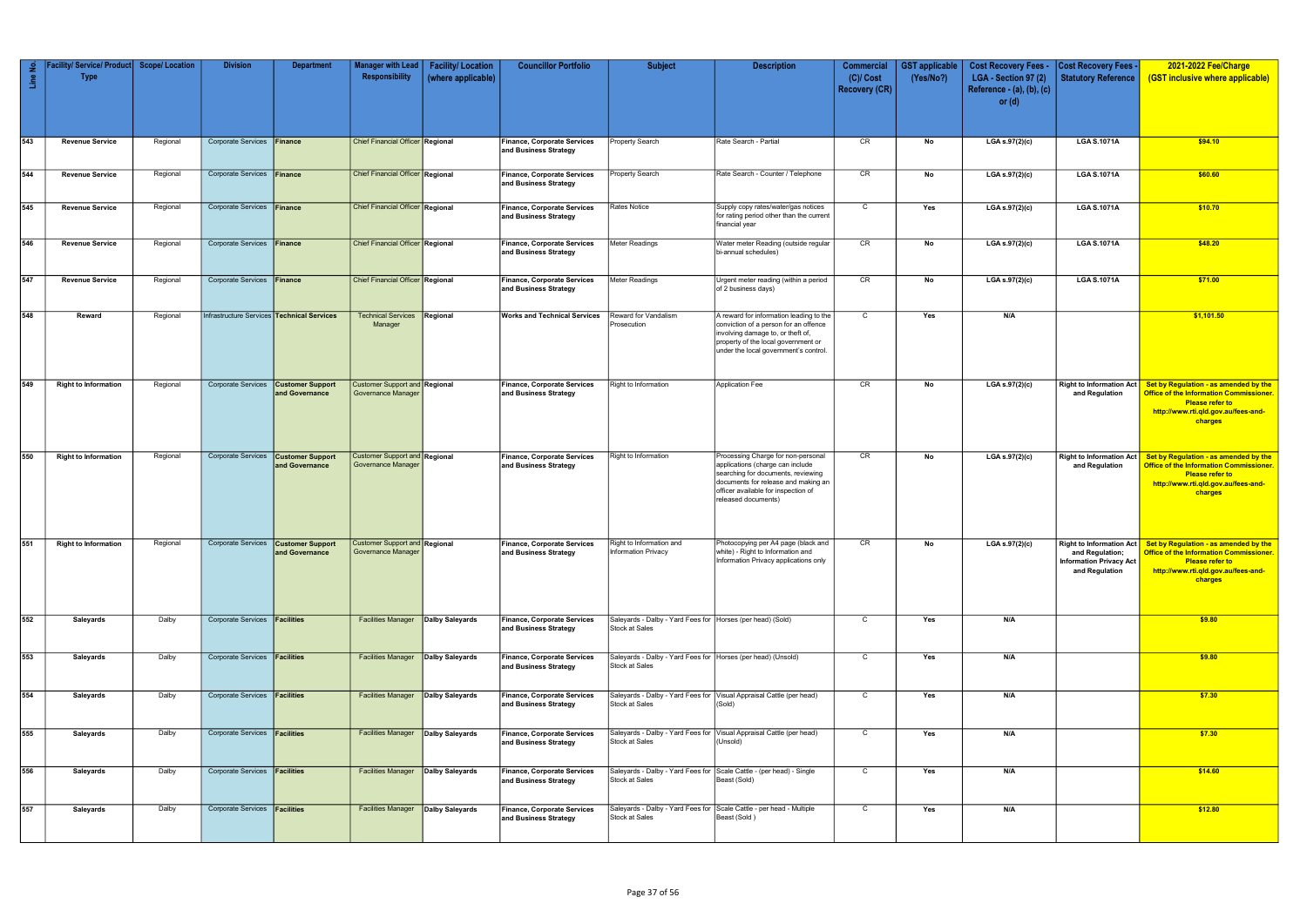| Line No. | Facility/ Service/ Product Type | Scope/ Location | Division | Department | Manager with Lead Responsibility | Facility/ Location (where applicable) | Councillor Portfolio | Subject | Description | Commercial (C)/ Cost Recovery (CR) | GST applicable (Yes/No?) | Cost Recovery Fees - LGA - Section 97 (2) Reference - (a), (b), (c) or (d) | Cost Recovery Fees - Statutory Reference | 2021-2022 Fee/Charge (GST inclusive where applicable) |
|---|---|---|---|---|---|---|---|---|---|---|---|---|---|---|
| 543 | Revenue Service | Regional | Corporate Services | Finance | Chief Financial Officer | Regional | Finance, Corporate Services and Business Strategy | Property Search | Rate Search - Partial | CR | No | LGA s.97(2)(c) | LGA S.1071A | $94.10 |
| 544 | Revenue Service | Regional | Corporate Services | Finance | Chief Financial Officer | Regional | Finance, Corporate Services and Business Strategy | Property Search | Rate Search - Counter / Telephone | CR | No | LGA s.97(2)(c) | LGA S.1071A | $60.60 |
| 545 | Revenue Service | Regional | Corporate Services | Finance | Chief Financial Officer | Regional | Finance, Corporate Services and Business Strategy | Rates Notice | Supply copy rates/water/gas notices for rating period other than the current financial year | C | Yes | LGA s.97(2)(c) | LGA S.1071A | $10.70 |
| 546 | Revenue Service | Regional | Corporate Services | Finance | Chief Financial Officer | Regional | Finance, Corporate Services and Business Strategy | Meter Readings | Water meter Reading (outside regular bi-annual schedules) | CR | No | LGA s.97(2)(c) | LGA S.1071A | $48.20 |
| 547 | Revenue Service | Regional | Corporate Services | Finance | Chief Financial Officer | Regional | Finance, Corporate Services and Business Strategy | Meter Readings | Urgent meter reading (within a period of 2 business days) | CR | No | LGA s.97(2)(c) | LGA S.1071A | $71.00 |
| 548 | Reward | Regional | Infrastructure Services | Technical Services | Technical Services Manager | Regional | Works and Technical Services | Reward for Vandalism Prosecution | A reward for information leading to the conviction of a person for an offence involving damage to, or theft of, property of the local government or under the local government's control. | C | Yes | N/A | | $1,101.50 |
| 549 | Right to Information | Regional | Corporate Services | Customer Support and Governance | Customer Support and Governance Manager | Regional | Finance, Corporate Services and Business Strategy | Right to Information | Application Fee | CR | No | LGA s.97(2)(c) | Right to Information Act and Regulation | Set by Regulation - as amended by the Office of the Information Commissioner. Please refer to http://www.rti.qld.gov.au/fees-and-charges |
| 550 | Right to Information | Regional | Corporate Services | Customer Support and Governance | Customer Support and Governance Manager | Regional | Finance, Corporate Services and Business Strategy | Right to Information | Processing Charge for non-personal applications (charge can include searching for documents, reviewing documents for release and making an officer available for inspection of released documents) | CR | No | LGA s.97(2)(c) | Right to Information Act and Regulation | Set by Regulation - as amended by the Office of the Information Commissioner. Please refer to http://www.rti.qld.gov.au/fees-and-charges |
| 551 | Right to Information | Regional | Corporate Services | Customer Support and Governance | Customer Support and Governance Manager | Regional | Finance, Corporate Services and Business Strategy | Right to Information and Information Privacy | Photocopying per A4 page (black and white) - Right to Information and Information Privacy applications only | CR | No | LGA s.97(2)(c) | Right to Information Act and Regulation; Information Privacy Act and Regulation | Set by Regulation - as amended by the Office of the Information Commissioner. Please refer to http://www.rti.qld.gov.au/fees-and-charges |
| 552 | Saleyards | Dalby | Corporate Services | Facilities | Facilities Manager | Dalby Saleyards | Finance, Corporate Services and Business Strategy | Saleyards - Dalby - Yard Fees for Stock at Sales | Horses (per head) (Sold) | C | Yes | N/A | | $9.80 |
| 553 | Saleyards | Dalby | Corporate Services | Facilities | Facilities Manager | Dalby Saleyards | Finance, Corporate Services and Business Strategy | Saleyards - Dalby - Yard Fees for Stock at Sales | Horses (per head) (Unsold) | C | Yes | N/A | | $9.80 |
| 554 | Saleyards | Dalby | Corporate Services | Facilities | Facilities Manager | Dalby Saleyards | Finance, Corporate Services and Business Strategy | Saleyards - Dalby - Yard Fees for Stock at Sales | Visual Appraisal Cattle (per head) (Sold) | C | Yes | N/A | | $7.30 |
| 555 | Saleyards | Dalby | Corporate Services | Facilities | Facilities Manager | Dalby Saleyards | Finance, Corporate Services and Business Strategy | Saleyards - Dalby - Yard Fees for Stock at Sales | Visual Appraisal Cattle (per head) (Unsold) | C | Yes | N/A | | $7.30 |
| 556 | Saleyards | Dalby | Corporate Services | Facilities | Facilities Manager | Dalby Saleyards | Finance, Corporate Services and Business Strategy | Saleyards - Dalby - Yard Fees for Stock at Sales | Scale Cattle - (per head) - Single Beast (Sold) | C | Yes | N/A | | $14.60 |
| 557 | Saleyards | Dalby | Corporate Services | Facilities | Facilities Manager | Dalby Saleyards | Finance, Corporate Services and Business Strategy | Saleyards - Dalby - Yard Fees for Stock at Sales | Scale Cattle - per head - Multiple Beast (Sold ) | C | Yes | N/A | | $12.80 |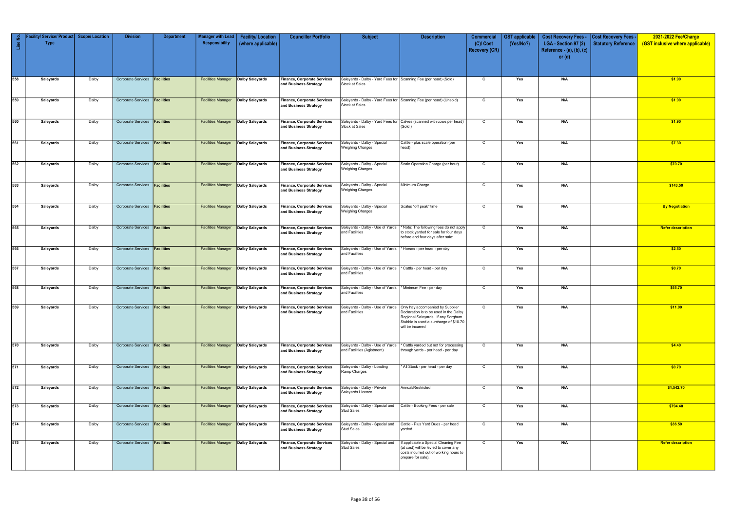| Line No. | Facility/ Service/ Product Type | Scope/ Location | Division | Department | Manager with Lead Responsibility | Facility/ Location (where applicable) | Councillor Portfolio | Subject | Description | Commercial (C)/ Cost Recovery (CR) | GST applicable (Yes/No?) | Cost Recovery Fees - LGA - Section 97 (2) Reference - (a), (b), (c) or (d) | Cost Recovery Fees - Statutory Reference | 2021-2022 Fee/Charge (GST inclusive where applicable) |
|---|---|---|---|---|---|---|---|---|---|---|---|---|---|---|
| 558 | Saleyards | Dalby | Corporate Services | Facilities | Facilities Manager | Dalby Saleyards | Finance, Corporate Services and Business Strategy | Saleyards - Dalby - Yard Fees for Stock at Sales | Scanning Fee (per head) (Sold) | C | Yes | N/A | | $1.90 |
| 559 | Saleyards | Dalby | Corporate Services | Facilities | Facilities Manager | Dalby Saleyards | Finance, Corporate Services and Business Strategy | Saleyards - Dalby - Yard Fees for Stock at Sales | Scanning Fee (per head) (Unsold) | C | Yes | N/A | | $1.90 |
| 560 | Saleyards | Dalby | Corporate Services | Facilities | Facilities Manager | Dalby Saleyards | Finance, Corporate Services and Business Strategy | Saleyards - Dalby - Yard Fees for Stock at Sales | Calves (scanned with cows per head) (Sold ) | C | Yes | N/A | | $1.90 |
| 561 | Saleyards | Dalby | Corporate Services | Facilities | Facilities Manager | Dalby Saleyards | Finance, Corporate Services and Business Strategy | Saleyards - Dalby - Special Weighing Charges | Cattle - plus scale operation (per head) | C | Yes | N/A | | $7.30 |
| 562 | Saleyards | Dalby | Corporate Services | Facilities | Facilities Manager | Dalby Saleyards | Finance, Corporate Services and Business Strategy | Saleyards - Dalby - Special Weighing Charges | Scale Operation Charge (per hour) | C | Yes | N/A | | $70.70 |
| 563 | Saleyards | Dalby | Corporate Services | Facilities | Facilities Manager | Dalby Saleyards | Finance, Corporate Services and Business Strategy | Saleyards - Dalby - Special Weighing Charges | Minimum Charge | C | Yes | N/A | | $143.50 |
| 564 | Saleyards | Dalby | Corporate Services | Facilities | Facilities Manager | Dalby Saleyards | Finance, Corporate Services and Business Strategy | Saleyards - Dalby - Special Weighing Charges | Scales "off peak" time | C | Yes | N/A | | By Negotiation |
| 565 | Saleyards | Dalby | Corporate Services | Facilities | Facilities Manager | Dalby Saleyards | Finance, Corporate Services and Business Strategy | Saleyards - Dalby - Use of Yards and Facilities | * Note: The following fees do not apply to stock yarded for sale for four days before and four days after sale: | C | Yes | N/A | | Refer description |
| 566 | Saleyards | Dalby | Corporate Services | Facilities | Facilities Manager | Dalby Saleyards | Finance, Corporate Services and Business Strategy | Saleyards - Dalby - Use of Yards and Facilities | * Horses - per head - per day | C | Yes | N/A | | $2.50 |
| 567 | Saleyards | Dalby | Corporate Services | Facilities | Facilities Manager | Dalby Saleyards | Finance, Corporate Services and Business Strategy | Saleyards - Dalby - Use of Yards and Facilities | * Cattle - per head - per day | C | Yes | N/A | | $0.70 |
| 568 | Saleyards | Dalby | Corporate Services | Facilities | Facilities Manager | Dalby Saleyards | Finance, Corporate Services and Business Strategy | Saleyards - Dalby - Use of Yards and Facilities | * Minimum Fee - per day | C | Yes | N/A | | $55.70 |
| 569 | Saleyards | Dalby | Corporate Services | Facilities | Facilities Manager | Dalby Saleyards | Finance, Corporate Services and Business Strategy | Saleyards - Dalby - Use of Yards and Facilities | Only hay accompanied by Supplier Declaration is to be used in the Dalby Regional Saleyards. If any Sorghum Stubble is used a surcharge of $10.70 will be incurred | C | Yes | N/A | | $11.00 |
| 570 | Saleyards | Dalby | Corporate Services | Facilities | Facilities Manager | Dalby Saleyards | Finance, Corporate Services and Business Strategy | Saleyards - Dalby - Use of Yards and Facilities (Agistment) | * Cattle yarded but not for processing through yards - per head - per day | C | Yes | N/A | | $4.40 |
| 571 | Saleyards | Dalby | Corporate Services | Facilities | Facilities Manager | Dalby Saleyards | Finance, Corporate Services and Business Strategy | Saleyards - Dalby - Loading Ramp Charges | * All Stock - per head - per day | C | Yes | N/A | | $0.70 |
| 572 | Saleyards | Dalby | Corporate Services | Facilities | Facilities Manager | Dalby Saleyards | Finance, Corporate Services and Business Strategy | Saleyards - Dalby - Private Saleyards Licence | Annual/Restricted | C | Yes | N/A | | $1,542.70 |
| 573 | Saleyards | Dalby | Corporate Services | Facilities | Facilities Manager | Dalby Saleyards | Finance, Corporate Services and Business Strategy | Saleyards - Dalby - Special and Stud Sales | Cattle - Booking Fees - per sale | C | Yes | N/A | | $794.40 |
| 574 | Saleyards | Dalby | Corporate Services | Facilities | Facilities Manager | Dalby Saleyards | Finance, Corporate Services and Business Strategy | Saleyards - Dalby - Special and Stud Sales | Cattle - Plus Yard Dues - per head yarded | C | Yes | N/A | | $36.50 |
| 575 | Saleyards | Dalby | Corporate Services | Facilities | Facilities Manager | Dalby Saleyards | Finance, Corporate Services and Business Strategy | Saleyards - Dalby - Special and Stud Sales | If applicable a Special Cleaning Fee (at cost) will be levied to cover any costs incurred out of working hours to prepare for sale). | C | Yes | N/A | | Refer description |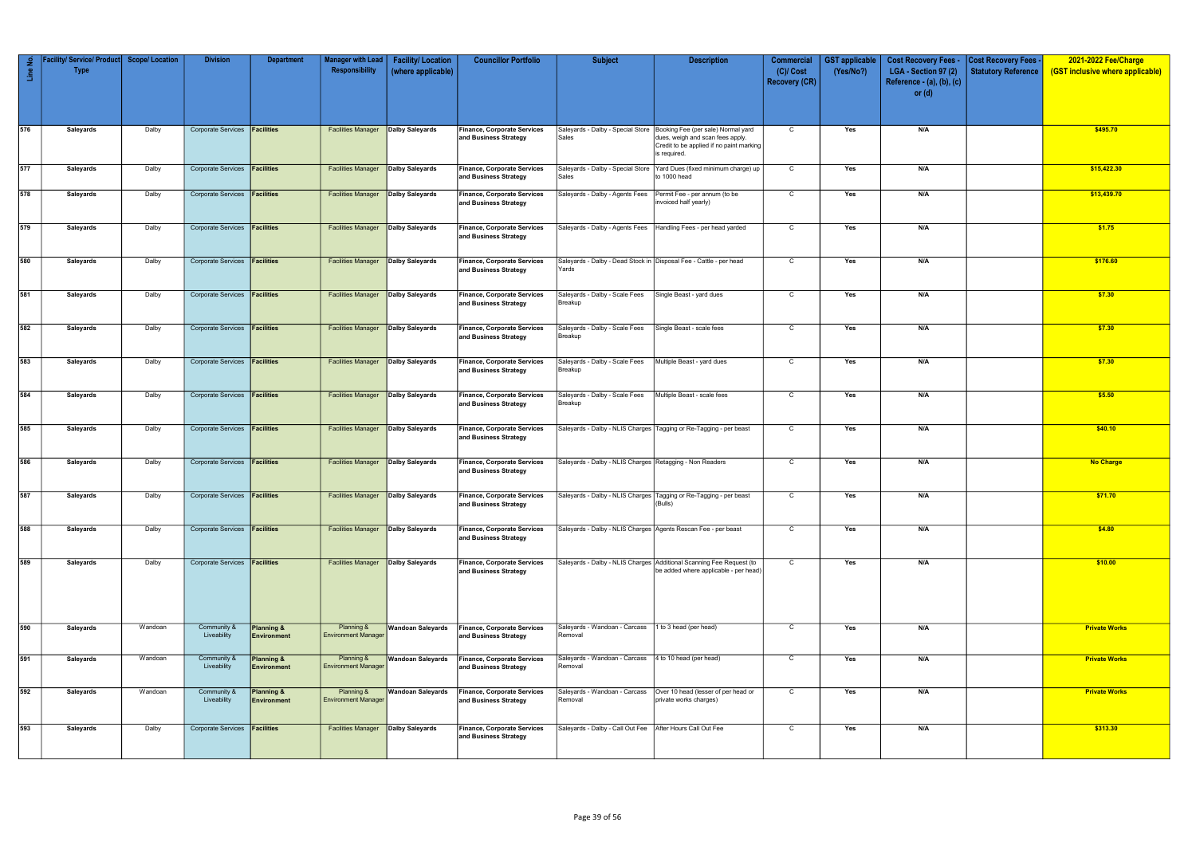| Line No. | Facility/ Service/ Product Type | Scope/ Location | Division | Department | Manager with Lead Responsibility | Facility/ Location (where applicable) | Councillor Portfolio | Subject | Description | Commercial (C)/ Cost Recovery (CR) | GST applicable (Yes/No?) | Cost Recovery Fees - LGA - Section 97 (2) Reference - (a), (b), (c) or (d) | Cost Recovery Fees - Statutory Reference | 2021-2022 Fee/Charge (GST inclusive where applicable) |
|---|---|---|---|---|---|---|---|---|---|---|---|---|---|---|
| 576 | Saleyards | Dalby | Corporate Services | Facilities | Facilities Manager | Dalby Saleyards | Finance, Corporate Services and Business Strategy | Saleyards - Dalby - Special Store Sales | Booking Fee (per sale) Normal yard dues, weigh and scan fees apply. Credit to be applied if no paint marking is required. | C | Yes | N/A | | $495.70 |
| 577 | Saleyards | Dalby | Corporate Services | Facilities | Facilities Manager | Dalby Saleyards | Finance, Corporate Services and Business Strategy | Saleyards - Dalby - Special Store Sales | Yard Dues (fixed minimum charge) up to 1000 head | C | Yes | N/A | | $15,422.30 |
| 578 | Saleyards | Dalby | Corporate Services | Facilities | Facilities Manager | Dalby Saleyards | Finance, Corporate Services and Business Strategy | Saleyards - Dalby - Agents Fees | Permit Fee - per annum (to be invoiced half yearly) | C | Yes | N/A | | $13,439.70 |
| 579 | Saleyards | Dalby | Corporate Services | Facilities | Facilities Manager | Dalby Saleyards | Finance, Corporate Services and Business Strategy | Saleyards - Dalby - Agents Fees | Handling Fees - per head yarded | C | Yes | N/A | | $1.75 |
| 580 | Saleyards | Dalby | Corporate Services | Facilities | Facilities Manager | Dalby Saleyards | Finance, Corporate Services and Business Strategy | Saleyards - Dalby - Dead Stock in Yards | Disposal Fee - Cattle - per head | C | Yes | N/A | | $176.60 |
| 581 | Saleyards | Dalby | Corporate Services | Facilities | Facilities Manager | Dalby Saleyards | Finance, Corporate Services and Business Strategy | Saleyards - Dalby - Scale Fees Breakup | Single Beast - yard dues | C | Yes | N/A | | $7.30 |
| 582 | Saleyards | Dalby | Corporate Services | Facilities | Facilities Manager | Dalby Saleyards | Finance, Corporate Services and Business Strategy | Saleyards - Dalby - Scale Fees Breakup | Single Beast - scale fees | C | Yes | N/A | | $7.30 |
| 583 | Saleyards | Dalby | Corporate Services | Facilities | Facilities Manager | Dalby Saleyards | Finance, Corporate Services and Business Strategy | Saleyards - Dalby - Scale Fees Breakup | Multiple Beast - yard dues | C | Yes | N/A | | $7.30 |
| 584 | Saleyards | Dalby | Corporate Services | Facilities | Facilities Manager | Dalby Saleyards | Finance, Corporate Services and Business Strategy | Saleyards - Dalby - Scale Fees Breakup | Multiple Beast - scale fees | C | Yes | N/A | | $5.50 |
| 585 | Saleyards | Dalby | Corporate Services | Facilities | Facilities Manager | Dalby Saleyards | Finance, Corporate Services and Business Strategy | Saleyards - Dalby - NLIS Charges | Tagging or Re-Tagging - per beast | C | Yes | N/A | | $40.10 |
| 586 | Saleyards | Dalby | Corporate Services | Facilities | Facilities Manager | Dalby Saleyards | Finance, Corporate Services and Business Strategy | Saleyards - Dalby - NLIS Charges | Retagging - Non Readers | C | Yes | N/A | | No Charge |
| 587 | Saleyards | Dalby | Corporate Services | Facilities | Facilities Manager | Dalby Saleyards | Finance, Corporate Services and Business Strategy | Saleyards - Dalby - NLIS Charges | Tagging or Re-Tagging - per beast (Bulls) | C | Yes | N/A | | $71.70 |
| 588 | Saleyards | Dalby | Corporate Services | Facilities | Facilities Manager | Dalby Saleyards | Finance, Corporate Services and Business Strategy | Saleyards - Dalby - NLIS Charges | Agents Rescan Fee - per beast | C | Yes | N/A | | $4.80 |
| 589 | Saleyards | Dalby | Corporate Services | Facilities | Facilities Manager | Dalby Saleyards | Finance, Corporate Services and Business Strategy | Saleyards - Dalby - NLIS Charges | Additional Scanning Fee Request (to be added where applicable - per head) | C | Yes | N/A | | $10.00 |
| 590 | Saleyards | Wandoan | Community & Liveability | Planning & Environment | Planning & Environment Manager | Wandoan Saleyards | Finance, Corporate Services and Business Strategy | Saleyards - Wandoan - Carcass Removal | 1 to 3 head (per head) | C | Yes | N/A | | Private Works |
| 591 | Saleyards | Wandoan | Community & Liveability | Planning & Environment | Planning & Environment Manager | Wandoan Saleyards | Finance, Corporate Services and Business Strategy | Saleyards - Wandoan - Carcass Removal | 4 to 10 head (per head) | C | Yes | N/A | | Private Works |
| 592 | Saleyards | Wandoan | Community & Liveability | Planning & Environment | Planning & Environment Manager | Wandoan Saleyards | Finance, Corporate Services and Business Strategy | Saleyards - Wandoan - Carcass Removal | Over 10 head (lesser of per head or private works charges) | C | Yes | N/A | | Private Works |
| 593 | Saleyards | Dalby | Corporate Services | Facilities | Facilities Manager | Dalby Saleyards | Finance, Corporate Services and Business Strategy | Saleyards - Dalby - Call Out Fee | After Hours Call Out Fee | C | Yes | N/A | | $313.30 |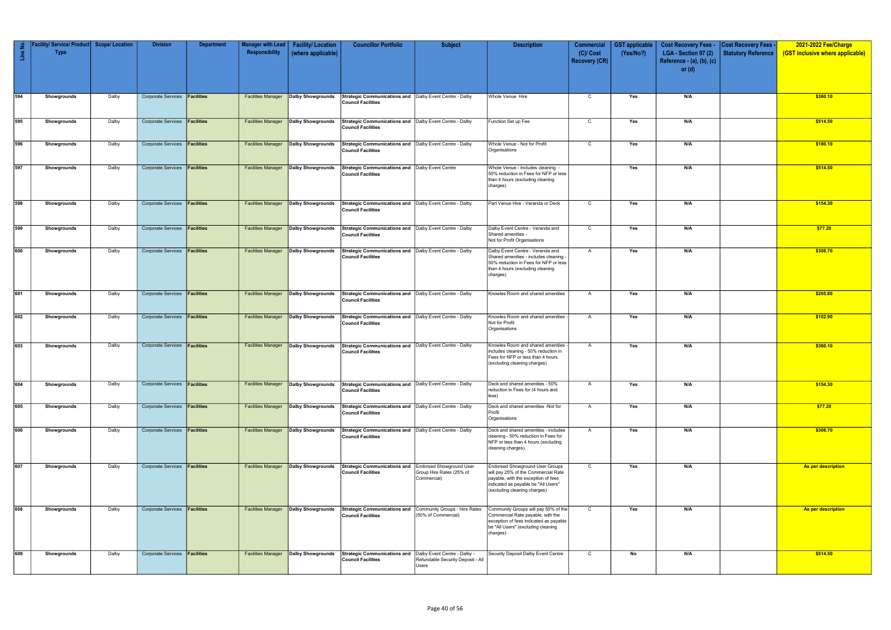| Line No. | Facility/ Service/ Product Type | Scope/ Location | Division | Department | Manager with Lead Responsibility | Facility/ Location (where applicable) | Councillor Portfolio | Subject | Description | Commercial (C)/ Cost Recovery (CR) | GST applicable (Yes/No?) | Cost Recovery Fees - LGA - Section 97 (2) Reference - (a), (b), (c) or (d) | Cost Recovery Fees - Statutory Reference | 2021-2022 Fee/Charge (GST inclusive where applicable) |
|---|---|---|---|---|---|---|---|---|---|---|---|---|---|---|
| 594 | Showgrounds | Dalby | Corporate Services | Facilities | Facilities Manager | Dalby Showgrounds | Strategic Communications and Council Facilities | Dalby Event Centre - Dalby | Whole Venue Hire | C | Yes | N/A | | $360.10 |
| 595 | Showgrounds | Dalby | Corporate Services | Facilities | Facilities Manager | Dalby Showgrounds | Strategic Communications and Council Facilities | Dalby Event Centre - Dalby | Function Set up Fee | C | Yes | N/A | | $514.50 |
| 596 | Showgrounds | Dalby | Corporate Services | Facilities | Facilities Manager | Dalby Showgrounds | Strategic Communications and Council Facilities | Dalby Event Centre - Dalby | Whole Venue - Not for Profit Organisations | C | Yes | N/A | | $180.10 |
| 597 | Showgrounds | Dalby | Corporate Services | Facilities | Facilities Manager | Dalby Showgrounds | Strategic Communications and Council Facilities | Dalby Event Centre | Whole Venue - includes cleaning - 50% reduction in Fees for NFP or less than 4 hours (excluding cleaning charges) | | Yes | N/A | | $514.50 |
| 598 | Showgrounds | Dalby | Corporate Services | Facilities | Facilities Manager | Dalby Showgrounds | Strategic Communications and Council Facilities | Dalby Event Centre - Dalby | Part Venue Hire - Veranda or Deck | C | Yes | N/A | | $154.30 |
| 599 | Showgrounds | Dalby | Corporate Services | Facilities | Facilities Manager | Dalby Showgrounds | Strategic Communications and Council Facilities | Dalby Event Centre - Dalby | Dalby Event Centre - Veranda and Shared amenities - Not for Profit Organisations | C | Yes | N/A | | $77.20 |
| 600 | Showgrounds | Dalby | Corporate Services | Facilities | Facilities Manager | Dalby Showgrounds | Strategic Communications and Council Facilities | Dalby Event Centre - Dalby | Dalby Event Centre - Veranda and Shared amenities - includes cleaning - 50% reduction in Fees for NFP or less than 4 hours (excluding cleaning charges) | A | Yes | N/A | | $308.70 |
| 601 | Showgrounds | Dalby | Corporate Services | Facilities | Facilities Manager | Dalby Showgrounds | Strategic Communications and Council Facilities | Dalby Event Centre - Dalby | Knowles Room and shared amenities | A | Yes | N/A | | $205.80 |
| 602 | Showgrounds | Dalby | Corporate Services | Facilities | Facilities Manager | Dalby Showgrounds | Strategic Communications and Council Facilities | Dalby Event Centre - Dalby | Knowles Room and shared amenities - Not for Profit Organisations | A | Yes | N/A | | $102.90 |
| 603 | Showgrounds | Dalby | Corporate Services | Facilities | Facilities Manager | Dalby Showgrounds | Strategic Communications and Council Facilities | Dalby Event Centre - Dalby | Knowles Room and shared amenities - includes cleaning - 50% reduction in Fees for NFP or less than 4 hours (excluding cleaning charges) | A | Yes | N/A | | $360.10 |
| 604 | Showgrounds | Dalby | Corporate Services | Facilities | Facilities Manager | Dalby Showgrounds | Strategic Communications and Council Facilities | Dalby Event Centre - Dalby | Deck and shared amenities - 50% reduction in Fees for (4 hours and less) | A | Yes | N/A | | $154.30 |
| 605 | Showgrounds | Dalby | Corporate Services | Facilities | Facilities Manager | Dalby Showgrounds | Strategic Communications and Council Facilities | Dalby Event Centre - Dalby | Deck and shared amenities -Not for Profit Organisations | A | Yes | N/A | | $77.20 |
| 606 | Showgrounds | Dalby | Corporate Services | Facilities | Facilities Manager | Dalby Showgrounds | Strategic Communications and Council Facilities | Dalby Event Centre - Dalby | Deck and shared amenities - includes cleaning - 50% reduction in Fees for NFP or less than 4 hours (excluding cleaning charges). | A | Yes | N/A | | $308.70 |
| 607 | Showgrounds | Dalby | Corporate Services | Facilities | Facilities Manager | Dalby Showgrounds | Strategic Communications and Council Facilities | Endorsed Showground User Group Hire Rates (25% of Commercial) | Endorsed Showground User Groups will pay 25% of the Commercial Rate payable, with the exception of fees indicated as payable be "All Users" (excluding cleaning charges) | C | Yes | N/A | | As per description |
| 608 | Showgrounds | Dalby | Corporate Services | Facilities | Facilities Manager | Dalby Showgrounds | Strategic Communications and Council Facilities | Community Groups - Hire Rates (50% of Commercial) | Community Groups will pay 50% of the Commercial Rate payable, with the exception of fees indicated as payable be "All Users" (excluding cleaning charges). | C | Yes | N/A | | As per description |
| 609 | Showgrounds | Dalby | Corporate Services | Facilities | Facilities Manager | Dalby Showgrounds | Strategic Communications and Council Facilities | Dalby Event Centre - Dalby - Refundable Security Deposit - All Users | Security Deposit Dalby Event Centre | C | No | N/A | | $514.50 |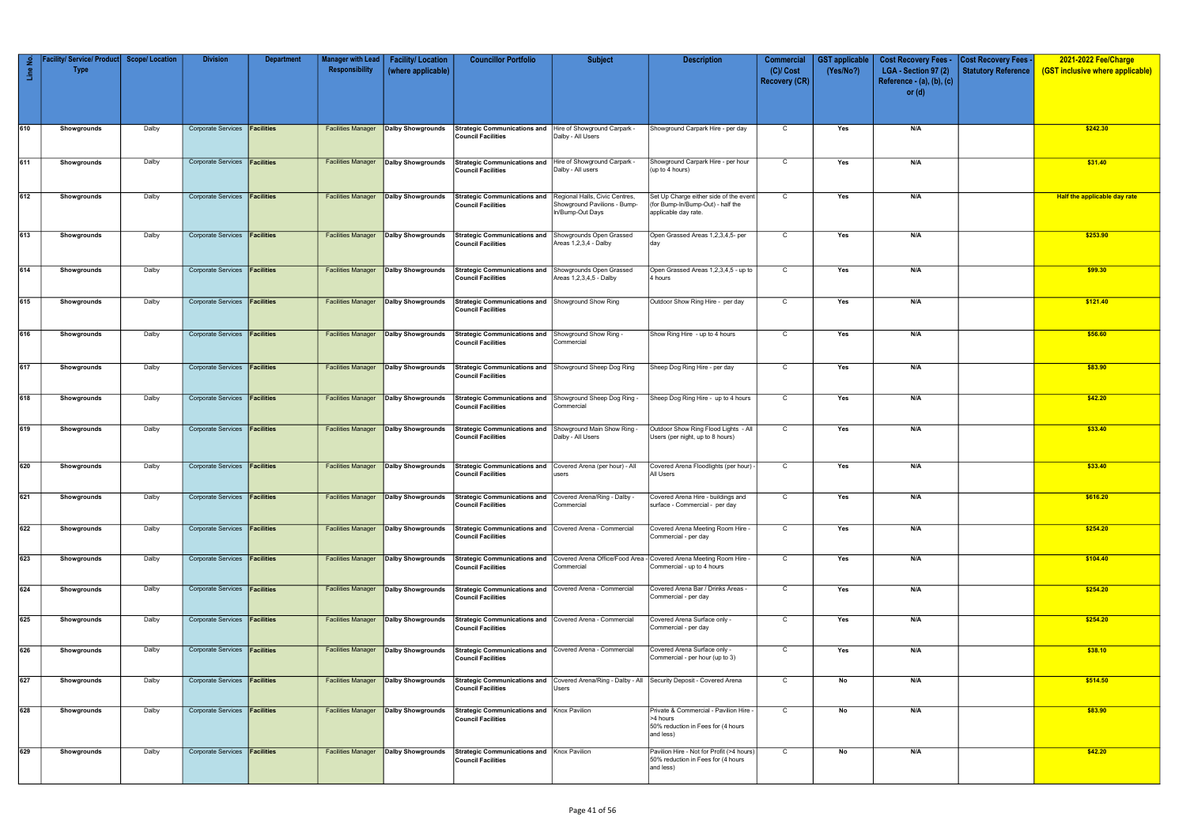| Line No. | Facility/ Service/ Product Type | Scope/ Location | Division | Department | Manager with Lead Responsibility | Facility/ Location (where applicable) | Councillor Portfolio | Subject | Description | Commercial (C)/ Cost Recovery (CR) | GST applicable (Yes/No?) | Cost Recovery Fees - LGA - Section 97 (2) Reference - (a), (b), (c) or (d) | Cost Recovery Fees - Statutory Reference | 2021-2022 Fee/Charge (GST inclusive where applicable) |
|---|---|---|---|---|---|---|---|---|---|---|---|---|---|---|
| 610 | Showgrounds | Dalby | Corporate Services | Facilities | Facilities Manager | Dalby Showgrounds | Strategic Communications and Council Facilities | Hire of Showground Carpark - Dalby - All Users | Showground Carpark Hire - per day | C | Yes | N/A | | $242.30 |
| 611 | Showgrounds | Dalby | Corporate Services | Facilities | Facilities Manager | Dalby Showgrounds | Strategic Communications and Council Facilities | Hire of Showground Carpark - Dalby - All users | Showground Carpark Hire - per hour (up to 4 hours) | C | Yes | N/A | | $31.40 |
| 612 | Showgrounds | Dalby | Corporate Services | Facilities | Facilities Manager | Dalby Showgrounds | Strategic Communications and Council Facilities | Regional Halls, Civic Centres, Showground Pavilions - Bump-In/Bump-Out Days | Set Up Charge either side of the event (for Bump-In/Bump-Out) - half the applicable day rate. | C | Yes | N/A | | Half the applicable day rate |
| 613 | Showgrounds | Dalby | Corporate Services | Facilities | Facilities Manager | Dalby Showgrounds | Strategic Communications and Council Facilities | Showgrounds Open Grassed Areas 1,2,3,4 - Dalby | Open Grassed Areas 1,2,3,4,5- per day | C | Yes | N/A | | $253.90 |
| 614 | Showgrounds | Dalby | Corporate Services | Facilities | Facilities Manager | Dalby Showgrounds | Strategic Communications and Council Facilities | Showgrounds Open Grassed Areas 1,2,3,4,5 - Dalby | Open Grassed Areas 1,2,3,4,5 - up to 4 hours | C | Yes | N/A | | $99.30 |
| 615 | Showgrounds | Dalby | Corporate Services | Facilities | Facilities Manager | Dalby Showgrounds | Strategic Communications and Council Facilities | Showground Show Ring | Outdoor Show Ring Hire - per day | C | Yes | N/A | | $121.40 |
| 616 | Showgrounds | Dalby | Corporate Services | Facilities | Facilities Manager | Dalby Showgrounds | Strategic Communications and Council Facilities | Showground Show Ring - Commercial | Show Ring Hire - up to 4 hours | C | Yes | N/A | | $56.60 |
| 617 | Showgrounds | Dalby | Corporate Services | Facilities | Facilities Manager | Dalby Showgrounds | Strategic Communications and Council Facilities | Showground Sheep Dog Ring | Sheep Dog Ring Hire - per day | C | Yes | N/A | | $83.90 |
| 618 | Showgrounds | Dalby | Corporate Services | Facilities | Facilities Manager | Dalby Showgrounds | Strategic Communications and Council Facilities | Showground Sheep Dog Ring - Commercial | Sheep Dog Ring Hire - up to 4 hours | C | Yes | N/A | | $42.20 |
| 619 | Showgrounds | Dalby | Corporate Services | Facilities | Facilities Manager | Dalby Showgrounds | Strategic Communications and Council Facilities | Showground Main Show Ring - Dalby - All Users | Outdoor Show Ring Flood Lights - All Users (per night, up to 8 hours) | C | Yes | N/A | | $33.40 |
| 620 | Showgrounds | Dalby | Corporate Services | Facilities | Facilities Manager | Dalby Showgrounds | Strategic Communications and Council Facilities | Covered Arena (per hour) - All users | Covered Arena Floodlights (per hour) - All Users | C | Yes | N/A | | $33.40 |
| 621 | Showgrounds | Dalby | Corporate Services | Facilities | Facilities Manager | Dalby Showgrounds | Strategic Communications and Council Facilities | Covered Arena/Ring - Dalby - Commercial | Covered Arena Hire - buildings and surface - Commercial - per day | C | Yes | N/A | | $616.20 |
| 622 | Showgrounds | Dalby | Corporate Services | Facilities | Facilities Manager | Dalby Showgrounds | Strategic Communications and Council Facilities | Covered Arena - Commercial | Covered Arena Meeting Room Hire - Commercial - per day | C | Yes | N/A | | $254.20 |
| 623 | Showgrounds | Dalby | Corporate Services | Facilities | Facilities Manager | Dalby Showgrounds | Strategic Communications and Council Facilities | Covered Arena Office/Food Area - Commercial | Covered Arena Meeting Room Hire - Commercial - up to 4 hours | C | Yes | N/A | | $104.40 |
| 624 | Showgrounds | Dalby | Corporate Services | Facilities | Facilities Manager | Dalby Showgrounds | Strategic Communications and Council Facilities | Covered Arena - Commercial | Covered Arena Bar / Drinks Areas - Commercial - per day | C | Yes | N/A | | $254.20 |
| 625 | Showgrounds | Dalby | Corporate Services | Facilities | Facilities Manager | Dalby Showgrounds | Strategic Communications and Council Facilities | Covered Arena - Commercial | Covered Arena Surface only - Commercial - per day | C | Yes | N/A | | $254.20 |
| 626 | Showgrounds | Dalby | Corporate Services | Facilities | Facilities Manager | Dalby Showgrounds | Strategic Communications and Council Facilities | Covered Arena - Commercial | Covered Arena Surface only - Commercial - per hour (up to 3) | C | Yes | N/A | | $38.10 |
| 627 | Showgrounds | Dalby | Corporate Services | Facilities | Facilities Manager | Dalby Showgrounds | Strategic Communications and Council Facilities | Covered Arena/Ring - Dalby - All Users | Security Deposit - Covered Arena | C | No | N/A | | $514.50 |
| 628 | Showgrounds | Dalby | Corporate Services | Facilities | Facilities Manager | Dalby Showgrounds | Strategic Communications and Council Facilities | Knox Pavilion | Private & Commercial - Pavilion Hire - >4 hours 50% reduction in Fees for (4 hours and less) | C | No | N/A | | $83.90 |
| 629 | Showgrounds | Dalby | Corporate Services | Facilities | Facilities Manager | Dalby Showgrounds | Strategic Communications and Council Facilities | Knox Pavilion | Pavilion Hire - Not for Profit (>4 hours) 50% reduction in Fees for (4 hours and less) | C | No | N/A | | $42.20 |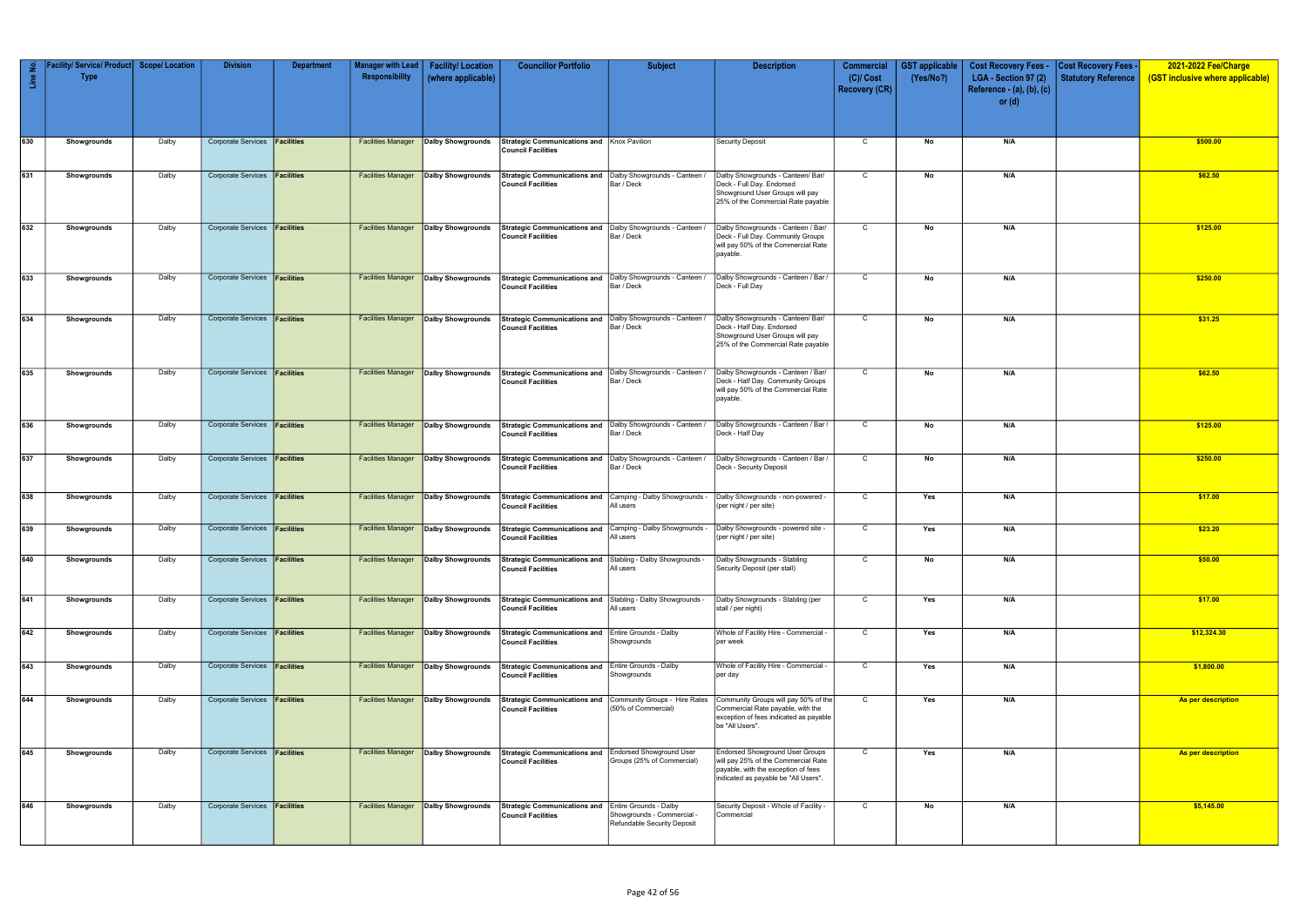| Line No. | Facility/ Service/ Product Type | Scope/ Location | Division | Department | Manager with Lead Responsibility | Facility/ Location (where applicable) | Councillor Portfolio | Subject | Description | Commercial (C)/ Cost Recovery (CR) | GST applicable (Yes/No?) | Cost Recovery Fees - LGA - Section 97 (2) Reference - (a), (b), (c) or (d) | Cost Recovery Fees - Statutory Reference | 2021-2022 Fee/Charge (GST inclusive where applicable) |
|---|---|---|---|---|---|---|---|---|---|---|---|---|---|---|
| 630 | Showgrounds | Dalby | Corporate Services | Facilities | Facilities Manager | Dalby Showgrounds | Strategic Communications and Council Facilities | Knox Pavilion | Security Deposit | C | No | N/A | | $500.00 |
| 631 | Showgrounds | Dalby | Corporate Services | Facilities | Facilities Manager | Dalby Showgrounds | Strategic Communications and Council Facilities | Dalby Showgrounds - Canteen / Bar / Deck | Dalby Showgrounds - Canteen/ Bar/ Deck - Full Day. Endorsed Showground User Groups will pay 25% of the Commercial Rate payable | C | No | N/A | | $62.50 |
| 632 | Showgrounds | Dalby | Corporate Services | Facilities | Facilities Manager | Dalby Showgrounds | Strategic Communications and Council Facilities | Dalby Showgrounds - Canteen / Bar / Deck | Dalby Showgrounds - Canteen / Bar/ Deck - Full Day. Community Groups will pay 50% of the Commercial Rate payable. | C | No | N/A | | $125.00 |
| 633 | Showgrounds | Dalby | Corporate Services | Facilities | Facilities Manager | Dalby Showgrounds | Strategic Communications and Council Facilities | Dalby Showgrounds - Canteen / Bar / Deck | Dalby Showgrounds - Canteen / Bar / Deck - Full Day | C | No | N/A | | $250.00 |
| 634 | Showgrounds | Dalby | Corporate Services | Facilities | Facilities Manager | Dalby Showgrounds | Strategic Communications and Council Facilities | Dalby Showgrounds - Canteen / Bar / Deck | Dalby Showgrounds - Canteen/ Bar/ Deck - Half Day. Endorsed Showground User Groups will pay 25% of the Commercial Rate payable | C | No | N/A | | $31.25 |
| 635 | Showgrounds | Dalby | Corporate Services | Facilities | Facilities Manager | Dalby Showgrounds | Strategic Communications and Council Facilities | Dalby Showgrounds - Canteen / Bar / Deck | Dalby Showgrounds - Canteen / Bar/ Deck - Half Day. Community Groups will pay 50% of the Commercial Rate payable. | C | No | N/A | | $62.50 |
| 636 | Showgrounds | Dalby | Corporate Services | Facilities | Facilities Manager | Dalby Showgrounds | Strategic Communications and Council Facilities | Dalby Showgrounds - Canteen / Bar / Deck | Dalby Showgrounds - Canteen / Bar / Deck - Half Day | C | No | N/A | | $125.00 |
| 637 | Showgrounds | Dalby | Corporate Services | Facilities | Facilities Manager | Dalby Showgrounds | Strategic Communications and Council Facilities | Dalby Showgrounds - Canteen / Bar / Deck | Dalby Showgrounds - Canteen / Bar / Deck - Security Deposit | C | No | N/A | | $250.00 |
| 638 | Showgrounds | Dalby | Corporate Services | Facilities | Facilities Manager | Dalby Showgrounds | Strategic Communications and Council Facilities | Camping - Dalby Showgrounds - All users | Dalby Showgrounds - non-powered - (per night / per site) | C | Yes | N/A | | $17.00 |
| 639 | Showgrounds | Dalby | Corporate Services | Facilities | Facilities Manager | Dalby Showgrounds | Strategic Communications and Council Facilities | Camping - Dalby Showgrounds - All users | Dalby Showgrounds - powered site - (per night / per site) | C | Yes | N/A | | $23.20 |
| 640 | Showgrounds | Dalby | Corporate Services | Facilities | Facilities Manager | Dalby Showgrounds | Strategic Communications and Council Facilities | Stabling - Dalby Showgrounds - All users | Dalby Showgrounds - Stabling Security Deposit (per stall) | C | No | N/A | | $50.00 |
| 641 | Showgrounds | Dalby | Corporate Services | Facilities | Facilities Manager | Dalby Showgrounds | Strategic Communications and Council Facilities | Stabling - Dalby Showgrounds - All users | Dalby Showgrounds - Stabling (per stall / per night) | C | Yes | N/A | | $17.00 |
| 642 | Showgrounds | Dalby | Corporate Services | Facilities | Facilities Manager | Dalby Showgrounds | Strategic Communications and Council Facilities | Entire Grounds - Dalby Showgrounds | Whole of Facility Hire - Commercial - per week | C | Yes | N/A | | $12,324.30 |
| 643 | Showgrounds | Dalby | Corporate Services | Facilities | Facilities Manager | Dalby Showgrounds | Strategic Communications and Council Facilities | Entire Grounds - Dalby Showgrounds | Whole of Facility Hire - Commercial - per day | C | Yes | N/A | | $1,800.00 |
| 644 | Showgrounds | Dalby | Corporate Services | Facilities | Facilities Manager | Dalby Showgrounds | Strategic Communications and Council Facilities | Community Groups - Hire Rates (50% of Commercial) | Community Groups will pay 50% of the Commercial Rate payable, with the exception of fees indicated as payable be "All Users". | C | Yes | N/A | | As per description |
| 645 | Showgrounds | Dalby | Corporate Services | Facilities | Facilities Manager | Dalby Showgrounds | Strategic Communications and Council Facilities | Endorsed Showground User Groups (25% of Commercial) | Endorsed Showground User Groups will pay 25% of the Commercial Rate payable, with the exception of fees indicated as payable be "All Users". | C | Yes | N/A | | As per description |
| 646 | Showgrounds | Dalby | Corporate Services | Facilities | Facilities Manager | Dalby Showgrounds | Strategic Communications and Council Facilities | Entire Grounds - Dalby Showgrounds - Commercial - Refundable Security Deposit | Security Deposit - Whole of Facility - Commercial | C | No | N/A | | $5,145.00 |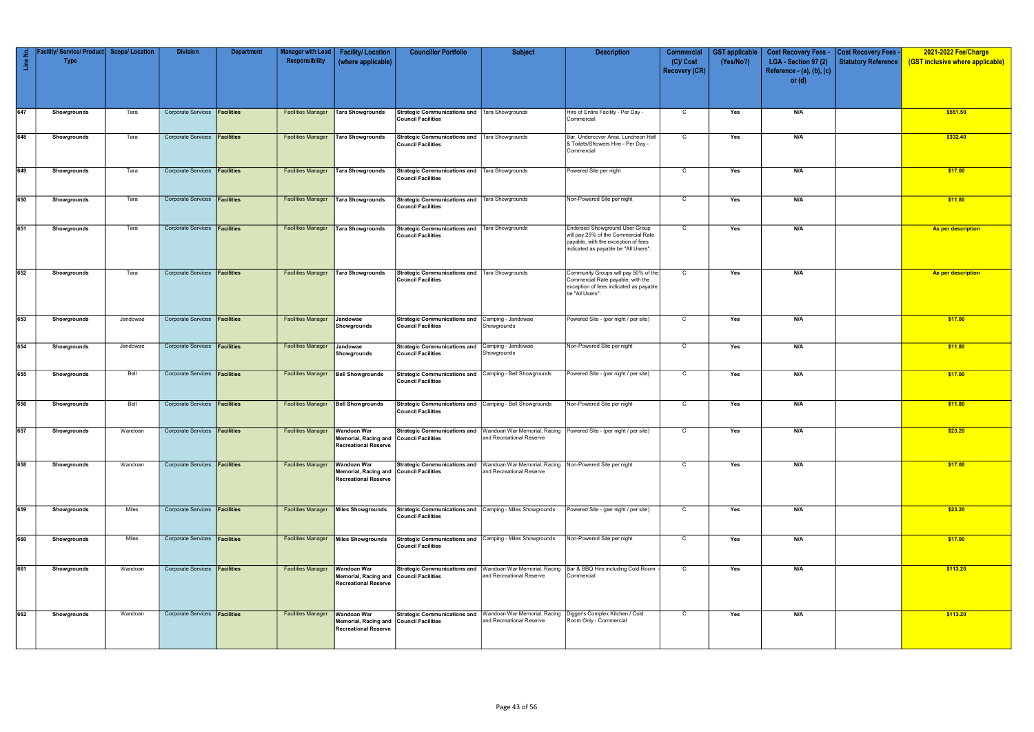| Line No. | Facility/ Service/ Product Type | Scope/ Location | Division | Department | Manager with Lead Responsibility | Facility/ Location (where applicable) | Councillor Portfolio | Subject | Description | Commercial (C)/ Cost Recovery (CR) | GST applicable (Yes/No?) | Cost Recovery Fees - LGA - Section 97 (2) Reference - (a), (b), (c) or (d) | Cost Recovery Fees - Statutory Reference | 2021-2022 Fee/Charge (GST inclusive where applicable) |
|---|---|---|---|---|---|---|---|---|---|---|---|---|---|---|
| 647 | Showgrounds | Tara | Corporate Services | Facilities | Facilities Manager | Tara Showgrounds | Strategic Communications and Council Facilities | Tara Showgrounds | Hire of Entire Facility - Per Day - Commercial | C | Yes | N/A | | $551.50 |
| 648 | Showgrounds | Tara | Corporate Services | Facilities | Facilities Manager | Tara Showgrounds | Strategic Communications and Council Facilities | Tara Showgrounds | Bar, Undercover Area, Luncheon Hall & Toilets/Showers Hire - Per Day - Commercial | C | Yes | N/A | | $332.40 |
| 649 | Showgrounds | Tara | Corporate Services | Facilities | Facilities Manager | Tara Showgrounds | Strategic Communications and Council Facilities | Tara Showgrounds | Powered Site per night | C | Yes | N/A | | $17.00 |
| 650 | Showgrounds | Tara | Corporate Services | Facilities | Facilities Manager | Tara Showgrounds | Strategic Communications and Council Facilities | Tara Showgrounds | Non-Powered Site per night | C | Yes | N/A | | $11.80 |
| 651 | Showgrounds | Tara | Corporate Services | Facilities | Facilities Manager | Tara Showgrounds | Strategic Communications and Council Facilities | Tara Showgrounds | Endorsed Showground User Group will pay 25% of the Commercial Rate payable, with the exception of fees indicated as payable be "All Users". | C | Yes | N/A | | As per description |
| 652 | Showgrounds | Tara | Corporate Services | Facilities | Facilities Manager | Tara Showgrounds | Strategic Communications and Council Facilities | Tara Showgrounds | Community Groups will pay 50% of the Commercial Rate payable, with the exception of fees indicated as payable be "All Users". | C | Yes | N/A | | As per description |
| 653 | Showgrounds | Jandowae | Corporate Services | Facilities | Facilities Manager | Jandowae Showgrounds | Strategic Communications and Council Facilities | Camping - Jandowae Showgrounds | Powered Site - (per night / per site) | C | Yes | N/A | | $17.00 |
| 654 | Showgrounds | Jandowae | Corporate Services | Facilities | Facilities Manager | Jandowae Showgrounds | Strategic Communications and Council Facilities | Camping - Jandowae Showgrounds | Non-Powered Site per night | C | Yes | N/A | | $11.80 |
| 655 | Showgrounds | Bell | Corporate Services | Facilities | Facilities Manager | Bell Showgrounds | Strategic Communications and Council Facilities | Camping - Bell Showgrounds | Powered Site - (per night / per site) | C | Yes | N/A | | $17.00 |
| 656 | Showgrounds | Bell | Corporate Services | Facilities | Facilities Manager | Bell Showgrounds | Strategic Communications and Council Facilities | Camping - Bell Showgrounds | Non-Powered Site per night | C | Yes | N/A | | $11.80 |
| 657 | Showgrounds | Wandoan | Corporate Services | Facilities | Facilities Manager | Wandoan War Memorial, Racing and Recreational Reserve | Strategic Communications and Council Facilities | Wandoan War Memorial, Racing and Recreational Reserve | Powered Site - (per night / per site) | C | Yes | N/A | | $23.20 |
| 658 | Showgrounds | Wandoan | Corporate Services | Facilities | Facilities Manager | Wandoan War Memorial, Racing and Recreational Reserve | Strategic Communications and Council Facilities | Wandoan War Memorial, Racing and Recreational Reserve | Non-Powered Site per night | C | Yes | N/A | | $17.00 |
| 659 | Showgrounds | Miles | Corporate Services | Facilities | Facilities Manager | Miles Showgrounds | Strategic Communications and Council Facilities | Camping - Miles Showgrounds | Powered Site - (per night / per site) | C | Yes | N/A | | $23.20 |
| 660 | Showgrounds | Miles | Corporate Services | Facilities | Facilities Manager | Miles Showgrounds | Strategic Communications and Council Facilities | Camping - Miles Showgrounds | Non-Powered Site per night | C | Yes | N/A | | $17.00 |
| 661 | Showgrounds | Wandoan | Corporate Services | Facilities | Facilities Manager | Wandoan War Memorial, Racing and Recreational Reserve | Strategic Communications and Council Facilities | Wandoan War Memorial, Racing and Recreational Reserve | Bar & BBQ Hire including Cold Room - Commercial | C | Yes | N/A | | $113.20 |
| 662 | Showgrounds | Wandoan | Corporate Services | Facilities | Facilities Manager | Wandoan War Memorial, Racing and Recreational Reserve | Strategic Communications and Council Facilities | Wandoan War Memorial, Racing and Recreational Reserve | Digger's Complex Kitchen / Cold Room Only - Commercial | C | Yes | N/A | | $113.20 |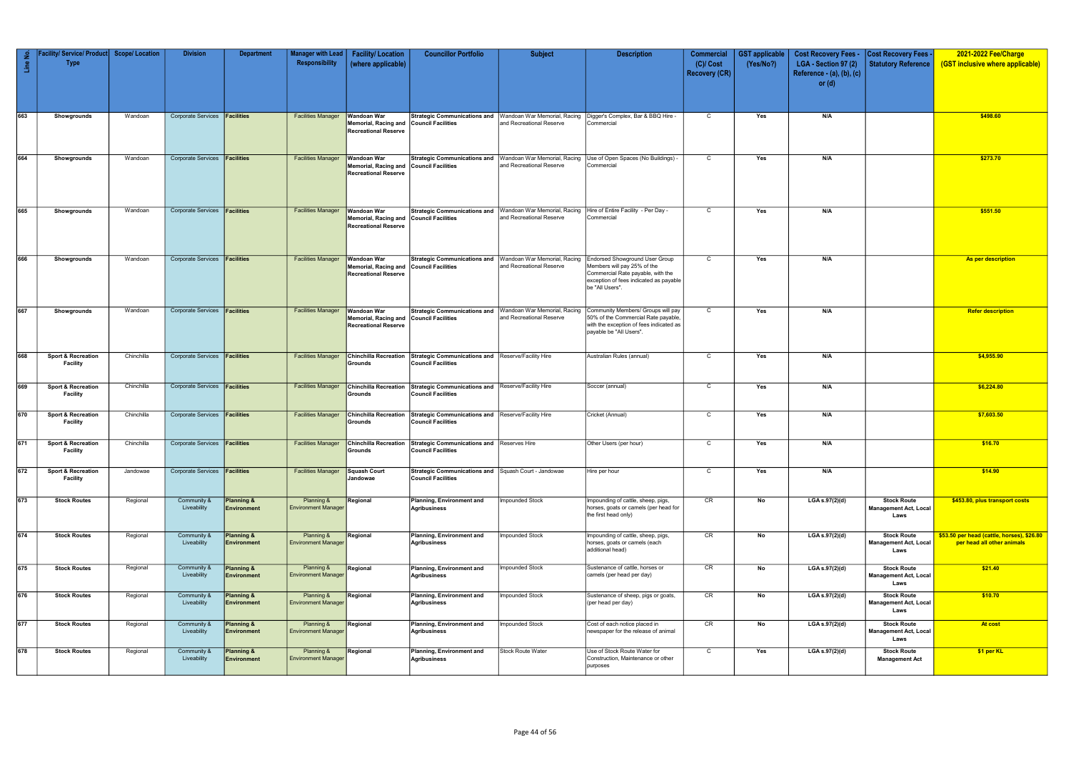| Line No. | Facility/ Service/ Product Type | Scope/ Location | Division | Department | Manager with Lead Responsibility | Facility/ Location (where applicable) | Councillor Portfolio | Subject | Description | Commercial (C)/ Cost Recovery (CR) | GST applicable (Yes/No?) | Cost Recovery Fees - LGA - Section 97 (2) Reference - (a), (b), (c) or (d) | Cost Recovery Fees - Statutory Reference | 2021-2022 Fee/Charge (GST inclusive where applicable) |
|---|---|---|---|---|---|---|---|---|---|---|---|---|---|---|
| 663 | Showgrounds | Wandoan | Corporate Services | Facilities | Facilities Manager | Wandoan War Memorial, Racing and Recreational Reserve | Strategic Communications and Council Facilities | Wandoan War Memorial, Racing and Recreational Reserve | Digger's Complex, Bar & BBQ Hire - Commercial | C | Yes | N/A | | $498.60 |
| 664 | Showgrounds | Wandoan | Corporate Services | Facilities | Facilities Manager | Wandoan War Memorial, Racing and Recreational Reserve | Strategic Communications and Council Facilities | Wandoan War Memorial, Racing and Recreational Reserve | Use of Open Spaces (No Buildings) - Commercial | C | Yes | N/A | | $273.70 |
| 665 | Showgrounds | Wandoan | Corporate Services | Facilities | Facilities Manager | Wandoan War Memorial, Racing and Recreational Reserve | Strategic Communications and Council Facilities | Wandoan War Memorial, Racing and Recreational Reserve | Hire of Entire Facility - Per Day - Commercial | C | Yes | N/A | | $551.50 |
| 666 | Showgrounds | Wandoan | Corporate Services | Facilities | Facilities Manager | Wandoan War Memorial, Racing and Recreational Reserve | Strategic Communications and Council Facilities | Wandoan War Memorial, Racing and Recreational Reserve | Endorsed Showground User Group Members will pay 25% of the Commercial Rate payable, with the exception of fees indicated as payable be "All Users". | C | Yes | N/A | | As per description |
| 667 | Showgrounds | Wandoan | Corporate Services | Facilities | Facilities Manager | Wandoan War Memorial, Racing and Recreational Reserve | Strategic Communications and Council Facilities | Wandoan War Memorial, Racing and Recreational Reserve | Community Members/ Groups will pay 50% of the Commercial Rate payable, with the exception of fees indicated as payable be "All Users". | C | Yes | N/A | | Refer description |
| 668 | Sport & Recreation Facility | Chinchilla | Corporate Services | Facilities | Facilities Manager | Chinchilla Recreation Grounds | Strategic Communications and Council Facilities | Reserve/Facility Hire | Australian Rules (annual) | C | Yes | N/A | | $4,955.90 |
| 669 | Sport & Recreation Facility | Chinchilla | Corporate Services | Facilities | Facilities Manager | Chinchilla Recreation Grounds | Strategic Communications and Council Facilities | Reserve/Facility Hire | Soccer (annual) | C | Yes | N/A | | $6,224.80 |
| 670 | Sport & Recreation Facility | Chinchilla | Corporate Services | Facilities | Facilities Manager | Chinchilla Recreation Grounds | Strategic Communications and Council Facilities | Reserve/Facility Hire | Cricket (Annual) | C | Yes | N/A | | $7,603.50 |
| 671 | Sport & Recreation Facility | Chinchilla | Corporate Services | Facilities | Facilities Manager | Chinchilla Recreation Grounds | Strategic Communications and Council Facilities | Reserves Hire | Other Users (per hour) | C | Yes | N/A | | $16.70 |
| 672 | Sport & Recreation Facility | Jandowae | Corporate Services | Facilities | Facilities Manager | Squash Court Jandowae | Strategic Communications and Council Facilities | Squash Court - Jandowae | Hire per hour | C | Yes | N/A | | $14.90 |
| 673 | Stock Routes | Regional | Community & Liveability | Planning & Environment | Planning & Environment Manager | Regional | Planning, Environment and Agribusiness | Impounded Stock | Impounding of cattle, sheep, pigs, horses, goats or camels (per head for the first head only) | CR | No | LGA s.97(2)(d) | Stock Route Management Act, Local Laws | $453.80, plus transport costs |
| 674 | Stock Routes | Regional | Community & Liveability | Planning & Environment | Planning & Environment Manager | Regional | Planning, Environment and Agribusiness | Impounded Stock | Impounding of cattle, sheep, pigs, horses, goats or camels (each additional head) | CR | No | LGA s.97(2)(d) | Stock Route Management Act, Local Laws | $53.50 per head (cattle, horses), $26.80 per head all other animals |
| 675 | Stock Routes | Regional | Community & Liveability | Planning & Environment | Planning & Environment Manager | Regional | Planning, Environment and Agribusiness | Impounded Stock | Sustenance of cattle, horses or camels (per head per day) | CR | No | LGA s.97(2)(d) | Stock Route Management Act, Local Laws | $21.40 |
| 676 | Stock Routes | Regional | Community & Liveability | Planning & Environment | Planning & Environment Manager | Regional | Planning, Environment and Agribusiness | Impounded Stock | Sustenance of sheep, pigs or goats, (per head per day) | CR | No | LGA s.97(2)(d) | Stock Route Management Act, Local Laws | $10.70 |
| 677 | Stock Routes | Regional | Community & Liveability | Planning & Environment | Planning & Environment Manager | Regional | Planning, Environment and Agribusiness | Impounded Stock | Cost of each notice placed in newspaper for the release of animal | CR | No | LGA s.97(2)(d) | Stock Route Management Act, Local Laws | At cost |
| 678 | Stock Routes | Regional | Community & Liveability | Planning & Environment | Planning & Environment Manager | Regional | Planning, Environment and Agribusiness | Stock Route Water | Use of Stock Route Water for Construction, Maintenance or other purposes | C | Yes | LGA s.97(2)(d) | Stock Route Management Act | $1 per KL |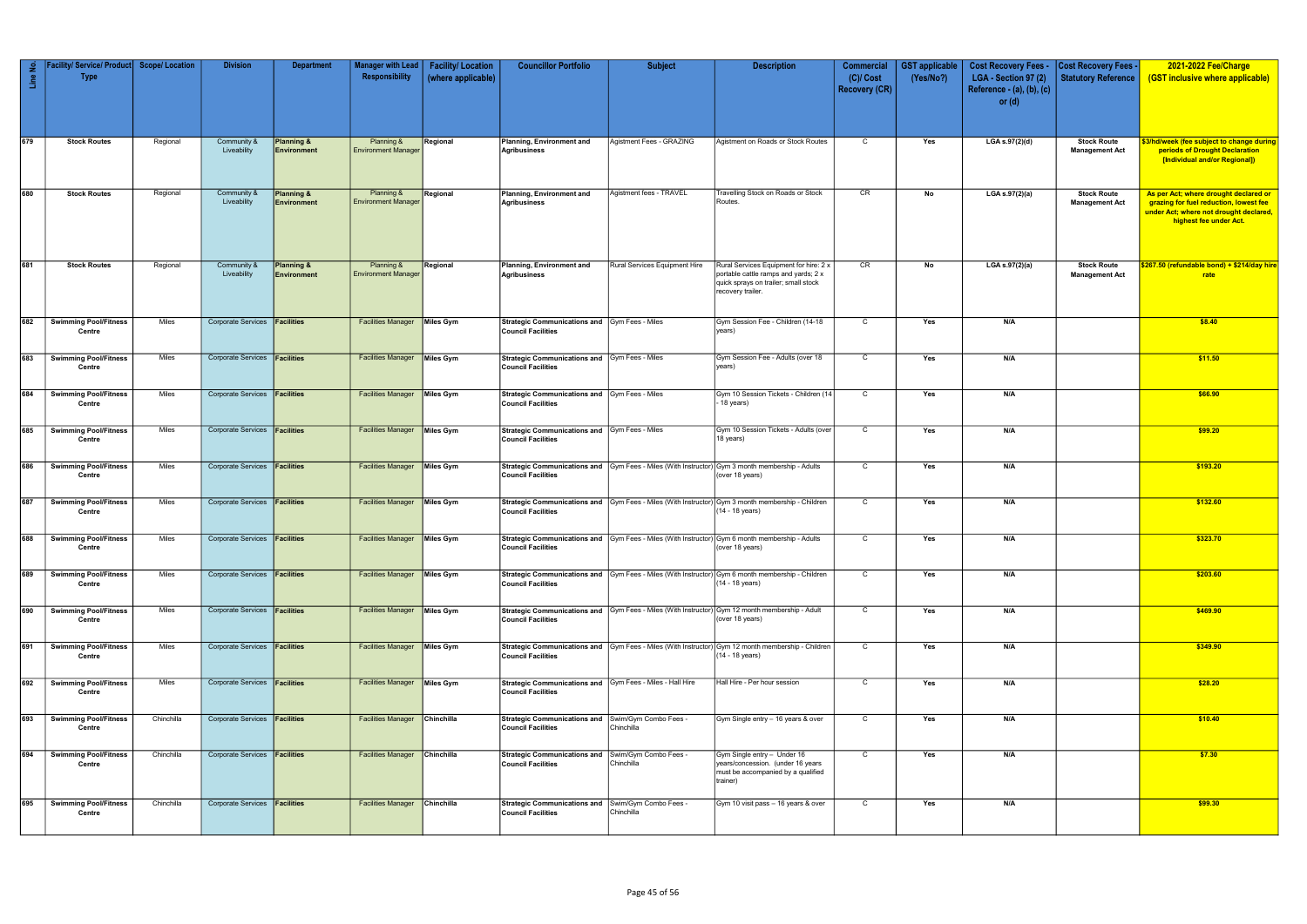| Line No. | Facility/ Service/ Product Type | Scope/ Location | Division | Department | Manager with Lead Responsibility | Facility/ Location (where applicable) | Councillor Portfolio | Subject | Description | Commercial (C)/ Cost Recovery (CR) | GST applicable (Yes/No?) | Cost Recovery Fees - LGA - Section 97 (2) Reference - (a), (b), (c) or (d) | Cost Recovery Fees - Statutory Reference | 2021-2022 Fee/Charge (GST inclusive where applicable) |
|---|---|---|---|---|---|---|---|---|---|---|---|---|---|---|
| 679 | Stock Routes | Regional | Community & Liveability | Planning & Environment | Planning & Environment Manager | Regional | Planning, Environment and Agribusiness | Agistment Fees - GRAZING | Agistment on Roads or Stock Routes | C | Yes | LGA s.97(2)(d) | Stock Route Management Act | $3/hd/week (fee subject to change during periods of Drought Declaration [Individual and/or Regional]) |
| 680 | Stock Routes | Regional | Community & Liveability | Planning & Environment | Planning & Environment Manager | Regional | Planning, Environment and Agribusiness | Agistment fees - TRAVEL | Travelling Stock on Roads or Stock Routes. | CR | No | LGA s.97(2)(a) | Stock Route Management Act | As per Act; where drought declared or grazing for fuel reduction, lowest fee under Act; where not drought declared, highest fee under Act. |
| 681 | Stock Routes | Regional | Community & Liveability | Planning & Environment | Planning & Environment Manager | Regional | Planning, Environment and Agribusiness | Rural Services Equipment Hire | Rural Services Equipment for hire: 2 x portable cattle ramps and yards; 2 x quick sprays on trailer; small stock recovery trailer. | CR | No | LGA s.97(2)(a) | Stock Route Management Act | $267.50 (refundable bond) + $214/day hire rate |
| 682 | Swimming Pool/Fitness Centre | Miles | Corporate Services | Facilities | Facilities Manager | Miles Gym | Strategic Communications and Council Facilities | Gym Fees - Miles | Gym Session Fee - Children (14-18 years) | C | Yes | N/A | | $8.40 |
| 683 | Swimming Pool/Fitness Centre | Miles | Corporate Services | Facilities | Facilities Manager | Miles Gym | Strategic Communications and Council Facilities | Gym Fees - Miles | Gym Session Fee - Adults (over 18 years) | C | Yes | N/A | | $11.50 |
| 684 | Swimming Pool/Fitness Centre | Miles | Corporate Services | Facilities | Facilities Manager | Miles Gym | Strategic Communications and Council Facilities | Gym Fees - Miles | Gym 10 Session Tickets - Children (14 - 18 years) | C | Yes | N/A | | $66.90 |
| 685 | Swimming Pool/Fitness Centre | Miles | Corporate Services | Facilities | Facilities Manager | Miles Gym | Strategic Communications and Council Facilities | Gym Fees - Miles | Gym 10 Session Tickets - Adults (over 18 years) | C | Yes | N/A | | $99.20 |
| 686 | Swimming Pool/Fitness Centre | Miles | Corporate Services | Facilities | Facilities Manager | Miles Gym | Strategic Communications and Council Facilities | Gym Fees - Miles (With Instructor) | Gym 3 month membership - Adults (over 18 years) | C | Yes | N/A | | $193.20 |
| 687 | Swimming Pool/Fitness Centre | Miles | Corporate Services | Facilities | Facilities Manager | Miles Gym | Strategic Communications and Council Facilities | Gym Fees - Miles (With Instructor) | Gym 3 month membership - Children (14 - 18 years) | C | Yes | N/A | | $132.60 |
| 688 | Swimming Pool/Fitness Centre | Miles | Corporate Services | Facilities | Facilities Manager | Miles Gym | Strategic Communications and Council Facilities | Gym Fees - Miles (With Instructor) | Gym 6 month membership - Adults (over 18 years) | C | Yes | N/A | | $323.70 |
| 689 | Swimming Pool/Fitness Centre | Miles | Corporate Services | Facilities | Facilities Manager | Miles Gym | Strategic Communications and Council Facilities | Gym Fees - Miles (With Instructor) | Gym 6 month membership - Children (14 - 18 years) | C | Yes | N/A | | $203.60 |
| 690 | Swimming Pool/Fitness Centre | Miles | Corporate Services | Facilities | Facilities Manager | Miles Gym | Strategic Communications and Council Facilities | Gym Fees - Miles (With Instructor) | Gym 12 month membership - Adult (over 18 years) | C | Yes | N/A | | $469.90 |
| 691 | Swimming Pool/Fitness Centre | Miles | Corporate Services | Facilities | Facilities Manager | Miles Gym | Strategic Communications and Council Facilities | Gym Fees - Miles (With Instructor) | Gym 12 month membership - Children (14 - 18 years) | C | Yes | N/A | | $349.90 |
| 692 | Swimming Pool/Fitness Centre | Miles | Corporate Services | Facilities | Facilities Manager | Miles Gym | Strategic Communications and Council Facilities | Gym Fees - Miles - Hall Hire | Hall Hire - Per hour session | C | Yes | N/A | | $28.20 |
| 693 | Swimming Pool/Fitness Centre | Chinchilla | Corporate Services | Facilities | Facilities Manager | Chinchilla | Strategic Communications and Council Facilities | Swim/Gym Combo Fees - Chinchilla | Gym Single entry – 16 years & over | C | Yes | N/A | | $10.40 |
| 694 | Swimming Pool/Fitness Centre | Chinchilla | Corporate Services | Facilities | Facilities Manager | Chinchilla | Strategic Communications and Council Facilities | Swim/Gym Combo Fees - Chinchilla | Gym Single entry – Under 16 years/concession. (under 16 years must be accompanied by a qualified trainer) | C | Yes | N/A | | $7.30 |
| 695 | Swimming Pool/Fitness Centre | Chinchilla | Corporate Services | Facilities | Facilities Manager | Chinchilla | Strategic Communications and Council Facilities | Swim/Gym Combo Fees - Chinchilla | Gym 10 visit pass – 16 years & over | C | Yes | N/A | | $99.30 |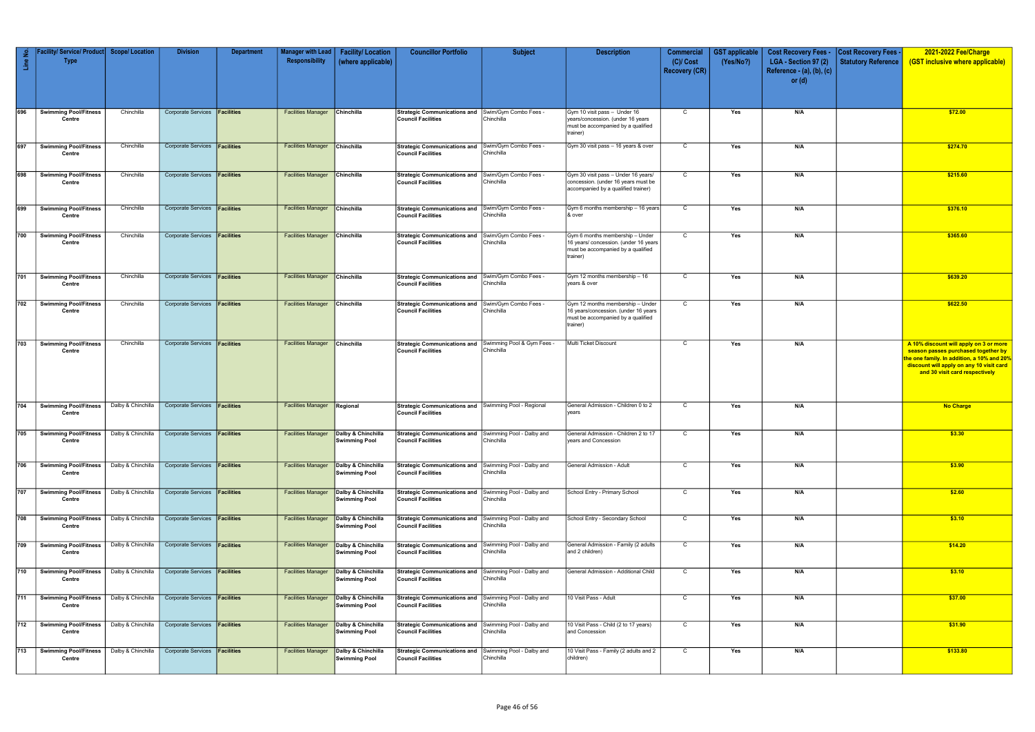| Line No. | Facility/ Service/ Product Type | Scope/ Location | Division | Department | Manager with Lead Responsibility | Facility/ Location (where applicable) | Councillor Portfolio | Subject | Description | Commercial (C)/ Cost Recovery (CR) | GST applicable (Yes/No?) | Cost Recovery Fees - LGA - Section 97 (2) Reference - (a), (b), (c) or (d) | Cost Recovery Fees - Statutory Reference | 2021-2022 Fee/Charge (GST inclusive where applicable) |
|---|---|---|---|---|---|---|---|---|---|---|---|---|---|---|
| 696 | Swimming Pool/Fitness Centre | Chinchilla | Corporate Services | Facilities | Facilities Manager | Chinchilla | Strategic Communications and Council Facilities | Swim/Gym Combo Fees - Chinchilla | Gym 10 visit pass – Under 16 years/concession. (under 16 years must be accompanied by a qualified trainer) | C | Yes | N/A | | $72.00 |
| 697 | Swimming Pool/Fitness Centre | Chinchilla | Corporate Services | Facilities | Facilities Manager | Chinchilla | Strategic Communications and Council Facilities | Swim/Gym Combo Fees - Chinchilla | Gym 30 visit pass – 16 years & over | C | Yes | N/A | | $274.70 |
| 698 | Swimming Pool/Fitness Centre | Chinchilla | Corporate Services | Facilities | Facilities Manager | Chinchilla | Strategic Communications and Council Facilities | Swim/Gym Combo Fees - Chinchilla | Gym 30 visit pass – Under 16 years/ concession. (under 16 years must be accompanied by a qualified trainer) | C | Yes | N/A | | $215.60 |
| 699 | Swimming Pool/Fitness Centre | Chinchilla | Corporate Services | Facilities | Facilities Manager | Chinchilla | Strategic Communications and Council Facilities | Swim/Gym Combo Fees - Chinchilla | Gym 6 months membership – 16 years & over | C | Yes | N/A | | $376.10 |
| 700 | Swimming Pool/Fitness Centre | Chinchilla | Corporate Services | Facilities | Facilities Manager | Chinchilla | Strategic Communications and Council Facilities | Swim/Gym Combo Fees - Chinchilla | Gym 6 months membership – Under 16 years/ concession. (under 16 years must be accompanied by a qualified trainer) | C | Yes | N/A | | $365.60 |
| 701 | Swimming Pool/Fitness Centre | Chinchilla | Corporate Services | Facilities | Facilities Manager | Chinchilla | Strategic Communications and Council Facilities | Swim/Gym Combo Fees - Chinchilla | Gym 12 months membership – 16 years & over | C | Yes | N/A | | $639.20 |
| 702 | Swimming Pool/Fitness Centre | Chinchilla | Corporate Services | Facilities | Facilities Manager | Chinchilla | Strategic Communications and Council Facilities | Swim/Gym Combo Fees - Chinchilla | Gym 12 months membership – Under 16 years/concession. (under 16 years must be accompanied by a qualified trainer) | C | Yes | N/A | | $622.50 |
| 703 | Swimming Pool/Fitness Centre | Chinchilla | Corporate Services | Facilities | Facilities Manager | Chinchilla | Strategic Communications and Council Facilities | Swimming Pool & Gym Fees - Chinchilla | Multi Ticket Discount | C | Yes | N/A | | A 10% discount will apply on 3 or more season passes purchased together by the one family. In addition, a 10% and 20% discount will apply on any 10 visit card and 30 visit card respectively |
| 704 | Swimming Pool/Fitness Centre | Dalby & Chinchilla | Corporate Services | Facilities | Facilities Manager | Regional | Strategic Communications and Council Facilities | Swimming Pool - Regional | General Admission - Children 0 to 2 years | C | Yes | N/A | | No Charge |
| 705 | Swimming Pool/Fitness Centre | Dalby & Chinchilla | Corporate Services | Facilities | Facilities Manager | Dalby & Chinchilla Swimming Pool | Strategic Communications and Council Facilities | Swimming Pool - Dalby and Chinchilla | General Admission - Children 2 to 17 years and Concession | C | Yes | N/A | | $3.30 |
| 706 | Swimming Pool/Fitness Centre | Dalby & Chinchilla | Corporate Services | Facilities | Facilities Manager | Dalby & Chinchilla Swimming Pool | Strategic Communications and Council Facilities | Swimming Pool - Dalby and Chinchilla | General Admission - Adult | C | Yes | N/A | | $3.90 |
| 707 | Swimming Pool/Fitness Centre | Dalby & Chinchilla | Corporate Services | Facilities | Facilities Manager | Dalby & Chinchilla Swimming Pool | Strategic Communications and Council Facilities | Swimming Pool - Dalby and Chinchilla | School Entry - Primary School | C | Yes | N/A | | $2.60 |
| 708 | Swimming Pool/Fitness Centre | Dalby & Chinchilla | Corporate Services | Facilities | Facilities Manager | Dalby & Chinchilla Swimming Pool | Strategic Communications and Council Facilities | Swimming Pool - Dalby and Chinchilla | School Entry - Secondary School | C | Yes | N/A | | $3.10 |
| 709 | Swimming Pool/Fitness Centre | Dalby & Chinchilla | Corporate Services | Facilities | Facilities Manager | Dalby & Chinchilla Swimming Pool | Strategic Communications and Council Facilities | Swimming Pool - Dalby and Chinchilla | General Admission - Family (2 adults and 2 children) | C | Yes | N/A | | $14.20 |
| 710 | Swimming Pool/Fitness Centre | Dalby & Chinchilla | Corporate Services | Facilities | Facilities Manager | Dalby & Chinchilla Swimming Pool | Strategic Communications and Council Facilities | Swimming Pool - Dalby and Chinchilla | General Admission - Additional Child | C | Yes | N/A | | $3.10 |
| 711 | Swimming Pool/Fitness Centre | Dalby & Chinchilla | Corporate Services | Facilities | Facilities Manager | Dalby & Chinchilla Swimming Pool | Strategic Communications and Council Facilities | Swimming Pool - Dalby and Chinchilla | 10 Visit Pass - Adult | C | Yes | N/A | | $37.00 |
| 712 | Swimming Pool/Fitness Centre | Dalby & Chinchilla | Corporate Services | Facilities | Facilities Manager | Dalby & Chinchilla Swimming Pool | Strategic Communications and Council Facilities | Swimming Pool - Dalby and Chinchilla | 10 Visit Pass - Child (2 to 17 years) and Concession | C | Yes | N/A | | $31.90 |
| 713 | Swimming Pool/Fitness Centre | Dalby & Chinchilla | Corporate Services | Facilities | Facilities Manager | Dalby & Chinchilla Swimming Pool | Strategic Communications and Council Facilities | Swimming Pool - Dalby and Chinchilla | 10 Visit Pass - Family (2 adults and 2 children) | C | Yes | N/A | | $133.80 |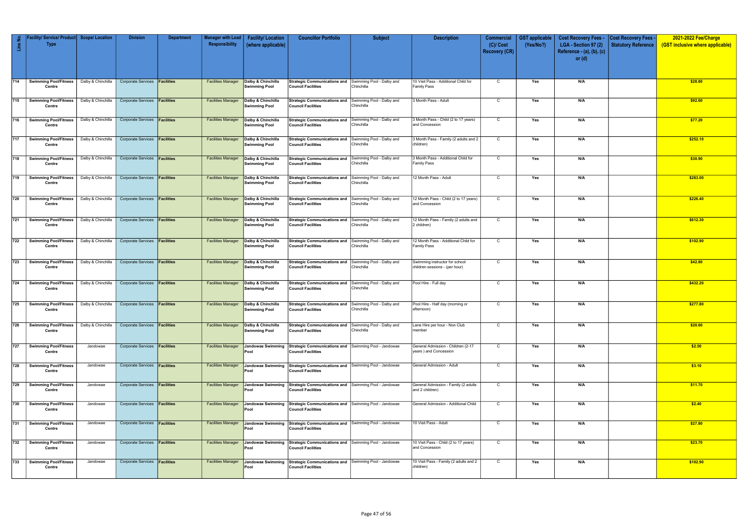| Line No. | Facility/ Service/ Product Type | Scope/ Location | Division | Department | Manager with Lead Responsibility | Facility/ Location (where applicable) | Councillor Portfolio | Subject | Description | Commercial (C)/ Cost Recovery (CR) | GST applicable (Yes/No?) | Cost Recovery Fees - LGA - Section 97 (2) Reference - (a), (b), (c) or (d) | Cost Recovery Fees - Statutory Reference | 2021-2022 Fee/Charge (GST inclusive where applicable) |
|---|---|---|---|---|---|---|---|---|---|---|---|---|---|---|
| 714 | Swimming Pool/Fitness Centre | Dalby & Chinchilla | Corporate Services | Facilities | Facilities Manager | Dalby & Chinchilla Swimming Pool | Strategic Communications and Council Facilities | Swimming Pool - Dalby and Chinchilla | 10 Visit Pass - Additional Child for Family Pass | C | Yes | N/A | | $28.80 |
| 715 | Swimming Pool/Fitness Centre | Dalby & Chinchilla | Corporate Services | Facilities | Facilities Manager | Dalby & Chinchilla Swimming Pool | Strategic Communications and Council Facilities | Swimming Pool - Dalby and Chinchilla | 3 Month Pass - Adult | C | Yes | N/A | | $92.60 |
| 716 | Swimming Pool/Fitness Centre | Dalby & Chinchilla | Corporate Services | Facilities | Facilities Manager | Dalby & Chinchilla Swimming Pool | Strategic Communications and Council Facilities | Swimming Pool - Dalby and Chinchilla | 3 Month Pass - Child (2 to 17 years) and Concession | C | Yes | N/A | | $77.20 |
| 717 | Swimming Pool/Fitness Centre | Dalby & Chinchilla | Corporate Services | Facilities | Facilities Manager | Dalby & Chinchilla Swimming Pool | Strategic Communications and Council Facilities | Swimming Pool - Dalby and Chinchilla | 3 Month Pass - Family (2 adults and 2 children) | C | Yes | N/A | | $252.10 |
| 718 | Swimming Pool/Fitness Centre | Dalby & Chinchilla | Corporate Services | Facilities | Facilities Manager | Dalby & Chinchilla Swimming Pool | Strategic Communications and Council Facilities | Swimming Pool - Dalby and Chinchilla | 3 Month Pass - Additional Child for Family Pass | C | Yes | N/A | | $30.90 |
| 719 | Swimming Pool/Fitness Centre | Dalby & Chinchilla | Corporate Services | Facilities | Facilities Manager | Dalby & Chinchilla Swimming Pool | Strategic Communications and Council Facilities | Swimming Pool - Dalby and Chinchilla | 12 Month Pass - Adult | C | Yes | N/A | | $283.00 |
| 720 | Swimming Pool/Fitness Centre | Dalby & Chinchilla | Corporate Services | Facilities | Facilities Manager | Dalby & Chinchilla Swimming Pool | Strategic Communications and Council Facilities | Swimming Pool - Dalby and Chinchilla | 12 Month Pass - Child (2 to 17 years) and Concession | C | Yes | N/A | | $226.40 |
| 721 | Swimming Pool/Fitness Centre | Dalby & Chinchilla | Corporate Services | Facilities | Facilities Manager | Dalby & Chinchilla Swimming Pool | Strategic Communications and Council Facilities | Swimming Pool - Dalby and Chinchilla | 12 Month Pass - Family (2 adults and 2 children) | C | Yes | N/A | | $612.30 |
| 722 | Swimming Pool/Fitness Centre | Dalby & Chinchilla | Corporate Services | Facilities | Facilities Manager | Dalby & Chinchilla Swimming Pool | Strategic Communications and Council Facilities | Swimming Pool - Dalby and Chinchilla | 12 Month Pass - Additional Child for Family Pass | C | Yes | N/A | | $102.90 |
| 723 | Swimming Pool/Fitness Centre | Dalby & Chinchilla | Corporate Services | Facilities | Facilities Manager | Dalby & Chinchilla Swimming Pool | Strategic Communications and Council Facilities | Swimming Pool - Dalby and Chinchilla | Swimming instructor for school children sessions - (per hour) | C | Yes | N/A | | $42.80 |
| 724 | Swimming Pool/Fitness Centre | Dalby & Chinchilla | Corporate Services | Facilities | Facilities Manager | Dalby & Chinchilla Swimming Pool | Strategic Communications and Council Facilities | Swimming Pool - Dalby and Chinchilla | Pool Hire - Full day | C | Yes | N/A | | $432.20 |
| 725 | Swimming Pool/Fitness Centre | Dalby & Chinchilla | Corporate Services | Facilities | Facilities Manager | Dalby & Chinchilla Swimming Pool | Strategic Communications and Council Facilities | Swimming Pool - Dalby and Chinchilla | Pool Hire - Half day (morning or afternoon) | C | Yes | N/A | | $277.80 |
| 726 | Swimming Pool/Fitness Centre | Dalby & Chinchilla | Corporate Services | Facilities | Facilities Manager | Dalby & Chinchilla Swimming Pool | Strategic Communications and Council Facilities | Swimming Pool - Dalby and Chinchilla | Lane Hire per hour - Non Club member | C | Yes | N/A | | $20.60 |
| 727 | Swimming Pool/Fitness Centre | Jandowae | Corporate Services | Facilities | Facilities Manager | Jandowae Swimming Pool | Strategic Communications and Council Facilities | Swimming Pool - Jandowae | General Admission - Children (2-17 years ) and Concession | C | Yes | N/A | | $2.50 |
| 728 | Swimming Pool/Fitness Centre | Jandowae | Corporate Services | Facilities | Facilities Manager | Jandowae Swimming Pool | Strategic Communications and Council Facilities | Swimming Pool - Jandowae | General Admission - Adult | C | Yes | N/A | | $3.10 |
| 729 | Swimming Pool/Fitness Centre | Jandowae | Corporate Services | Facilities | Facilities Manager | Jandowae Swimming Pool | Strategic Communications and Council Facilities | Swimming Pool - Jandowae | General Admission - Family (2 adults and 2 children) | C | Yes | N/A | | $11.70 |
| 730 | Swimming Pool/Fitness Centre | Jandowae | Corporate Services | Facilities | Facilities Manager | Jandowae Swimming Pool | Strategic Communications and Council Facilities | Swimming Pool - Jandowae | General Admission - Additional Child | C | Yes | N/A | | $2.40 |
| 731 | Swimming Pool/Fitness Centre | Jandowae | Corporate Services | Facilities | Facilities Manager | Jandowae Swimming Pool | Strategic Communications and Council Facilities | Swimming Pool - Jandowae | 10 Visit Pass - Adult | C | Yes | N/A | | $27.80 |
| 732 | Swimming Pool/Fitness Centre | Jandowae | Corporate Services | Facilities | Facilities Manager | Jandowae Swimming Pool | Strategic Communications and Council Facilities | Swimming Pool - Jandowae | 10 Visit Pass - Child (2 to 17 years) and Concession | C | Yes | N/A | | $23.70 |
| 733 | Swimming Pool/Fitness Centre | Jandowae | Corporate Services | Facilities | Facilities Manager | Jandowae Swimming Pool | Strategic Communications and Council Facilities | Swimming Pool - Jandowae | 10 Visit Pass - Family (2 adults and 2 children) | C | Yes | N/A | | $102.90 |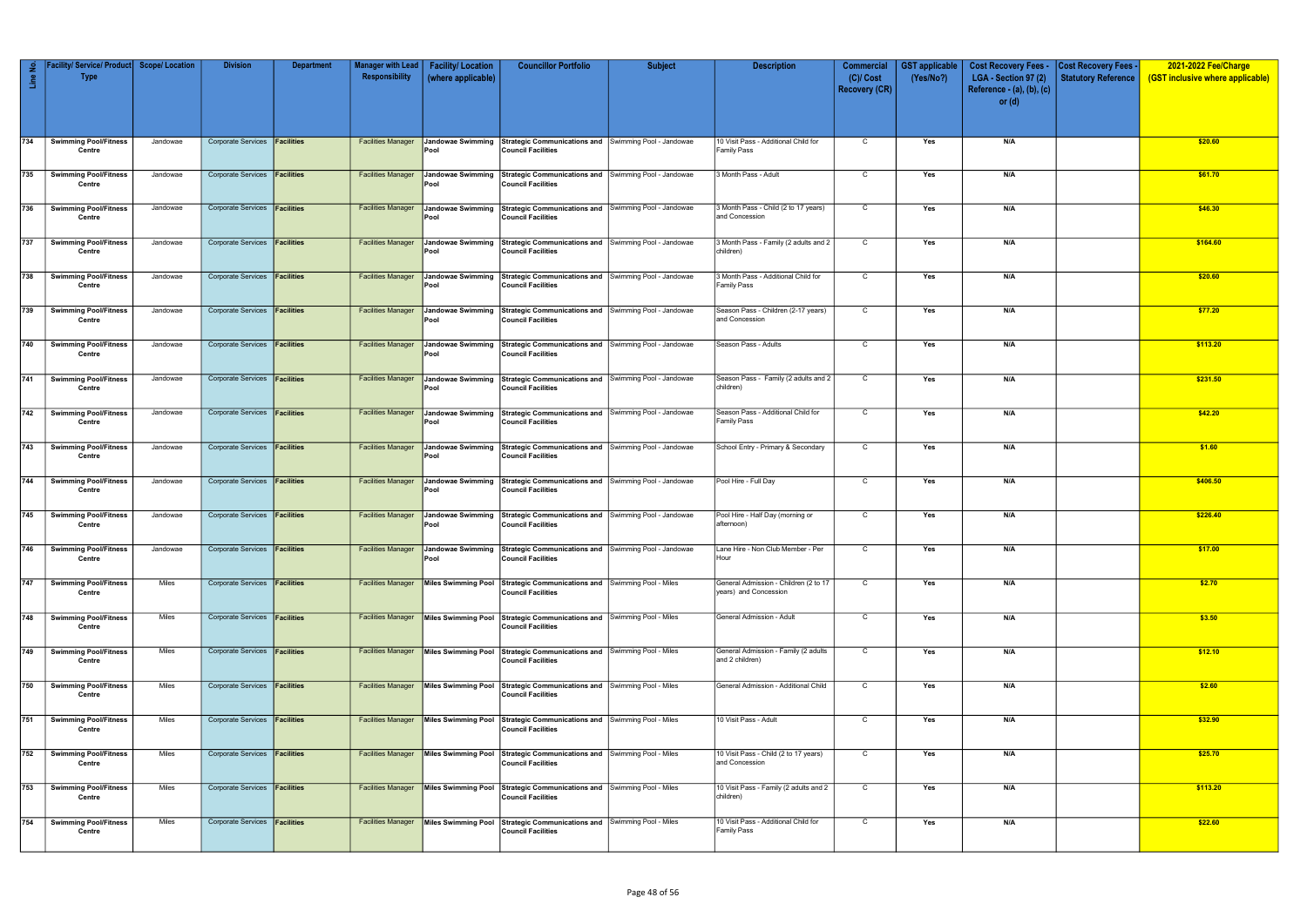| Line No. | Facility/ Service/ Product Type | Scope/ Location | Division | Department | Manager with Lead Responsibility | Facility/ Location (where applicable) | Councillor Portfolio | Subject | Description | Commercial (C)/ Cost Recovery (CR) | GST applicable (Yes/No?) | Cost Recovery Fees - LGA - Section 97 (2) Reference - (a), (b), (c) or (d) | Cost Recovery Fees - Statutory Reference | 2021-2022 Fee/Charge (GST inclusive where applicable) |
|---|---|---|---|---|---|---|---|---|---|---|---|---|---|---|
| 734 | Swimming Pool/Fitness Centre | Jandowae | Corporate Services | Facilities | Facilities Manager | Jandowae Swimming Pool | Strategic Communications and Council Facilities | Swimming Pool - Jandowae | 10 Visit Pass - Additional Child for Family Pass | C | Yes | N/A | | $20.60 |
| 735 | Swimming Pool/Fitness Centre | Jandowae | Corporate Services | Facilities | Facilities Manager | Jandowae Swimming Pool | Strategic Communications and Council Facilities | Swimming Pool - Jandowae | 3 Month Pass - Adult | C | Yes | N/A | | $61.70 |
| 736 | Swimming Pool/Fitness Centre | Jandowae | Corporate Services | Facilities | Facilities Manager | Jandowae Swimming Pool | Strategic Communications and Council Facilities | Swimming Pool - Jandowae | 3 Month Pass - Child (2 to 17 years) and Concession | C | Yes | N/A | | $46.30 |
| 737 | Swimming Pool/Fitness Centre | Jandowae | Corporate Services | Facilities | Facilities Manager | Jandowae Swimming Pool | Strategic Communications and Council Facilities | Swimming Pool - Jandowae | 3 Month Pass - Family (2 adults and 2 children) | C | Yes | N/A | | $164.60 |
| 738 | Swimming Pool/Fitness Centre | Jandowae | Corporate Services | Facilities | Facilities Manager | Jandowae Swimming Pool | Strategic Communications and Council Facilities | Swimming Pool - Jandowae | 3 Month Pass - Additional Child for Family Pass | C | Yes | N/A | | $20.60 |
| 739 | Swimming Pool/Fitness Centre | Jandowae | Corporate Services | Facilities | Facilities Manager | Jandowae Swimming Pool | Strategic Communications and Council Facilities | Swimming Pool - Jandowae | Season Pass - Children (2-17 years) and Concession | C | Yes | N/A | | $77.20 |
| 740 | Swimming Pool/Fitness Centre | Jandowae | Corporate Services | Facilities | Facilities Manager | Jandowae Swimming Pool | Strategic Communications and Council Facilities | Swimming Pool - Jandowae | Season Pass - Adults | C | Yes | N/A | | $113.20 |
| 741 | Swimming Pool/Fitness Centre | Jandowae | Corporate Services | Facilities | Facilities Manager | Jandowae Swimming Pool | Strategic Communications and Council Facilities | Swimming Pool - Jandowae | Season Pass - Family (2 adults and 2 children) | C | Yes | N/A | | $231.50 |
| 742 | Swimming Pool/Fitness Centre | Jandowae | Corporate Services | Facilities | Facilities Manager | Jandowae Swimming Pool | Strategic Communications and Council Facilities | Swimming Pool - Jandowae | Season Pass - Additional Child for Family Pass | C | Yes | N/A | | $42.20 |
| 743 | Swimming Pool/Fitness Centre | Jandowae | Corporate Services | Facilities | Facilities Manager | Jandowae Swimming Pool | Strategic Communications and Council Facilities | Swimming Pool - Jandowae | School Entry - Primary & Secondary | C | Yes | N/A | | $1.60 |
| 744 | Swimming Pool/Fitness Centre | Jandowae | Corporate Services | Facilities | Facilities Manager | Jandowae Swimming Pool | Strategic Communications and Council Facilities | Swimming Pool - Jandowae | Pool Hire - Full Day | C | Yes | N/A | | $406.50 |
| 745 | Swimming Pool/Fitness Centre | Jandowae | Corporate Services | Facilities | Facilities Manager | Jandowae Swimming Pool | Strategic Communications and Council Facilities | Swimming Pool - Jandowae | Pool Hire - Half Day (morning or afternoon) | C | Yes | N/A | | $226.40 |
| 746 | Swimming Pool/Fitness Centre | Jandowae | Corporate Services | Facilities | Facilities Manager | Jandowae Swimming Pool | Strategic Communications and Council Facilities | Swimming Pool - Jandowae | Lane Hire - Non Club Member - Per Hour | C | Yes | N/A | | $17.00 |
| 747 | Swimming Pool/Fitness Centre | Miles | Corporate Services | Facilities | Facilities Manager | Miles Swimming Pool | Strategic Communications and Council Facilities | Swimming Pool - Miles | General Admission - Children (2 to 17 years) and Concession | C | Yes | N/A | | $2.70 |
| 748 | Swimming Pool/Fitness Centre | Miles | Corporate Services | Facilities | Facilities Manager | Miles Swimming Pool | Strategic Communications and Council Facilities | Swimming Pool - Miles | General Admission - Adult | C | Yes | N/A | | $3.50 |
| 749 | Swimming Pool/Fitness Centre | Miles | Corporate Services | Facilities | Facilities Manager | Miles Swimming Pool | Strategic Communications and Council Facilities | Swimming Pool - Miles | General Admission - Family (2 adults and 2 children) | C | Yes | N/A | | $12.10 |
| 750 | Swimming Pool/Fitness Centre | Miles | Corporate Services | Facilities | Facilities Manager | Miles Swimming Pool | Strategic Communications and Council Facilities | Swimming Pool - Miles | General Admission - Additional Child | C | Yes | N/A | | $2.60 |
| 751 | Swimming Pool/Fitness Centre | Miles | Corporate Services | Facilities | Facilities Manager | Miles Swimming Pool | Strategic Communications and Council Facilities | Swimming Pool - Miles | 10 Visit Pass - Adult | C | Yes | N/A | | $32.90 |
| 752 | Swimming Pool/Fitness Centre | Miles | Corporate Services | Facilities | Facilities Manager | Miles Swimming Pool | Strategic Communications and Council Facilities | Swimming Pool - Miles | 10 Visit Pass - Child (2 to 17 years) and Concession | C | Yes | N/A | | $25.70 |
| 753 | Swimming Pool/Fitness Centre | Miles | Corporate Services | Facilities | Facilities Manager | Miles Swimming Pool | Strategic Communications and Council Facilities | Swimming Pool - Miles | 10 Visit Pass - Family (2 adults and 2 children) | C | Yes | N/A | | $113.20 |
| 754 | Swimming Pool/Fitness Centre | Miles | Corporate Services | Facilities | Facilities Manager | Miles Swimming Pool | Strategic Communications and Council Facilities | Swimming Pool - Miles | 10 Visit Pass - Additional Child for Family Pass | C | Yes | N/A | | $22.60 |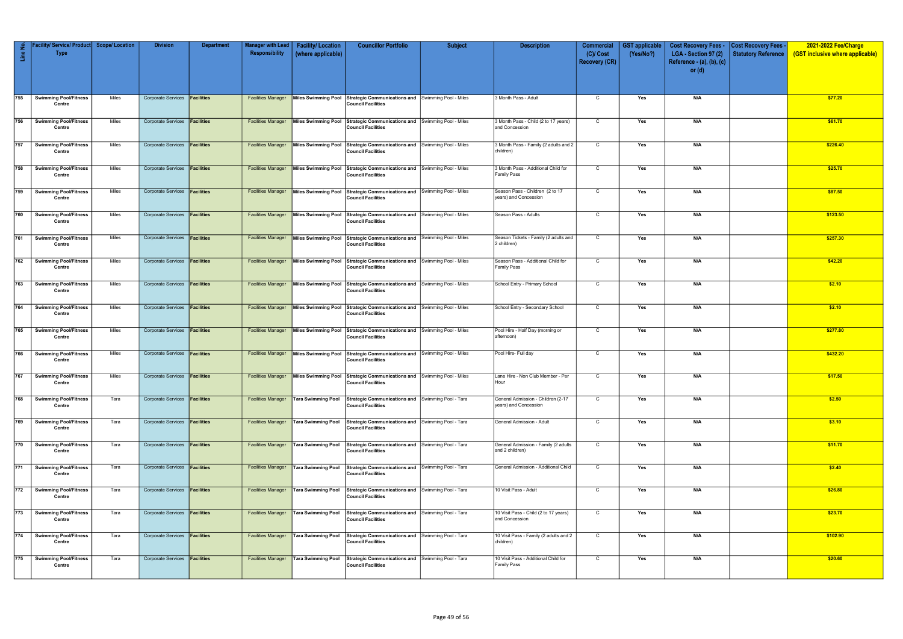| Line No. | Facility/ Service/ Product Type | Scope/ Location | Division | Department | Manager with Lead Responsibility | Facility/ Location (where applicable) | Councillor Portfolio | Subject | Description | Commercial (C)/ Cost Recovery (CR) | GST applicable (Yes/No?) | Cost Recovery Fees - LGA - Section 97 (2) Reference - (a), (b), (c) or (d) | Cost Recovery Fees - Statutory Reference | 2021-2022 Fee/Charge (GST inclusive where applicable) |
|---|---|---|---|---|---|---|---|---|---|---|---|---|---|---|
| 755 | Swimming Pool/Fitness Centre | Miles | Corporate Services | Facilities | Facilities Manager | Miles Swimming Pool | Strategic Communications and Council Facilities | Swimming Pool - Miles | 3 Month Pass - Adult | C | Yes | N/A | | $77.20 |
| 756 | Swimming Pool/Fitness Centre | Miles | Corporate Services | Facilities | Facilities Manager | Miles Swimming Pool | Strategic Communications and Council Facilities | Swimming Pool - Miles | 3 Month Pass - Child (2 to 17 years) and Concession | C | Yes | N/A | | $61.70 |
| 757 | Swimming Pool/Fitness Centre | Miles | Corporate Services | Facilities | Facilities Manager | Miles Swimming Pool | Strategic Communications and Council Facilities | Swimming Pool - Miles | 3 Month Pass - Family (2 adults and 2 children) | C | Yes | N/A | | $226.40 |
| 758 | Swimming Pool/Fitness Centre | Miles | Corporate Services | Facilities | Facilities Manager | Miles Swimming Pool | Strategic Communications and Council Facilities | Swimming Pool - Miles | 3 Month Pass - Additional Child for Family Pass | C | Yes | N/A | | $25.70 |
| 759 | Swimming Pool/Fitness Centre | Miles | Corporate Services | Facilities | Facilities Manager | Miles Swimming Pool | Strategic Communications and Council Facilities | Swimming Pool - Miles | Season Pass - Children (2 to 17 years) and Concession | C | Yes | N/A | | $87.50 |
| 760 | Swimming Pool/Fitness Centre | Miles | Corporate Services | Facilities | Facilities Manager | Miles Swimming Pool | Strategic Communications and Council Facilities | Swimming Pool - Miles | Season Pass - Adults | C | Yes | N/A | | $123.50 |
| 761 | Swimming Pool/Fitness Centre | Miles | Corporate Services | Facilities | Facilities Manager | Miles Swimming Pool | Strategic Communications and Council Facilities | Swimming Pool - Miles | Season Tickets - Family (2 adults and 2 children) | C | Yes | N/A | | $257.30 |
| 762 | Swimming Pool/Fitness Centre | Miles | Corporate Services | Facilities | Facilities Manager | Miles Swimming Pool | Strategic Communications and Council Facilities | Swimming Pool - Miles | Season Pass - Additional Child for Family Pass | C | Yes | N/A | | $42.20 |
| 763 | Swimming Pool/Fitness Centre | Miles | Corporate Services | Facilities | Facilities Manager | Miles Swimming Pool | Strategic Communications and Council Facilities | Swimming Pool - Miles | School Entry - Primary School | C | Yes | N/A | | $2.10 |
| 764 | Swimming Pool/Fitness Centre | Miles | Corporate Services | Facilities | Facilities Manager | Miles Swimming Pool | Strategic Communications and Council Facilities | Swimming Pool - Miles | School Entry - Secondary School | C | Yes | N/A | | $2.10 |
| 765 | Swimming Pool/Fitness Centre | Miles | Corporate Services | Facilities | Facilities Manager | Miles Swimming Pool | Strategic Communications and Council Facilities | Swimming Pool - Miles | Pool Hire - Half Day (morning or afternoon) | C | Yes | N/A | | $277.80 |
| 766 | Swimming Pool/Fitness Centre | Miles | Corporate Services | Facilities | Facilities Manager | Miles Swimming Pool | Strategic Communications and Council Facilities | Swimming Pool - Miles | Pool Hire- Full day | C | Yes | N/A | | $432.20 |
| 767 | Swimming Pool/Fitness Centre | Miles | Corporate Services | Facilities | Facilities Manager | Miles Swimming Pool | Strategic Communications and Council Facilities | Swimming Pool - Miles | Lane Hire - Non Club Member - Per Hour | C | Yes | N/A | | $17.50 |
| 768 | Swimming Pool/Fitness Centre | Tara | Corporate Services | Facilities | Facilities Manager | Tara Swimming Pool | Strategic Communications and Council Facilities | Swimming Pool - Tara | General Admission - Children (2-17 years) and Concession | C | Yes | N/A | | $2.50 |
| 769 | Swimming Pool/Fitness Centre | Tara | Corporate Services | Facilities | Facilities Manager | Tara Swimming Pool | Strategic Communications and Council Facilities | Swimming Pool - Tara | General Admission - Adult | C | Yes | N/A | | $3.10 |
| 770 | Swimming Pool/Fitness Centre | Tara | Corporate Services | Facilities | Facilities Manager | Tara Swimming Pool | Strategic Communications and Council Facilities | Swimming Pool - Tara | General Admission - Family (2 adults and 2 children) | C | Yes | N/A | | $11.70 |
| 771 | Swimming Pool/Fitness Centre | Tara | Corporate Services | Facilities | Facilities Manager | Tara Swimming Pool | Strategic Communications and Council Facilities | Swimming Pool - Tara | General Admission - Additional Child | C | Yes | N/A | | $2.40 |
| 772 | Swimming Pool/Fitness Centre | Tara | Corporate Services | Facilities | Facilities Manager | Tara Swimming Pool | Strategic Communications and Council Facilities | Swimming Pool - Tara | 10 Visit Pass - Adult | C | Yes | N/A | | $26.80 |
| 773 | Swimming Pool/Fitness Centre | Tara | Corporate Services | Facilities | Facilities Manager | Tara Swimming Pool | Strategic Communications and Council Facilities | Swimming Pool - Tara | 10 Visit Pass - Child (2 to 17 years) and Concession | C | Yes | N/A | | $23.70 |
| 774 | Swimming Pool/Fitness Centre | Tara | Corporate Services | Facilities | Facilities Manager | Tara Swimming Pool | Strategic Communications and Council Facilities | Swimming Pool - Tara | 10 Visit Pass - Family (2 adults and 2 children) | C | Yes | N/A | | $102.90 |
| 775 | Swimming Pool/Fitness Centre | Tara | Corporate Services | Facilities | Facilities Manager | Tara Swimming Pool | Strategic Communications and Council Facilities | Swimming Pool - Tara | 10 Visit Pass - Additional Child for Family Pass | C | Yes | N/A | | $20.60 |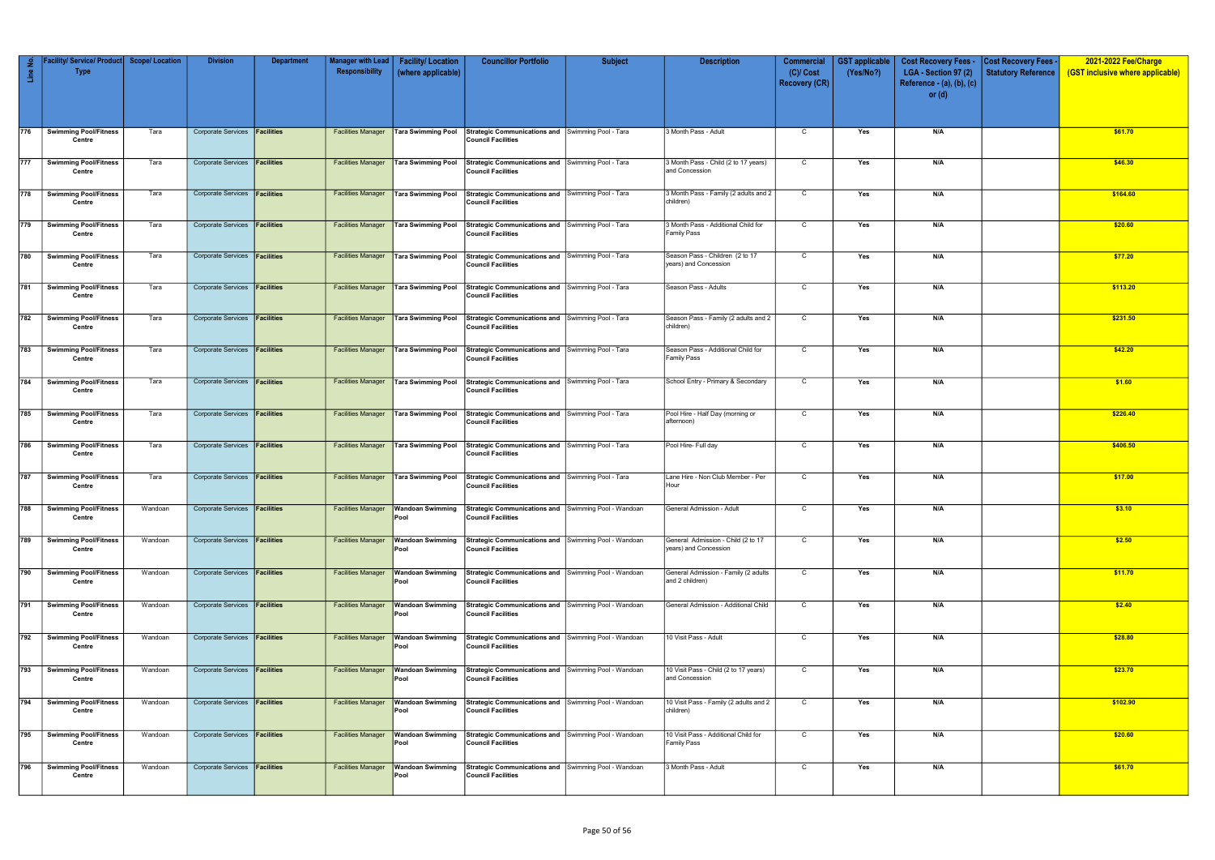| Line No. | Facility/ Service/ Product Type | Scope/ Location | Division | Department | Manager with Lead Responsibility | Facility/ Location (where applicable) | Councillor Portfolio | Subject | Description | Commercial (C)/ Cost Recovery (CR) | GST applicable (Yes/No?) | Cost Recovery Fees - LGA - Section 97 (2) Reference - (a), (b), (c) or (d) | Cost Recovery Fees - Statutory Reference | 2021-2022 Fee/Charge (GST inclusive where applicable) |
|---|---|---|---|---|---|---|---|---|---|---|---|---|---|---|
| 776 | Swimming Pool/Fitness Centre | Tara | Corporate Services | Facilities | Facilities Manager | Tara Swimming Pool | Strategic Communications and Council Facilities | Swimming Pool - Tara | 3 Month Pass - Adult | C | Yes | N/A | | $61.70 |
| 777 | Swimming Pool/Fitness Centre | Tara | Corporate Services | Facilities | Facilities Manager | Tara Swimming Pool | Strategic Communications and Council Facilities | Swimming Pool - Tara | 3 Month Pass - Child (2 to 17 years) and Concession | C | Yes | N/A | | $46.30 |
| 778 | Swimming Pool/Fitness Centre | Tara | Corporate Services | Facilities | Facilities Manager | Tara Swimming Pool | Strategic Communications and Council Facilities | Swimming Pool - Tara | 3 Month Pass - Family (2 adults and 2 children) | C | Yes | N/A | | $164.60 |
| 779 | Swimming Pool/Fitness Centre | Tara | Corporate Services | Facilities | Facilities Manager | Tara Swimming Pool | Strategic Communications and Council Facilities | Swimming Pool - Tara | 3 Month Pass - Additional Child for Family Pass | C | Yes | N/A | | $20.60 |
| 780 | Swimming Pool/Fitness Centre | Tara | Corporate Services | Facilities | Facilities Manager | Tara Swimming Pool | Strategic Communications and Council Facilities | Swimming Pool - Tara | Season Pass - Children (2 to 17 years) and Concession | C | Yes | N/A | | $77.20 |
| 781 | Swimming Pool/Fitness Centre | Tara | Corporate Services | Facilities | Facilities Manager | Tara Swimming Pool | Strategic Communications and Council Facilities | Swimming Pool - Tara | Season Pass - Adults | C | Yes | N/A | | $113.20 |
| 782 | Swimming Pool/Fitness Centre | Tara | Corporate Services | Facilities | Facilities Manager | Tara Swimming Pool | Strategic Communications and Council Facilities | Swimming Pool - Tara | Season Pass - Family (2 adults and 2 children) | C | Yes | N/A | | $231.50 |
| 783 | Swimming Pool/Fitness Centre | Tara | Corporate Services | Facilities | Facilities Manager | Tara Swimming Pool | Strategic Communications and Council Facilities | Swimming Pool - Tara | Season Pass - Additional Child for Family Pass | C | Yes | N/A | | $42.20 |
| 784 | Swimming Pool/Fitness Centre | Tara | Corporate Services | Facilities | Facilities Manager | Tara Swimming Pool | Strategic Communications and Council Facilities | Swimming Pool - Tara | School Entry - Primary & Secondary | C | Yes | N/A | | $1.60 |
| 785 | Swimming Pool/Fitness Centre | Tara | Corporate Services | Facilities | Facilities Manager | Tara Swimming Pool | Strategic Communications and Council Facilities | Swimming Pool - Tara | Pool Hire - Half Day (morning or afternoon) | C | Yes | N/A | | $226.40 |
| 786 | Swimming Pool/Fitness Centre | Tara | Corporate Services | Facilities | Facilities Manager | Tara Swimming Pool | Strategic Communications and Council Facilities | Swimming Pool - Tara | Pool Hire- Full day | C | Yes | N/A | | $406.50 |
| 787 | Swimming Pool/Fitness Centre | Tara | Corporate Services | Facilities | Facilities Manager | Tara Swimming Pool | Strategic Communications and Council Facilities | Swimming Pool - Tara | Lane Hire - Non Club Member - Per Hour | C | Yes | N/A | | $17.00 |
| 788 | Swimming Pool/Fitness Centre | Wandoan | Corporate Services | Facilities | Facilities Manager | Wandoan Swimming Pool | Strategic Communications and Council Facilities | Swimming Pool - Wandoan | General Admission - Adult | C | Yes | N/A | | $3.10 |
| 789 | Swimming Pool/Fitness Centre | Wandoan | Corporate Services | Facilities | Facilities Manager | Wandoan Swimming Pool | Strategic Communications and Council Facilities | Swimming Pool - Wandoan | General Admission - Child (2 to 17 years) and Concession | C | Yes | N/A | | $2.50 |
| 790 | Swimming Pool/Fitness Centre | Wandoan | Corporate Services | Facilities | Facilities Manager | Wandoan Swimming Pool | Strategic Communications and Council Facilities | Swimming Pool - Wandoan | General Admission - Family (2 adults and 2 children) | C | Yes | N/A | | $11.70 |
| 791 | Swimming Pool/Fitness Centre | Wandoan | Corporate Services | Facilities | Facilities Manager | Wandoan Swimming Pool | Strategic Communications and Council Facilities | Swimming Pool - Wandoan | General Admission - Additional Child | C | Yes | N/A | | $2.40 |
| 792 | Swimming Pool/Fitness Centre | Wandoan | Corporate Services | Facilities | Facilities Manager | Wandoan Swimming Pool | Strategic Communications and Council Facilities | Swimming Pool - Wandoan | 10 Visit Pass - Adult | C | Yes | N/A | | $28.80 |
| 793 | Swimming Pool/Fitness Centre | Wandoan | Corporate Services | Facilities | Facilities Manager | Wandoan Swimming Pool | Strategic Communications and Council Facilities | Swimming Pool - Wandoan | 10 Visit Pass - Child (2 to 17 years) and Concession | C | Yes | N/A | | $23.70 |
| 794 | Swimming Pool/Fitness Centre | Wandoan | Corporate Services | Facilities | Facilities Manager | Wandoan Swimming Pool | Strategic Communications and Council Facilities | Swimming Pool - Wandoan | 10 Visit Pass - Family (2 adults and 2 children) | C | Yes | N/A | | $102.90 |
| 795 | Swimming Pool/Fitness Centre | Wandoan | Corporate Services | Facilities | Facilities Manager | Wandoan Swimming Pool | Strategic Communications and Council Facilities | Swimming Pool - Wandoan | 10 Visit Pass - Additional Child for Family Pass | C | Yes | N/A | | $20.60 |
| 796 | Swimming Pool/Fitness Centre | Wandoan | Corporate Services | Facilities | Facilities Manager | Wandoan Swimming Pool | Strategic Communications and Council Facilities | Swimming Pool - Wandoan | 3 Month Pass - Adult | C | Yes | N/A | | $61.70 |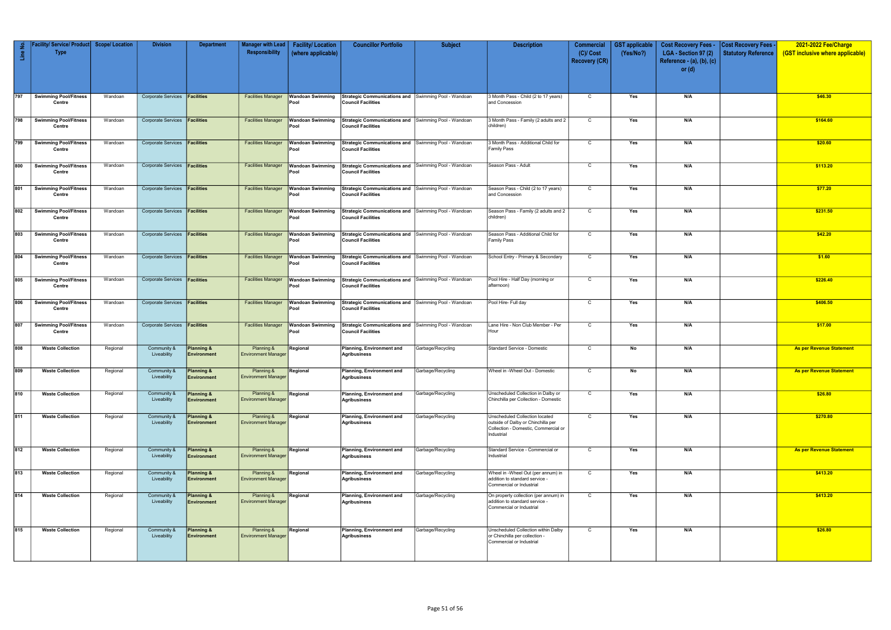| Line No. | Facility/ Service/ Product Type | Scope/ Location | Division | Department | Manager with Lead Responsibility | Facility/ Location (where applicable) | Councillor Portfolio | Subject | Description | Commercial (C)/ Cost Recovery (CR) | GST applicable (Yes/No?) | Cost Recovery Fees - LGA - Section 97 (2) Reference - (a), (b), (c) or (d) | Cost Recovery Fees - Statutory Reference | 2021-2022 Fee/Charge (GST inclusive where applicable) |
|---|---|---|---|---|---|---|---|---|---|---|---|---|---|---|
| 797 | Swimming Pool/Fitness Centre | Wandoan | Corporate Services | Facilities | Facilities Manager | Wandoan Swimming Pool | Strategic Communications and Council Facilities | Swimming Pool - Wandoan | 3 Month Pass - Child (2 to 17 years) and Concession | C | Yes | N/A | | $46.30 |
| 798 | Swimming Pool/Fitness Centre | Wandoan | Corporate Services | Facilities | Facilities Manager | Wandoan Swimming Pool | Strategic Communications and Council Facilities | Swimming Pool - Wandoan | 3 Month Pass - Family (2 adults and 2 children) | C | Yes | N/A | | $164.60 |
| 799 | Swimming Pool/Fitness Centre | Wandoan | Corporate Services | Facilities | Facilities Manager | Wandoan Swimming Pool | Strategic Communications and Council Facilities | Swimming Pool - Wandoan | 3 Month Pass - Additional Child for Family Pass | C | Yes | N/A | | $20.60 |
| 800 | Swimming Pool/Fitness Centre | Wandoan | Corporate Services | Facilities | Facilities Manager | Wandoan Swimming Pool | Strategic Communications and Council Facilities | Swimming Pool - Wandoan | Season Pass - Adult | C | Yes | N/A | | $113.20 |
| 801 | Swimming Pool/Fitness Centre | Wandoan | Corporate Services | Facilities | Facilities Manager | Wandoan Swimming Pool | Strategic Communications and Council Facilities | Swimming Pool - Wandoan | Season Pass - Child (2 to 17 years) and Concession | C | Yes | N/A | | $77.20 |
| 802 | Swimming Pool/Fitness Centre | Wandoan | Corporate Services | Facilities | Facilities Manager | Wandoan Swimming Pool | Strategic Communications and Council Facilities | Swimming Pool - Wandoan | Season Pass - Family (2 adults and 2 children) | C | Yes | N/A | | $231.50 |
| 803 | Swimming Pool/Fitness Centre | Wandoan | Corporate Services | Facilities | Facilities Manager | Wandoan Swimming Pool | Strategic Communications and Council Facilities | Swimming Pool - Wandoan | Season Pass - Additional Child for Family Pass | C | Yes | N/A | | $42.20 |
| 804 | Swimming Pool/Fitness Centre | Wandoan | Corporate Services | Facilities | Facilities Manager | Wandoan Swimming Pool | Strategic Communications and Council Facilities | Swimming Pool - Wandoan | School Entry - Primary & Secondary | C | Yes | N/A | | $1.60 |
| 805 | Swimming Pool/Fitness Centre | Wandoan | Corporate Services | Facilities | Facilities Manager | Wandoan Swimming Pool | Strategic Communications and Council Facilities | Swimming Pool - Wandoan | Pool Hire - Half Day (morning or afternoon) | C | Yes | N/A | | $226.40 |
| 806 | Swimming Pool/Fitness Centre | Wandoan | Corporate Services | Facilities | Facilities Manager | Wandoan Swimming Pool | Strategic Communications and Council Facilities | Swimming Pool - Wandoan | Pool Hire- Full day | C | Yes | N/A | | $406.50 |
| 807 | Swimming Pool/Fitness Centre | Wandoan | Corporate Services | Facilities | Facilities Manager | Wandoan Swimming Pool | Strategic Communications and Council Facilities | Swimming Pool - Wandoan | Lane Hire - Non Club Member - Per Hour | C | Yes | N/A | | $17.00 |
| 808 | Waste Collection | Regional | Community & Liveability | Planning & Environment | Planning & Environment Manager | Regional | Planning, Environment and Agribusiness | Garbage/Recycling | Standard Service - Domestic | C | No | N/A | | As per Revenue Statement |
| 809 | Waste Collection | Regional | Community & Liveability | Planning & Environment | Planning & Environment Manager | Regional | Planning, Environment and Agribusiness | Garbage/Recycling | Wheel in -Wheel Out - Domestic | C | No | N/A | | As per Revenue Statement |
| 810 | Waste Collection | Regional | Community & Liveability | Planning & Environment | Planning & Environment Manager | Regional | Planning, Environment and Agribusiness | Garbage/Recycling | Unscheduled Collection in Dalby or Chinchilla per Collection - Domestic | C | Yes | N/A | | $26.80 |
| 811 | Waste Collection | Regional | Community & Liveability | Planning & Environment | Planning & Environment Manager | Regional | Planning, Environment and Agribusiness | Garbage/Recycling | Unscheduled Collection located outside of Dalby or Chinchilla per Collection - Domestic, Commercial or Industrial | C | Yes | N/A | | $270.80 |
| 812 | Waste Collection | Regional | Community & Liveability | Planning & Environment | Planning & Environment Manager | Regional | Planning, Environment and Agribusiness | Garbage/Recycling | Standard Service - Commercial or Industrial | C | Yes | N/A | | As per Revenue Statement |
| 813 | Waste Collection | Regional | Community & Liveability | Planning & Environment | Planning & Environment Manager | Regional | Planning, Environment and Agribusiness | Garbage/Recycling | Wheel in -Wheel Out (per annum) in addition to standard service - Commercial or Industrial | C | Yes | N/A | | $413.20 |
| 814 | Waste Collection | Regional | Community & Liveability | Planning & Environment | Planning & Environment Manager | Regional | Planning, Environment and Agribusiness | Garbage/Recycling | On property collection (per annum) in addition to standard service - Commercial or Industrial | C | Yes | N/A | | $413.20 |
| 815 | Waste Collection | Regional | Community & Liveability | Planning & Environment | Planning & Environment Manager | Regional | Planning, Environment and Agribusiness | Garbage/Recycling | Unscheduled Collection within Dalby or Chinchilla per collection - Commercial or Industrial | C | Yes | N/A | | $26.80 |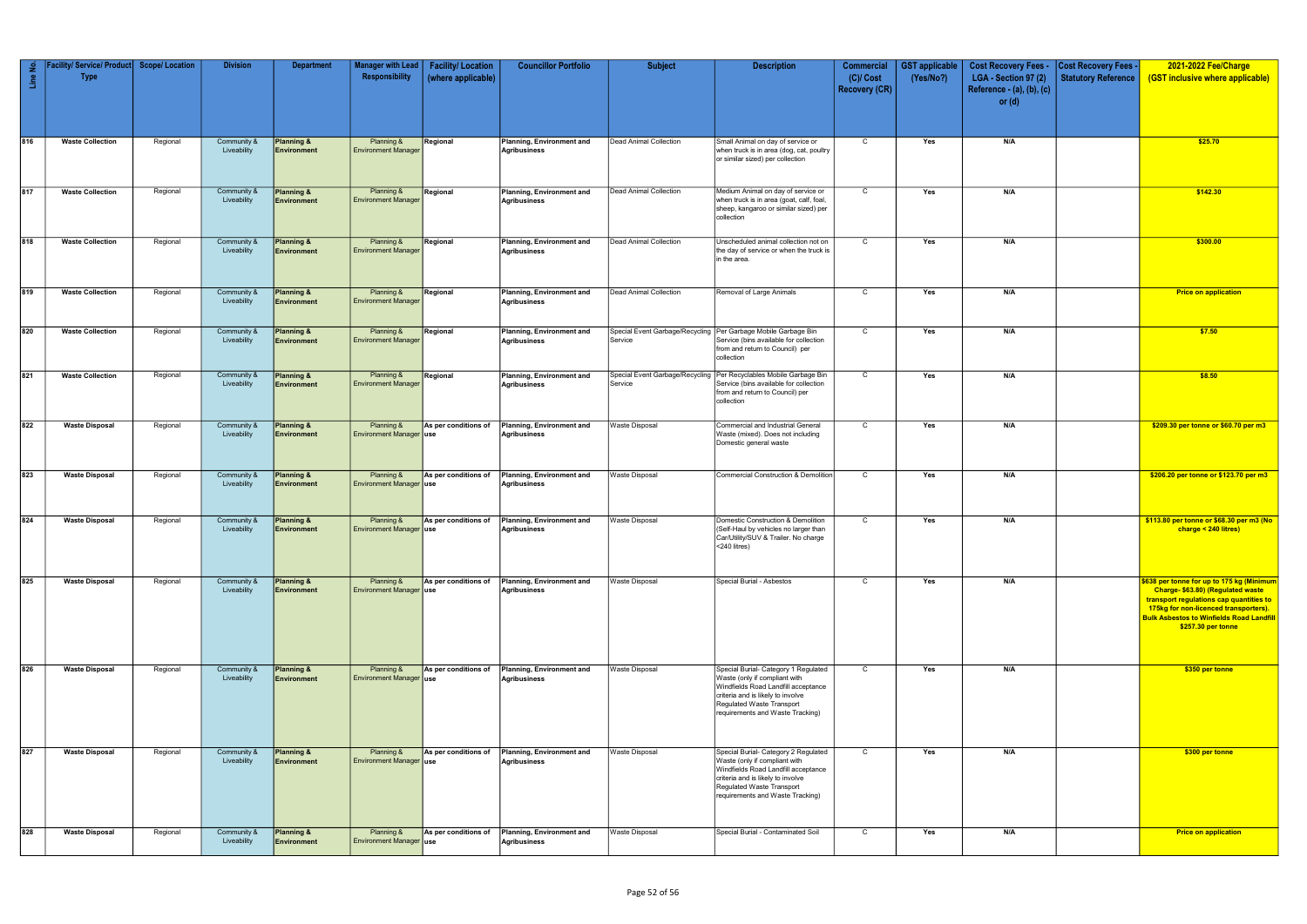| Line No. | Facility/ Service/ Product Type | Scope/ Location | Division | Department | Manager with Lead Responsibility | Facility/ Location (where applicable) | Councillor Portfolio | Subject | Description | Commercial (C)/ Cost Recovery (CR) | GST applicable (Yes/No?) | Cost Recovery Fees - LGA - Section 97 (2) Reference - (a), (b), (c) or (d) | Cost Recovery Fees - Statutory Reference | 2021-2022 Fee/Charge (GST inclusive where applicable) |
|---|---|---|---|---|---|---|---|---|---|---|---|---|---|---|
| 816 | **Waste Collection** | Regional | Community & Liveability | **Planning & Environment** | Planning & Environment Manager | **Regional** | **Planning, Environment and Agribusiness** | Dead Animal Collection | Small Animal on day of service or when truck is in area (dog, cat, poultry or similar sized) per collection | C | **Yes** | **N/A** | | **$25.70** |
| 817 | **Waste Collection** | Regional | Community & Liveability | **Planning & Environment** | Planning & Environment Manager | **Regional** | **Planning, Environment and Agribusiness** | Dead Animal Collection | Medium Animal on day of service or when truck is in area (goat, calf, foal, sheep, kangaroo or similar sized) per collection | C | **Yes** | **N/A** | | **$142.30** |
| 818 | **Waste Collection** | Regional | Community & Liveability | **Planning & Environment** | Planning & Environment Manager | **Regional** | **Planning, Environment and Agribusiness** | Dead Animal Collection | Unscheduled animal collection not on the day of service or when the truck is in the area. | C | **Yes** | **N/A** | | **$300.00** |
| 819 | **Waste Collection** | Regional | Community & Liveability | **Planning & Environment** | Planning & Environment Manager | **Regional** | **Planning, Environment and Agribusiness** | Dead Animal Collection | Removal of Large Animals | C | **Yes** | **N/A** | | **Price on application** |
| 820 | **Waste Collection** | Regional | Community & Liveability | **Planning & Environment** | Planning & Environment Manager | **Regional** | **Planning, Environment and Agribusiness** | Special Event Garbage/Recycling Service | Per Garbage Mobile Garbage Bin Service (bins available for collection from and return to Council) per collection | C | **Yes** | **N/A** | | **$7.50** |
| 821 | **Waste Collection** | Regional | Community & Liveability | **Planning & Environment** | Planning & Environment Manager | **Regional** | **Planning, Environment and Agribusiness** | Special Event Garbage/Recycling Service | Per Recyclables Mobile Garbage Bin Service (bins available for collection from and return to Council) per collection | C | **Yes** | **N/A** | | **$8.50** |
| 822 | **Waste Disposal** | Regional | Community & Liveability | **Planning & Environment** | Planning & Environment Manager | **As per conditions of use** | **Planning, Environment and Agribusiness** | Waste Disposal | Commercial and Industrial General Waste (mixed). Does not including Domestic general waste | C | **Yes** | **N/A** | | **$209.30 per tonne or $60.70 per m3** |
| 823 | **Waste Disposal** | Regional | Community & Liveability | **Planning & Environment** | Planning & Environment Manager | **As per conditions of use** | **Planning, Environment and Agribusiness** | Waste Disposal | Commercial Construction & Demolition | C | **Yes** | **N/A** | | **$206.20 per tonne or $123.70 per m3** |
| 824 | **Waste Disposal** | Regional | Community & Liveability | **Planning & Environment** | Planning & Environment Manager | **As per conditions of use** | **Planning, Environment and Agribusiness** | Waste Disposal | Domestic Construction & Demolition (Self-Haul by vehicles no larger than Car/Utility/SUV & Trailer. No charge <240 litres) | C | **Yes** | **N/A** | | **$113.80 per tonne or $68.30 per m3 (No charge < 240 litres)** |
| 825 | **Waste Disposal** | Regional | Community & Liveability | **Planning & Environment** | Planning & Environment Manager | **As per conditions of use** | **Planning, Environment and Agribusiness** | Waste Disposal | Special Burial - Asbestos | C | **Yes** | **N/A** | | **$638 per tonne for up to 175 kg (Minimum Charge- $63.80) (Regulated waste transport regulations cap quantities to 175kg for non-licenced transporters). Bulk Asbestos to Winfields Road Landfill $257.30 per tonne** |
| 826 | **Waste Disposal** | Regional | Community & Liveability | **Planning & Environment** | Planning & Environment Manager | **As per conditions of use** | **Planning, Environment and Agribusiness** | Waste Disposal | Special Burial- Category 1 Regulated Waste (only if compliant with Windfields Road Landfill acceptance criteria and is likely to involve Regulated Waste Transport requirements and Waste Tracking) | C | **Yes** | **N/A** | | **$350 per tonne** |
| 827 | **Waste Disposal** | Regional | Community & Liveability | **Planning & Environment** | Planning & Environment Manager | **As per conditions of use** | **Planning, Environment and Agribusiness** | Waste Disposal | Special Burial- Category 2 Regulated Waste (only if compliant with Windfields Road Landfill acceptance criteria and is likely to involve Regulated Waste Transport requirements and Waste Tracking) | C | **Yes** | **N/A** | | **$300 per tonne** |
| 828 | **Waste Disposal** | Regional | Community & Liveability | **Planning & Environment** | Planning & Environment Manager | **As per conditions of use** | **Planning, Environment and Agribusiness** | Waste Disposal | Special Burial - Contaminated Soil | C | **Yes** | **N/A** | | **Price on application** |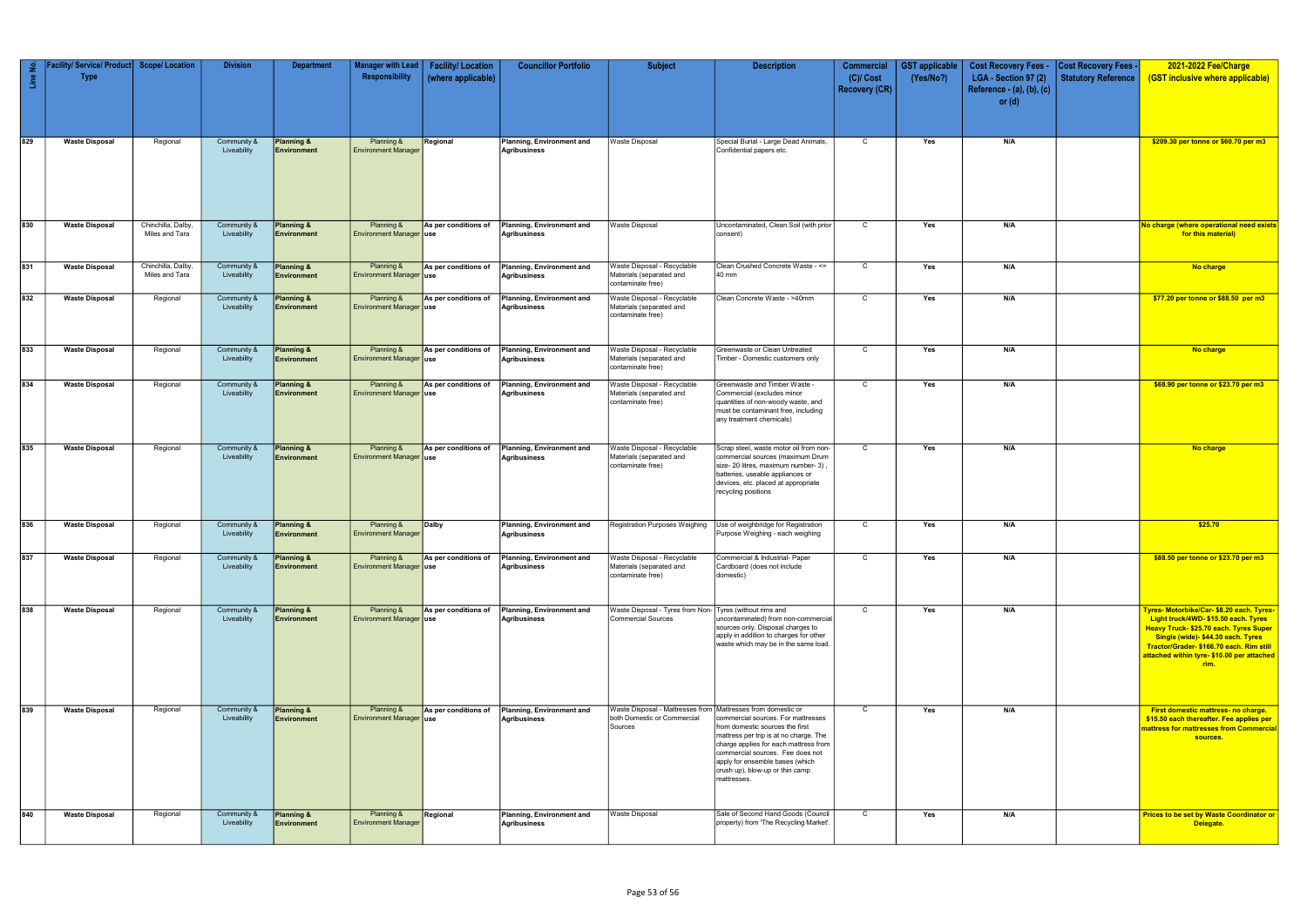| Line No. | Facility/ Service/ Product Type | Scope/ Location | Division | Department | Manager with Lead Responsibility | Facility/ Location (where applicable) | Councillor Portfolio | Subject | Description | Commercial (C)/ Cost Recovery (CR) | GST applicable (Yes/No?) | Cost Recovery Fees - LGA - Section 97 (2) Reference - (a), (b), (c) or (d) | Cost Recovery Fees - Statutory Reference | 2021-2022 Fee/Charge (GST inclusive where applicable) |
|---|---|---|---|---|---|---|---|---|---|---|---|---|---|---|
| 829 | Waste Disposal | Regional | Community & Liveability | Planning & Environment | Planning & Environment Manager | Regional | Planning, Environment and Agribusiness | Waste Disposal | Special Burial - Large Dead Animals, Confidential papers etc. | C | Yes | N/A | | $209.30 per tonne or $60.70 per m3 |
| 830 | Waste Disposal | Chinchilla, Dalby, Miles and Tara | Community & Liveability | Planning & Environment | Planning & Environment Manager | As per conditions of use | Planning, Environment and Agribusiness | Waste Disposal | Uncontaminated, Clean Soil (with prior consent) | C | Yes | N/A | | No charge (where operational need exists for this material) |
| 831 | Waste Disposal | Chinchilla, Dalby, Miles and Tara | Community & Liveability | Planning & Environment | Planning & Environment Manager | As per conditions of use | Planning, Environment and Agribusiness | Waste Disposal - Recyclable Materials (separated and contaminate free) | Clean Crushed Concrete Waste - <= 40 mm | C | Yes | N/A | | No charge |
| 832 | Waste Disposal | Regional | Community & Liveability | Planning & Environment | Planning & Environment Manager | As per conditions of use | Planning, Environment and Agribusiness | Waste Disposal - Recyclable Materials (separated and contaminate free) | Clean Concrete Waste - >40mm | C | Yes | N/A | | $77.20 per tonne or $88.50 per m3 |
| 833 | Waste Disposal | Regional | Community & Liveability | Planning & Environment | Planning & Environment Manager | As per conditions of use | Planning, Environment and Agribusiness | Waste Disposal - Recyclable Materials (separated and contaminate free) | Greenwaste or Clean Untreated Timber - Domestic customers only | C | Yes | N/A | | No charge |
| 834 | Waste Disposal | Regional | Community & Liveability | Planning & Environment | Planning & Environment Manager | As per conditions of use | Planning, Environment and Agribusiness | Waste Disposal - Recyclable Materials (separated and contaminate free) | Greenwaste and Timber Waste - Commercial (excludes minor quantities of non-woody waste, and must be contaminant free, including any treatment chemicals) | C | Yes | N/A | | $68.90 per tonne or $23.70 per m3 |
| 835 | Waste Disposal | Regional | Community & Liveability | Planning & Environment | Planning & Environment Manager | As per conditions of use | Planning, Environment and Agribusiness | Waste Disposal - Recyclable Materials (separated and contaminate free) | Scrap steel, waste motor oil from non-commercial sources (maximum Drum size- 20 litres, maximum number- 3) , batteries, useable appliances or devices, etc. placed at appropriate recycling positions | C | Yes | N/A | | No charge |
| 836 | Waste Disposal | Regional | Community & Liveability | Planning & Environment | Planning & Environment Manager | Dalby | Planning, Environment and Agribusiness | Registration Purposes Weighing | Use of weighbridge for Registration Purpose Weighing - each weighing | C | Yes | N/A | | $25.70 |
| 837 | Waste Disposal | Regional | Community & Liveability | Planning & Environment | Planning & Environment Manager | As per conditions of use | Planning, Environment and Agribusiness | Waste Disposal - Recyclable Materials (separated and contaminate free) | Commercial & Industrial- Paper Cardboard (does not include domestic) | C | Yes | N/A | | $88.50 per tonne or $23.70 per m3 |
| 838 | Waste Disposal | Regional | Community & Liveability | Planning & Environment | Planning & Environment Manager | As per conditions of use | Planning, Environment and Agribusiness | Waste Disposal - Tyres from Non-Commercial Sources | Tyres (without rims and uncontaminated) from non-commercial sources only. Disposal charges to apply in addition to charges for other waste which may be in the same load. | C | Yes | N/A | | Tyres- Motorbike/Car- $8.20 each. Tyres- Light truck/4WD- $15.50 each. Tyres Heavy Truck- $25.70 each. Tyres Super Single (wide)- $44.30 each. Tyres Tractor/Grader- $166.70 each. Rim still attached within tyre- $10.00 per attached rim. |
| 839 | Waste Disposal | Regional | Community & Liveability | Planning & Environment | Planning & Environment Manager | As per conditions of use | Planning, Environment and Agribusiness | Waste Disposal - Mattresses from both Domestic or Commercial Sources | Mattresses from domestic or commercial sources. For mattresses from domestic sources the first mattress per trip is at no charge. The charge applies for each mattress from commercial sources. Fee does not apply for ensemble bases (which crush up), blow-up or thin camp mattresses. | C | Yes | N/A | | First domestic mattress- no charge. $15.50 each thereafter. Fee applies per mattress for mattresses from Commercial sources. |
| 840 | Waste Disposal | Regional | Community & Liveability | Planning & Environment | Planning & Environment Manager | Regional | Planning, Environment and Agribusiness | Waste Disposal | Sale of Second Hand Goods (Council property) from 'The Recycling Market'. | C | Yes | N/A | | Prices to be set by Waste Coordinator or Delegate. |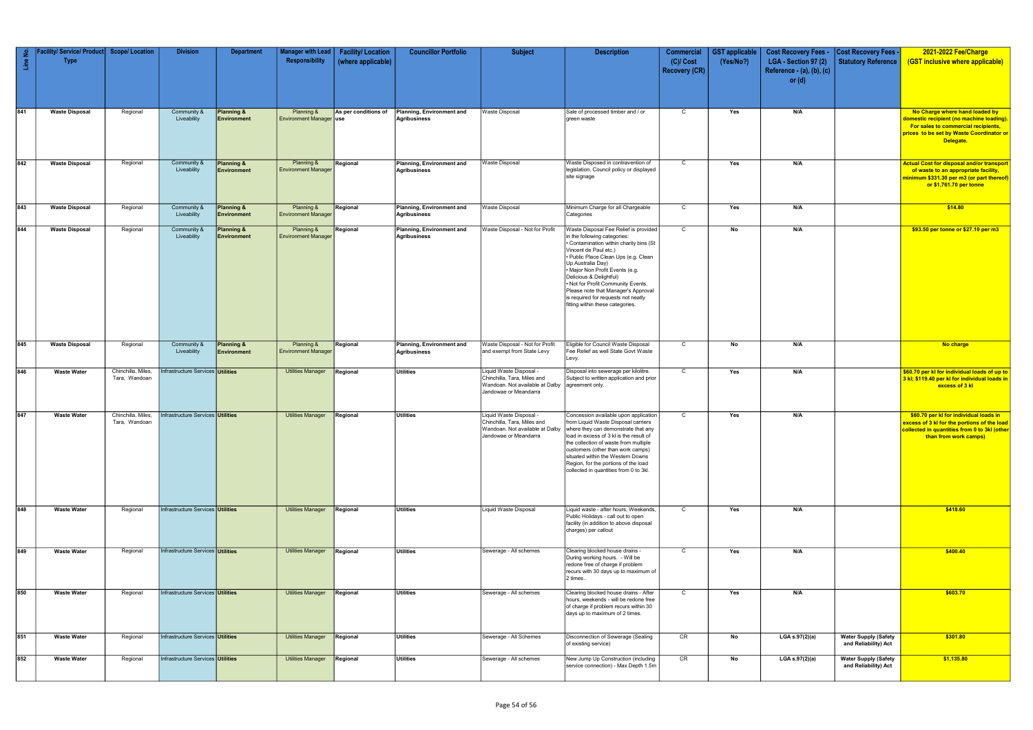| Line No. | Facility/ Service/ Product Type | Scope/ Location | Division | Department | Manager with Lead Responsibility | Facility/ Location (where applicable) | Councillor Portfolio | Subject | Description | Commercial (C)/ Cost Recovery (CR) | GST applicable (Yes/No?) | Cost Recovery Fees - LGA - Section 97 (2) Reference - (a), (b), (c) or (d) | Cost Recovery Fees - Statutory Reference | 2021-2022 Fee/Charge (GST inclusive where applicable) |
|---|---|---|---|---|---|---|---|---|---|---|---|---|---|---|
| 841 | Waste Disposal | Regional | Community & Liveability | Planning & Environment | Planning & Environment Manager | As per conditions of use | Planning, Environment and Agribusiness | Waste Disposal | Sale of processed timber and / or green waste | C | Yes | N/A | | No Charge where hand loaded by domestic recipient (no machine loading). For sales to commercial recipients, prices to be set by Waste Coordinator or Delegate. |
| 842 | Waste Disposal | Regional | Community & Liveability | Planning & Environment | Planning & Environment Manager | Regional | Planning, Environment and Agribusiness | Waste Disposal | Waste Disposed in contravention of legislation, Council policy or displayed site signage | C | Yes | N/A | | Actual Cost for disposal and/or transport of waste to an appropriate facility, minimum $331.30 per m3 (or part thereof) or $1,761.70 per tonne |
| 843 | Waste Disposal | Regional | Community & Liveability | Planning & Environment | Planning & Environment Manager | Regional | Planning, Environment and Agribusiness | Waste Disposal | Minimum Charge for all Chargeable Categories | C | Yes | N/A | | $14.80 |
| 844 | Waste Disposal | Regional | Community & Liveability | Planning & Environment | Planning & Environment Manager | Regional | Planning, Environment and Agribusiness | Waste Disposal - Not for Profit | Waste Disposal Fee Relief is provided in the following categories:<br>• Contamination within charity bins (St Vincent de Paul etc.)<br>• Public Place Clean Ups (e.g. Clean Up Australia Day)<br>• Major Non Profit Events (e.g. Delicious & Delightful)<br>• Not for Profit Community Events.<br>Please note that Manager's Approval is required for requests not neatly fitting within these categories. | C | No | N/A | | $93.50 per tonne or $27.10 per m3 |
| 845 | Waste Disposal | Regional | Community & Liveability | Planning & Environment | Planning & Environment Manager | Regional | Planning, Environment and Agribusiness | Waste Disposal - Not for Profit and exempt from State Levy | Eligible for Council Waste Disposal Fee Relief as well State Govt Waste Levy. | C | No | N/A | | No charge |
| 846 | Waste Water | Chinchilla, Miles, Tara, Wandoan | Infrastructure Services | Utilities | Utilities Manager | Regional | Utilities | Liquid Waste Disposal - Chinchilla, Tara, Miles and Wandoan. Not available at Dalby Jandowae or Meandarra | Disposal into sewerage per kilolitre. Subject to written application and prior agreement only. | C | Yes | N/A | | $60.70 per kl for individual loads of up to 3 kl; $119.40 per kl for individual loads in excess of 3 kl |
| 847 | Waste Water | Chinchilla, Miles, Tara, Wandoan | Infrastructure Services | Utilities | Utilities Manager | Regional | Utilities | Liquid Waste Disposal - Chinchilla, Tara, Miles and Wandoan. Not available at Dalby Jandowae or Meandarra | Concession available upon application from Liquid Waste Disposal carriers where they can demonstrate that any load in excess of 3 kl is the result of the collection of waste from multiple customers (other than work camps) situated within the Western Downs Region, for the portions of the load collected in quantities from 0 to 3kl. | C | Yes | N/A | | $60.70 per kl for individual loads in excess of 3 kl for the portions of the load collected in quantities from 0 to 3kl (other than from work camps) |
| 848 | Waste Water | Regional | Infrastructure Services | Utilities | Utilities Manager | Regional | Utilities | Liquid Waste Disposal | Liquid waste - after hours, Weekends, Public Holidays - call out to open facility (in addition to above disposal charges) per callout | C | Yes | N/A | | $418.60 |
| 849 | Waste Water | Regional | Infrastructure Services | Utilities | Utilities Manager | Regional | Utilities | Sewerage - All schemes | Clearing blocked house drains - During working hours. - Will be redone free of charge if problem recurs with 30 days up to maximum of 2 times.. | C | Yes | N/A | | $400.40 |
| 850 | Waste Water | Regional | Infrastructure Services | Utilities | Utilities Manager | Regional | Utilities | Sewerage - All schemes | Clearing blocked house drains - After hours, weekends - will be redone free of charge if problem recurs within 30 days up to maximum of 2 times. | C | Yes | N/A | | $603.70 |
| 851 | Waste Water | Regional | Infrastructure Services | Utilities | Utilities Manager | Regional | Utilities | Sewerage - All Schemes | Disconnection of Sewerage (Sealing of existing service) | CR | No | LGA s.97(2)(a) | Water Supply (Safety and Reliability) Act | $301.80 |
| 852 | Waste Water | Regional | Infrastructure Services | Utilities | Utilities Manager | Regional | Utilities | Sewerage - All schemes | New Jump Up Construction (including service connection) - Max Depth 1.5m | CR | No | LGA s.97(2)(a) | Water Supply (Safety and Reliability) Act | $1,135.80 |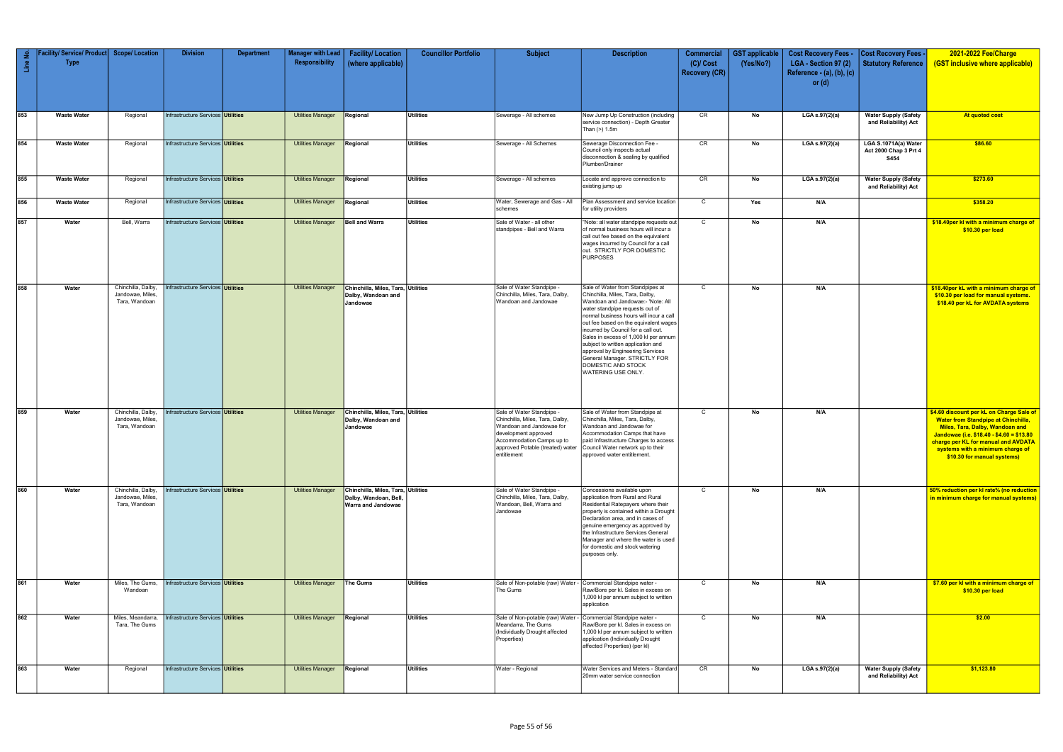| Line No. | Facility/ Service/ Product Type | Scope/ Location | Division | Department | Manager with Lead Responsibility | Facility/ Location (where applicable) | Councillor Portfolio | Subject | Description | Commercial (C)/ Cost Recovery (CR) | GST applicable (Yes/No?) | Cost Recovery Fees - LGA - Section 97 (2) Reference - (a), (b), (c) or (d) | Cost Recovery Fees - Statutory Reference | 2021-2022 Fee/Charge (GST inclusive where applicable) |
|---|---|---|---|---|---|---|---|---|---|---|---|---|---|---|
| 853 | Waste Water | Regional | Infrastructure Services | Utilities | Utilities Manager | Regional | Utilities | Sewerage - All schemes | New Jump Up Construction (including service connection) - Depth Greater Than (>) 1.5m | CR | No | LGA s.97(2)(a) | Water Supply (Safety and Reliability) Act | At quoted cost |
| 854 | Waste Water | Regional | Infrastructure Services | Utilities | Utilities Manager | Regional | Utilities | Sewerage - All Schemes | Sewerage Disconnection Fee - Council only inspects actual disconnection & sealing by qualified Plumber/Drainer | CR | No | LGA s.97(2)(a) | LGA S.1071A(a) Water Act 2000 Chap 3 Prt 4 S454 | $86.60 |
| 855 | Waste Water | Regional | Infrastructure Services | Utilities | Utilities Manager | Regional | Utilities | Sewerage - All schemes | Locate and approve connection to existing jump up | CR | No | LGA s.97(2)(a) | Water Supply (Safety and Reliability) Act | $273.60 |
| 856 | Waste Water | Regional | Infrastructure Services | Utilities | Utilities Manager | Regional | Utilities | Water, Sewerage and Gas - All schemes | Plan Assessment and service location for utility providers | C | Yes | N/A | | $358.20 |
| 857 | Water | Bell, Warra | Infrastructure Services | Utilities | Utilities Manager | Bell and Warra | Utilities | Sale of Water - all other standpipes - Bell and Warra | "Note: all water standpipe requests out of normal business hours will incur a call out fee based on the equivalent wages incurred by Council for a call out. STRICTLY FOR DOMESTIC PURPOSES | C | No | N/A | | $18.40per kl with a minimum charge of $10.30 per load |
| 858 | Water | Chinchilla, Dalby, Jandowae, Miles, Tara, Wandoan | Infrastructure Services | Utilities | Utilities Manager | Chinchilla, Miles, Tara, Dalby, Wandoan and Jandowae | Utilities | Sale of Water Standpipe - Chinchilla, Miles, Tara, Dalby, Wandoan and Jandowae | Sale of Water from Standpipes at Chinchilla, Miles, Tara, Dalby, Wandoan and Jandowae:- 'Note: All water standpipe requests out of normal business hours will incur a call out fee based on the equivalent wages incurred by Council for a call out. Sales in excess of 1,000 kl per annum subject to written application and approval by Engineering Services General Manager. STRICTLY FOR DOMESTIC AND STOCK WATERING USE ONLY. | C | No | N/A | | $18.40per kL with a minimum charge of $10.30 per load for manual systems. $18.40 per kL for AVDATA systems |
| 859 | Water | Chinchilla, Dalby, Jandowae, Miles, Tara, Wandoan | Infrastructure Services | Utilities | Utilities Manager | Chinchilla, Miles, Tara, Dalby, Wandoan and Jandowae | Utilities | Sale of Water Standpipe - Chinchilla, Miles, Tara, Dalby, Wandoan and Jandowae for development approved Accommodation Camps up to approved Potable (treated) water entitlement | Sale of Water from Standpipe at Chinchilla, Miles, Tara, Dalby, Wandoan and Jandowae for Accommodation Camps that have paid Infrastructure Charges to access Council Water network up to their approved water entitlement. | C | No | N/A | | $4.60 discount per kL on Charge Sale of Water from Standpipe at Chinchilla, Miles, Tara, Dalby, Wandoan and Jandowae (i.e. $18.40 - $4.60 = $13.80 charge per KL for manual and AVDATA systems with a minimum charge of $10.30 for manual systems) |
| 860 | Water | Chinchilla, Dalby, Jandowae, Miles, Tara, Wandoan | Infrastructure Services | Utilities | Utilities Manager | Chinchilla, Miles, Tara, Dalby, Wandoan, Bell, Warra and Jandowae | Utilities | Sale of Water Standpipe - Chinchilla, Miles, Tara, Dalby, Wandoan, Bell, Warra and Jandowae | Concessions available upon application from Rural and Rural Residential Ratepayers where their property is contained within a Drought Declaration area, and in cases of genuine emergency as approved by the Infrastructure Services General Manager and where the water is used for domestic and stock watering purposes only. | C | No | N/A | | 50% reduction per kl rate% (no reduction in minimum charge for manual systems) |
| 861 | Water | Miles, The Gums, Wandoan | Infrastructure Services | Utilities | Utilities Manager | The Gums | Utilities | Sale of Non-potable (raw) Water - The Gums | Commercial Standpipe water - Raw/Bore per kl. Sales in excess on 1,000 kl per annum subject to written application | C | No | N/A | | $7.60 per kl with a minimum charge of $10.30 per load |
| 862 | Water | Miles, Meandarra, Tara, The Gums | Infrastructure Services | Utilities | Utilities Manager | Regional | Utilities | Sale of Non-potable (raw) Water - Meandarra, The Gums (Individually Drought affected Properties) | Commercial Standpipe water - Raw/Bore per kl. Sales in excess on 1,000 kl per annum subject to written application (Individually Drought affected Properties) (per kl) | C | No | N/A | | $2.00 |
| 863 | Water | Regional | Infrastructure Services | Utilities | Utilities Manager | Regional | Utilities | Water - Regional | Water Services and Meters - Standard 20mm water service connection | CR | No | LGA s.97(2)(a) | Water Supply (Safety and Reliability) Act | $1,123.80 |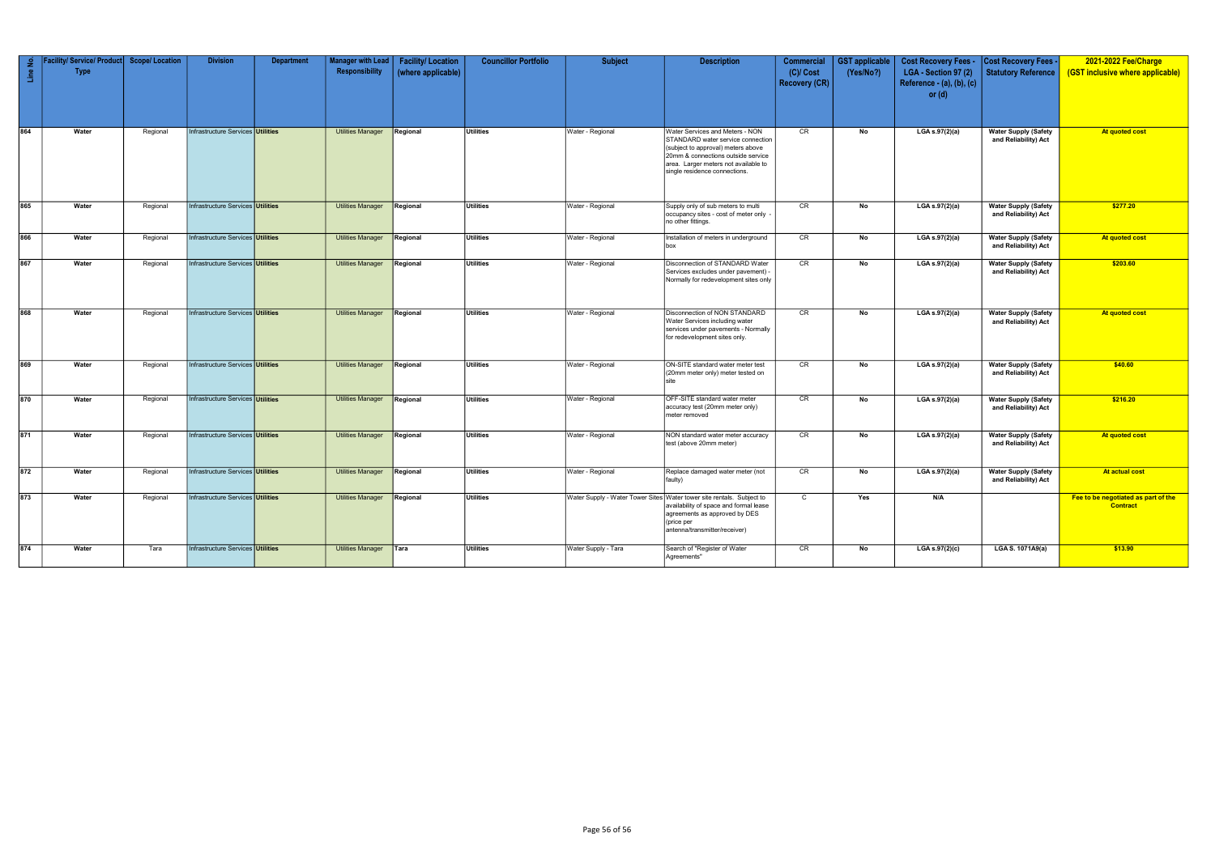| Line No. | Facility/ Service/ Product Type | Scope/ Location | Division | Department | Manager with Lead Responsibility | Facility/ Location (where applicable) | Councillor Portfolio | Subject | Description | Commercial (C)/ Cost Recovery (CR) | GST applicable (Yes/No?) | Cost Recovery Fees - LGA - Section 97 (2) Reference - (a), (b), (c) or (d) | Cost Recovery Fees - Statutory Reference | 2021-2022 Fee/Charge (GST inclusive where applicable) |
|---|---|---|---|---|---|---|---|---|---|---|---|---|---|---|
| 864 | Water | Regional | Infrastructure Services | Utilities | Utilities Manager | Regional | Utilities | Water - Regional | Water Services and Meters - NON STANDARD water service connection (subject to approval) meters above 20mm & connections outside service area. Larger meters not available to single residence connections. | CR | No | LGA s.97(2)(a) | Water Supply (Safety and Reliability) Act | At quoted cost |
| 865 | Water | Regional | Infrastructure Services | Utilities | Utilities Manager | Regional | Utilities | Water - Regional | Supply only of sub meters to multi occupancy sites - cost of meter only - no other fittings. | CR | No | LGA s.97(2)(a) | Water Supply (Safety and Reliability) Act | $277.20 |
| 866 | Water | Regional | Infrastructure Services | Utilities | Utilities Manager | Regional | Utilities | Water - Regional | Installation of meters in underground box | CR | No | LGA s.97(2)(a) | Water Supply (Safety and Reliability) Act | At quoted cost |
| 867 | Water | Regional | Infrastructure Services | Utilities | Utilities Manager | Regional | Utilities | Water - Regional | Disconnection of STANDARD Water Services excludes under pavement) - Normally for redevelopment sites only | CR | No | LGA s.97(2)(a) | Water Supply (Safety and Reliability) Act | $203.60 |
| 868 | Water | Regional | Infrastructure Services | Utilities | Utilities Manager | Regional | Utilities | Water - Regional | Disconnection of NON STANDARD Water Services including water services under pavements - Normally for redevelopment sites only. | CR | No | LGA s.97(2)(a) | Water Supply (Safety and Reliability) Act | At quoted cost |
| 869 | Water | Regional | Infrastructure Services | Utilities | Utilities Manager | Regional | Utilities | Water - Regional | ON-SITE standard water meter test (20mm meter only) meter tested on site | CR | No | LGA s.97(2)(a) | Water Supply (Safety and Reliability) Act | $40.60 |
| 870 | Water | Regional | Infrastructure Services | Utilities | Utilities Manager | Regional | Utilities | Water - Regional | OFF-SITE standard water meter accuracy test (20mm meter only) meter removed | CR | No | LGA s.97(2)(a) | Water Supply (Safety and Reliability) Act | $216.20 |
| 871 | Water | Regional | Infrastructure Services | Utilities | Utilities Manager | Regional | Utilities | Water - Regional | NON standard water meter accuracy test (above 20mm meter) | CR | No | LGA s.97(2)(a) | Water Supply (Safety and Reliability) Act | At quoted cost |
| 872 | Water | Regional | Infrastructure Services | Utilities | Utilities Manager | Regional | Utilities | Water - Regional | Replace damaged water meter (not faulty) | CR | No | LGA s.97(2)(a) | Water Supply (Safety and Reliability) Act | At actual cost |
| 873 | Water | Regional | Infrastructure Services | Utilities | Utilities Manager | Regional | Utilities | Water Supply - Water Tower Sites | Water tower site rentals. Subject to availability of space and formal lease agreements as approved by DES (price per antenna/transmitter/receiver) | C | Yes | N/A | | Fee to be negotiated as part of the Contract |
| 874 | Water | Tara | Infrastructure Services | Utilities | Utilities Manager | Tara | Utilities | Water Supply - Tara | Search of "Register of Water Agreements" | CR | No | LGA s.97(2)(c) | LGA S. 1071A9(a) | $13.90 |